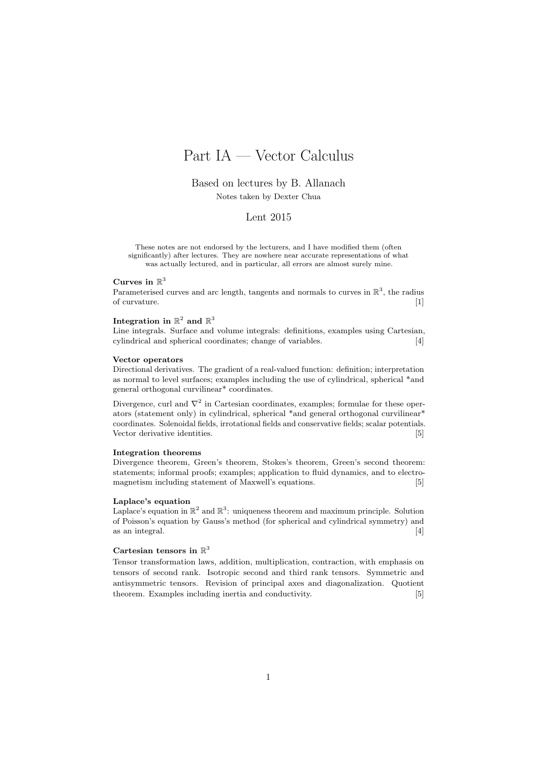# Part IA — Vector Calculus

Based on lectures by B. Allanach

Notes taken by Dexter Chua

Lent 2015

These notes are not endorsed by the lecturers, and I have modified them (often significantly) after lectures. They are nowhere near accurate representations of what was actually lectured, and in particular, all errors are almost surely mine.

**Curves in $\mathbb{R}^3$**

Parameterised curves and arc length, tangents and normals to curves in $\mathbb{R}^3$, the radius of curvature. [1]

**Integration in $\mathbb{R}^2$ and $\mathbb{R}^3$**

Line integrals. Surface and volume integrals: definitions, examples using Cartesian, cylindrical and spherical coordinates; change of variables. [4]

**Vector operators**

Directional derivatives. The gradient of a real-valued function: definition; interpretation as normal to level surfaces; examples including the use of cylindrical, spherical *and general orthogonal curvilinear* coordinates.

Divergence, curl and $\nabla^2$ in Cartesian coordinates, examples; formulae for these operators (statement only) in cylindrical, spherical *and general orthogonal curvilinear* coordinates. Solenoidal fields, irrotational fields and conservative fields; scalar potentials. Vector derivative identities. [5]

**Integration theorems**

Divergence theorem, Green's theorem, Stokes's theorem, Green's second theorem: statements; informal proofs; examples; application to fluid dynamics, and to electromagnetism including statement of Maxwell's equations. [5]

**Laplace's equation**

Laplace's equation in $\mathbb{R}^2$ and $\mathbb{R}^3$: uniqueness theorem and maximum principle. Solution of Poisson's equation by Gauss's method (for spherical and cylindrical symmetry) and as an integral. [4]

**Cartesian tensors in $\mathbb{R}^3$**

Tensor transformation laws, addition, multiplication, contraction, with emphasis on tensors of second rank. Isotropic second and third rank tensors. Symmetric and antisymmetric tensors. Revision of principal axes and diagonalization. Quotient theorem. Examples including inertia and conductivity. [5]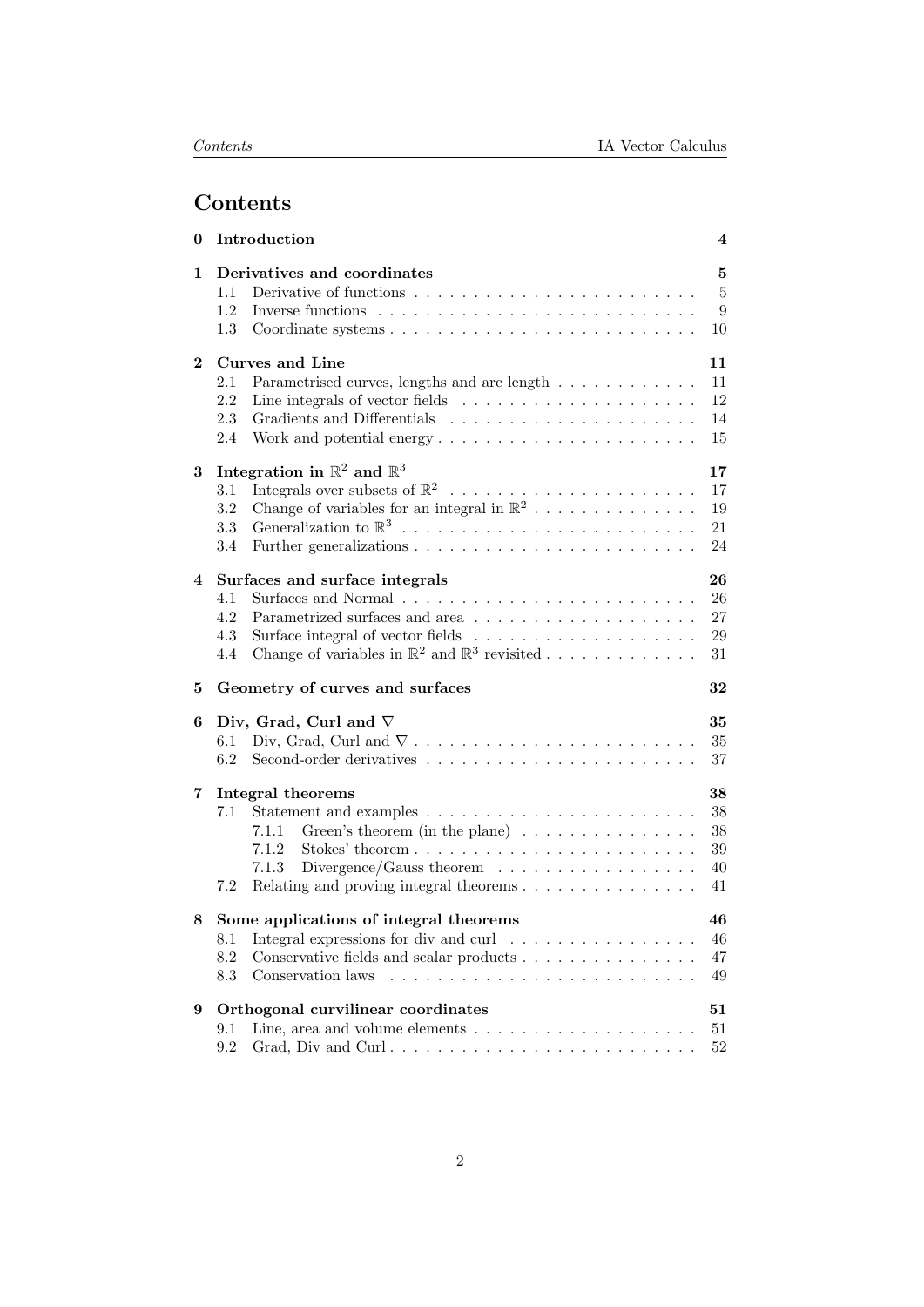# Contents

**0 Introduction** **4**

**1 Derivatives and coordinates** **5**
- 1.1 Derivative of functions . . . . . . . . . . . . . . . . . . . . . . . . 5
- 1.2 Inverse functions . . . . . . . . . . . . . . . . . . . . . . . . . . . 9
- 1.3 Coordinate systems . . . . . . . . . . . . . . . . . . . . . . . . . . 10

**2 Curves and Line** **11**
- 2.1 Parametrised curves, lengths and arc length . . . . . . . . . . . . 11
- 2.2 Line integrals of vector fields . . . . . . . . . . . . . . . . . . . . 12
- 2.3 Gradients and Differentials . . . . . . . . . . . . . . . . . . . . . 14
- 2.4 Work and potential energy . . . . . . . . . . . . . . . . . . . . . . 15

**3 Integration in $\mathbb{R}^2$ and $\mathbb{R}^3$** **17**
- 3.1 Integrals over subsets of $\mathbb{R}^2$ . . . . . . . . . . . . . . . . . . . . . 17
- 3.2 Change of variables for an integral in $\mathbb{R}^2$ . . . . . . . . . . . . . 19
- 3.3 Generalization to $\mathbb{R}^3$ . . . . . . . . . . . . . . . . . . . . . . . . 21
- 3.4 Further generalizations . . . . . . . . . . . . . . . . . . . . . . . . 24

**4 Surfaces and surface integrals** **26**
- 4.1 Surfaces and Normal . . . . . . . . . . . . . . . . . . . . . . . . . 26
- 4.2 Parametrized surfaces and area . . . . . . . . . . . . . . . . . . . 27
- 4.3 Surface integral of vector fields . . . . . . . . . . . . . . . . . . . 29
- 4.4 Change of variables in $\mathbb{R}^2$ and $\mathbb{R}^3$ revisited . . . . . . . . . . . . 31

**5 Geometry of curves and surfaces** **32**

**6 Div, Grad, Curl and $\nabla$** **35**
- 6.1 Div, Grad, Curl and $\nabla$ . . . . . . . . . . . . . . . . . . . . . . . . 35
- 6.2 Second-order derivatives . . . . . . . . . . . . . . . . . . . . . . . 37

**7 Integral theorems** **38**
- 7.1 Statement and examples . . . . . . . . . . . . . . . . . . . . . . . 38
  - 7.1.1 Green's theorem (in the plane) . . . . . . . . . . . . . . . 38
  - 7.1.2 Stokes' theorem . . . . . . . . . . . . . . . . . . . . . . . . 39
  - 7.1.3 Divergence/Gauss theorem . . . . . . . . . . . . . . . . . 40
- 7.2 Relating and proving integral theorems . . . . . . . . . . . . . . . 41

**8 Some applications of integral theorems** **46**
- 8.1 Integral expressions for div and curl . . . . . . . . . . . . . . . . 46
- 8.2 Conservative fields and scalar products . . . . . . . . . . . . . . . 47
- 8.3 Conservation laws . . . . . . . . . . . . . . . . . . . . . . . . . . 49

**9 Orthogonal curvilinear coordinates** **51**
- 9.1 Line, area and volume elements . . . . . . . . . . . . . . . . . . . 51
- 9.2 Grad, Div and Curl . . . . . . . . . . . . . . . . . . . . . . . . . . 52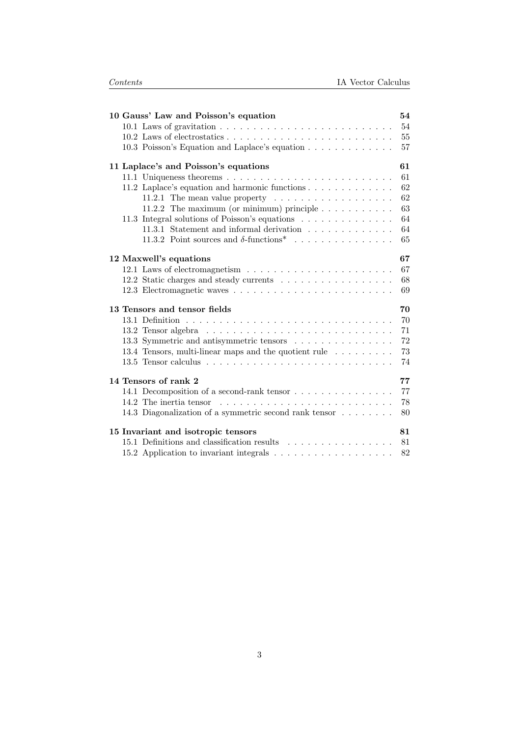**10 Gauss' Law and Poisson's equation** 54
- 10.1 Laws of gravitation 54
- 10.2 Laws of electrostatics 55
- 10.3 Poisson's Equation and Laplace's equation 57

**11 Laplace's and Poisson's equations** 61
- 11.1 Uniqueness theorems 61
- 11.2 Laplace's equation and harmonic functions 62
  - 11.2.1 The mean value property 62
  - 11.2.2 The maximum (or minimum) principle 63
- 11.3 Integral solutions of Poisson's equations 64
  - 11.3.1 Statement and informal derivation 64
  - 11.3.2 Point sources and $\delta$-functions* 65

**12 Maxwell's equations** 67
- 12.1 Laws of electromagnetism 67
- 12.2 Static charges and steady currents 68
- 12.3 Electromagnetic waves 69

**13 Tensors and tensor fields** 70
- 13.1 Definition 70
- 13.2 Tensor algebra 71
- 13.3 Symmetric and antisymmetric tensors 72
- 13.4 Tensors, multi-linear maps and the quotient rule 73
- 13.5 Tensor calculus 74

**14 Tensors of rank 2** 77
- 14.1 Decomposition of a second-rank tensor 77
- 14.2 The inertia tensor 78
- 14.3 Diagonalization of a symmetric second rank tensor 80

**15 Invariant and isotropic tensors** 81
- 15.1 Definitions and classification results 81
- 15.2 Application to invariant integrals 82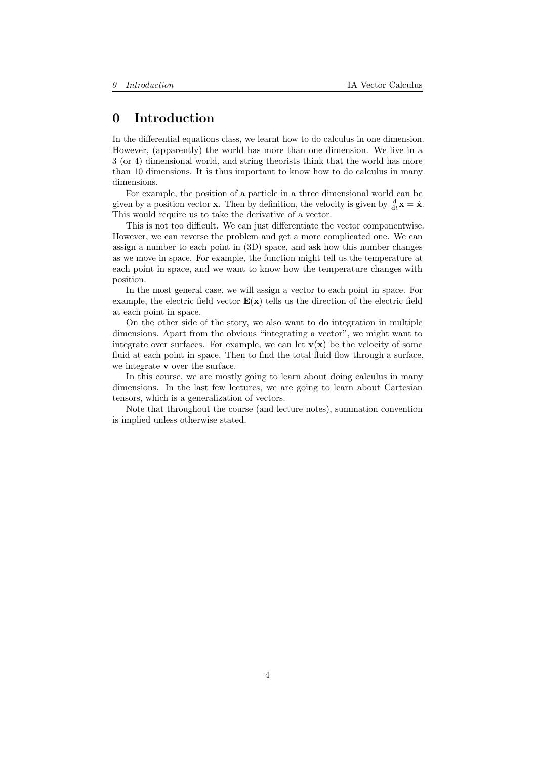# 0 Introduction

In the differential equations class, we learnt how to do calculus in one dimension. However, (apparently) the world has more than one dimension. We live in a 3 (or 4) dimensional world, and string theorists think that the world has more than 10 dimensions. It is thus important to know how to do calculus in many dimensions.

For example, the position of a particle in a three dimensional world can be given by a position vector $\mathbf{x}$. Then by definition, the velocity is given by $\frac{\mathrm{d}}{\mathrm{d}t}\mathbf{x} = \dot{\mathbf{x}}$. This would require us to take the derivative of a vector.

This is not too difficult. We can just differentiate the vector componentwise. However, we can reverse the problem and get a more complicated one. We can assign a number to each point in (3D) space, and ask how this number changes as we move in space. For example, the function might tell us the temperature at each point in space, and we want to know how the temperature changes with position.

In the most general case, we will assign a vector to each point in space. For example, the electric field vector $\mathbf{E}(\mathbf{x})$ tells us the direction of the electric field at each point in space.

On the other side of the story, we also want to do integration in multiple dimensions. Apart from the obvious "integrating a vector", we might want to integrate over surfaces. For example, we can let $\mathbf{v}(\mathbf{x})$ be the velocity of some fluid at each point in space. Then to find the total fluid flow through a surface, we integrate $\mathbf{v}$ over the surface.

In this course, we are mostly going to learn about doing calculus in many dimensions. In the last few lectures, we are going to learn about Cartesian tensors, which is a generalization of vectors.

Note that throughout the course (and lecture notes), summation convention is implied unless otherwise stated.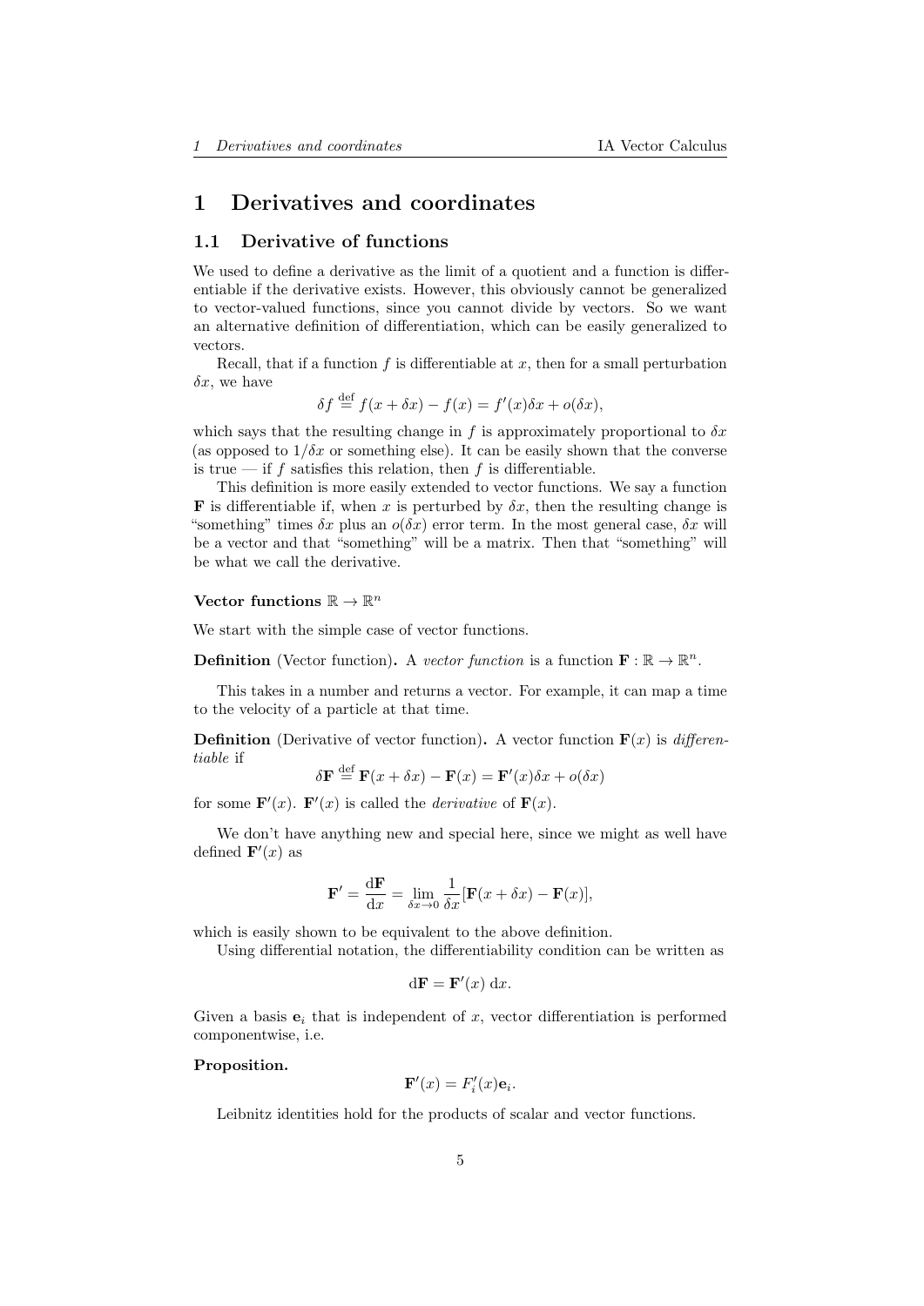# 1 Derivatives and coordinates

## 1.1 Derivative of functions

We used to define a derivative as the limit of a quotient and a function is differentiable if the derivative exists. However, this obviously cannot be generalized to vector-valued functions, since you cannot divide by vectors. So we want an alternative definition of differentiation, which can be easily generalized to vectors.

Recall, that if a function $f$ is differentiable at $x$, then for a small perturbation $\delta x$, we have

$$\delta f \stackrel{\text{def}}{=} f(x + \delta x) - f(x) = f'(x)\delta x + o(\delta x),$$

which says that the resulting change in $f$ is approximately proportional to $\delta x$ (as opposed to $1/\delta x$ or something else). It can be easily shown that the converse is true — if $f$ satisfies this relation, then $f$ is differentiable.

This definition is more easily extended to vector functions. We say a function $\mathbf{F}$ is differentiable if, when $x$ is perturbed by $\delta x$, then the resulting change is "something" times $\delta x$ plus an $o(\delta x)$ error term. In the most general case, $\delta x$ will be a vector and that "something" will be a matrix. Then that "something" will be what we call the derivative.

#### Vector functions $\mathbb{R} \to \mathbb{R}^n$

We start with the simple case of vector functions.

**Definition** (Vector function)**.** A *vector function* is a function $\mathbf{F} : \mathbb{R} \to \mathbb{R}^n$.

This takes in a number and returns a vector. For example, it can map a time to the velocity of a particle at that time.

**Definition** (Derivative of vector function)**.** A vector function $\mathbf{F}(x)$ is *differentiable* if

$$\delta \mathbf{F} \stackrel{\text{def}}{=} \mathbf{F}(x + \delta x) - \mathbf{F}(x) = \mathbf{F}'(x)\delta x + o(\delta x)$$

for some $\mathbf{F}'(x)$. $\mathbf{F}'(x)$ is called the *derivative* of $\mathbf{F}(x)$.

We don't have anything new and special here, since we might as well have defined $\mathbf{F}'(x)$ as

$$\mathbf{F}' = \frac{\mathrm{d}\mathbf{F}}{\mathrm{d}x} = \lim_{\delta x \to 0} \frac{1}{\delta x}[\mathbf{F}(x + \delta x) - \mathbf{F}(x)],$$

which is easily shown to be equivalent to the above definition.

Using differential notation, the differentiability condition can be written as

$$\mathrm{d}\mathbf{F} = \mathbf{F}'(x)\ \mathrm{d}x.$$

Given a basis $\mathbf{e}_i$ that is independent of $x$, vector differentiation is performed componentwise, i.e.

**Proposition.**

$$\mathbf{F}'(x) = F_i'(x)\mathbf{e}_i.$$

Leibnitz identities hold for the products of scalar and vector functions.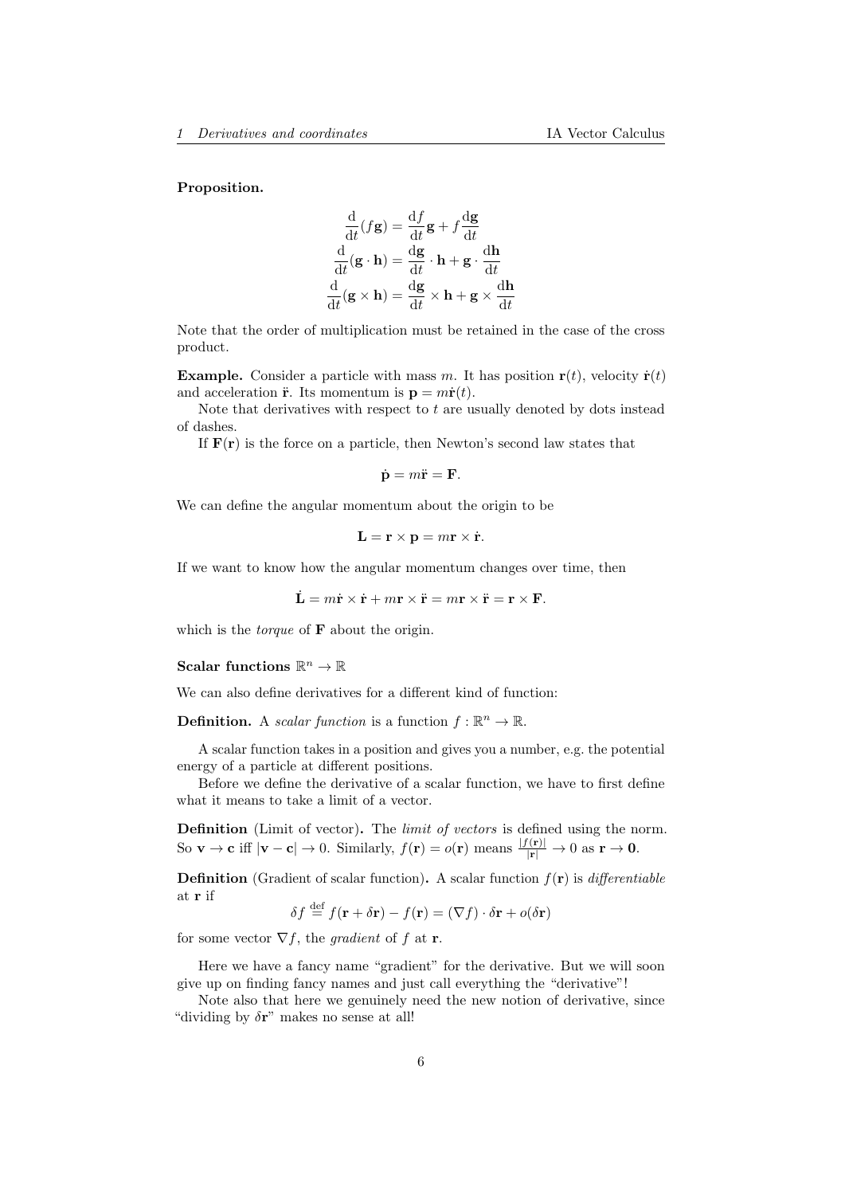**Proposition.**

$$\frac{\mathrm{d}}{\mathrm{d}t}(f\mathbf{g}) = \frac{\mathrm{d}f}{\mathrm{d}t}\mathbf{g} + f\frac{\mathrm{d}\mathbf{g}}{\mathrm{d}t}$$
$$\frac{\mathrm{d}}{\mathrm{d}t}(\mathbf{g}\cdot\mathbf{h}) = \frac{\mathrm{d}\mathbf{g}}{\mathrm{d}t}\cdot\mathbf{h} + \mathbf{g}\cdot\frac{\mathrm{d}\mathbf{h}}{\mathrm{d}t}$$
$$\frac{\mathrm{d}}{\mathrm{d}t}(\mathbf{g}\times\mathbf{h}) = \frac{\mathrm{d}\mathbf{g}}{\mathrm{d}t}\times\mathbf{h} + \mathbf{g}\times\frac{\mathrm{d}\mathbf{h}}{\mathrm{d}t}$$

Note that the order of multiplication must be retained in the case of the cross product.

**Example.** Consider a particle with mass $m$. It has position $\mathbf{r}(t)$, velocity $\dot{\mathbf{r}}(t)$ and acceleration $\ddot{\mathbf{r}}$. Its momentum is $\mathbf{p} = m\dot{\mathbf{r}}(t)$.

Note that derivatives with respect to $t$ are usually denoted by dots instead of dashes.

If $\mathbf{F}(\mathbf{r})$ is the force on a particle, then Newton's second law states that

$$\dot{\mathbf{p}} = m\ddot{\mathbf{r}} = \mathbf{F}.$$

We can define the angular momentum about the origin to be

$$\mathbf{L} = \mathbf{r}\times\mathbf{p} = m\mathbf{r}\times\dot{\mathbf{r}}.$$

If we want to know how the angular momentum changes over time, then

$$\dot{\mathbf{L}} = m\dot{\mathbf{r}}\times\dot{\mathbf{r}} + m\mathbf{r}\times\ddot{\mathbf{r}} = m\mathbf{r}\times\ddot{\mathbf{r}} = \mathbf{r}\times\mathbf{F}.$$

which is the *torque* of $\mathbf{F}$ about the origin.

#### Scalar functions $\mathbb{R}^n \to \mathbb{R}$

We can also define derivatives for a different kind of function:

**Definition.** A *scalar function* is a function $f : \mathbb{R}^n \to \mathbb{R}$.

A scalar function takes in a position and gives you a number, e.g. the potential energy of a particle at different positions.

Before we define the derivative of a scalar function, we have to first define what it means to take a limit of a vector.

**Definition** (Limit of vector)**.** The *limit of vectors* is defined using the norm. So $\mathbf{v} \to \mathbf{c}$ iff $|\mathbf{v} - \mathbf{c}| \to 0$. Similarly, $f(\mathbf{r}) = o(\mathbf{r})$ means $\frac{|f(\mathbf{r})|}{|\mathbf{r}|} \to 0$ as $\mathbf{r} \to \mathbf{0}$.

**Definition** (Gradient of scalar function)**.** A scalar function $f(\mathbf{r})$ is *differentiable* at $\mathbf{r}$ if

$$\delta f \stackrel{\text{def}}{=} f(\mathbf{r} + \delta\mathbf{r}) - f(\mathbf{r}) = (\nabla f)\cdot\delta\mathbf{r} + o(\delta\mathbf{r})$$

for some vector $\nabla f$, the *gradient* of $f$ at $\mathbf{r}$.

Here we have a fancy name "gradient" for the derivative. But we will soon give up on finding fancy names and just call everything the "derivative"!

Note also that here we genuinely need the new notion of derivative, since "dividing by $\delta\mathbf{r}$" makes no sense at all!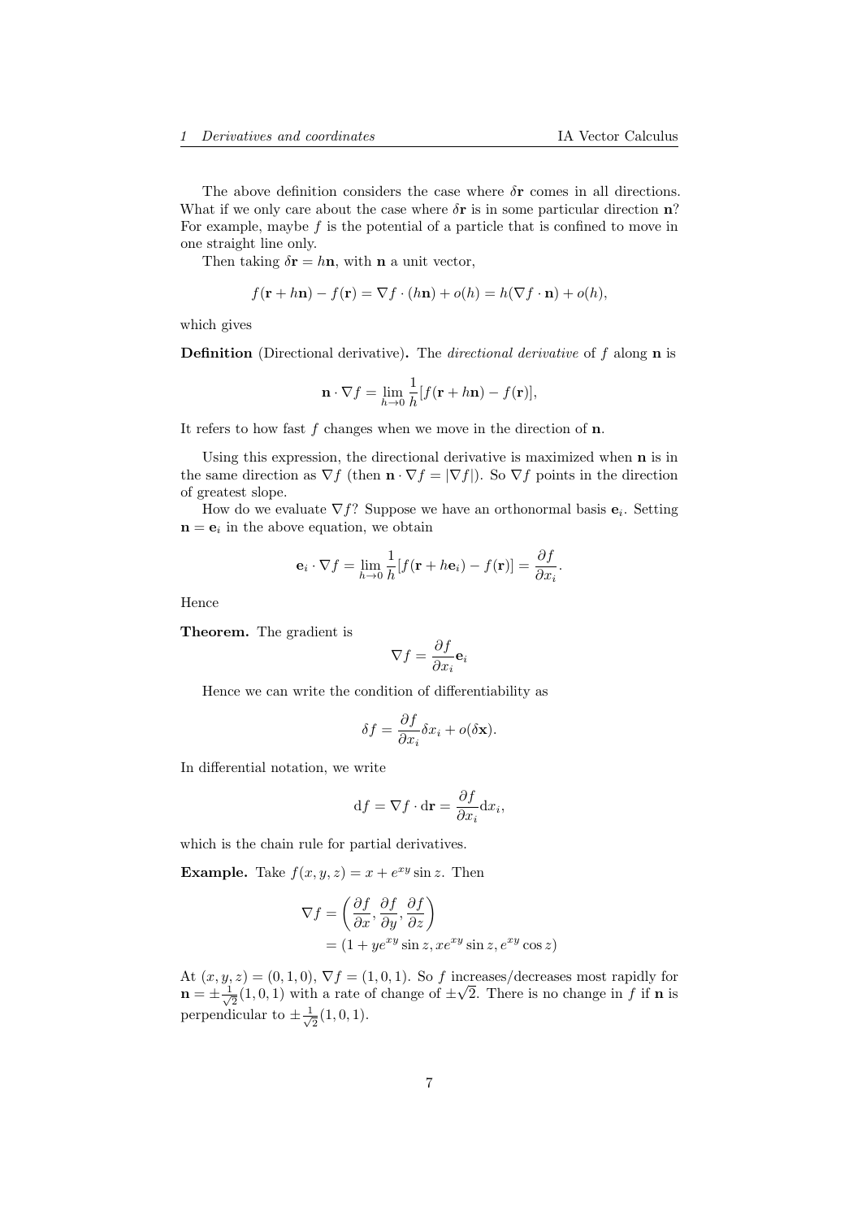The above definition considers the case where $\delta\mathbf{r}$ comes in all directions. What if we only care about the case where $\delta\mathbf{r}$ is in some particular direction $\mathbf{n}$? For example, maybe $f$ is the potential of a particle that is confined to move in one straight line only.

Then taking $\delta\mathbf{r} = h\mathbf{n}$, with $\mathbf{n}$ a unit vector,

$$f(\mathbf{r} + h\mathbf{n}) - f(\mathbf{r}) = \nabla f \cdot (h\mathbf{n}) + o(h) = h(\nabla f \cdot \mathbf{n}) + o(h),$$

which gives

**Definition** (Directional derivative)**.** The *directional derivative* of $f$ along $\mathbf{n}$ is

$$\mathbf{n} \cdot \nabla f = \lim_{h \to 0} \frac{1}{h}[f(\mathbf{r} + h\mathbf{n}) - f(\mathbf{r})],$$

It refers to how fast $f$ changes when we move in the direction of $\mathbf{n}$.

Using this expression, the directional derivative is maximized when $\mathbf{n}$ is in the same direction as $\nabla f$ (then $\mathbf{n} \cdot \nabla f = |\nabla f|$). So $\nabla f$ points in the direction of greatest slope.

How do we evaluate $\nabla f$? Suppose we have an orthonormal basis $\mathbf{e}_i$. Setting $\mathbf{n} = \mathbf{e}_i$ in the above equation, we obtain

$$\mathbf{e}_i \cdot \nabla f = \lim_{h \to 0} \frac{1}{h}[f(\mathbf{r} + h\mathbf{e}_i) - f(\mathbf{r})] = \frac{\partial f}{\partial x_i}.$$

Hence

**Theorem.** The gradient is

$$\nabla f = \frac{\partial f}{\partial x_i}\mathbf{e}_i$$

Hence we can write the condition of differentiability as

$$\delta f = \frac{\partial f}{\partial x_i}\delta x_i + o(\delta \mathbf{x}).$$

In differential notation, we write

$$\mathrm{d}f = \nabla f \cdot \mathrm{d}\mathbf{r} = \frac{\partial f}{\partial x_i}\mathrm{d}x_i,$$

which is the chain rule for partial derivatives.

**Example.** Take $f(x, y, z) = x + e^{xy}\sin z$. Then

$$\begin{aligned}
\nabla f &= \left(\frac{\partial f}{\partial x}, \frac{\partial f}{\partial y}, \frac{\partial f}{\partial z}\right) \\
&= (1 + ye^{xy}\sin z, xe^{xy}\sin z, e^{xy}\cos z)
\end{aligned}$$

At $(x, y, z) = (0, 1, 0)$, $\nabla f = (1, 0, 1)$. So $f$ increases/decreases most rapidly for $\mathbf{n} = \pm\frac{1}{\sqrt{2}}(1, 0, 1)$ with a rate of change of $\pm\sqrt{2}$. There is no change in $f$ if $\mathbf{n}$ is perpendicular to $\pm\frac{1}{\sqrt{2}}(1, 0, 1)$.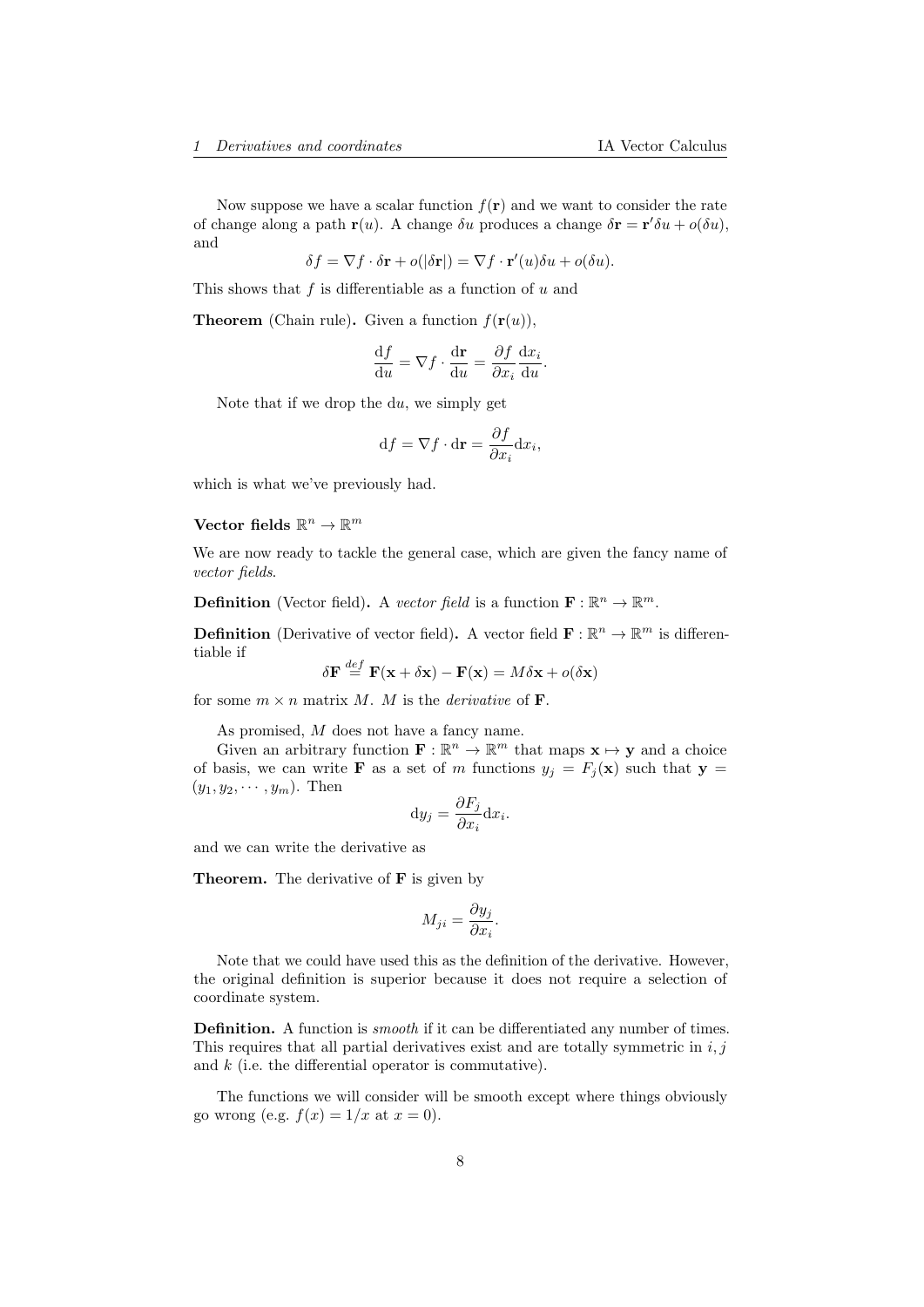Now suppose we have a scalar function $f(\mathbf{r})$ and we want to consider the rate of change along a path $\mathbf{r}(u)$. A change $\delta u$ produces a change $\delta \mathbf{r} = \mathbf{r}'\delta u + o(\delta u)$, and

$$\delta f = \nabla f \cdot \delta \mathbf{r} + o(|\delta \mathbf{r}|) = \nabla f \cdot \mathbf{r}'(u)\delta u + o(\delta u).$$

This shows that $f$ is differentiable as a function of $u$ and

**Theorem** (Chain rule)**.** Given a function $f(\mathbf{r}(u))$,

$$\frac{\mathrm{d}f}{\mathrm{d}u} = \nabla f \cdot \frac{\mathrm{d}\mathbf{r}}{\mathrm{d}u} = \frac{\partial f}{\partial x_i}\frac{\mathrm{d}x_i}{\mathrm{d}u}.$$

Note that if we drop the $\mathrm{d}u$, we simply get

$$\mathrm{d}f = \nabla f \cdot \mathrm{d}\mathbf{r} = \frac{\partial f}{\partial x_i}\mathrm{d}x_i,$$

which is what we've previously had.

### Vector fields $\mathbb{R}^n \to \mathbb{R}^m$

We are now ready to tackle the general case, which are given the fancy name of *vector fields*.

**Definition** (Vector field)**.** A *vector field* is a function $\mathbf{F} : \mathbb{R}^n \to \mathbb{R}^m$.

**Definition** (Derivative of vector field)**.** A vector field $\mathbf{F} : \mathbb{R}^n \to \mathbb{R}^m$ is differentiable if

$$\delta \mathbf{F} \overset{def}{=} \mathbf{F}(\mathbf{x} + \delta \mathbf{x}) - \mathbf{F}(\mathbf{x}) = M\delta \mathbf{x} + o(\delta \mathbf{x})$$

for some $m \times n$ matrix $M$. $M$ is the *derivative* of $\mathbf{F}$.

As promised, $M$ does not have a fancy name.

Given an arbitrary function $\mathbf{F} : \mathbb{R}^n \to \mathbb{R}^m$ that maps $\mathbf{x} \mapsto \mathbf{y}$ and a choice of basis, we can write $\mathbf{F}$ as a set of $m$ functions $y_j = F_j(\mathbf{x})$ such that $\mathbf{y} = (y_1, y_2, \cdots, y_m)$. Then

$$\mathrm{d}y_j = \frac{\partial F_j}{\partial x_i}\mathrm{d}x_i.$$

and we can write the derivative as

**Theorem.** The derivative of $\mathbf{F}$ is given by

$$M_{ji} = \frac{\partial y_j}{\partial x_i}.$$

Note that we could have used this as the definition of the derivative. However, the original definition is superior because it does not require a selection of coordinate system.

**Definition.** A function is *smooth* if it can be differentiated any number of times. This requires that all partial derivatives exist and are totally symmetric in $i, j$ and $k$ (i.e. the differential operator is commutative).

The functions we will consider will be smooth except where things obviously go wrong (e.g. $f(x) = 1/x$ at $x = 0$).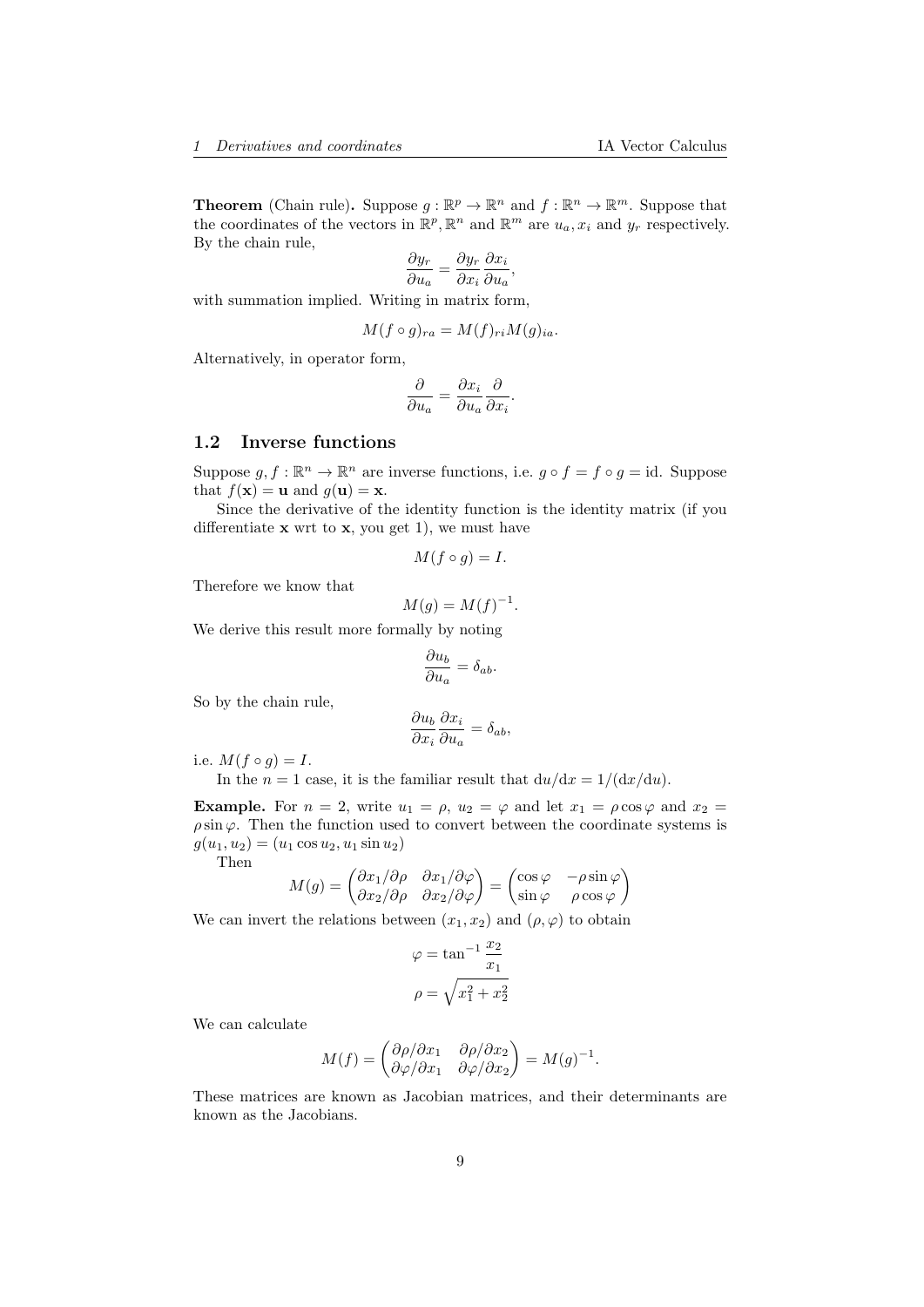**Theorem** (Chain rule)**.** Suppose $g : \mathbb{R}^p \to \mathbb{R}^n$ and $f : \mathbb{R}^n \to \mathbb{R}^m$. Suppose that the coordinates of the vectors in $\mathbb{R}^p, \mathbb{R}^n$ and $\mathbb{R}^m$ are $u_a, x_i$ and $y_r$ respectively. By the chain rule,

$$\frac{\partial y_r}{\partial u_a} = \frac{\partial y_r}{\partial x_i}\frac{\partial x_i}{\partial u_a},$$

with summation implied. Writing in matrix form,

$$M(f \circ g)_{ra} = M(f)_{ri} M(g)_{ia}.$$

Alternatively, in operator form,

$$\frac{\partial}{\partial u_a} = \frac{\partial x_i}{\partial u_a}\frac{\partial}{\partial x_i}.$$

## 1.2 Inverse functions

Suppose $g, f : \mathbb{R}^n \to \mathbb{R}^n$ are inverse functions, i.e. $g \circ f = f \circ g = \text{id}$. Suppose that $f(\mathbf{x}) = \mathbf{u}$ and $g(\mathbf{u}) = \mathbf{x}$.

Since the derivative of the identity function is the identity matrix (if you differentiate $\mathbf{x}$ wrt to $\mathbf{x}$, you get 1), we must have

$$M(f \circ g) = I.$$

Therefore we know that

$$M(g) = M(f)^{-1}.$$

We derive this result more formally by noting

$$\frac{\partial u_b}{\partial u_a} = \delta_{ab}.$$

So by the chain rule,

$$\frac{\partial u_b}{\partial x_i}\frac{\partial x_i}{\partial u_a} = \delta_{ab},$$

i.e. $M(f \circ g) = I$.

In the $n = 1$ case, it is the familiar result that $\mathrm{d}u/\mathrm{d}x = 1/(\mathrm{d}x/\mathrm{d}u)$.

**Example.** For $n = 2$, write $u_1 = \rho$, $u_2 = \varphi$ and let $x_1 = \rho\cos\varphi$ and $x_2 = \rho\sin\varphi$. Then the function used to convert between the coordinate systems is $g(u_1, u_2) = (u_1\cos u_2, u_1 \sin u_2)$

Then

$$M(g) = \begin{pmatrix} \partial x_1/\partial\rho & \partial x_1/\partial\varphi \\ \partial x_2/\partial\rho & \partial x_2/\partial\varphi \end{pmatrix} = \begin{pmatrix} \cos\varphi & -\rho\sin\varphi \\ \sin\varphi & \rho\cos\varphi \end{pmatrix}$$

We can invert the relations between $(x_1, x_2)$ and $(\rho, \varphi)$ to obtain

$$\varphi = \tan^{-1}\frac{x_2}{x_1}$$

$$\rho = \sqrt{x_1^2 + x_2^2}$$

We can calculate

$$M(f) = \begin{pmatrix} \partial\rho/\partial x_1 & \partial\rho/\partial x_2 \\ \partial\varphi/\partial x_1 & \partial\varphi/\partial x_2 \end{pmatrix} = M(g)^{-1}.$$

These matrices are known as Jacobian matrices, and their determinants are known as the Jacobians.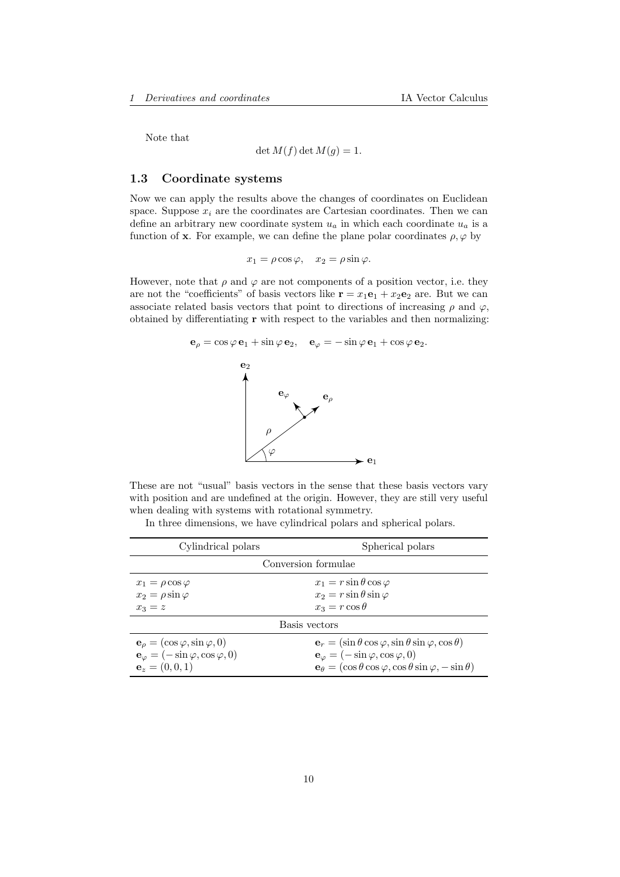Note that

$$\det M(f) \det M(g) = 1.$$

### 1.3 Coordinate systems

Now we can apply the results above the changes of coordinates on Euclidean space. Suppose $x_i$ are the coordinates are Cartesian coordinates. Then we can define an arbitrary new coordinate system $u_a$ in which each coordinate $u_a$ is a function of $\mathbf{x}$. For example, we can define the plane polar coordinates $\rho, \varphi$ by

$$x_1 = \rho \cos \varphi, \quad x_2 = \rho \sin \varphi.$$

However, note that $\rho$ and $\varphi$ are not components of a position vector, i.e. they are not the "coefficients" of basis vectors like $\mathbf{r} = x_1 \mathbf{e}_1 + x_2 \mathbf{e}_2$ are. But we can associate related basis vectors that point to directions of increasing $\rho$ and $\varphi$, obtained by differentiating $\mathbf{r}$ with respect to the variables and then normalizing:

$$\mathbf{e}_\rho = \cos \varphi \, \mathbf{e}_1 + \sin \varphi \, \mathbf{e}_2, \quad \mathbf{e}_\varphi = -\sin \varphi \, \mathbf{e}_1 + \cos \varphi \, \mathbf{e}_2.$$

These are not "usual" basis vectors in the sense that these basis vectors vary with position and are undefined at the origin. However, they are still very useful when dealing with systems with rotational symmetry.

In three dimensions, we have cylindrical polars and spherical polars.

| Cylindrical polars | Spherical polars |
|---|---|
| **Conversion formulae** | |
| $x_1 = \rho \cos \varphi$ | $x_1 = r \sin \theta \cos \varphi$ |
| $x_2 = \rho \sin \varphi$ | $x_2 = r \sin \theta \sin \varphi$ |
| $x_3 = z$ | $x_3 = r \cos \theta$ |
| **Basis vectors** | |
| $\mathbf{e}_\rho = (\cos \varphi, \sin \varphi, 0)$ | $\mathbf{e}_r = (\sin \theta \cos \varphi, \sin \theta \sin \varphi, \cos \theta)$ |
| $\mathbf{e}_\varphi = (-\sin \varphi, \cos \varphi, 0)$ | $\mathbf{e}_\varphi = (-\sin \varphi, \cos \varphi, 0)$ |
| $\mathbf{e}_z = (0, 0, 1)$ | $\mathbf{e}_\theta = (\cos \theta \cos \varphi, \cos \theta \sin \varphi, -\sin \theta)$ |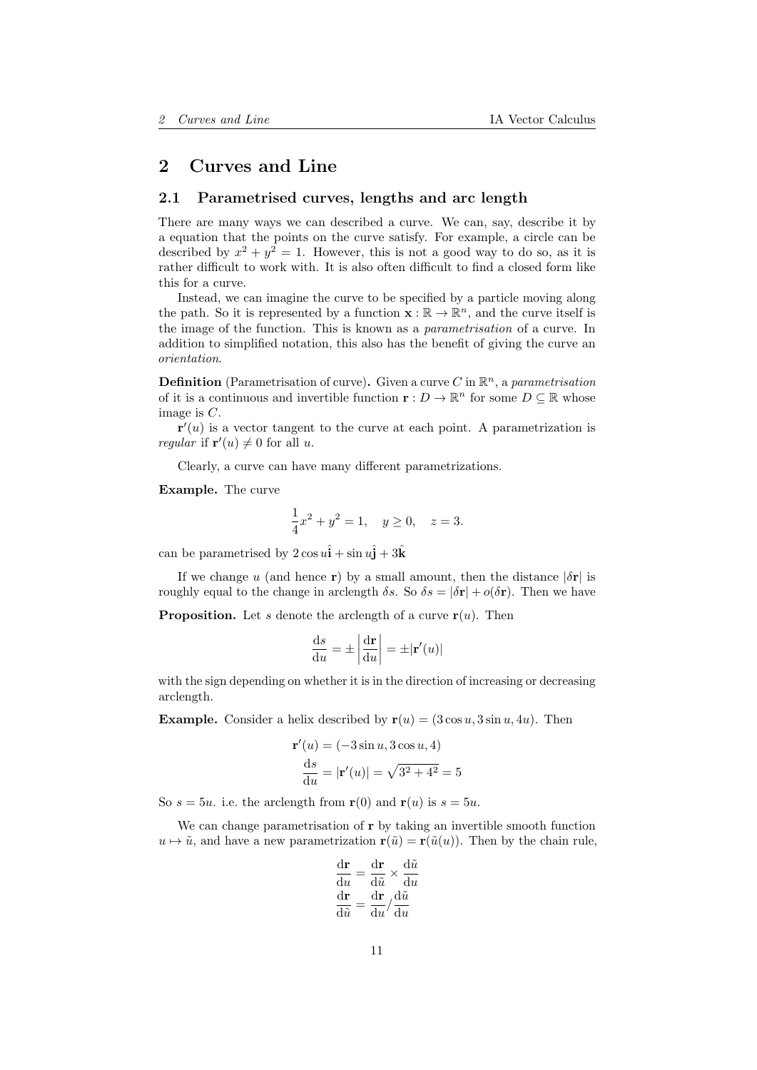# 2 Curves and Line

## 2.1 Parametrised curves, lengths and arc length

There are many ways we can described a curve. We can, say, describe it by a equation that the points on the curve satisfy. For example, a circle can be described by $x^2 + y^2 = 1$. However, this is not a good way to do so, as it is rather difficult to work with. It is also often difficult to find a closed form like this for a curve.

Instead, we can imagine the curve to be specified by a particle moving along the path. So it is represented by a function $\mathbf{x} : \mathbb{R} \to \mathbb{R}^n$, and the curve itself is the image of the function. This is known as a *parametrisation* of a curve. In addition to simplified notation, this also has the benefit of giving the curve an *orientation*.

**Definition** (Parametrisation of curve)**.** Given a curve $C$ in $\mathbb{R}^n$, a *parametrisation* of it is a continuous and invertible function $\mathbf{r} : D \to \mathbb{R}^n$ for some $D \subseteq \mathbb{R}$ whose image is $C$.

$\mathbf{r}'(u)$ is a vector tangent to the curve at each point. A parametrization is *regular* if $\mathbf{r}'(u) \neq 0$ for all $u$.

Clearly, a curve can have many different parametrizations.

**Example.** The curve

$$\frac{1}{4}x^2 + y^2 = 1, \quad y \geq 0, \quad z = 3.$$

can be parametrised by $2\cos u\hat{\mathbf{i}} + \sin u\hat{\mathbf{j}} + 3\hat{\mathbf{k}}$

If we change $u$ (and hence $\mathbf{r}$) by a small amount, then the distance $|\delta\mathbf{r}|$ is roughly equal to the change in arclength $\delta s$. So $\delta s = |\delta \mathbf{r}| + o(\delta\mathbf{r})$. Then we have

**Proposition.** Let $s$ denote the arclength of a curve $\mathbf{r}(u)$. Then

$$\frac{\mathrm{d}s}{\mathrm{d}u} = \pm\left|\frac{\mathrm{d}\mathbf{r}}{\mathrm{d}u}\right| = \pm|\mathbf{r}'(u)|$$

with the sign depending on whether it is in the direction of increasing or decreasing arclength.

**Example.** Consider a helix described by $\mathbf{r}(u) = (3\cos u, 3\sin u, 4u)$. Then

$$\begin{aligned}
\mathbf{r}'(u) &= (-3\sin u, 3\cos u, 4) \\
\frac{\mathrm{d}s}{\mathrm{d}u} &= |\mathbf{r}'(u)| = \sqrt{3^2 + 4^2} = 5
\end{aligned}$$

So $s = 5u$. i.e. the arclength from $\mathbf{r}(0)$ and $\mathbf{r}(u)$ is $s = 5u$.

We can change parametrisation of $\mathbf{r}$ by taking an invertible smooth function $u \mapsto \tilde{u}$, and have a new parametrization $\mathbf{r}(\tilde{u}) = \mathbf{r}(\tilde{u}(u))$. Then by the chain rule,

$$\begin{aligned}
\frac{\mathrm{d}\mathbf{r}}{\mathrm{d}u} &= \frac{\mathrm{d}\mathbf{r}}{\mathrm{d}\tilde{u}} \times \frac{\mathrm{d}\tilde{u}}{\mathrm{d}u} \\
\frac{\mathrm{d}\mathbf{r}}{\mathrm{d}\tilde{u}} &= \frac{\mathrm{d}\mathbf{r}}{\mathrm{d}u} \Big/ \frac{\mathrm{d}\tilde{u}}{\mathrm{d}u}
\end{aligned}$$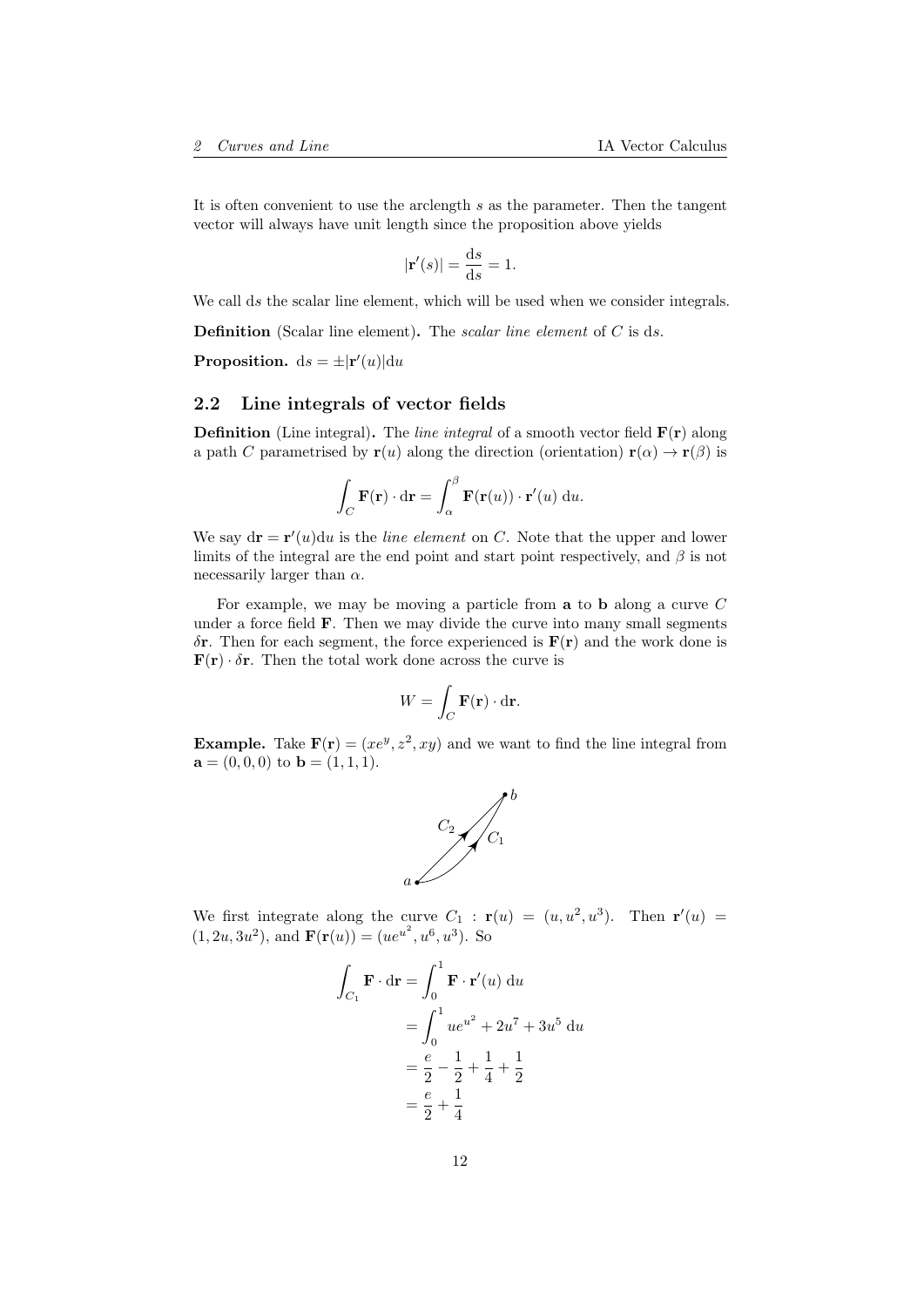It is often convenient to use the arclength $s$ as the parameter. Then the tangent vector will always have unit length since the proposition above yields

$$|\mathbf{r}'(s)| = \frac{\mathrm{d}s}{\mathrm{d}s} = 1.$$

We call $\mathrm{d}s$ the scalar line element, which will be used when we consider integrals.

**Definition** (Scalar line element)**.** The *scalar line element* of $C$ is $\mathrm{d}s$.

**Proposition.** $\mathrm{d}s = \pm|\mathbf{r}'(u)|\mathrm{d}u$

## 2.2 Line integrals of vector fields

**Definition** (Line integral)**.** The *line integral* of a smooth vector field $\mathbf{F}(\mathbf{r})$ along a path $C$ parametrised by $\mathbf{r}(u)$ along the direction (orientation) $\mathbf{r}(\alpha) \to \mathbf{r}(\beta)$ is

$$\int_C \mathbf{F}(\mathbf{r}) \cdot \mathrm{d}\mathbf{r} = \int_\alpha^\beta \mathbf{F}(\mathbf{r}(u)) \cdot \mathbf{r}'(u)\ \mathrm{d}u.$$

We say $\mathrm{d}\mathbf{r} = \mathbf{r}'(u)\mathrm{d}u$ is the *line element* on $C$. Note that the upper and lower limits of the integral are the end point and start point respectively, and $\beta$ is not necessarily larger than $\alpha$.

For example, we may be moving a particle from $\mathbf{a}$ to $\mathbf{b}$ along a curve $C$ under a force field $\mathbf{F}$. Then we may divide the curve into many small segments $\delta\mathbf{r}$. Then for each segment, the force experienced is $\mathbf{F}(\mathbf{r})$ and the work done is $\mathbf{F}(\mathbf{r}) \cdot \delta\mathbf{r}$. Then the total work done across the curve is

$$W = \int_C \mathbf{F}(\mathbf{r}) \cdot \mathrm{d}\mathbf{r}.$$

**Example.** Take $\mathbf{F}(\mathbf{r}) = (xe^y, z^2, xy)$ and we want to find the line integral from $\mathbf{a} = (0, 0, 0)$ to $\mathbf{b} = (1, 1, 1)$.

We first integrate along the curve $C_1 : \mathbf{r}(u) = (u, u^2, u^3)$. Then $\mathbf{r}'(u) = (1, 2u, 3u^2)$, and $\mathbf{F}(\mathbf{r}(u)) = (ue^{u^2}, u^6, u^3)$. So

$$\begin{aligned}
\int_{C_1} \mathbf{F} \cdot \mathrm{d}\mathbf{r} &= \int_0^1 \mathbf{F} \cdot \mathbf{r}'(u)\ \mathrm{d}u \\
&= \int_0^1 ue^{u^2} + 2u^7 + 3u^5\ \mathrm{d}u \\
&= \frac{e}{2} - \frac{1}{2} + \frac{1}{4} + \frac{1}{2} \\
&= \frac{e}{2} + \frac{1}{4}
\end{aligned}$$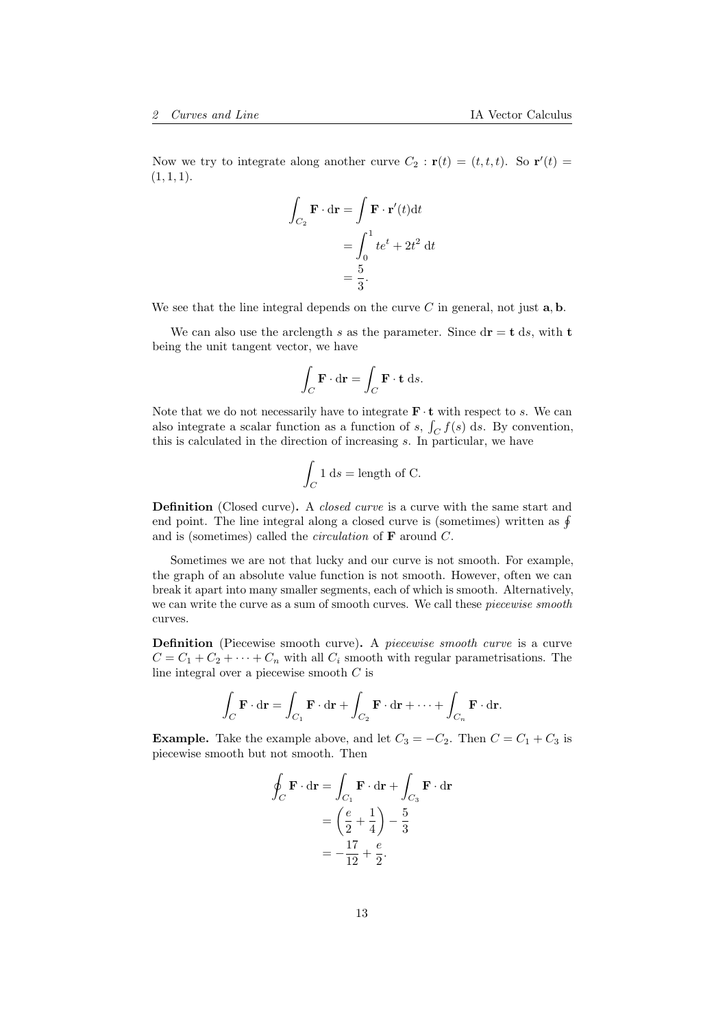Now we try to integrate along another curve $C_2 : \mathbf{r}(t) = (t, t, t)$. So $\mathbf{r}'(t) = (1, 1, 1)$.

$$\begin{aligned}\int_{C_2} \mathbf{F} \cdot \mathrm{d}\mathbf{r} &= \int \mathbf{F} \cdot \mathbf{r}'(t) \mathrm{d}t \\ &= \int_0^1 te^t + 2t^2 \ \mathrm{d}t \\ &= \frac{5}{3}.\end{aligned}$$

We see that the line integral depends on the curve $C$ in general, not just $\mathbf{a}, \mathbf{b}$.

We can also use the arclength $s$ as the parameter. Since $\mathrm{d}\mathbf{r} = \mathbf{t}\ \mathrm{d}s$, with $\mathbf{t}$ being the unit tangent vector, we have

$$\int_C \mathbf{F} \cdot \mathrm{d}\mathbf{r} = \int_C \mathbf{F} \cdot \mathbf{t}\ \mathrm{d}s.$$

Note that we do not necessarily have to integrate $\mathbf{F} \cdot \mathbf{t}$ with respect to $s$. We can also integrate a scalar function as a function of $s$, $\int_C f(s)\ \mathrm{d}s$. By convention, this is calculated in the direction of increasing $s$. In particular, we have

$$\int_C 1\ \mathrm{d}s = \text{length of C}.$$

**Definition** (Closed curve)**.** A *closed curve* is a curve with the same start and end point. The line integral along a closed curve is (sometimes) written as $\oint$ and is (sometimes) called the *circulation* of $\mathbf{F}$ around $C$.

Sometimes we are not that lucky and our curve is not smooth. For example, the graph of an absolute value function is not smooth. However, often we can break it apart into many smaller segments, each of which is smooth. Alternatively, we can write the curve as a sum of smooth curves. We call these *piecewise smooth* curves.

**Definition** (Piecewise smooth curve)**.** A *piecewise smooth curve* is a curve $C = C_1 + C_2 + \cdots + C_n$ with all $C_i$ smooth with regular parametrisations. The line integral over a piecewise smooth $C$ is

$$\int_C \mathbf{F} \cdot \mathrm{d}\mathbf{r} = \int_{C_1} \mathbf{F} \cdot \mathrm{d}\mathbf{r} + \int_{C_2} \mathbf{F} \cdot \mathrm{d}\mathbf{r} + \cdots + \int_{C_n} \mathbf{F} \cdot \mathrm{d}\mathbf{r}.$$

**Example.** Take the example above, and let $C_3 = -C_2$. Then $C = C_1 + C_3$ is piecewise smooth but not smooth. Then

$$\begin{aligned}\oint_C \mathbf{F} \cdot \mathrm{d}\mathbf{r} &= \int_{C_1} \mathbf{F} \cdot \mathrm{d}\mathbf{r} + \int_{C_3} \mathbf{F} \cdot \mathrm{d}\mathbf{r} \\ &= \left(\frac{e}{2} + \frac{1}{4}\right) - \frac{5}{3} \\ &= -\frac{17}{12} + \frac{e}{2}.\end{aligned}$$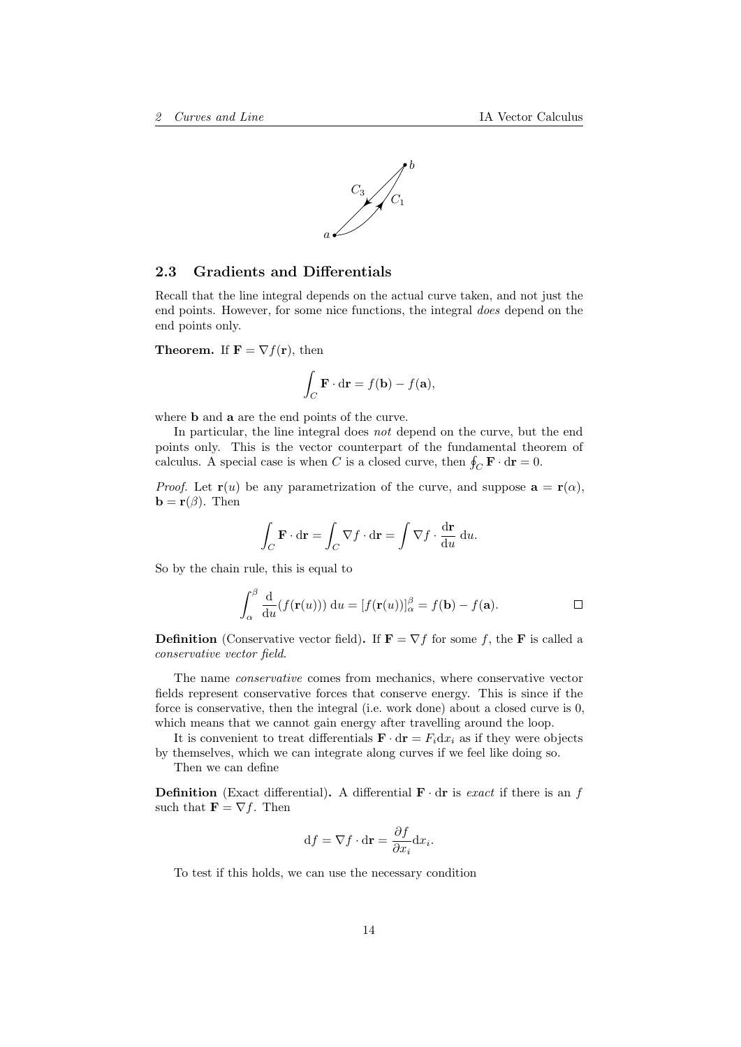## 2.3 Gradients and Differentials

Recall that the line integral depends on the actual curve taken, and not just the end points. However, for some nice functions, the integral *does* depend on the end points only.

**Theorem.** If $\mathbf{F} = \nabla f(\mathbf{r})$, then

$$\int_C \mathbf{F} \cdot \mathrm{d}\mathbf{r} = f(\mathbf{b}) - f(\mathbf{a}),$$

where $\mathbf{b}$ and $\mathbf{a}$ are the end points of the curve.

In particular, the line integral does *not* depend on the curve, but the end points only. This is the vector counterpart of the fundamental theorem of calculus. A special case is when $C$ is a closed curve, then $\oint_C \mathbf{F} \cdot \mathrm{d}\mathbf{r} = 0$.

*Proof.* Let $\mathbf{r}(u)$ be any parametrization of the curve, and suppose $\mathbf{a} = \mathbf{r}(\alpha)$, $\mathbf{b} = \mathbf{r}(\beta)$. Then

$$\int_C \mathbf{F} \cdot \mathrm{d}\mathbf{r} = \int_C \nabla f \cdot \mathrm{d}\mathbf{r} = \int \nabla f \cdot \frac{\mathrm{d}\mathbf{r}}{\mathrm{d}u}\, \mathrm{d}u.$$

So by the chain rule, this is equal to

$$\int_\alpha^\beta \frac{\mathrm{d}}{\mathrm{d}u}(f(\mathbf{r}(u)))\, \mathrm{d}u = [f(\mathbf{r}(u))]_\alpha^\beta = f(\mathbf{b}) - f(\mathbf{a}). \qquad \square$$

**Definition** (Conservative vector field)**.** If $\mathbf{F} = \nabla f$ for some $f$, the $\mathbf{F}$ is called a *conservative vector field*.

The name *conservative* comes from mechanics, where conservative vector fields represent conservative forces that conserve energy. This is since if the force is conservative, then the integral (i.e. work done) about a closed curve is 0, which means that we cannot gain energy after travelling around the loop.

It is convenient to treat differentials $\mathbf{F} \cdot \mathrm{d}\mathbf{r} = F_i \mathrm{d}x_i$ as if they were objects by themselves, which we can integrate along curves if we feel like doing so.

Then we can define

**Definition** (Exact differential)**.** A differential $\mathbf{F} \cdot \mathrm{d}\mathbf{r}$ is *exact* if there is an $f$ such that $\mathbf{F} = \nabla f$. Then

$$\mathrm{d}f = \nabla f \cdot \mathrm{d}\mathbf{r} = \frac{\partial f}{\partial x_i} \mathrm{d}x_i.$$

To test if this holds, we can use the necessary condition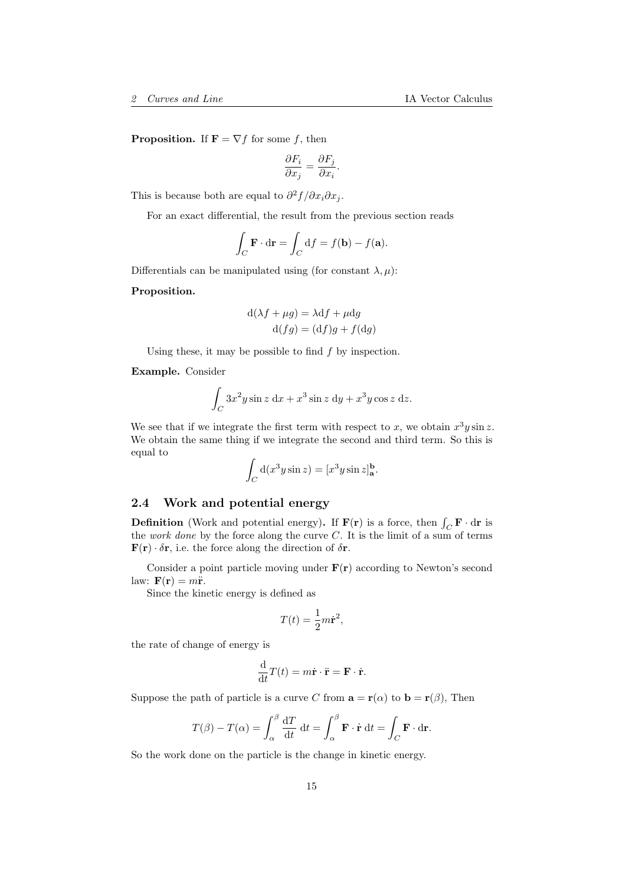**Proposition.** If $\mathbf{F} = \nabla f$ for some $f$, then

$$\frac{\partial F_i}{\partial x_j} = \frac{\partial F_j}{\partial x_i}.$$

This is because both are equal to $\partial^2 f/\partial x_i \partial x_j$.

For an exact differential, the result from the previous section reads

$$\int_C \mathbf{F} \cdot \mathrm{d}\mathbf{r} = \int_C \mathrm{d}f = f(\mathbf{b}) - f(\mathbf{a}).$$

Differentials can be manipulated using (for constant $\lambda, \mu$):

**Proposition.**

$$\begin{aligned} \mathrm{d}(\lambda f + \mu g) &= \lambda \mathrm{d}f + \mu \mathrm{d}g \\ \mathrm{d}(fg) &= (\mathrm{d}f)g + f(\mathrm{d}g) \end{aligned}$$

Using these, it may be possible to find $f$ by inspection.

**Example.** Consider

$$\int_C 3x^2 y \sin z \; \mathrm{d}x + x^3 \sin z \; \mathrm{d}y + x^3 y \cos z \; \mathrm{d}z.$$

We see that if we integrate the first term with respect to $x$, we obtain $x^3 y \sin z$. We obtain the same thing if we integrate the second and third term. So this is equal to

$$\int_C \mathrm{d}(x^3 y \sin z) = [x^3 y \sin z]_{\mathbf{a}}^{\mathbf{b}}.$$

## 2.4 Work and potential energy

**Definition** (Work and potential energy)**.** If $\mathbf{F}(\mathbf{r})$ is a force, then $\int_C \mathbf{F} \cdot \mathrm{d}\mathbf{r}$ is the *work done* by the force along the curve $C$. It is the limit of a sum of terms $\mathbf{F}(\mathbf{r}) \cdot \delta\mathbf{r}$, i.e. the force along the direction of $\delta\mathbf{r}$.

Consider a point particle moving under $\mathbf{F}(\mathbf{r})$ according to Newton's second law: $\mathbf{F}(\mathbf{r}) = m\ddot{\mathbf{r}}$.

Since the kinetic energy is defined as

$$T(t) = \frac{1}{2} m \dot{\mathbf{r}}^2,$$

the rate of change of energy is

$$\frac{\mathrm{d}}{\mathrm{d}t} T(t) = m \dot{\mathbf{r}} \cdot \ddot{\mathbf{r}} = \mathbf{F} \cdot \dot{\mathbf{r}}.$$

Suppose the path of particle is a curve $C$ from $\mathbf{a} = \mathbf{r}(\alpha)$ to $\mathbf{b} = \mathbf{r}(\beta)$, Then

$$T(\beta) - T(\alpha) = \int_\alpha^\beta \frac{\mathrm{d}T}{\mathrm{d}t} \; \mathrm{d}t = \int_\alpha^\beta \mathbf{F} \cdot \dot{\mathbf{r}} \; \mathrm{d}t = \int_C \mathbf{F} \cdot \mathrm{d}\mathbf{r}.$$

So the work done on the particle is the change in kinetic energy.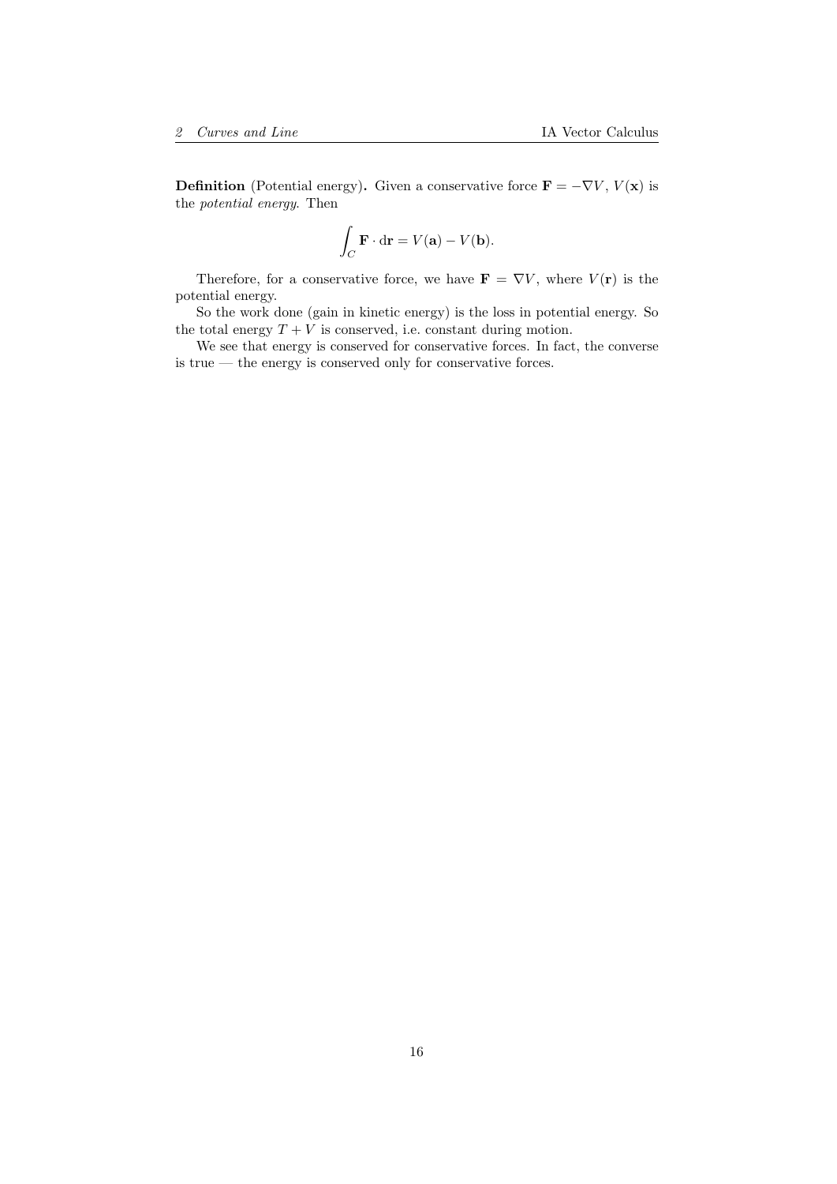**Definition** (Potential energy). Given a conservative force $\mathbf{F} = -\nabla V$, $V(\mathbf{x})$ is the *potential energy*. Then

$$\int_C \mathbf{F} \cdot \mathrm{d}\mathbf{r} = V(\mathbf{a}) - V(\mathbf{b}).$$

Therefore, for a conservative force, we have $\mathbf{F} = \nabla V$, where $V(\mathbf{r})$ is the potential energy.

So the work done (gain in kinetic energy) is the loss in potential energy. So the total energy $T + V$ is conserved, i.e. constant during motion.

We see that energy is conserved for conservative forces. In fact, the converse is true — the energy is conserved only for conservative forces.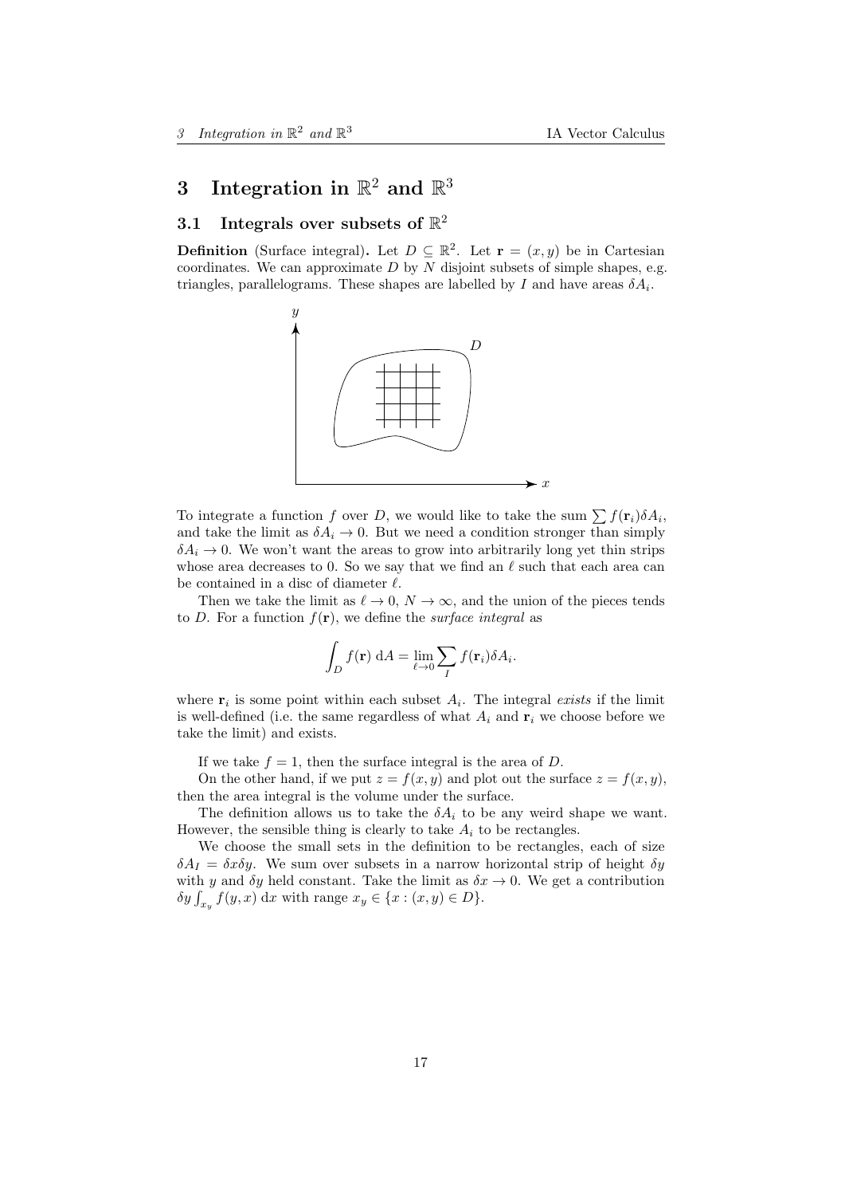# 3 Integration in $\mathbb{R}^2$ and $\mathbb{R}^3$

## 3.1 Integrals over subsets of $\mathbb{R}^2$

**Definition** (Surface integral)**.** Let $D \subseteq \mathbb{R}^2$. Let $\mathbf{r} = (x, y)$ be in Cartesian coordinates. We can approximate $D$ by $N$ disjoint subsets of simple shapes, e.g. triangles, parallelograms. These shapes are labelled by $I$ and have areas $\delta A_i$.

To integrate a function $f$ over $D$, we would like to take the sum $\sum f(\mathbf{r}_i)\delta A_i$, and take the limit as $\delta A_i \to 0$. But we need a condition stronger than simply $\delta A_i \to 0$. We won't want the areas to grow into arbitrarily long yet thin strips whose area decreases to 0. So we say that we find an $\ell$ such that each area can be contained in a disc of diameter $\ell$.

Then we take the limit as $\ell \to 0$, $N \to \infty$, and the union of the pieces tends to $D$. For a function $f(\mathbf{r})$, we define the *surface integral* as

$$\int_D f(\mathbf{r})\ \mathrm{d}A = \lim_{\ell \to 0} \sum_I f(\mathbf{r}_i)\delta A_i.$$

where $\mathbf{r}_i$ is some point within each subset $A_i$. The integral *exists* if the limit is well-defined (i.e. the same regardless of what $A_i$ and $\mathbf{r}_i$ we choose before we take the limit) and exists.

If we take $f = 1$, then the surface integral is the area of $D$.

On the other hand, if we put $z = f(x, y)$ and plot out the surface $z = f(x, y)$, then the area integral is the volume under the surface.

The definition allows us to take the $\delta A_i$ to be any weird shape we want. However, the sensible thing is clearly to take $A_i$ to be rectangles.

We choose the small sets in the definition to be rectangles, each of size $\delta A_I = \delta x \delta y$. We sum over subsets in a narrow horizontal strip of height $\delta y$ with $y$ and $\delta y$ held constant. Take the limit as $\delta x \to 0$. We get a contribution $\delta y \int_{x_y} f(y, x)\ \mathrm{d}x$ with range $x_y \in \{x : (x, y) \in D\}$.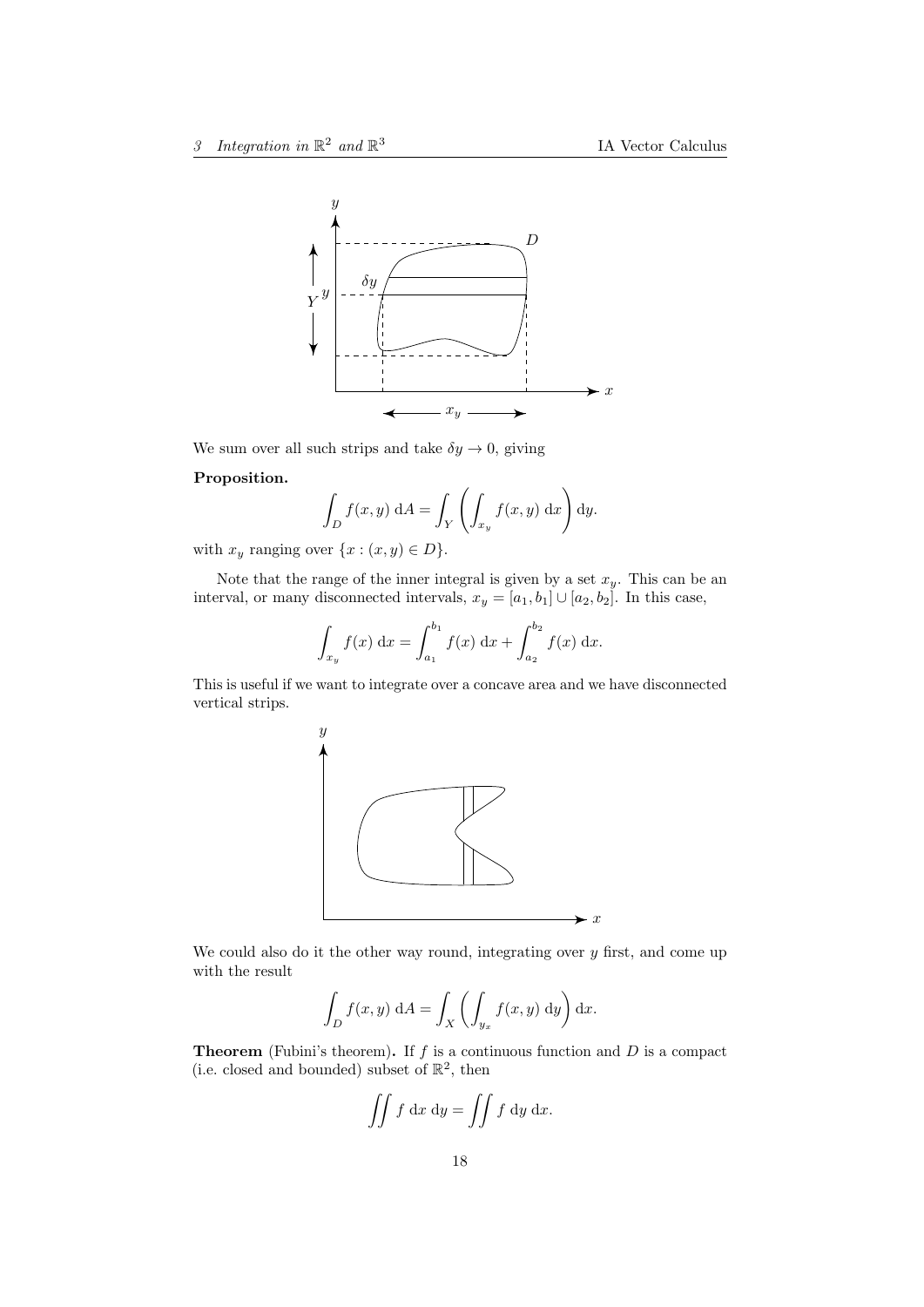We sum over all such strips and take $\delta y \to 0$, giving

**Proposition.**

$$\int_D f(x,y)\ \mathrm{d}A = \int_Y \left(\int_{x_y} f(x,y)\ \mathrm{d}x\right)\mathrm{d}y.$$

with $x_y$ ranging over $\{x : (x,y) \in D\}$.

Note that the range of the inner integral is given by a set $x_y$. This can be an interval, or many disconnected intervals, $x_y = [a_1, b_1] \cup [a_2, b_2]$. In this case,

$$\int_{x_y} f(x)\ \mathrm{d}x = \int_{a_1}^{b_1} f(x)\ \mathrm{d}x + \int_{a_2}^{b_2} f(x)\ \mathrm{d}x.$$

This is useful if we want to integrate over a concave area and we have disconnected vertical strips.

We could also do it the other way round, integrating over $y$ first, and come up with the result

$$\int_D f(x,y)\ \mathrm{d}A = \int_X \left(\int_{y_x} f(x,y)\ \mathrm{d}y\right)\mathrm{d}x.$$

**Theorem** (Fubini's theorem)**.** If $f$ is a continuous function and $D$ is a compact (i.e. closed and bounded) subset of $\mathbb{R}^2$, then

$$\iint f\ \mathrm{d}x\ \mathrm{d}y = \iint f\ \mathrm{d}y\ \mathrm{d}x.$$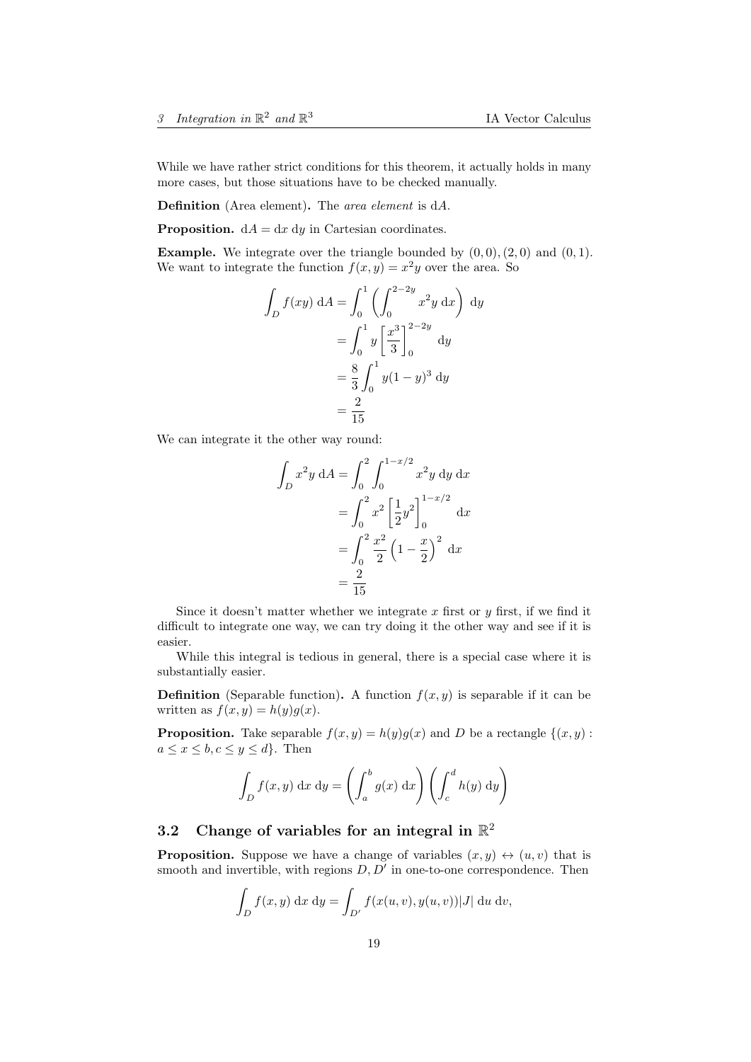While we have rather strict conditions for this theorem, it actually holds in many more cases, but those situations have to be checked manually.

**Definition** (Area element)**.** The *area element* is $\mathrm{d}A$.

**Proposition.** $\mathrm{d}A = \mathrm{d}x\ \mathrm{d}y$ in Cartesian coordinates.

**Example.** We integrate over the triangle bounded by $(0,0), (2,0)$ and $(0,1)$. We want to integrate the function $f(x,y) = x^2 y$ over the area. So

$$\begin{aligned}
\int_D f(xy)\ \mathrm{d}A &= \int_0^1 \left(\int_0^{2-2y} x^2 y\ \mathrm{d}x\right)\ \mathrm{d}y \\
&= \int_0^1 y\left[\frac{x^3}{3}\right]_0^{2-2y}\ \mathrm{d}y \\
&= \frac{8}{3}\int_0^1 y(1-y)^3\ \mathrm{d}y \\
&= \frac{2}{15}
\end{aligned}$$

We can integrate it the other way round:

$$\begin{aligned}
\int_D x^2 y\ \mathrm{d}A &= \int_0^2 \int_0^{1-x/2} x^2 y\ \mathrm{d}y\ \mathrm{d}x \\
&= \int_0^2 x^2\left[\frac{1}{2}y^2\right]_0^{1-x/2}\ \mathrm{d}x \\
&= \int_0^2 \frac{x^2}{2}\left(1 - \frac{x}{2}\right)^2\ \mathrm{d}x \\
&= \frac{2}{15}
\end{aligned}$$

Since it doesn't matter whether we integrate $x$ first or $y$ first, if we find it difficult to integrate one way, we can try doing it the other way and see if it is easier.

While this integral is tedious in general, there is a special case where it is substantially easier.

**Definition** (Separable function)**.** A function $f(x,y)$ is separable if it can be written as $f(x,y) = h(y)g(x)$.

**Proposition.** Take separable $f(x,y) = h(y)g(x)$ and $D$ be a rectangle $\{(x,y) : a \leq x \leq b, c \leq y \leq d\}$. Then

$$\int_D f(x,y)\ \mathrm{d}x\ \mathrm{d}y = \left(\int_a^b g(x)\ \mathrm{d}x\right)\left(\int_c^d h(y)\ \mathrm{d}y\right)$$

## 3.2 Change of variables for an integral in $\mathbb{R}^2$

**Proposition.** Suppose we have a change of variables $(x,y) \leftrightarrow (u,v)$ that is smooth and invertible, with regions $D, D'$ in one-to-one correspondence. Then

$$\int_D f(x,y)\ \mathrm{d}x\ \mathrm{d}y = \int_{D'} f(x(u,v), y(u,v))|J|\ \mathrm{d}u\ \mathrm{d}v,$$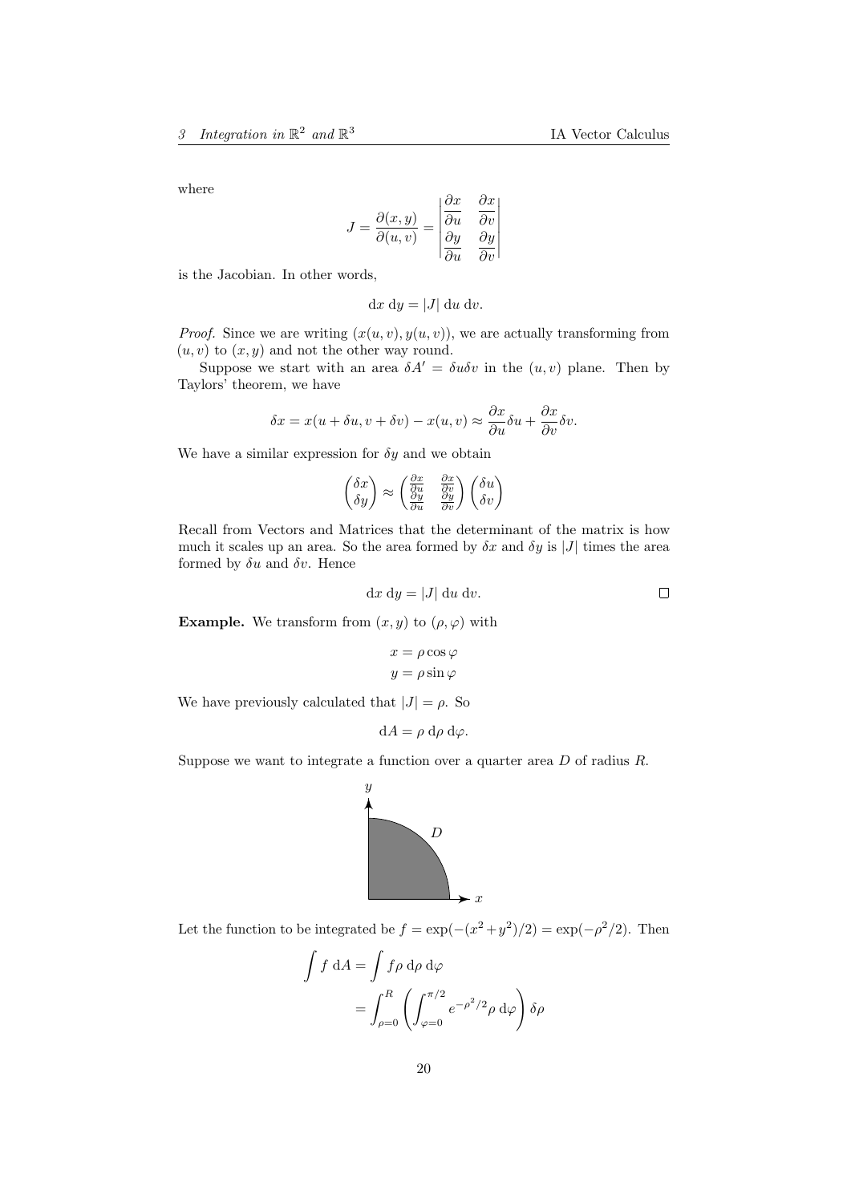where

$$J = \frac{\partial(x, y)}{\partial(u, v)} = \begin{vmatrix} \frac{\partial x}{\partial u} & \frac{\partial x}{\partial v} \\ \frac{\partial y}{\partial u} & \frac{\partial y}{\partial v} \end{vmatrix}$$

is the Jacobian. In other words,

$$\mathrm{d}x\ \mathrm{d}y = |J|\ \mathrm{d}u\ \mathrm{d}v.$$

*Proof.* Since we are writing $(x(u, v), y(u, v))$, we are actually transforming from $(u, v)$ to $(x, y)$ and not the other way round.

Suppose we start with an area $\delta A' = \delta u \delta v$ in the $(u, v)$ plane. Then by Taylors' theorem, we have

$$\delta x = x(u + \delta u, v + \delta v) - x(u, v) \approx \frac{\partial x}{\partial u}\delta u + \frac{\partial x}{\partial v}\delta v.$$

We have a similar expression for $\delta y$ and we obtain

$$\begin{pmatrix} \delta x \\ \delta y \end{pmatrix} \approx \begin{pmatrix} \frac{\partial x}{\partial u} & \frac{\partial x}{\partial v} \\ \frac{\partial y}{\partial u} & \frac{\partial y}{\partial v} \end{pmatrix} \begin{pmatrix} \delta u \\ \delta v \end{pmatrix}$$

Recall from Vectors and Matrices that the determinant of the matrix is how much it scales up an area. So the area formed by $\delta x$ and $\delta y$ is $|J|$ times the area formed by $\delta u$ and $\delta v$. Hence

$$\mathrm{d}x\ \mathrm{d}y = |J|\ \mathrm{d}u\ \mathrm{d}v.$$

□

**Example.** We transform from $(x, y)$ to $(\rho, \varphi)$ with

$$x = \rho\cos\varphi$$
$$y = \rho\sin\varphi$$

We have previously calculated that $|J| = \rho$. So

$$\mathrm{d}A = \rho\ \mathrm{d}\rho\ \mathrm{d}\varphi.$$

Suppose we want to integrate a function over a quarter area $D$ of radius $R$.

Let the function to be integrated be $f = \exp(-(x^2 + y^2)/2) = \exp(-\rho^2/2)$. Then

$$\begin{aligned}
\int f\ \mathrm{d}A &= \int f\rho\ \mathrm{d}\rho\ \mathrm{d}\varphi \\
&= \int_{\rho=0}^{R} \left( \int_{\varphi=0}^{\pi/2} e^{-\rho^2/2}\rho\ \mathrm{d}\varphi \right) \delta\rho
\end{aligned}$$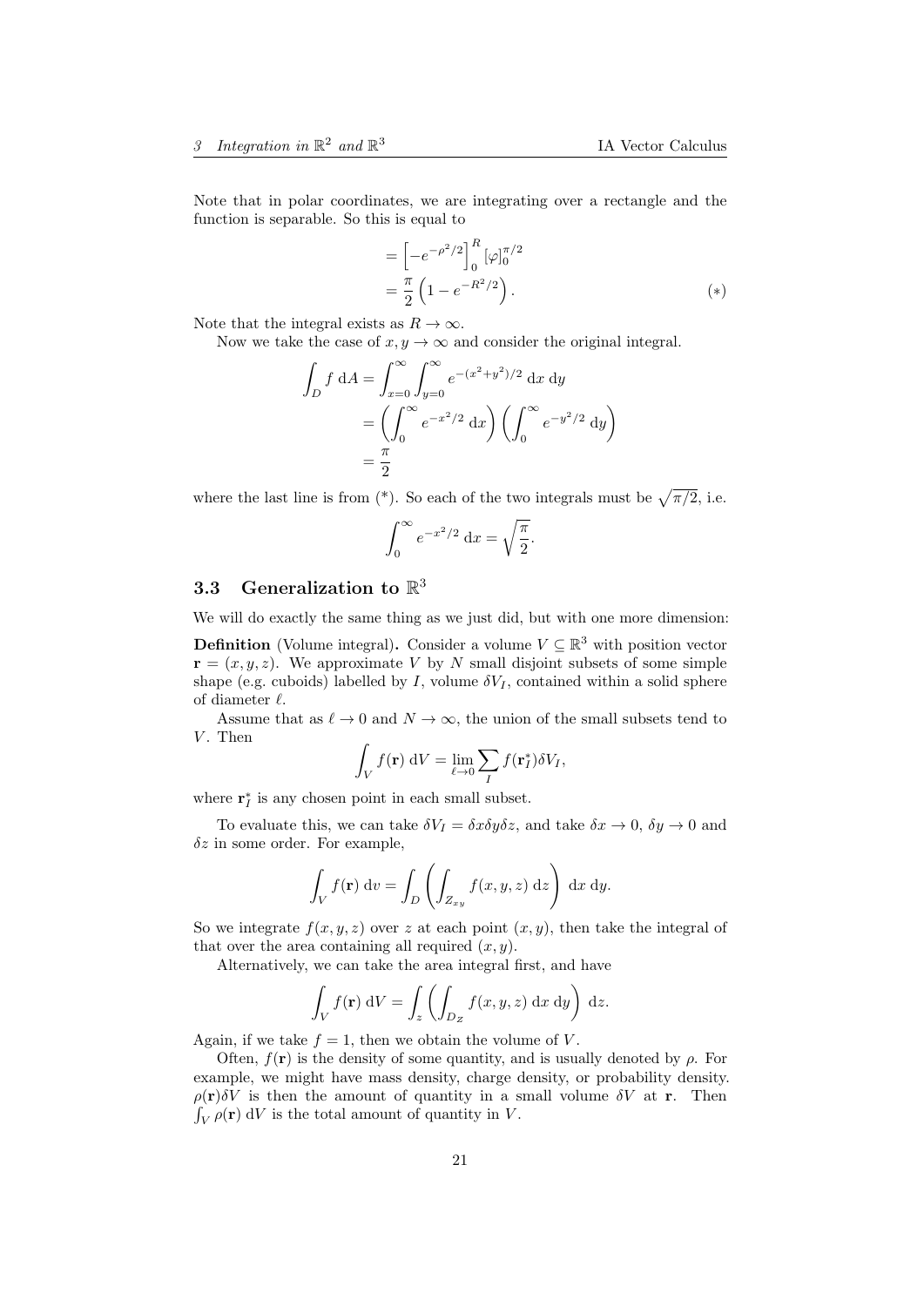Note that in polar coordinates, we are integrating over a rectangle and the function is separable. So this is equal to

$$
\begin{aligned}
&= \left[-e^{-\rho^2/2}\right]_0^R [\varphi]_0^{\pi/2} \\
&= \frac{\pi}{2}\left(1 - e^{-R^2/2}\right). \qquad (*)
\end{aligned}
$$

Note that the integral exists as $R \to \infty$.

Now we take the case of $x, y \to \infty$ and consider the original integral.

$$
\begin{aligned}
\int_D f \, \mathrm{d}A &= \int_{x=0}^{\infty} \int_{y=0}^{\infty} e^{-(x^2+y^2)/2} \, \mathrm{d}x \, \mathrm{d}y \\
&= \left(\int_0^{\infty} e^{-x^2/2} \, \mathrm{d}x\right) \left(\int_0^{\infty} e^{-y^2/2} \, \mathrm{d}y\right) \\
&= \frac{\pi}{2}
\end{aligned}
$$

where the last line is from (*). So each of the two integrals must be $\sqrt{\pi/2}$, i.e.

$$
\int_0^{\infty} e^{-x^2/2} \, \mathrm{d}x = \sqrt{\frac{\pi}{2}}.
$$

## 3.3 Generalization to $\mathbb{R}^3$

We will do exactly the same thing as we just did, but with one more dimension:

**Definition** (Volume integral)**.** Consider a volume $V \subseteq \mathbb{R}^3$ with position vector $\mathbf{r} = (x, y, z)$. We approximate $V$ by $N$ small disjoint subsets of some simple shape (e.g. cuboids) labelled by $I$, volume $\delta V_I$, contained within a solid sphere of diameter $\ell$.

Assume that as $\ell \to 0$ and $N \to \infty$, the union of the small subsets tend to $V$. Then

$$
\int_V f(\mathbf{r}) \, \mathrm{d}V = \lim_{\ell \to 0} \sum_I f(\mathbf{r}_I^*) \delta V_I,
$$

where $\mathbf{r}_I^*$ is any chosen point in each small subset.

To evaluate this, we can take $\delta V_I = \delta x \delta y \delta z$, and take $\delta x \to 0$, $\delta y \to 0$ and $\delta z$ in some order. For example,

$$
\int_V f(\mathbf{r}) \, \mathrm{d}v = \int_D \left(\int_{Z_{xy}} f(x, y, z) \, \mathrm{d}z\right) \, \mathrm{d}x \, \mathrm{d}y.
$$

So we integrate $f(x, y, z)$ over $z$ at each point $(x, y)$, then take the integral of that over the area containing all required $(x, y)$.

Alternatively, we can take the area integral first, and have

$$
\int_V f(\mathbf{r}) \, \mathrm{d}V = \int_z \left(\int_{D_Z} f(x, y, z) \, \mathrm{d}x \, \mathrm{d}y\right) \, \mathrm{d}z.
$$

Again, if we take $f = 1$, then we obtain the volume of $V$.

Often, $f(\mathbf{r})$ is the density of some quantity, and is usually denoted by $\rho$. For example, we might have mass density, charge density, or probability density. $\rho(\mathbf{r})\delta V$ is then the amount of quantity in a small volume $\delta V$ at $\mathbf{r}$. Then $\int_V \rho(\mathbf{r}) \, \mathrm{d}V$ is the total amount of quantity in $V$.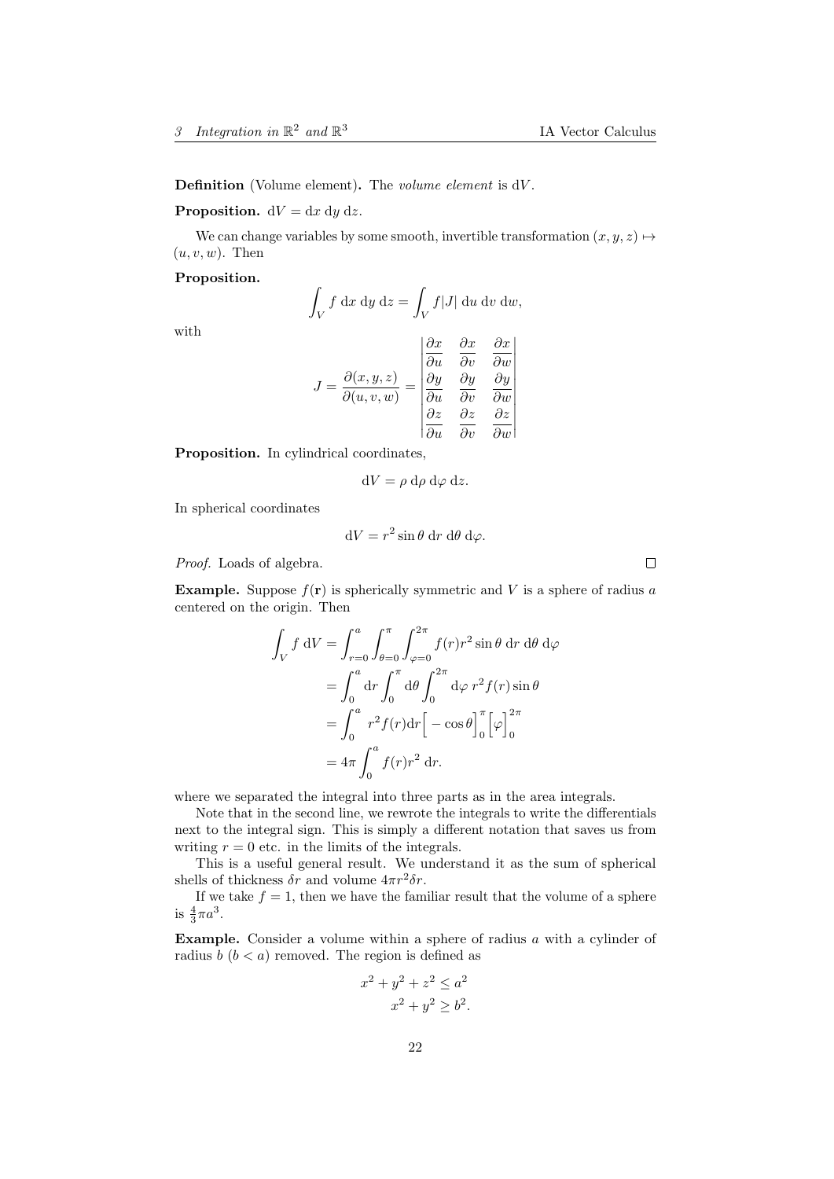**Definition** (Volume element)**.** The *volume element* is $\mathrm{d}V$.

**Proposition.** $\mathrm{d}V = \mathrm{d}x\ \mathrm{d}y\ \mathrm{d}z$.

We can change variables by some smooth, invertible transformation $(x, y, z) \mapsto (u, v, w)$. Then

**Proposition.**

$$\int_V f\ \mathrm{d}x\ \mathrm{d}y\ \mathrm{d}z = \int_V f|J|\ \mathrm{d}u\ \mathrm{d}v\ \mathrm{d}w,$$

with

$$J = \frac{\partial(x, y, z)}{\partial(u, v, w)} = \begin{vmatrix} \frac{\partial x}{\partial u} & \frac{\partial x}{\partial v} & \frac{\partial x}{\partial w} \\ \frac{\partial y}{\partial u} & \frac{\partial y}{\partial v} & \frac{\partial y}{\partial w} \\ \frac{\partial z}{\partial u} & \frac{\partial z}{\partial v} & \frac{\partial z}{\partial w} \end{vmatrix}$$

**Proposition.** In cylindrical coordinates,

$$\mathrm{d}V = \rho\ \mathrm{d}\rho\ \mathrm{d}\varphi\ \mathrm{d}z.$$

In spherical coordinates

$$\mathrm{d}V = r^2 \sin\theta\ \mathrm{d}r\ \mathrm{d}\theta\ \mathrm{d}\varphi.$$

*Proof.* Loads of algebra. □

**Example.** Suppose $f(\mathbf{r})$ is spherically symmetric and $V$ is a sphere of radius $a$ centered on the origin. Then

$$\begin{aligned}
\int_V f\ \mathrm{d}V &= \int_{r=0}^a \int_{\theta=0}^\pi \int_{\varphi=0}^{2\pi} f(r) r^2 \sin\theta\ \mathrm{d}r\ \mathrm{d}\theta\ \mathrm{d}\varphi \\
&= \int_0^a \mathrm{d}r \int_0^\pi \mathrm{d}\theta \int_0^{2\pi} \mathrm{d}\varphi\ r^2 f(r) \sin\theta \\
&= \int_0^a r^2 f(r) \mathrm{d}r \Big[-\cos\theta\Big]_0^\pi \Big[\varphi\Big]_0^{2\pi} \\
&= 4\pi \int_0^a f(r) r^2\ \mathrm{d}r.
\end{aligned}$$

where we separated the integral into three parts as in the area integrals.

Note that in the second line, we rewrote the integrals to write the differentials next to the integral sign. This is simply a different notation that saves us from writing $r = 0$ etc. in the limits of the integrals.

This is a useful general result. We understand it as the sum of spherical shells of thickness $\delta r$ and volume $4\pi r^2 \delta r$.

If we take $f = 1$, then we have the familiar result that the volume of a sphere is $\frac{4}{3}\pi a^3$.

**Example.** Consider a volume within a sphere of radius $a$ with a cylinder of radius $b$ ($b < a$) removed. The region is defined as

$$\begin{aligned}
x^2 + y^2 + z^2 &\leq a^2 \\
x^2 + y^2 &\geq b^2.
\end{aligned}$$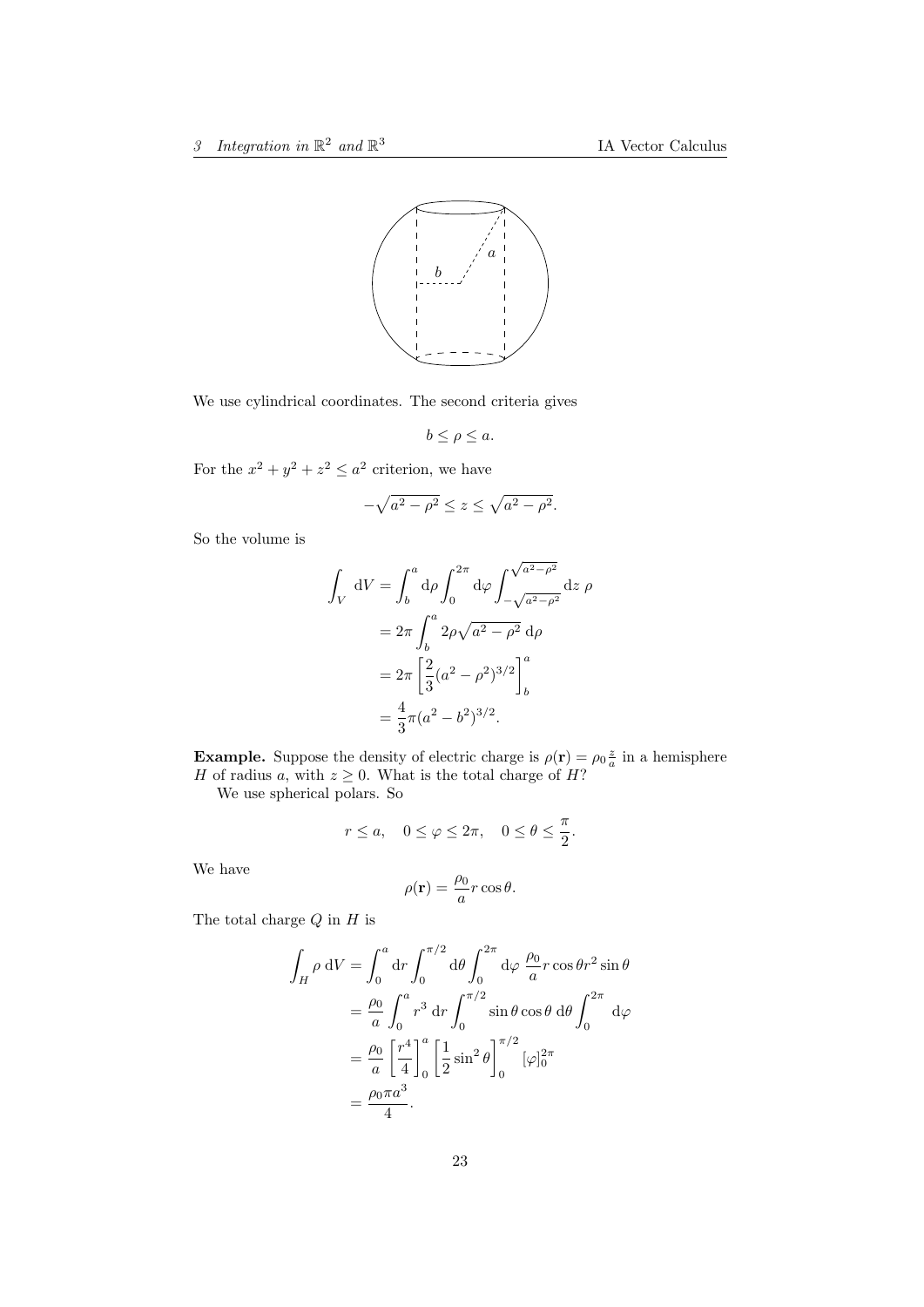We use cylindrical coordinates. The second criteria gives

$$b \leq \rho \leq a.$$

For the $x^2 + y^2 + z^2 \leq a^2$ criterion, we have

$$-\sqrt{a^2 - \rho^2} \leq z \leq \sqrt{a^2 - \rho^2}.$$

So the volume is

$$\begin{aligned}
\int_V \, \mathrm{d}V &= \int_b^a \mathrm{d}\rho \int_0^{2\pi} \mathrm{d}\varphi \int_{-\sqrt{a^2-\rho^2}}^{\sqrt{a^2-\rho^2}} \mathrm{d}z \; \rho \\
&= 2\pi \int_b^a 2\rho\sqrt{a^2 - \rho^2} \, \mathrm{d}\rho \\
&= 2\pi \left[ \frac{2}{3}(a^2 - \rho^2)^{3/2} \right]_b^a \\
&= \frac{4}{3}\pi(a^2 - b^2)^{3/2}.
\end{aligned}$$

**Example.** Suppose the density of electric charge is $\rho(\mathbf{r}) = \rho_0 \frac{z}{a}$ in a hemisphere $H$ of radius $a$, with $z \geq 0$. What is the total charge of $H$?

We use spherical polars. So

$$r \leq a, \quad 0 \leq \varphi \leq 2\pi, \quad 0 \leq \theta \leq \frac{\pi}{2}.$$

We have

$$\rho(\mathbf{r}) = \frac{\rho_0}{a} r \cos\theta.$$

The total charge $Q$ in $H$ is

$$\begin{aligned}
\int_H \rho \, \mathrm{d}V &= \int_0^a \mathrm{d}r \int_0^{\pi/2} \mathrm{d}\theta \int_0^{2\pi} \mathrm{d}\varphi \; \frac{\rho_0}{a} r \cos\theta r^2 \sin\theta \\
&= \frac{\rho_0}{a} \int_0^a r^3 \, \mathrm{d}r \int_0^{\pi/2} \sin\theta \cos\theta \, \mathrm{d}\theta \int_0^{2\pi} \, \mathrm{d}\varphi \\
&= \frac{\rho_0}{a} \left[ \frac{r^4}{4} \right]_0^a \left[ \frac{1}{2}\sin^2\theta \right]_0^{\pi/2} [\varphi]_0^{2\pi} \\
&= \frac{\rho_0 \pi a^3}{4}.
\end{aligned}$$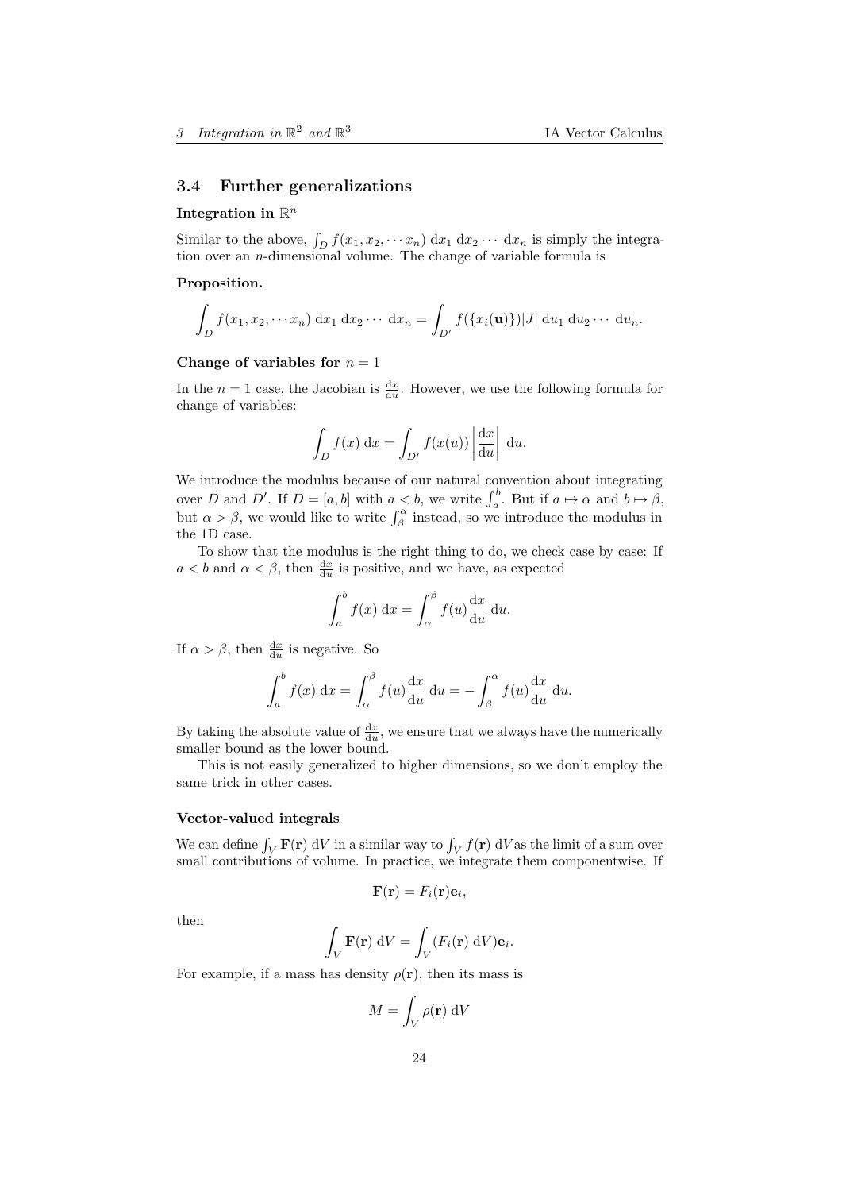## 3.4 Further generalizations

#### Integration in $\mathbb{R}^n$

Similar to the above, $\int_D f(x_1, x_2, \cdots x_n)\ \mathrm{d}x_1\ \mathrm{d}x_2 \cdots\ \mathrm{d}x_n$ is simply the integration over an $n$-dimensional volume. The change of variable formula is

**Proposition.**

$$\int_D f(x_1, x_2, \cdots x_n)\ \mathrm{d}x_1\ \mathrm{d}x_2 \cdots\ \mathrm{d}x_n = \int_{D'} f(\{x_i(\mathbf{u})\})|J|\ \mathrm{d}u_1\ \mathrm{d}u_2 \cdots\ \mathrm{d}u_n.$$

#### Change of variables for $n = 1$

In the $n = 1$ case, the Jacobian is $\frac{\mathrm{d}x}{\mathrm{d}u}$. However, we use the following formula for change of variables:

$$\int_D f(x)\ \mathrm{d}x = \int_{D'} f(x(u)) \left|\frac{\mathrm{d}x}{\mathrm{d}u}\right|\ \mathrm{d}u.$$

We introduce the modulus because of our natural convention about integrating over $D$ and $D'$. If $D = [a, b]$ with $a < b$, we write $\int_a^b$. But if $a \mapsto \alpha$ and $b \mapsto \beta$, but $\alpha > \beta$, we would like to write $\int_\beta^\alpha$ instead, so we introduce the modulus in the 1D case.

To show that the modulus is the right thing to do, we check case by case: If $a < b$ and $\alpha < \beta$, then $\frac{\mathrm{d}x}{\mathrm{d}u}$ is positive, and we have, as expected

$$\int_a^b f(x)\ \mathrm{d}x = \int_\alpha^\beta f(u) \frac{\mathrm{d}x}{\mathrm{d}u}\ \mathrm{d}u.$$

If $\alpha > \beta$, then $\frac{\mathrm{d}x}{\mathrm{d}u}$ is negative. So

$$\int_a^b f(x)\ \mathrm{d}x = \int_\alpha^\beta f(u) \frac{\mathrm{d}x}{\mathrm{d}u}\ \mathrm{d}u = -\int_\beta^\alpha f(u) \frac{\mathrm{d}x}{\mathrm{d}u}\ \mathrm{d}u.$$

By taking the absolute value of $\frac{\mathrm{d}x}{\mathrm{d}u}$, we ensure that we always have the numerically smaller bound as the lower bound.

This is not easily generalized to higher dimensions, so we don't employ the same trick in other cases.

#### Vector-valued integrals

We can define $\int_V \mathbf{F}(\mathbf{r})\ \mathrm{d}V$ in a similar way to $\int_V f(\mathbf{r})\ \mathrm{d}V$ as the limit of a sum over small contributions of volume. In practice, we integrate them componentwise. If

$$\mathbf{F}(\mathbf{r}) = F_i(\mathbf{r})\mathbf{e}_i,$$

then

$$\int_V \mathbf{F}(\mathbf{r})\ \mathrm{d}V = \int_V (F_i(\mathbf{r})\ \mathrm{d}V)\mathbf{e}_i.$$

For example, if a mass has density $\rho(\mathbf{r})$, then its mass is

$$M = \int_V \rho(\mathbf{r})\ \mathrm{d}V$$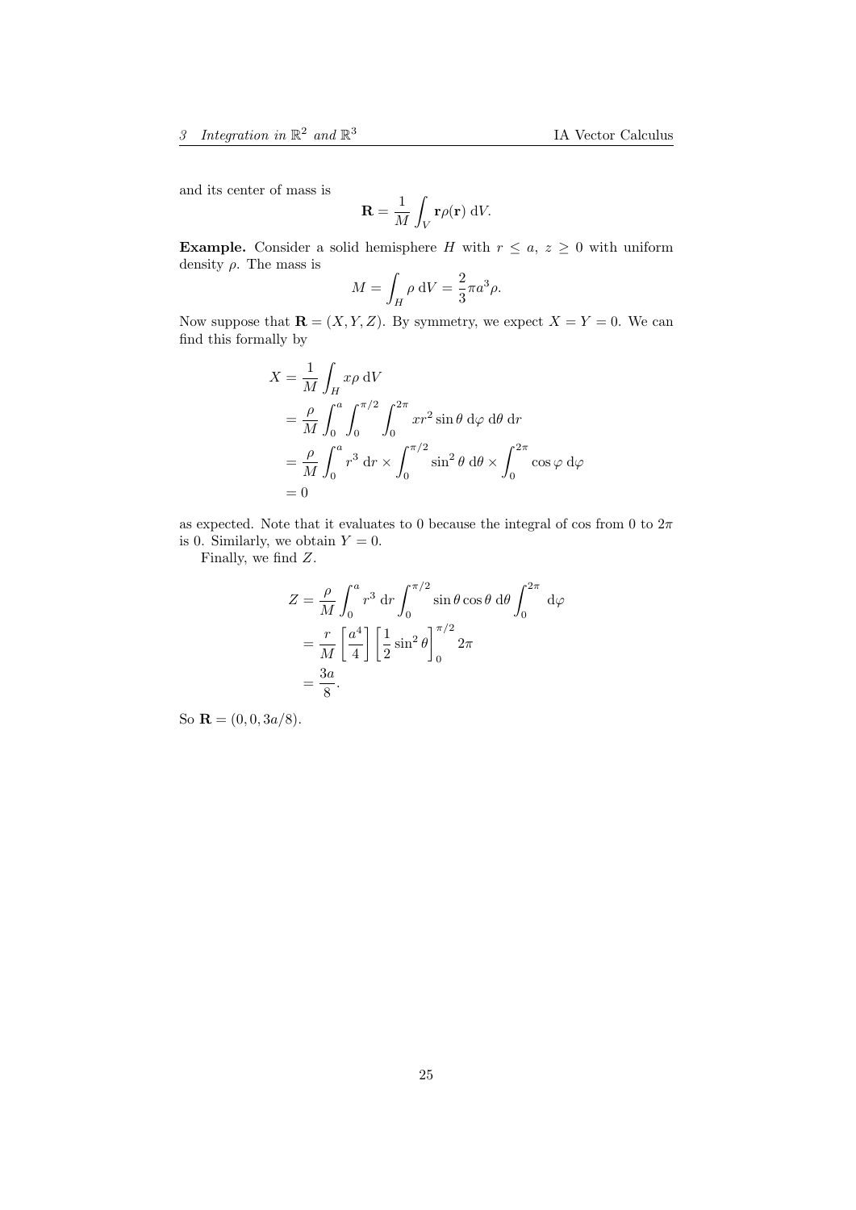and its center of mass is

$$\mathbf{R} = \frac{1}{M}\int_V \mathbf{r}\rho(\mathbf{r})\;\mathrm{d}V.$$

**Example.** Consider a solid hemisphere $H$ with $r \leq a$, $z \geq 0$ with uniform density $\rho$. The mass is

$$M = \int_H \rho\;\mathrm{d}V = \frac{2}{3}\pi a^3 \rho.$$

Now suppose that $\mathbf{R} = (X, Y, Z)$. By symmetry, we expect $X = Y = 0$. We can find this formally by

$$\begin{aligned}
X &= \frac{1}{M}\int_H x\rho\;\mathrm{d}V\\
&= \frac{\rho}{M}\int_0^a \int_0^{\pi/2}\int_0^{2\pi} xr^2 \sin\theta\;\mathrm{d}\varphi\;\mathrm{d}\theta\;\mathrm{d}r\\
&= \frac{\rho}{M}\int_0^a r^3\;\mathrm{d}r \times \int_0^{\pi/2}\sin^2\theta\;\mathrm{d}\theta \times \int_0^{2\pi}\cos\varphi\;\mathrm{d}\varphi\\
&= 0
\end{aligned}$$

as expected. Note that it evaluates to 0 because the integral of cos from 0 to $2\pi$ is 0. Similarly, we obtain $Y = 0$.

Finally, we find $Z$.

$$\begin{aligned}
Z &= \frac{\rho}{M}\int_0^a r^3\;\mathrm{d}r \int_0^{\pi/2}\sin\theta\cos\theta\;\mathrm{d}\theta \int_0^{2\pi}\;\mathrm{d}\varphi\\
&= \frac{r}{M}\left[\frac{a^4}{4}\right]\left[\frac{1}{2}\sin^2\theta\right]_0^{\pi/2} 2\pi\\
&= \frac{3a}{8}.
\end{aligned}$$

So $\mathbf{R} = (0, 0, 3a/8)$.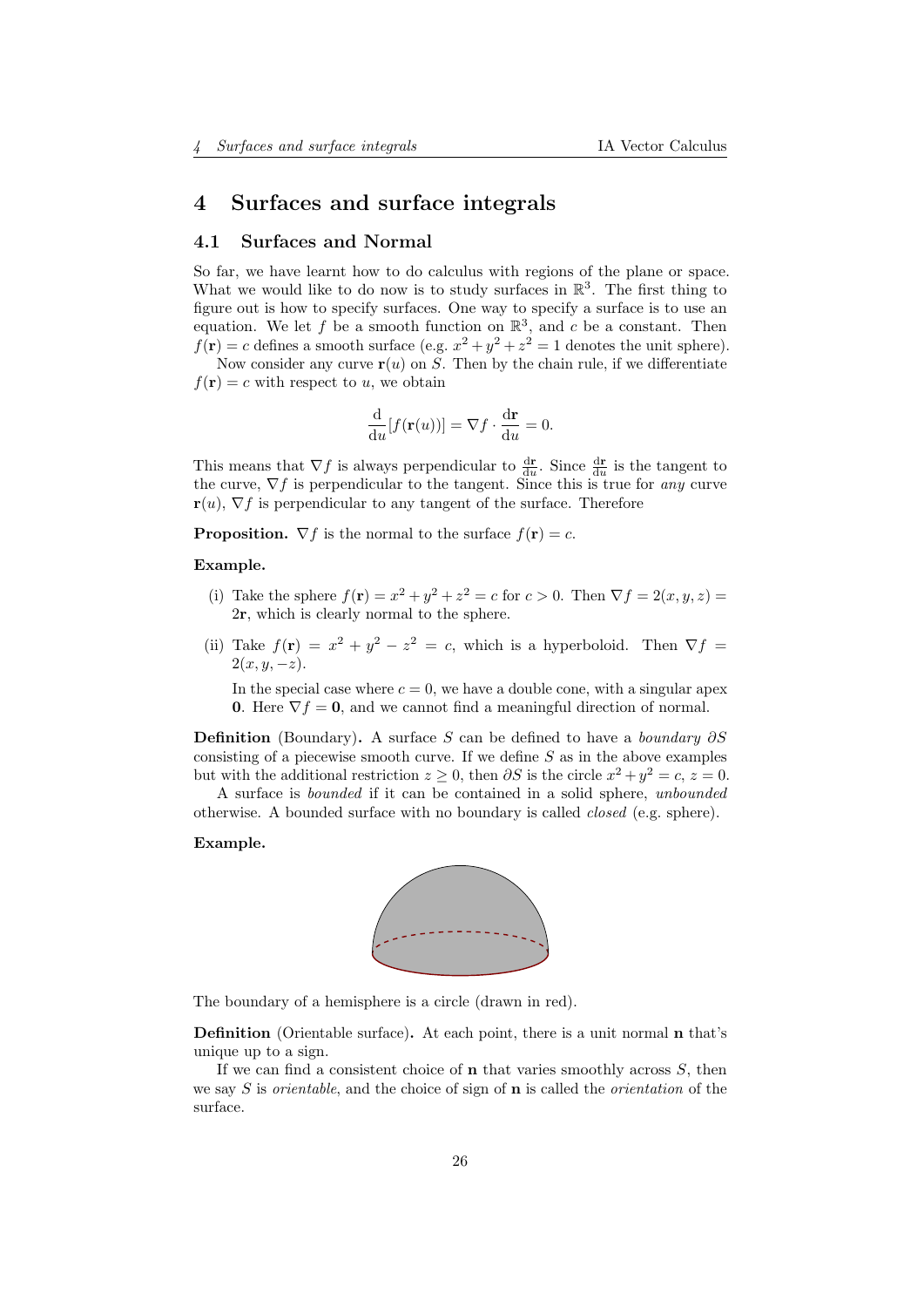# 4 Surfaces and surface integrals

## 4.1 Surfaces and Normal

So far, we have learnt how to do calculus with regions of the plane or space. What we would like to do now is to study surfaces in $\mathbb{R}^3$. The first thing to figure out is how to specify surfaces. One way to specify a surface is to use an equation. We let $f$ be a smooth function on $\mathbb{R}^3$, and $c$ be a constant. Then $f(\mathbf{r}) = c$ defines a smooth surface (e.g. $x^2 + y^2 + z^2 = 1$ denotes the unit sphere).

Now consider any curve $\mathbf{r}(u)$ on $S$. Then by the chain rule, if we differentiate $f(\mathbf{r}) = c$ with respect to $u$, we obtain

$$\frac{\mathrm{d}}{\mathrm{d}u}[f(\mathbf{r}(u))] = \nabla f \cdot \frac{\mathrm{d}\mathbf{r}}{\mathrm{d}u} = 0.$$

This means that $\nabla f$ is always perpendicular to $\frac{\mathrm{d}\mathbf{r}}{\mathrm{d}u}$. Since $\frac{\mathrm{d}\mathbf{r}}{\mathrm{d}u}$ is the tangent to the curve, $\nabla f$ is perpendicular to the tangent. Since this is true for *any* curve $\mathbf{r}(u)$, $\nabla f$ is perpendicular to any tangent of the surface. Therefore

**Proposition.** $\nabla f$ is the normal to the surface $f(\mathbf{r}) = c$.

**Example.**

(i) Take the sphere $f(\mathbf{r}) = x^2 + y^2 + z^2 = c$ for $c > 0$. Then $\nabla f = 2(x, y, z) = 2\mathbf{r}$, which is clearly normal to the sphere.

(ii) Take $f(\mathbf{r}) = x^2 + y^2 - z^2 = c$, which is a hyperboloid. Then $\nabla f = 2(x, y, -z)$.

In the special case where $c = 0$, we have a double cone, with a singular apex $\mathbf{0}$. Here $\nabla f = \mathbf{0}$, and we cannot find a meaningful direction of normal.

**Definition** (Boundary)**.** A surface $S$ can be defined to have a *boundary* $\partial S$ consisting of a piecewise smooth curve. If we define $S$ as in the above examples but with the additional restriction $z \geq 0$, then $\partial S$ is the circle $x^2 + y^2 = c$, $z = 0$.

A surface is *bounded* if it can be contained in a solid sphere, *unbounded* otherwise. A bounded surface with no boundary is called *closed* (e.g. sphere).

**Example.**

The boundary of a hemisphere is a circle (drawn in red).

**Definition** (Orientable surface)**.** At each point, there is a unit normal $\mathbf{n}$ that's unique up to a sign.

If we can find a consistent choice of $\mathbf{n}$ that varies smoothly across $S$, then we say $S$ is *orientable*, and the choice of sign of $\mathbf{n}$ is called the *orientation* of the surface.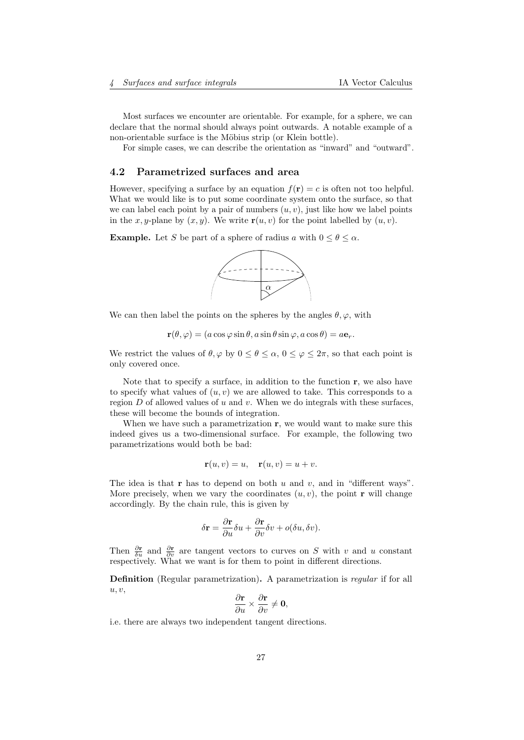Most surfaces we encounter are orientable. For example, for a sphere, we can declare that the normal should always point outwards. A notable example of a non-orientable surface is the Möbius strip (or Klein bottle).

For simple cases, we can describe the orientation as "inward" and "outward".

## 4.2 Parametrized surfaces and area

However, specifying a surface by an equation $f(\mathbf{r}) = c$ is often not too helpful. What we would like is to put some coordinate system onto the surface, so that we can label each point by a pair of numbers $(u, v)$, just like how we label points in the $x, y$-plane by $(x, y)$. We write $\mathbf{r}(u, v)$ for the point labelled by $(u, v)$.

**Example.** Let $S$ be part of a sphere of radius $a$ with $0 \leq \theta \leq \alpha$.

We can then label the points on the spheres by the angles $\theta, \varphi$, with

$$\mathbf{r}(\theta, \varphi) = (a\cos\varphi\sin\theta, a\sin\theta\sin\varphi, a\cos\theta) = a\mathbf{e}_r.$$

We restrict the values of $\theta, \varphi$ by $0 \leq \theta \leq \alpha$, $0 \leq \varphi \leq 2\pi$, so that each point is only covered once.

Note that to specify a surface, in addition to the function $\mathbf{r}$, we also have to specify what values of $(u, v)$ we are allowed to take. This corresponds to a region $D$ of allowed values of $u$ and $v$. When we do integrals with these surfaces, these will become the bounds of integration.

When we have such a parametrization $\mathbf{r}$, we would want to make sure this indeed gives us a two-dimensional surface. For example, the following two parametrizations would both be bad:

$$\mathbf{r}(u, v) = u, \quad \mathbf{r}(u, v) = u + v.$$

The idea is that $\mathbf{r}$ has to depend on both $u$ and $v$, and in "different ways". More precisely, when we vary the coordinates $(u, v)$, the point $\mathbf{r}$ will change accordingly. By the chain rule, this is given by

$$\delta\mathbf{r} = \frac{\partial\mathbf{r}}{\partial u}\delta u + \frac{\partial\mathbf{r}}{\partial v}\delta v + o(\delta u, \delta v).$$

Then $\frac{\partial\mathbf{r}}{\delta u}$ and $\frac{\partial\mathbf{r}}{\partial v}$ are tangent vectors to curves on $S$ with $v$ and $u$ constant respectively. What we want is for them to point in different directions.

**Definition** (Regular parametrization)**.** A parametrization is *regular* if for all $u, v$,

$$\frac{\partial\mathbf{r}}{\partial u} \times \frac{\partial\mathbf{r}}{\partial v} \neq \mathbf{0},$$

i.e. there are always two independent tangent directions.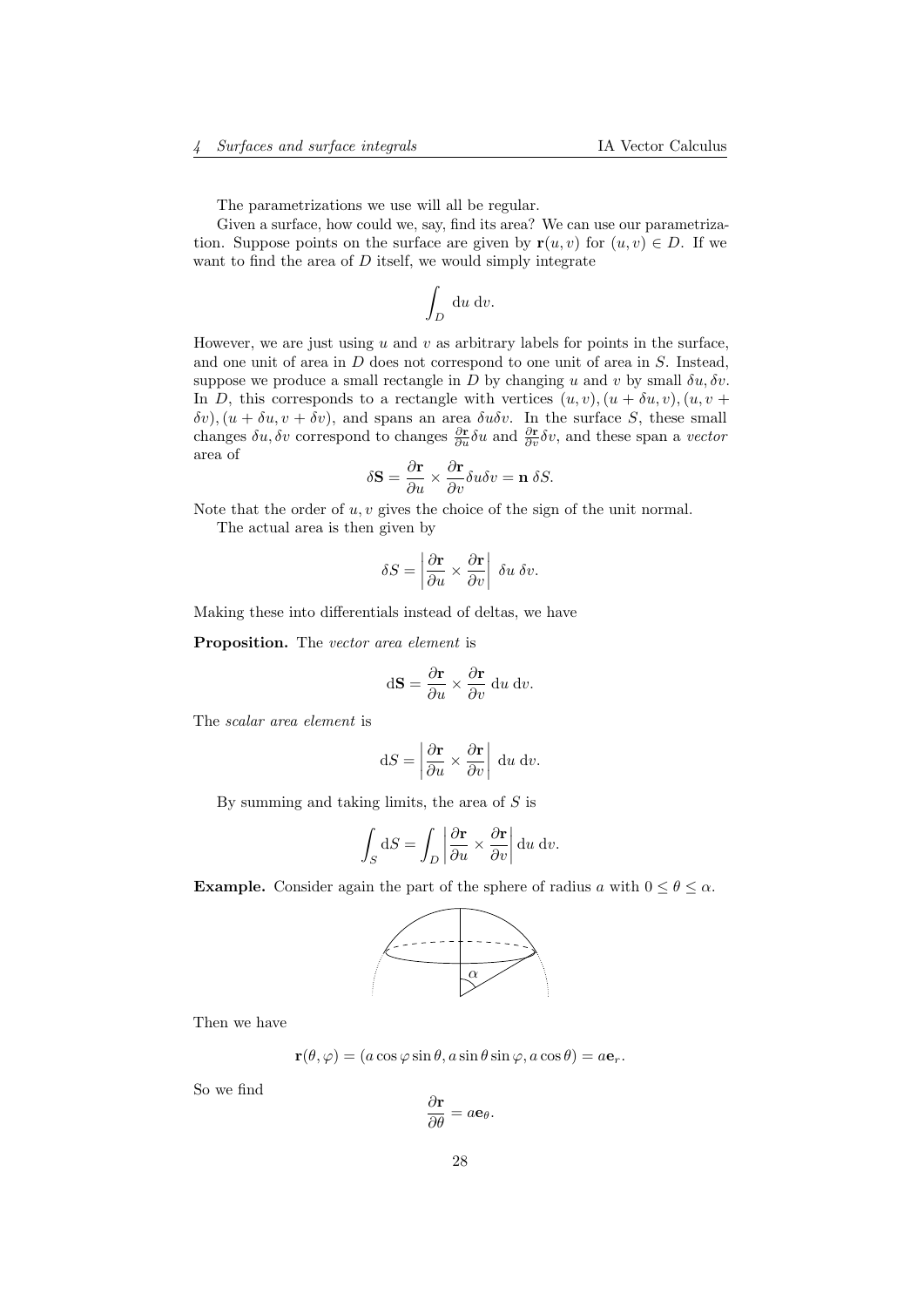The parametrizations we use will all be regular.

Given a surface, how could we, say, find its area? We can use our parametrization. Suppose points on the surface are given by $\mathbf{r}(u, v)$ for $(u, v) \in D$. If we want to find the area of $D$ itself, we would simply integrate

$$\int_D \mathrm{d}u \; \mathrm{d}v.$$

However, we are just using $u$ and $v$ as arbitrary labels for points in the surface, and one unit of area in $D$ does not correspond to one unit of area in $S$. Instead, suppose we produce a small rectangle in $D$ by changing $u$ and $v$ by small $\delta u, \delta v$. In $D$, this corresponds to a rectangle with vertices $(u, v), (u + \delta u, v), (u, v + \delta v), (u + \delta u, v + \delta v)$, and spans an area $\delta u \delta v$. In the surface $S$, these small changes $\delta u, \delta v$ correspond to changes $\frac{\partial \mathbf{r}}{\partial u}\delta u$ and $\frac{\partial \mathbf{r}}{\partial v}\delta v$, and these span a *vector* area of

$$\delta \mathbf{S} = \frac{\partial \mathbf{r}}{\partial u} \times \frac{\partial \mathbf{r}}{\partial v} \delta u \delta v = \mathbf{n}\; \delta S.$$

Note that the order of $u, v$ gives the choice of the sign of the unit normal.

The actual area is then given by

$$\delta S = \left|\frac{\partial \mathbf{r}}{\partial u} \times \frac{\partial \mathbf{r}}{\partial v}\right| \; \delta u \; \delta v.$$

Making these into differentials instead of deltas, we have

**Proposition.** The *vector area element* is

$$\mathrm{d}\mathbf{S} = \frac{\partial \mathbf{r}}{\partial u} \times \frac{\partial \mathbf{r}}{\partial v} \; \mathrm{d}u \; \mathrm{d}v.$$

The *scalar area element* is

$$\mathrm{d}S = \left|\frac{\partial \mathbf{r}}{\partial u} \times \frac{\partial \mathbf{r}}{\partial v}\right| \; \mathrm{d}u \; \mathrm{d}v.$$

By summing and taking limits, the area of $S$ is

$$\int_S \mathrm{d}S = \int_D \left|\frac{\partial \mathbf{r}}{\partial u} \times \frac{\partial \mathbf{r}}{\partial v}\right| \mathrm{d}u \; \mathrm{d}v.$$

**Example.** Consider again the part of the sphere of radius $a$ with $0 \leq \theta \leq \alpha$.

Then we have

$$\mathbf{r}(\theta, \varphi) = (a \cos\varphi \sin\theta, a \sin\theta \sin\varphi, a\cos\theta) = a\mathbf{e}_r.$$

So we find

$$\frac{\partial \mathbf{r}}{\partial \theta} = a\mathbf{e}_\theta.$$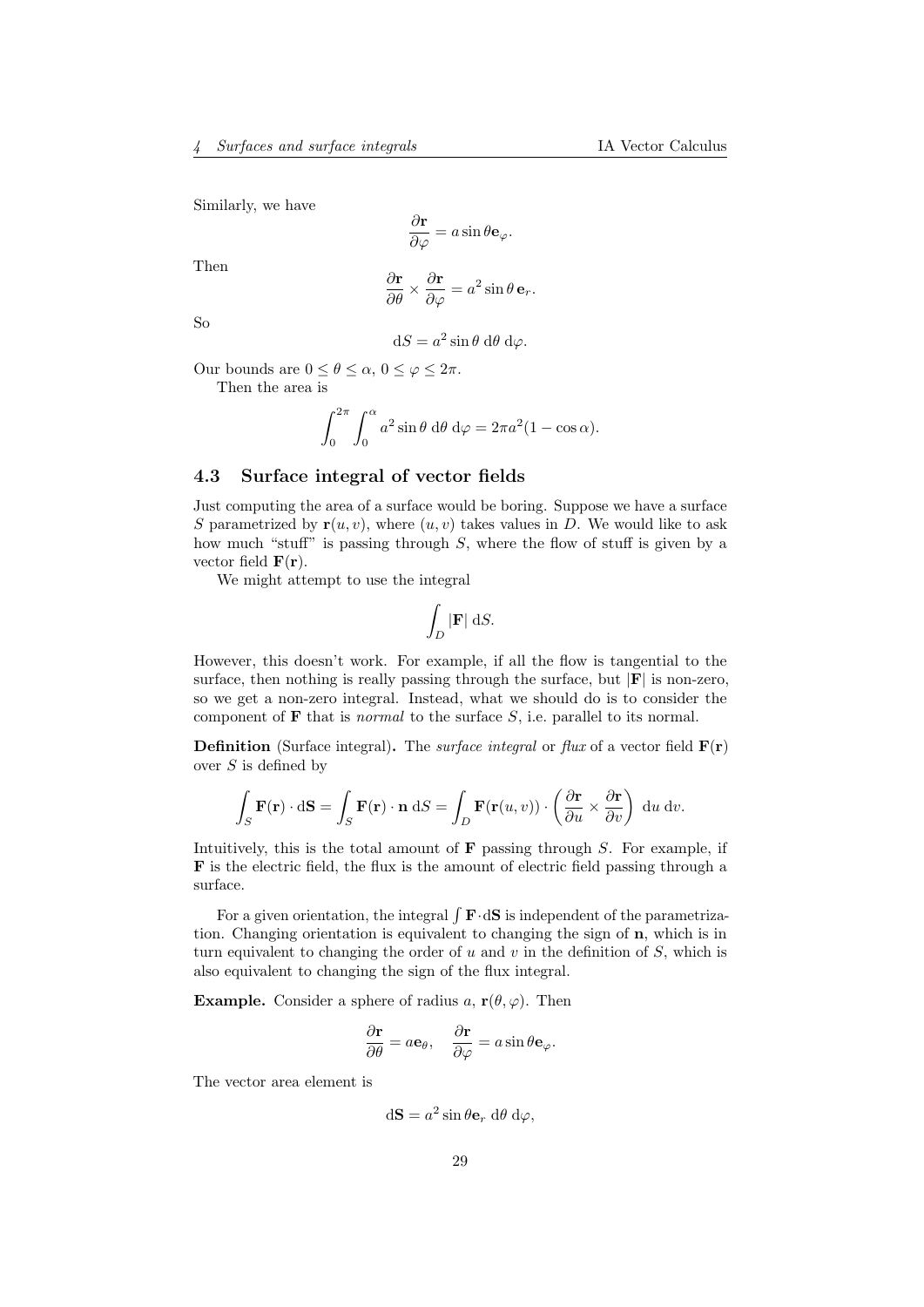Similarly, we have

$$\frac{\partial \mathbf{r}}{\partial \varphi} = a \sin\theta \mathbf{e}_\varphi.$$

Then

$$\frac{\partial \mathbf{r}}{\partial \theta} \times \frac{\partial \mathbf{r}}{\partial \varphi} = a^2 \sin\theta \, \mathbf{e}_r.$$

So

$$\mathrm{d}S = a^2 \sin\theta \; \mathrm{d}\theta \; \mathrm{d}\varphi.$$

Our bounds are $0 \leq \theta \leq \alpha$, $0 \leq \varphi \leq 2\pi$.

Then the area is

$$\int_0^{2\pi} \int_0^{\alpha} a^2 \sin\theta \; \mathrm{d}\theta \; \mathrm{d}\varphi = 2\pi a^2 (1 - \cos\alpha).$$

## 4.3 Surface integral of vector fields

Just computing the area of a surface would be boring. Suppose we have a surface $S$ parametrized by $\mathbf{r}(u, v)$, where $(u, v)$ takes values in $D$. We would like to ask how much "stuff" is passing through $S$, where the flow of stuff is given by a vector field $\mathbf{F}(\mathbf{r})$.

We might attempt to use the integral

$$\int_D |\mathbf{F}| \; \mathrm{d}S.$$

However, this doesn't work. For example, if all the flow is tangential to the surface, then nothing is really passing through the surface, but $|\mathbf{F}|$ is non-zero, so we get a non-zero integral. Instead, what we should do is to consider the component of $\mathbf{F}$ that is *normal* to the surface $S$, i.e. parallel to its normal.

**Definition** (Surface integral)**.** The *surface integral* or *flux* of a vector field $\mathbf{F}(\mathbf{r})$ over $S$ is defined by

$$\int_S \mathbf{F}(\mathbf{r}) \cdot \mathrm{d}\mathbf{S} = \int_S \mathbf{F}(\mathbf{r}) \cdot \mathbf{n} \; \mathrm{d}S = \int_D \mathbf{F}(\mathbf{r}(u, v)) \cdot \left( \frac{\partial \mathbf{r}}{\partial u} \times \frac{\partial \mathbf{r}}{\partial v} \right) \; \mathrm{d}u \; \mathrm{d}v.$$

Intuitively, this is the total amount of $\mathbf{F}$ passing through $S$. For example, if $\mathbf{F}$ is the electric field, the flux is the amount of electric field passing through a surface.

For a given orientation, the integral $\int \mathbf{F} \cdot \mathrm{d}\mathbf{S}$ is independent of the parametrization. Changing orientation is equivalent to changing the sign of $\mathbf{n}$, which is in turn equivalent to changing the order of $u$ and $v$ in the definition of $S$, which is also equivalent to changing the sign of the flux integral.

**Example.** Consider a sphere of radius $a$, $\mathbf{r}(\theta, \varphi)$. Then

$$\frac{\partial \mathbf{r}}{\partial \theta} = a\mathbf{e}_\theta, \quad \frac{\partial \mathbf{r}}{\partial \varphi} = a \sin\theta \mathbf{e}_\varphi.$$

The vector area element is

$$\mathrm{d}\mathbf{S} = a^2 \sin\theta \mathbf{e}_r \; \mathrm{d}\theta \; \mathrm{d}\varphi,$$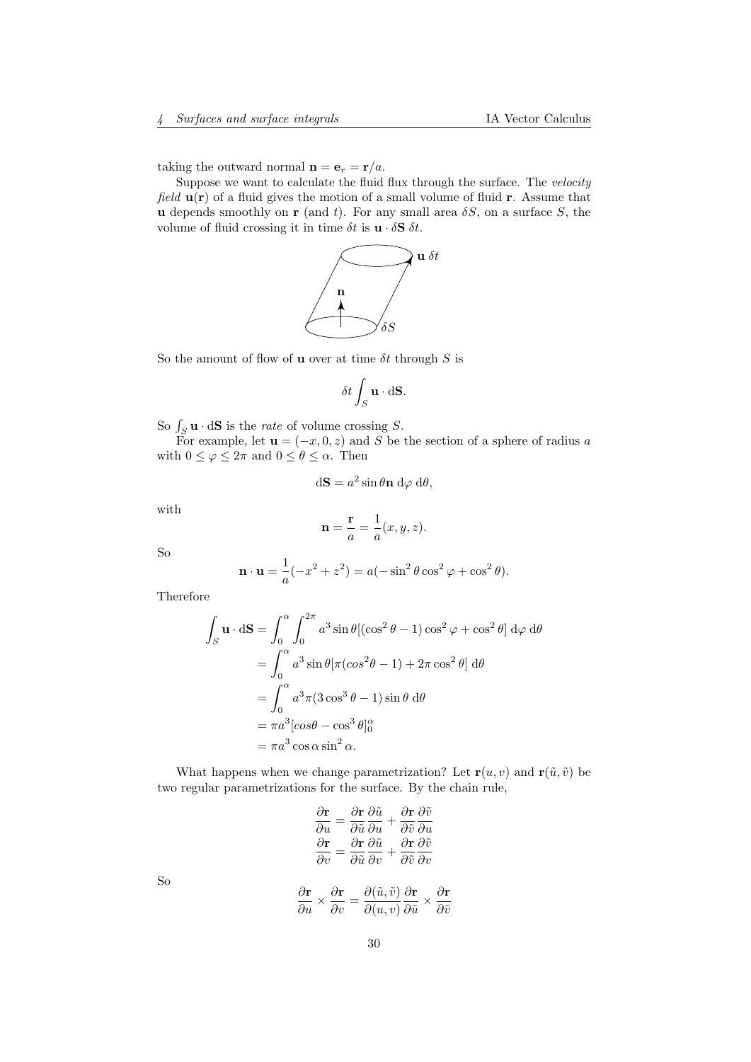taking the outward normal $\mathbf{n} = \mathbf{e}_r = \mathbf{r}/a$.

Suppose we want to calculate the fluid flux through the surface. The *velocity field* $\mathbf{u}(\mathbf{r})$ of a fluid gives the motion of a small volume of fluid $\mathbf{r}$. Assume that $\mathbf{u}$ depends smoothly on $\mathbf{r}$ (and $t$). For any small area $\delta S$, on a surface $S$, the volume of fluid crossing it in time $\delta t$ is $\mathbf{u} \cdot \delta\mathbf{S}\ \delta t$.

So the amount of flow of $\mathbf{u}$ over at time $\delta t$ through $S$ is

$$\delta t \int_S \mathbf{u} \cdot \mathrm{d}\mathbf{S}.$$

So $\int_S \mathbf{u} \cdot \mathrm{d}\mathbf{S}$ is the *rate* of volume crossing $S$.

For example, let $\mathbf{u} = (-x, 0, z)$ and $S$ be the section of a sphere of radius $a$ with $0 \leq \varphi \leq 2\pi$ and $0 \leq \theta \leq \alpha$. Then

$$\mathrm{d}\mathbf{S} = a^2 \sin\theta \mathbf{n}\ \mathrm{d}\varphi\ \mathrm{d}\theta,$$

with

$$\mathbf{n} = \frac{\mathbf{r}}{a} = \frac{1}{a}(x, y, z).$$

So

$$\mathbf{n} \cdot \mathbf{u} = \frac{1}{a}(-x^2 + z^2) = a(-\sin^2\theta\cos^2\varphi + \cos^2\theta).$$

Therefore

$$\begin{aligned}
\int_S \mathbf{u} \cdot \mathrm{d}\mathbf{S} &= \int_0^\alpha \int_0^{2\pi} a^3 \sin\theta[(\cos^2\theta - 1)\cos^2\varphi + \cos^2\theta]\ \mathrm{d}\varphi\ \mathrm{d}\theta \\
&= \int_0^\alpha a^3 \sin\theta[\pi(cos^2\theta - 1) + 2\pi\cos^2\theta]\ \mathrm{d}\theta \\
&= \int_0^\alpha a^3\pi(3\cos^3\theta - 1)\sin\theta\ \mathrm{d}\theta \\
&= \pi a^3[cos\theta - \cos^3\theta]_0^\alpha \\
&= \pi a^3 \cos\alpha\sin^2\alpha.
\end{aligned}$$

What happens when we change parametrization? Let $\mathbf{r}(u, v)$ and $\mathbf{r}(\tilde{u}, \tilde{v})$ be two regular parametrizations for the surface. By the chain rule,

$$\begin{aligned}
\frac{\partial \mathbf{r}}{\partial u} &= \frac{\partial \mathbf{r}}{\partial \tilde{u}}\frac{\partial \tilde{u}}{\partial u} + \frac{\partial \mathbf{r}}{\partial \tilde{v}}\frac{\partial \tilde{v}}{\partial u} \\
\frac{\partial \mathbf{r}}{\partial v} &= \frac{\partial \mathbf{r}}{\partial \tilde{u}}\frac{\partial \tilde{u}}{\partial v} + \frac{\partial \mathbf{r}}{\partial \tilde{v}}\frac{\partial \tilde{v}}{\partial v}
\end{aligned}$$

So

$$\frac{\partial \mathbf{r}}{\partial u} \times \frac{\partial \mathbf{r}}{\partial v} = \frac{\partial(\tilde{u}, \tilde{v})}{\partial(u, v)}\frac{\partial \mathbf{r}}{\partial \tilde{u}} \times \frac{\partial \mathbf{r}}{\partial \tilde{v}}$$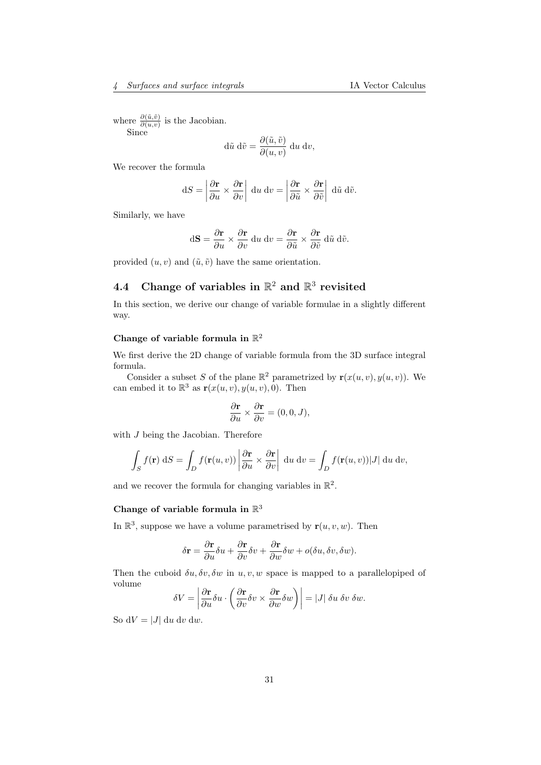where $\frac{\partial(\tilde{u},\tilde{v})}{\partial(u,v)}$ is the Jacobian.

Since

$$\mathrm{d}\tilde{u}\ \mathrm{d}\tilde{v} = \frac{\partial(\tilde{u},\tilde{v})}{\partial(u,v)}\ \mathrm{d}u\ \mathrm{d}v,$$

We recover the formula

$$\mathrm{d}S = \left|\frac{\partial \mathbf{r}}{\partial u} \times \frac{\partial \mathbf{r}}{\partial v}\right|\ \mathrm{d}u\ \mathrm{d}v = \left|\frac{\partial \mathbf{r}}{\partial \tilde{u}} \times \frac{\partial \mathbf{r}}{\partial \tilde{v}}\right|\ \mathrm{d}\tilde{u}\ \mathrm{d}\tilde{v}.$$

Similarly, we have

$$\mathrm{d}\mathbf{S} = \frac{\partial \mathbf{r}}{\partial u} \times \frac{\partial \mathbf{r}}{\partial v}\ \mathrm{d}u\ \mathrm{d}v = \frac{\partial \mathbf{r}}{\partial \tilde{u}} \times \frac{\partial \mathbf{r}}{\partial \tilde{v}}\ \mathrm{d}\tilde{u}\ \mathrm{d}\tilde{v}.$$

provided $(u, v)$ and $(\tilde{u}, \tilde{v})$ have the same orientation.

## 4.4 Change of variables in $\mathbb{R}^2$ and $\mathbb{R}^3$ revisited

In this section, we derive our change of variable formulae in a slightly different way.

#### Change of variable formula in $\mathbb{R}^2$

We first derive the 2D change of variable formula from the 3D surface integral formula.

Consider a subset $S$ of the plane $\mathbb{R}^2$ parametrized by $\mathbf{r}(x(u,v), y(u,v))$. We can embed it to $\mathbb{R}^3$ as $\mathbf{r}(x(u,v), y(u,v), 0)$. Then

$$\frac{\partial \mathbf{r}}{\partial u} \times \frac{\partial \mathbf{r}}{\partial v} = (0, 0, J),$$

with $J$ being the Jacobian. Therefore

$$\int_S f(\mathbf{r})\ \mathrm{d}S = \int_D f(\mathbf{r}(u,v))\left|\frac{\partial \mathbf{r}}{\partial u} \times \frac{\partial \mathbf{r}}{\partial v}\right|\ \mathrm{d}u\ \mathrm{d}v = \int_D f(\mathbf{r}(u,v))|J|\ \mathrm{d}u\ \mathrm{d}v,$$

and we recover the formula for changing variables in $\mathbb{R}^2$.

#### Change of variable formula in $\mathbb{R}^3$

In $\mathbb{R}^3$, suppose we have a volume parametrised by $\mathbf{r}(u, v, w)$. Then

$$\delta\mathbf{r} = \frac{\partial \mathbf{r}}{\partial u}\delta u + \frac{\partial \mathbf{r}}{\partial v}\delta v + \frac{\partial \mathbf{r}}{\partial w}\delta w + o(\delta u, \delta v, \delta w).$$

Then the cuboid $\delta u, \delta v, \delta w$ in $u, v, w$ space is mapped to a parallelopiped of volume

$$\delta V = \left|\frac{\partial \mathbf{r}}{\partial u}\delta u \cdot \left(\frac{\partial \mathbf{r}}{\partial v}\delta v \times \frac{\partial \mathbf{r}}{\partial w}\delta w\right)\right| = |J|\ \delta u\ \delta v\ \delta w.$$

So $\mathrm{d}V = |J|\ \mathrm{d}u\ \mathrm{d}v\ \mathrm{d}w$.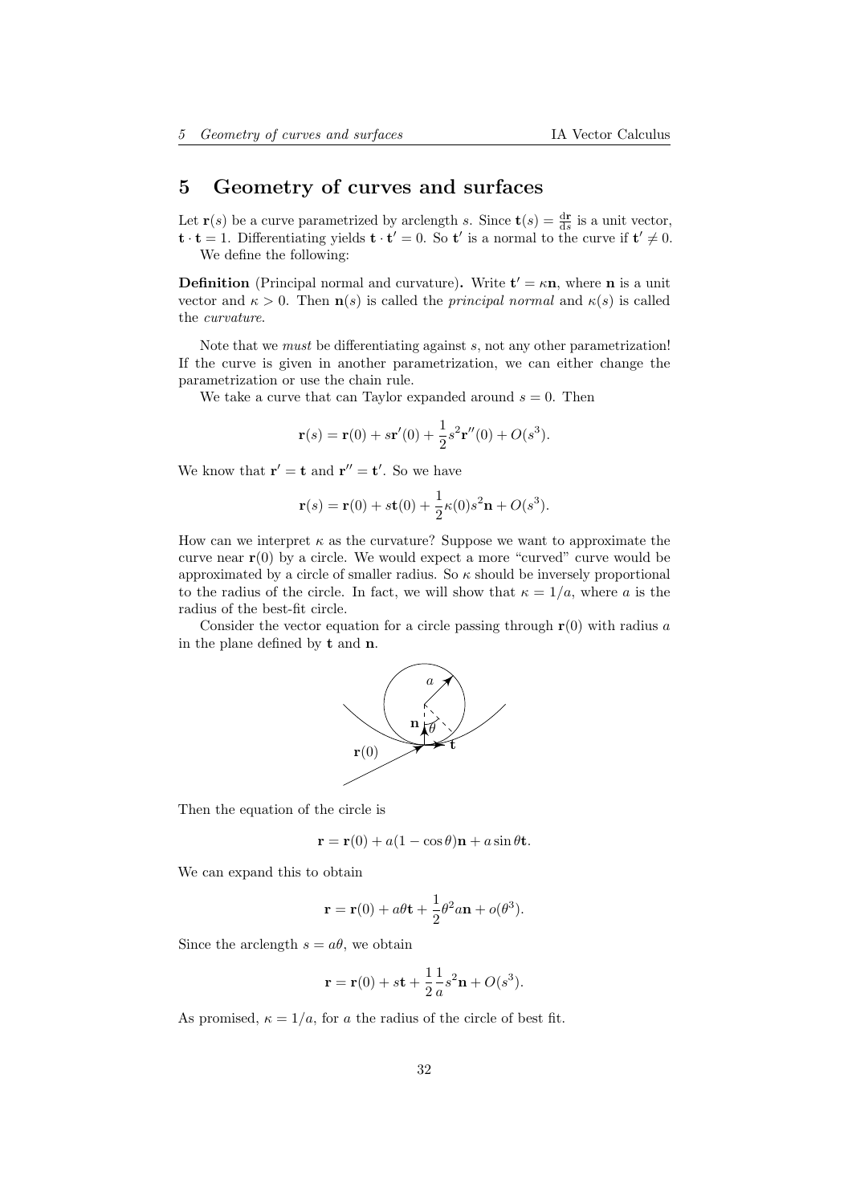# 5 Geometry of curves and surfaces

Let $\mathbf{r}(s)$ be a curve parametrized by arclength $s$. Since $\mathbf{t}(s) = \frac{\mathrm{d}\mathbf{r}}{\mathrm{d}s}$ is a unit vector, $\mathbf{t} \cdot \mathbf{t} = 1$. Differentiating yields $\mathbf{t} \cdot \mathbf{t}' = 0$. So $\mathbf{t}'$ is a normal to the curve if $\mathbf{t}' \neq 0$.

We define the following:

**Definition** (Principal normal and curvature)**.** Write $\mathbf{t}' = \kappa \mathbf{n}$, where $\mathbf{n}$ is a unit vector and $\kappa > 0$. Then $\mathbf{n}(s)$ is called the *principal normal* and $\kappa(s)$ is called the *curvature*.

Note that we *must* be differentiating against $s$, not any other parametrization! If the curve is given in another parametrization, we can either change the parametrization or use the chain rule.

We take a curve that can Taylor expanded around $s = 0$. Then

$$\mathbf{r}(s) = \mathbf{r}(0) + s\mathbf{r}'(0) + \frac{1}{2}s^2\mathbf{r}''(0) + O(s^3).$$

We know that $\mathbf{r}' = \mathbf{t}$ and $\mathbf{r}'' = \mathbf{t}'$. So we have

$$\mathbf{r}(s) = \mathbf{r}(0) + s\mathbf{t}(0) + \frac{1}{2}\kappa(0)s^2\mathbf{n} + O(s^3).$$

How can we interpret $\kappa$ as the curvature? Suppose we want to approximate the curve near $\mathbf{r}(0)$ by a circle. We would expect a more "curved" curve would be approximated by a circle of smaller radius. So $\kappa$ should be inversely proportional to the radius of the circle. In fact, we will show that $\kappa = 1/a$, where $a$ is the radius of the best-fit circle.

Consider the vector equation for a circle passing through $\mathbf{r}(0)$ with radius $a$ in the plane defined by $\mathbf{t}$ and $\mathbf{n}$.

Then the equation of the circle is

$$\mathbf{r} = \mathbf{r}(0) + a(1 - \cos\theta)\mathbf{n} + a\sin\theta\mathbf{t}.$$

We can expand this to obtain

$$\mathbf{r} = \mathbf{r}(0) + a\theta\mathbf{t} + \frac{1}{2}\theta^2 a\mathbf{n} + o(\theta^3).$$

Since the arclength $s = a\theta$, we obtain

$$\mathbf{r} = \mathbf{r}(0) + s\mathbf{t} + \frac{1}{2}\frac{1}{a}s^2\mathbf{n} + O(s^3).$$

As promised, $\kappa = 1/a$, for $a$ the radius of the circle of best fit.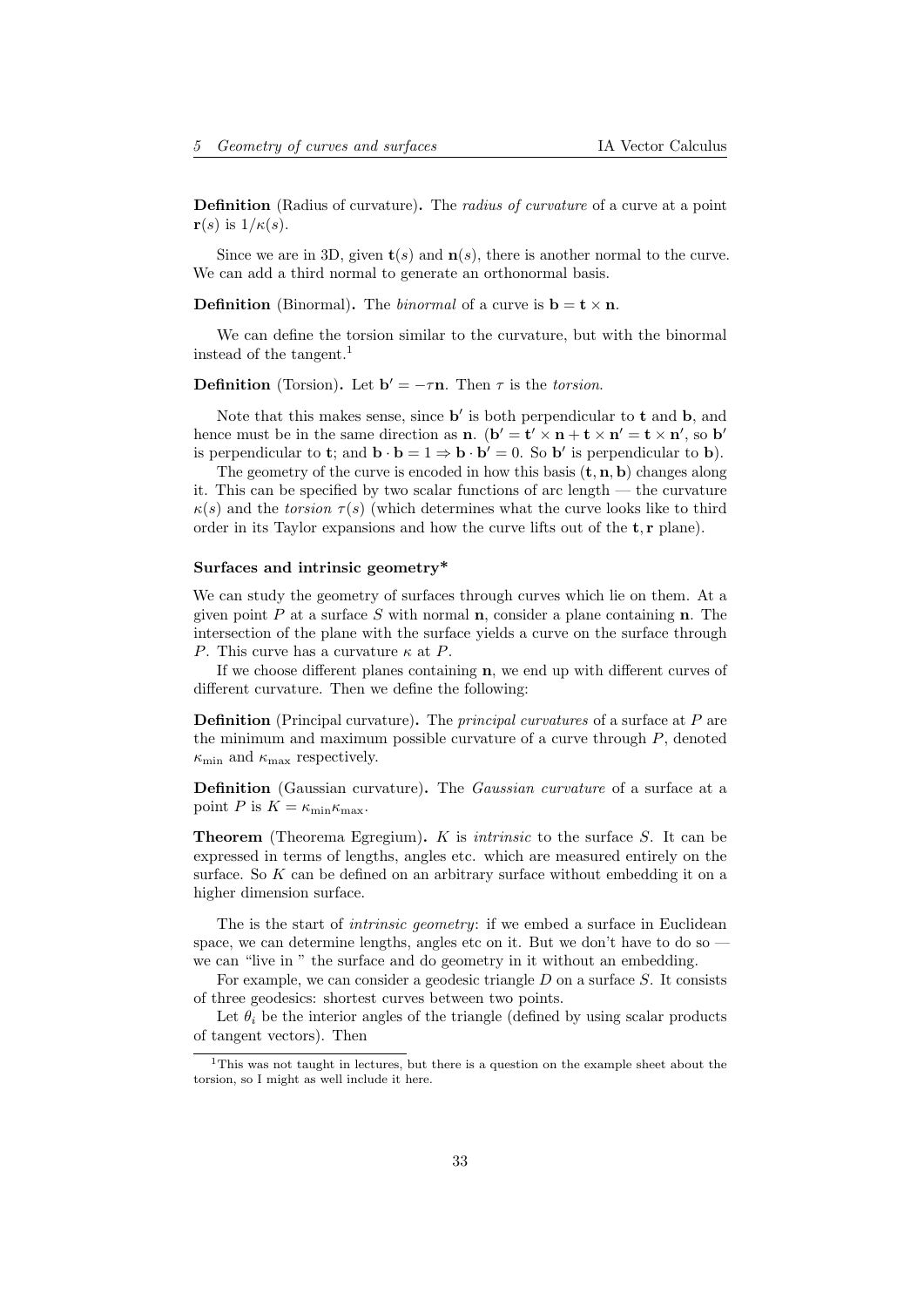**Definition** (Radius of curvature)**.** The *radius of curvature* of a curve at a point $\mathbf{r}(s)$ is $1/\kappa(s)$.

Since we are in 3D, given $\mathbf{t}(s)$ and $\mathbf{n}(s)$, there is another normal to the curve. We can add a third normal to generate an orthonormal basis.

**Definition** (Binormal)**.** The *binormal* of a curve is $\mathbf{b} = \mathbf{t} \times \mathbf{n}$.

We can define the torsion similar to the curvature, but with the binormal instead of the tangent.[1]

**Definition** (Torsion)**.** Let $\mathbf{b}' = -\tau\mathbf{n}$. Then $\tau$ is the *torsion*.

Note that this makes sense, since $\mathbf{b}'$ is both perpendicular to $\mathbf{t}$ and $\mathbf{b}$, and hence must be in the same direction as $\mathbf{n}$. ($\mathbf{b}' = \mathbf{t}' \times \mathbf{n} + \mathbf{t} \times \mathbf{n}' = \mathbf{t} \times \mathbf{n}'$, so $\mathbf{b}'$ is perpendicular to $\mathbf{t}$; and $\mathbf{b} \cdot \mathbf{b} = 1 \Rightarrow \mathbf{b} \cdot \mathbf{b}' = 0$. So $\mathbf{b}'$ is perpendicular to $\mathbf{b}$).

The geometry of the curve is encoded in how this basis $(\mathbf{t}, \mathbf{n}, \mathbf{b})$ changes along it. This can be specified by two scalar functions of arc length — the curvature $\kappa(s)$ and the *torsion* $\tau(s)$ (which determines what the curve looks like to third order in its Taylor expansions and how the curve lifts out of the $\mathbf{t}, \mathbf{r}$ plane).

#### Surfaces and intrinsic geometry*

We can study the geometry of surfaces through curves which lie on them. At a given point $P$ at a surface $S$ with normal $\mathbf{n}$, consider a plane containing $\mathbf{n}$. The intersection of the plane with the surface yields a curve on the surface through $P$. This curve has a curvature $\kappa$ at $P$.

If we choose different planes containing $\mathbf{n}$, we end up with different curves of different curvature. Then we define the following:

**Definition** (Principal curvature)**.** The *principal curvatures* of a surface at $P$ are the minimum and maximum possible curvature of a curve through $P$, denoted $\kappa_{\min}$ and $\kappa_{\max}$ respectively.

**Definition** (Gaussian curvature)**.** The *Gaussian curvature* of a surface at a point $P$ is $K = \kappa_{\min}\kappa_{\max}$.

**Theorem** (Theorema Egregium)**.** $K$ is *intrinsic* to the surface $S$. It can be expressed in terms of lengths, angles etc. which are measured entirely on the surface. So $K$ can be defined on an arbitrary surface without embedding it on a higher dimension surface.

The is the start of *intrinsic geometry*: if we embed a surface in Euclidean space, we can determine lengths, angles etc on it. But we don't have to do so — we can "live in " the surface and do geometry in it without an embedding.

For example, we can consider a geodesic triangle $D$ on a surface $S$. It consists of three geodesics: shortest curves between two points.

Let $\theta_i$ be the interior angles of the triangle (defined by using scalar products of tangent vectors). Then

[1] This was not taught in lectures, but there is a question on the example sheet about the torsion, so I might as well include it here.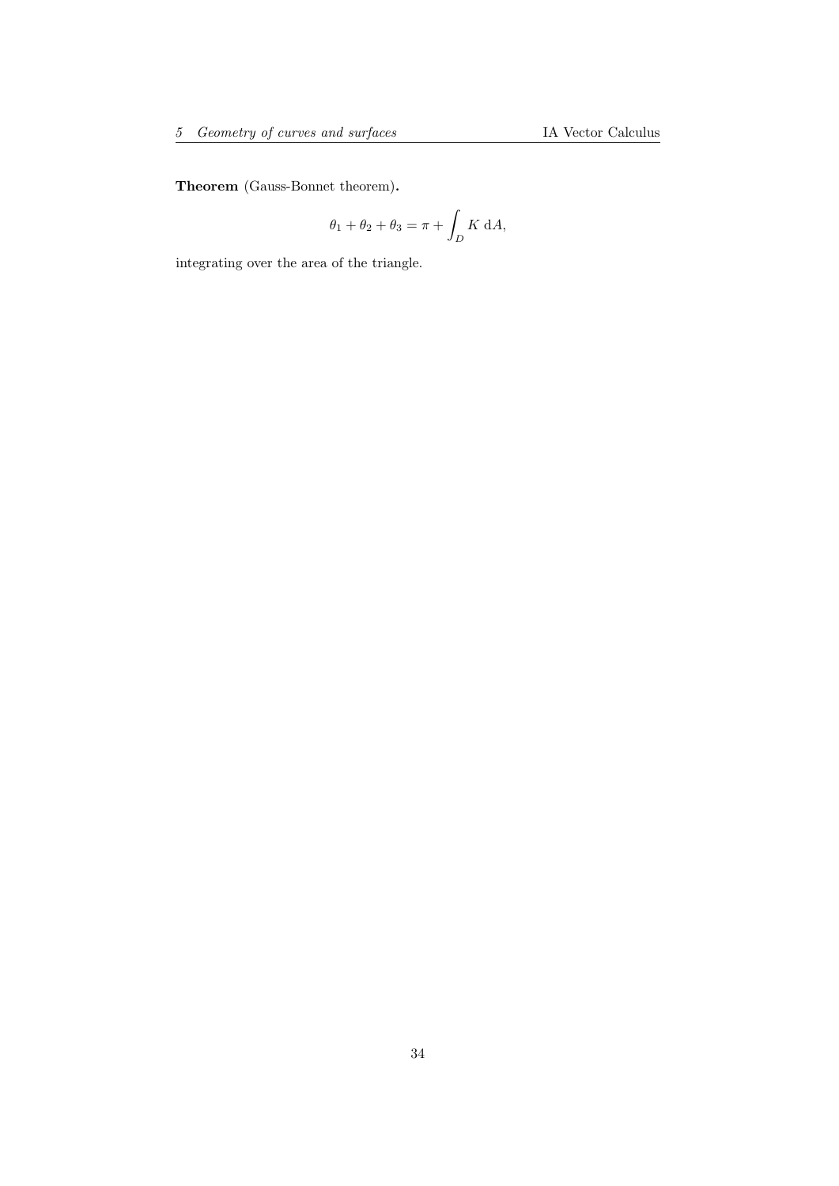**Theorem** (Gauss-Bonnet theorem)**.**

$$\theta_1 + \theta_2 + \theta_3 = \pi + \int_D K \; \mathrm{d}A,$$

integrating over the area of the triangle.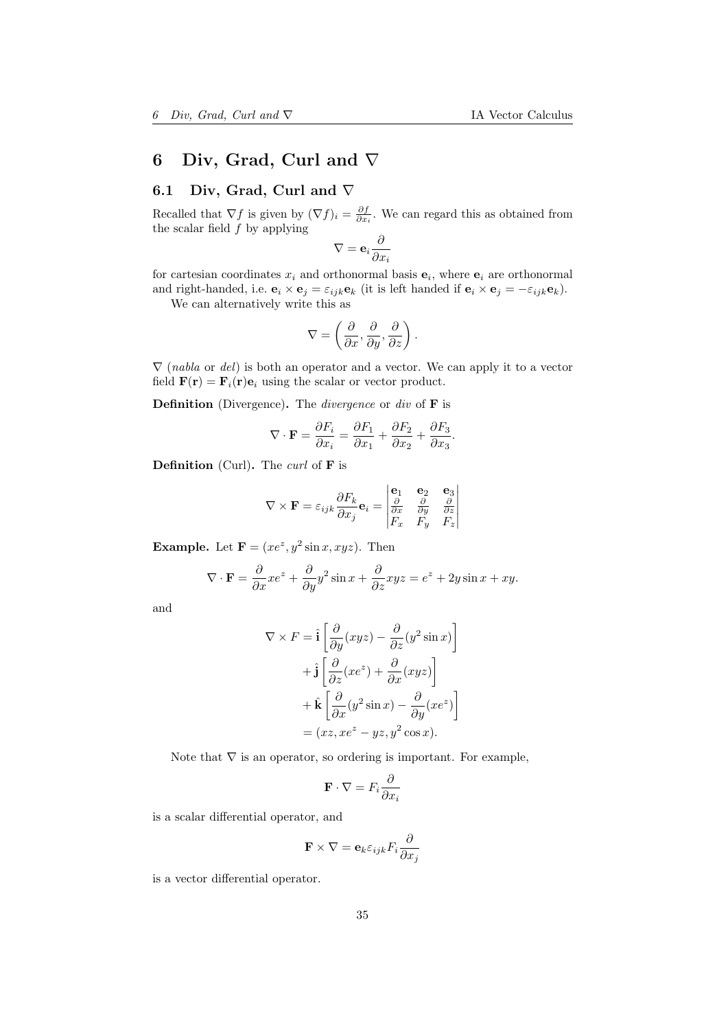# 6 Div, Grad, Curl and $\nabla$

## 6.1 Div, Grad, Curl and $\nabla$

Recalled that $\nabla f$ is given by $(\nabla f)_i = \frac{\partial f}{\partial x_i}$. We can regard this as obtained from the scalar field $f$ by applying

$$\nabla = \mathbf{e}_i \frac{\partial}{\partial x_i}$$

for cartesian coordinates $x_i$ and orthonormal basis $\mathbf{e}_i$, where $\mathbf{e}_i$ are orthonormal and right-handed, i.e. $\mathbf{e}_i \times \mathbf{e}_j = \varepsilon_{ijk}\mathbf{e}_k$ (it is left handed if $\mathbf{e}_i \times \mathbf{e}_j = -\varepsilon_{ijk}\mathbf{e}_k$).

We can alternatively write this as

$$\nabla = \left(\frac{\partial}{\partial x}, \frac{\partial}{\partial y}, \frac{\partial}{\partial z}\right).$$

$\nabla$ (*nabla* or *del*) is both an operator and a vector. We can apply it to a vector field $\mathbf{F}(\mathbf{r}) = \mathbf{F}_i(\mathbf{r})\mathbf{e}_i$ using the scalar or vector product.

**Definition** (Divergence)**.** The *divergence* or *div* of $\mathbf{F}$ is

$$\nabla \cdot \mathbf{F} = \frac{\partial F_i}{\partial x_i} = \frac{\partial F_1}{\partial x_1} + \frac{\partial F_2}{\partial x_2} + \frac{\partial F_3}{\partial x_3}.$$

**Definition** (Curl)**.** The *curl* of $\mathbf{F}$ is

$$\nabla \times \mathbf{F} = \varepsilon_{ijk}\frac{\partial F_k}{\partial x_j}\mathbf{e}_i = \begin{vmatrix} \mathbf{e}_1 & \mathbf{e}_2 & \mathbf{e}_3 \\ \frac{\partial}{\partial x} & \frac{\partial}{\partial y} & \frac{\partial}{\partial z} \\ F_x & F_y & F_z \end{vmatrix}$$

**Example.** Let $\mathbf{F} = (xe^z, y^2 \sin x, xyz)$. Then

$$\nabla \cdot \mathbf{F} = \frac{\partial}{\partial x}xe^z + \frac{\partial}{\partial y}y^2 \sin x + \frac{\partial}{\partial z}xyz = e^z + 2y\sin x + xy.$$

and

$$\begin{aligned}
\nabla \times F &= \hat{\mathbf{i}}\left[\frac{\partial}{\partial y}(xyz) - \frac{\partial}{\partial z}(y^2 \sin x)\right] \\
&\quad + \hat{\mathbf{j}}\left[\frac{\partial}{\partial z}(xe^z) + \frac{\partial}{\partial x}(xyz)\right] \\
&\quad + \hat{\mathbf{k}}\left[\frac{\partial}{\partial x}(y^2 \sin x) - \frac{\partial}{\partial y}(xe^z)\right] \\
&= (xz, xe^z - yz, y^2 \cos x).
\end{aligned}$$

Note that $\nabla$ is an operator, so ordering is important. For example,

$$\mathbf{F} \cdot \nabla = F_i \frac{\partial}{\partial x_i}$$

is a scalar differential operator, and

$$\mathbf{F} \times \nabla = \mathbf{e}_k \varepsilon_{ijk} F_i \frac{\partial}{\partial x_j}$$

is a vector differential operator.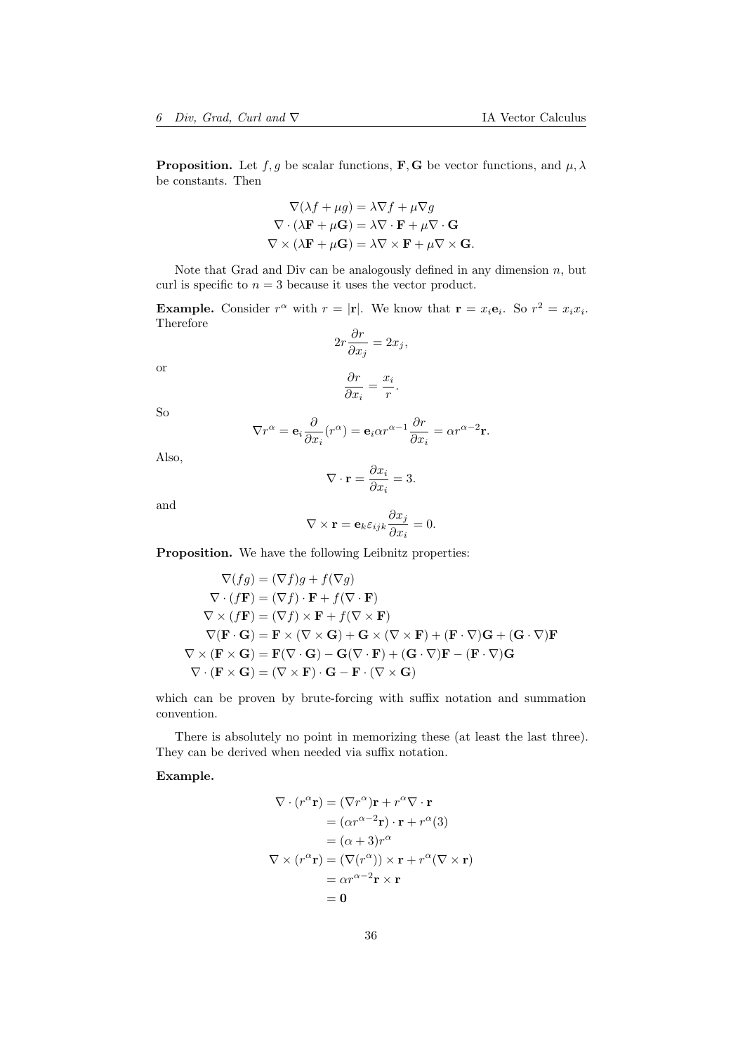**Proposition.** Let $f, g$ be scalar functions, $\mathbf{F}, \mathbf{G}$ be vector functions, and $\mu, \lambda$ be constants. Then

$$
\begin{aligned}
\nabla(\lambda f + \mu g) &= \lambda \nabla f + \mu \nabla g \\
\nabla \cdot (\lambda \mathbf{F} + \mu \mathbf{G}) &= \lambda \nabla \cdot \mathbf{F} + \mu \nabla \cdot \mathbf{G} \\
\nabla \times (\lambda \mathbf{F} + \mu \mathbf{G}) &= \lambda \nabla \times \mathbf{F} + \mu \nabla \times \mathbf{G}.
\end{aligned}
$$

Note that Grad and Div can be analogously defined in any dimension $n$, but curl is specific to $n = 3$ because it uses the vector product.

**Example.** Consider $r^\alpha$ with $r = |\mathbf{r}|$. We know that $\mathbf{r} = x_i \mathbf{e}_i$. So $r^2 = x_i x_i$. Therefore

$$
2r \frac{\partial r}{\partial x_j} = 2x_j,
$$

or

$$
\frac{\partial r}{\partial x_i} = \frac{x_i}{r}.
$$

So

$$
\nabla r^\alpha = \mathbf{e}_i \frac{\partial}{\partial x_i}(r^\alpha) = \mathbf{e}_i \alpha r^{\alpha - 1} \frac{\partial r}{\partial x_i} = \alpha r^{\alpha - 2} \mathbf{r}.
$$

Also,

$$
\nabla \cdot \mathbf{r} = \frac{\partial x_i}{\partial x_i} = 3.
$$

and

$$
\nabla \times \mathbf{r} = \mathbf{e}_k \varepsilon_{ijk} \frac{\partial x_j}{\partial x_i} = 0.
$$

**Proposition.** We have the following Leibnitz properties:

$$
\begin{aligned}
\nabla(fg) &= (\nabla f)g + f(\nabla g) \\
\nabla \cdot (f\mathbf{F}) &= (\nabla f) \cdot \mathbf{F} + f(\nabla \cdot \mathbf{F}) \\
\nabla \times (f\mathbf{F}) &= (\nabla f) \times \mathbf{F} + f(\nabla \times \mathbf{F}) \\
\nabla(\mathbf{F} \cdot \mathbf{G}) &= \mathbf{F} \times (\nabla \times \mathbf{G}) + \mathbf{G} \times (\nabla \times \mathbf{F}) + (\mathbf{F} \cdot \nabla)\mathbf{G} + (\mathbf{G} \cdot \nabla)\mathbf{F} \\
\nabla \times (\mathbf{F} \times \mathbf{G}) &= \mathbf{F}(\nabla \cdot \mathbf{G}) - \mathbf{G}(\nabla \cdot \mathbf{F}) + (\mathbf{G} \cdot \nabla)\mathbf{F} - (\mathbf{F} \cdot \nabla)\mathbf{G} \\
\nabla \cdot (\mathbf{F} \times \mathbf{G}) &= (\nabla \times \mathbf{F}) \cdot \mathbf{G} - \mathbf{F} \cdot (\nabla \times \mathbf{G})
\end{aligned}
$$

which can be proven by brute-forcing with suffix notation and summation convention.

There is absolutely no point in memorizing these (at least the last three). They can be derived when needed via suffix notation.

**Example.**

$$
\begin{aligned}
\nabla \cdot (r^\alpha \mathbf{r}) &= (\nabla r^\alpha)\mathbf{r} + r^\alpha \nabla \cdot \mathbf{r} \\
&= (\alpha r^{\alpha - 2}\mathbf{r}) \cdot \mathbf{r} + r^\alpha (3) \\
&= (\alpha + 3) r^\alpha \\
\nabla \times (r^\alpha \mathbf{r}) &= (\nabla (r^\alpha)) \times \mathbf{r} + r^\alpha (\nabla \times \mathbf{r}) \\
&= \alpha r^{\alpha - 2} \mathbf{r} \times \mathbf{r} \\
&= \mathbf{0}
\end{aligned}
$$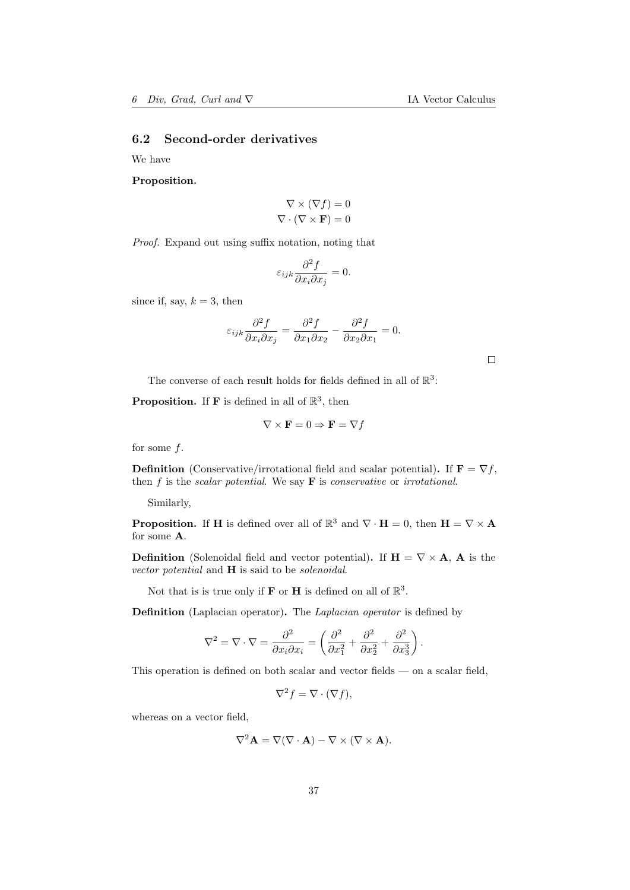### 6.2 Second-order derivatives

We have

**Proposition.**

$$\nabla \times (\nabla f) = 0$$
$$\nabla \cdot (\nabla \times \mathbf{F}) = 0$$

*Proof.* Expand out using suffix notation, noting that

$$\varepsilon_{ijk} \frac{\partial^2 f}{\partial x_i \partial x_j} = 0.$$

since if, say, $k = 3$, then

$$\varepsilon_{ijk} \frac{\partial^2 f}{\partial x_i \partial x_j} = \frac{\partial^2 f}{\partial x_1 \partial x_2} - \frac{\partial^2 f}{\partial x_2 \partial x_1} = 0.$$

□

The converse of each result holds for fields defined in all of $\mathbb{R}^3$:

**Proposition.** If $\mathbf{F}$ is defined in all of $\mathbb{R}^3$, then

$$\nabla \times \mathbf{F} = 0 \Rightarrow \mathbf{F} = \nabla f$$

for some $f$.

**Definition** (Conservative/irrotational field and scalar potential)**.** If $\mathbf{F} = \nabla f$, then $f$ is the *scalar potential*. We say $\mathbf{F}$ is *conservative* or *irrotational*.

Similarly,

**Proposition.** If $\mathbf{H}$ is defined over all of $\mathbb{R}^3$ and $\nabla \cdot \mathbf{H} = 0$, then $\mathbf{H} = \nabla \times \mathbf{A}$ for some $\mathbf{A}$.

**Definition** (Solenoidal field and vector potential)**.** If $\mathbf{H} = \nabla \times \mathbf{A}$, $\mathbf{A}$ is the *vector potential* and $\mathbf{H}$ is said to be *solenoidal*.

Not that is is true only if $\mathbf{F}$ or $\mathbf{H}$ is defined on all of $\mathbb{R}^3$.

**Definition** (Laplacian operator)**.** The *Laplacian operator* is defined by

$$\nabla^2 = \nabla \cdot \nabla = \frac{\partial^2}{\partial x_i \partial x_i} = \left( \frac{\partial^2}{\partial x_1^2} + \frac{\partial^2}{\partial x_2^2} + \frac{\partial^2}{\partial x_3^3} \right).$$

This operation is defined on both scalar and vector fields — on a scalar field,

$$\nabla^2 f = \nabla \cdot (\nabla f),$$

whereas on a vector field,

$$\nabla^2 \mathbf{A} = \nabla(\nabla \cdot \mathbf{A}) - \nabla \times (\nabla \times \mathbf{A}).$$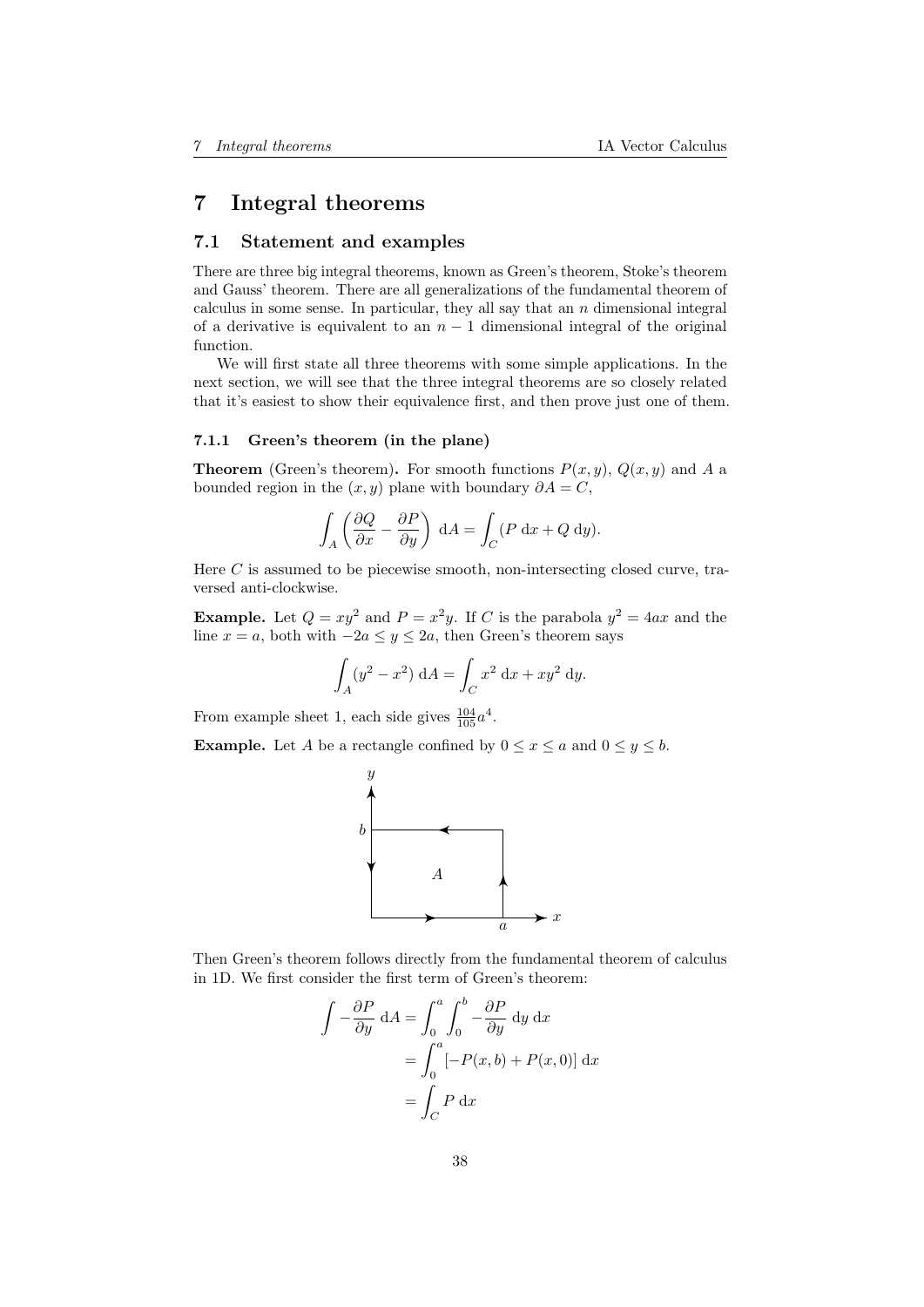# 7 Integral theorems

## 7.1 Statement and examples

There are three big integral theorems, known as Green's theorem, Stoke's theorem and Gauss' theorem. There are all generalizations of the fundamental theorem of calculus in some sense. In particular, they all say that an $n$ dimensional integral of a derivative is equivalent to an $n-1$ dimensional integral of the original function.

We will first state all three theorems with some simple applications. In the next section, we will see that the three integral theorems are so closely related that it's easiest to show their equivalence first, and then prove just one of them.

### 7.1.1 Green's theorem (in the plane)

**Theorem** (Green's theorem)**.** For smooth functions $P(x,y)$, $Q(x,y)$ and $A$ a bounded region in the $(x,y)$ plane with boundary $\partial A = C$,

$$\int_A \left(\frac{\partial Q}{\partial x} - \frac{\partial P}{\partial y}\right)\,\mathrm{d}A = \int_C (P\,\mathrm{d}x + Q\,\mathrm{d}y).$$

Here $C$ is assumed to be piecewise smooth, non-intersecting closed curve, traversed anti-clockwise.

**Example.** Let $Q = xy^2$ and $P = x^2y$. If $C$ is the parabola $y^2 = 4ax$ and the line $x = a$, both with $-2a \leq y \leq 2a$, then Green's theorem says

$$\int_A (y^2 - x^2)\,\mathrm{d}A = \int_C x^2\,\mathrm{d}x + xy^2\,\mathrm{d}y.$$

From example sheet 1, each side gives $\frac{104}{105}a^4$.

**Example.** Let $A$ be a rectangle confined by $0 \leq x \leq a$ and $0 \leq y \leq b$.

Then Green's theorem follows directly from the fundamental theorem of calculus in 1D. We first consider the first term of Green's theorem:

$$\begin{aligned}
\int -\frac{\partial P}{\partial y}\,\mathrm{d}A &= \int_0^a \int_0^b -\frac{\partial P}{\partial y}\,\mathrm{d}y\,\mathrm{d}x \\
&= \int_0^a [-P(x,b) + P(x,0)]\,\mathrm{d}x \\
&= \int_C P\,\mathrm{d}x
\end{aligned}$$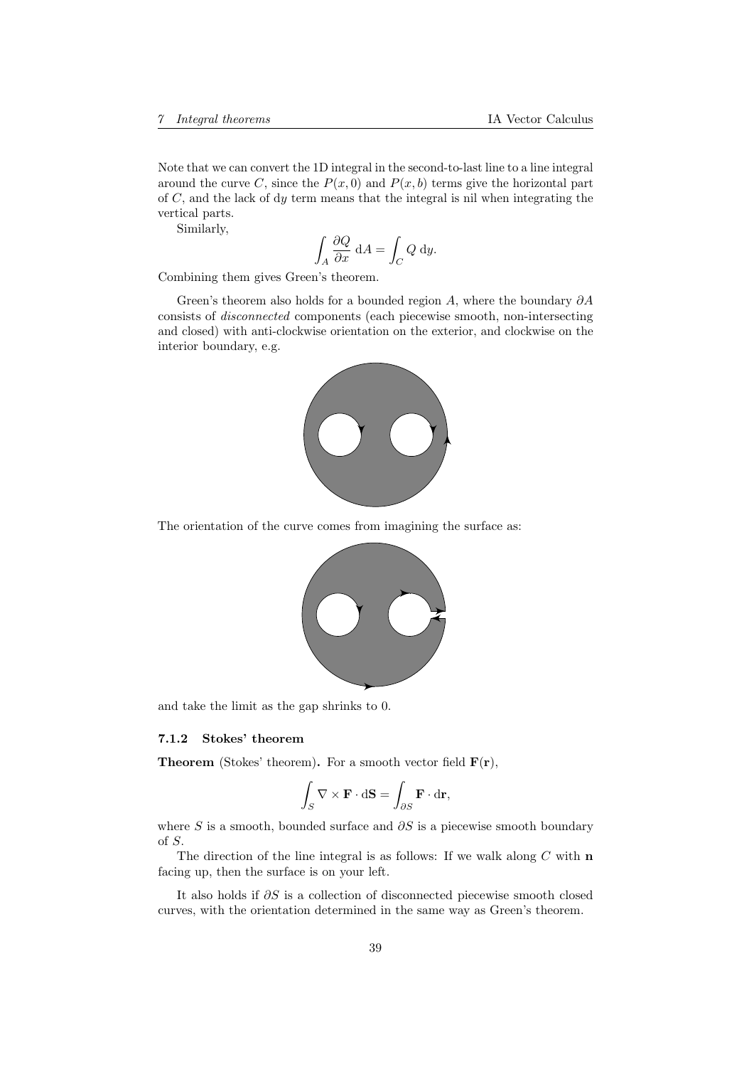Note that we can convert the 1D integral in the second-to-last line to a line integral around the curve $C$, since the $P(x, 0)$ and $P(x, b)$ terms give the horizontal part of $C$, and the lack of $\mathrm{d}y$ term means that the integral is nil when integrating the vertical parts.

Similarly,

$$\int_A \frac{\partial Q}{\partial x}\ \mathrm{d}A = \int_C Q\ \mathrm{d}y.$$

Combining them gives Green's theorem.

Green's theorem also holds for a bounded region $A$, where the boundary $\partial A$ consists of *disconnected* components (each piecewise smooth, non-intersecting and closed) with anti-clockwise orientation on the exterior, and clockwise on the interior boundary, e.g.

The orientation of the curve comes from imagining the surface as:

and take the limit as the gap shrinks to 0.

#### 7.1.2 Stokes' theorem

**Theorem** (Stokes' theorem)**.** For a smooth vector field $\mathbf{F}(\mathbf{r})$,

$$\int_S \nabla \times \mathbf{F} \cdot \mathrm{d}\mathbf{S} = \int_{\partial S} \mathbf{F} \cdot \mathrm{d}\mathbf{r},$$

where $S$ is a smooth, bounded surface and $\partial S$ is a piecewise smooth boundary of $S$.

The direction of the line integral is as follows: If we walk along $C$ with $\mathbf{n}$ facing up, then the surface is on your left.

It also holds if $\partial S$ is a collection of disconnected piecewise smooth closed curves, with the orientation determined in the same way as Green's theorem.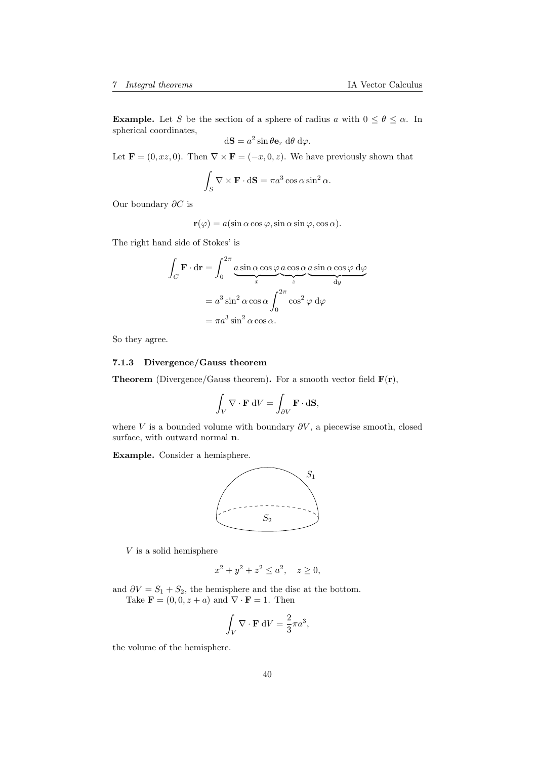**Example.** Let $S$ be the section of a sphere of radius $a$ with $0 \leq \theta \leq \alpha$. In spherical coordinates,

$$\mathrm{d}\mathbf{S} = a^2 \sin\theta \mathbf{e}_r \, \mathrm{d}\theta \, \mathrm{d}\varphi.$$

Let $\mathbf{F} = (0, xz, 0)$. Then $\nabla \times \mathbf{F} = (-x, 0, z)$. We have previously shown that

$$\int_S \nabla \times \mathbf{F} \cdot \mathrm{d}\mathbf{S} = \pi a^3 \cos\alpha \sin^2\alpha.$$

Our boundary $\partial C$ is

$$\mathbf{r}(\varphi) = a(\sin\alpha\cos\varphi, \sin\alpha\sin\varphi, \cos\alpha).$$

The right hand side of Stokes' is

$$\begin{aligned}
\int_C \mathbf{F} \cdot \mathrm{d}\mathbf{r} &= \int_0^{2\pi} \underbrace{a\sin\alpha\cos\varphi}_{x} \underbrace{a\cos\alpha}_{z} \underbrace{a\sin\alpha\cos\varphi \, \mathrm{d}\varphi}_{\mathrm{d}y} \\
&= a^3 \sin^2\alpha\cos\alpha \int_0^{2\pi} \cos^2\varphi \, \mathrm{d}\varphi \\
&= \pi a^3 \sin^2\alpha \cos\alpha.
\end{aligned}$$

So they agree.

### 7.1.3 Divergence/Gauss theorem

**Theorem** (Divergence/Gauss theorem)**.** For a smooth vector field $\mathbf{F}(\mathbf{r})$,

$$\int_V \nabla \cdot \mathbf{F} \, \mathrm{d}V = \int_{\partial V} \mathbf{F} \cdot \mathrm{d}\mathbf{S},$$

where $V$ is a bounded volume with boundary $\partial V$, a piecewise smooth, closed surface, with outward normal $\mathbf{n}$.

**Example.** Consider a hemisphere.

$V$ is a solid hemisphere

$$x^2 + y^2 + z^2 \leq a^2, \quad z \geq 0,$$

and $\partial V = S_1 + S_2$, the hemisphere and the disc at the bottom.

Take $\mathbf{F} = (0, 0, z + a)$ and $\nabla \cdot \mathbf{F} = 1$. Then

$$\int_V \nabla \cdot \mathbf{F} \, \mathrm{d}V = \frac{2}{3}\pi a^3,$$

the volume of the hemisphere.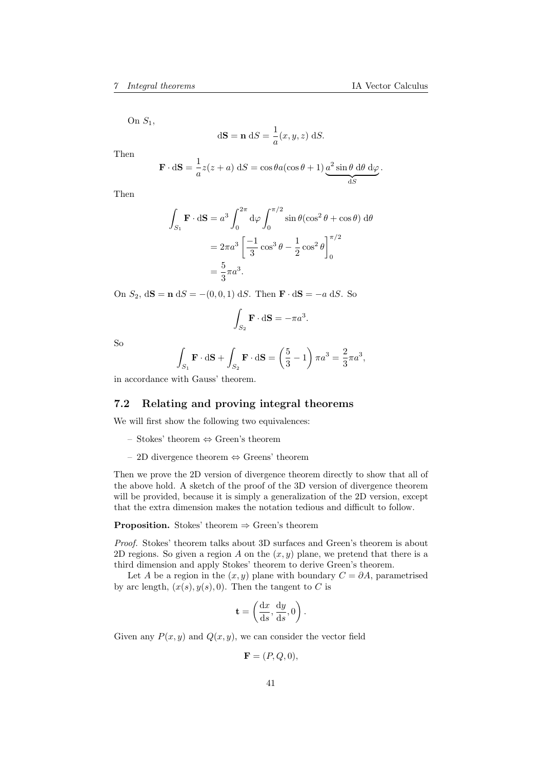On $S_1$,

$$\mathrm{d}\mathbf{S} = \mathbf{n}\ \mathrm{d}S = \frac{1}{a}(x, y, z)\ \mathrm{d}S.$$

Then

$$\mathbf{F} \cdot \mathrm{d}\mathbf{S} = \frac{1}{a}z(z + a)\ \mathrm{d}S = \cos\theta a(\cos\theta + 1) \underbrace{a^2 \sin\theta\ \mathrm{d}\theta\ \mathrm{d}\varphi}_{\mathrm{d}S}.$$

Then

$$\begin{aligned}
\int_{S_1} \mathbf{F} \cdot \mathrm{d}\mathbf{S} &= a^3 \int_0^{2\pi} \mathrm{d}\varphi \int_0^{\pi/2} \sin\theta(\cos^2\theta + \cos\theta)\ \mathrm{d}\theta \\
&= 2\pi a^3 \left[\frac{-1}{3}\cos^3\theta - \frac{1}{2}\cos^2\theta\right]_0^{\pi/2} \\
&= \frac{5}{3}\pi a^3.
\end{aligned}$$

On $S_2$, $\mathrm{d}\mathbf{S} = \mathbf{n}\ \mathrm{d}S = -(0, 0, 1)\ \mathrm{d}S$. Then $\mathbf{F} \cdot \mathrm{d}\mathbf{S} = -a\ \mathrm{d}S$. So

$$\int_{S_2} \mathbf{F} \cdot \mathrm{d}\mathbf{S} = -\pi a^3.$$

So

$$\int_{S_1} \mathbf{F} \cdot \mathrm{d}\mathbf{S} + \int_{S_2} \mathbf{F} \cdot \mathrm{d}\mathbf{S} = \left(\frac{5}{3} - 1\right)\pi a^3 = \frac{2}{3}\pi a^3,$$

in accordance with Gauss' theorem.

## 7.2 Relating and proving integral theorems

We will first show the following two equivalences:

- Stokes' theorem ⇔ Green's theorem
- 2D divergence theorem ⇔ Greens' theorem

Then we prove the 2D version of divergence theorem directly to show that all of the above hold. A sketch of the proof of the 3D version of divergence theorem will be provided, because it is simply a generalization of the 2D version, except that the extra dimension makes the notation tedious and difficult to follow.

**Proposition.** Stokes' theorem ⇒ Green's theorem

*Proof.* Stokes' theorem talks about 3D surfaces and Green's theorem is about 2D regions. So given a region $A$ on the $(x, y)$ plane, we pretend that there is a third dimension and apply Stokes' theorem to derive Green's theorem.

Let $A$ be a region in the $(x, y)$ plane with boundary $C = \partial A$, parametrised by arc length, $(x(s), y(s), 0)$. Then the tangent to $C$ is

$$\mathbf{t} = \left(\frac{\mathrm{d}x}{\mathrm{d}s}, \frac{\mathrm{d}y}{\mathrm{d}s}, 0\right).$$

Given any $P(x, y)$ and $Q(x, y)$, we can consider the vector field

$$\mathbf{F} = (P, Q, 0),$$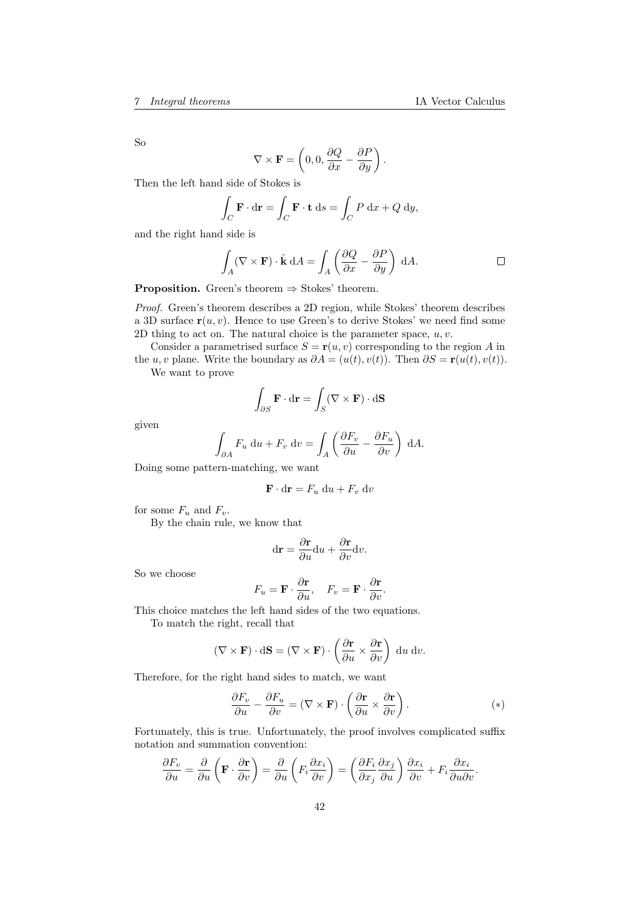So

$$\nabla \times \mathbf{F} = \left(0, 0, \frac{\partial Q}{\partial x} - \frac{\partial P}{\partial y}\right).$$

Then the left hand side of Stokes is

$$\int_C \mathbf{F} \cdot \mathrm{d}\mathbf{r} = \int_C \mathbf{F} \cdot \mathbf{t} \, \mathrm{d}s = \int_C P \, \mathrm{d}x + Q \, \mathrm{d}y,$$

and the right hand side is

$$\int_A (\nabla \times \mathbf{F}) \cdot \hat{\mathbf{k}} \, \mathrm{d}A = \int_A \left(\frac{\partial Q}{\partial x} - \frac{\partial P}{\partial y}\right) \, \mathrm{d}A. \qquad \square$$

**Proposition.** Green's theorem $\Rightarrow$ Stokes' theorem.

*Proof.* Green's theorem describes a 2D region, while Stokes' theorem describes a 3D surface $\mathbf{r}(u, v)$. Hence to use Green's to derive Stokes' we need find some 2D thing to act on. The natural choice is the parameter space, $u, v$.

Consider a parametrised surface $S = \mathbf{r}(u, v)$ corresponding to the region $A$ in the $u, v$ plane. Write the boundary as $\partial A = (u(t), v(t))$. Then $\partial S = \mathbf{r}(u(t), v(t))$.

We want to prove

$$\int_{\partial S} \mathbf{F} \cdot \mathrm{d}\mathbf{r} = \int_S (\nabla \times \mathbf{F}) \cdot \mathrm{d}\mathbf{S}$$

given

$$\int_{\partial A} F_u \, \mathrm{d}u + F_v \, \mathrm{d}v = \int_A \left(\frac{\partial F_v}{\partial u} - \frac{\partial F_u}{\partial v}\right) \, \mathrm{d}A.$$

Doing some pattern-matching, we want

$$\mathbf{F} \cdot \mathrm{d}\mathbf{r} = F_u \, \mathrm{d}u + F_v \, \mathrm{d}v$$

for some $F_u$ and $F_v$.

By the chain rule, we know that

$$\mathrm{d}\mathbf{r} = \frac{\partial \mathbf{r}}{\partial u}\mathrm{d}u + \frac{\partial \mathbf{r}}{\partial v}\mathrm{d}v.$$

So we choose

$$F_u = \mathbf{F} \cdot \frac{\partial \mathbf{r}}{\partial u}, \quad F_v = \mathbf{F} \cdot \frac{\partial \mathbf{r}}{\partial v}.$$

This choice matches the left hand sides of the two equations.

To match the right, recall that

$$(\nabla \times \mathbf{F}) \cdot \mathrm{d}\mathbf{S} = (\nabla \times \mathbf{F}) \cdot \left(\frac{\partial \mathbf{r}}{\partial u} \times \frac{\partial \mathbf{r}}{\partial v}\right) \, \mathrm{d}u \, \mathrm{d}v.$$

Therefore, for the right hand sides to match, we want

$$\frac{\partial F_v}{\partial u} - \frac{\partial F_u}{\partial v} = (\nabla \times \mathbf{F}) \cdot \left(\frac{\partial \mathbf{r}}{\partial u} \times \frac{\partial \mathbf{r}}{\partial v}\right). \qquad (*)$$

Fortunately, this is true. Unfortunately, the proof involves complicated suffix notation and summation convention:

$$\frac{\partial F_v}{\partial u} = \frac{\partial}{\partial u}\left(\mathbf{F} \cdot \frac{\partial \mathbf{r}}{\partial v}\right) = \frac{\partial}{\partial u}\left(F_i \frac{\partial x_i}{\partial v}\right) = \left(\frac{\partial F_i}{\partial x_j}\frac{\partial x_j}{\partial u}\right)\frac{\partial x_i}{\partial v} + F_i \frac{\partial x_i}{\partial u \partial v}.$$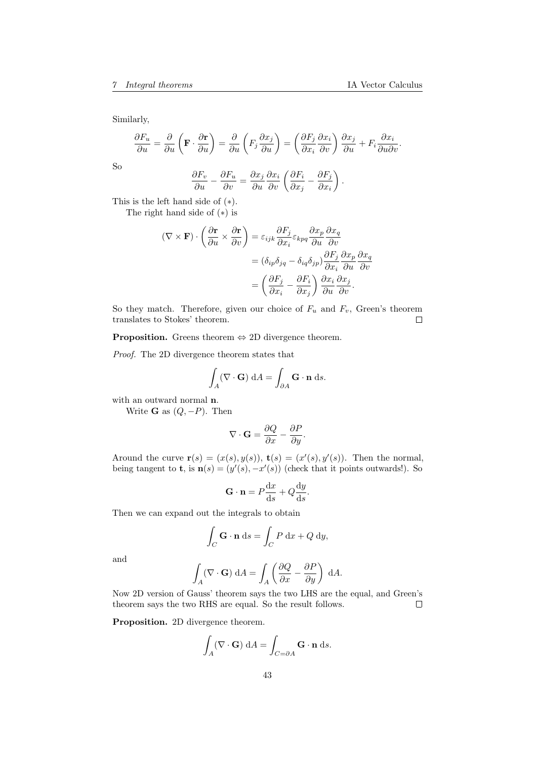Similarly,

$$\frac{\partial F_u}{\partial u} = \frac{\partial}{\partial u}\left(\mathbf{F}\cdot\frac{\partial \mathbf{r}}{\partial u}\right) = \frac{\partial}{\partial u}\left(F_j\frac{\partial x_j}{\partial u}\right) = \left(\frac{\partial F_j}{\partial x_i}\frac{\partial x_i}{\partial v}\right)\frac{\partial x_j}{\partial u} + F_i\frac{\partial x_i}{\partial u \partial v}.$$

So

$$\frac{\partial F_v}{\partial u} - \frac{\partial F_u}{\partial v} = \frac{\partial x_j}{\partial u}\frac{\partial x_i}{\partial v}\left(\frac{\partial F_i}{\partial x_j} - \frac{\partial F_j}{\partial x_i}\right).$$

This is the left hand side of $(*)$.

The right hand side of $(*)$ is

$$\begin{aligned}
(\nabla\times\mathbf{F})\cdot\left(\frac{\partial \mathbf{r}}{\partial u}\times\frac{\partial \mathbf{r}}{\partial v}\right) &= \varepsilon_{ijk}\frac{\partial F_j}{\partial x_i}\varepsilon_{kpq}\frac{\partial x_p}{\partial u}\frac{\partial x_q}{\partial v}\\
&= (\delta_{ip}\delta_{jq} - \delta_{iq}\delta_{jp})\frac{\partial F_j}{\partial x_i}\frac{\partial x_p}{\partial u}\frac{\partial x_q}{\partial v}\\
&= \left(\frac{\partial F_j}{\partial x_i} - \frac{\partial F_i}{\partial x_j}\right)\frac{\partial x_i}{\partial u}\frac{\partial x_j}{\partial v}.
\end{aligned}$$

So they match. Therefore, given our choice of $F_u$ and $F_v$, Green's theorem translates to Stokes' theorem. □

**Proposition.** Greens theorem $\Leftrightarrow$ 2D divergence theorem.

*Proof.* The 2D divergence theorem states that

$$\int_A (\nabla\cdot\mathbf{G})\;\mathrm{d}A = \int_{\partial A}\mathbf{G}\cdot\mathbf{n}\;\mathrm{d}s.$$

with an outward normal $\mathbf{n}$.

Write $\mathbf{G}$ as $(Q, -P)$. Then

$$\nabla\cdot\mathbf{G} = \frac{\partial Q}{\partial x} - \frac{\partial P}{\partial y}.$$

Around the curve $\mathbf{r}(s) = (x(s), y(s))$, $\mathbf{t}(s) = (x'(s), y'(s))$. Then the normal, being tangent to $\mathbf{t}$, is $\mathbf{n}(s) = (y'(s), -x'(s))$ (check that it points outwards!). So

$$\mathbf{G}\cdot\mathbf{n} = P\frac{\mathrm{d}x}{\mathrm{d}s} + Q\frac{\mathrm{d}y}{\mathrm{d}s}.$$

Then we can expand out the integrals to obtain

$$\int_C \mathbf{G}\cdot\mathbf{n}\;\mathrm{d}s = \int_C P\;\mathrm{d}x + Q\;\mathrm{d}y,$$

and

$$\int_A (\nabla\cdot\mathbf{G})\;\mathrm{d}A = \int_A\left(\frac{\partial Q}{\partial x} - \frac{\partial P}{\partial y}\right)\;\mathrm{d}A.$$

Now 2D version of Gauss' theorem says the two LHS are the equal, and Green's theorem says the two RHS are equal. So the result follows. □

**Proposition.** 2D divergence theorem.

$$\int_A (\nabla\cdot\mathbf{G})\;\mathrm{d}A = \int_{C=\partial A}\mathbf{G}\cdot\mathbf{n}\;\mathrm{d}s.$$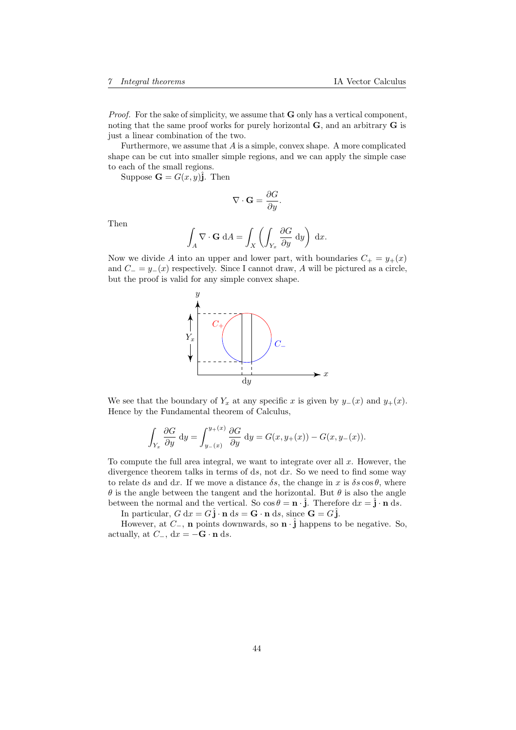*Proof.* For the sake of simplicity, we assume that $\mathbf{G}$ only has a vertical component, noting that the same proof works for purely horizontal $\mathbf{G}$, and an arbitrary $\mathbf{G}$ is just a linear combination of the two.

Furthermore, we assume that $A$ is a simple, convex shape. A more complicated shape can be cut into smaller simple regions, and we can apply the simple case to each of the small regions.

Suppose $\mathbf{G} = G(x, y)\hat{\mathbf{j}}$. Then

$$\nabla \cdot \mathbf{G} = \frac{\partial G}{\partial y}.$$

Then

$$\int_A \nabla \cdot \mathbf{G} \; \mathrm{d}A = \int_X \left( \int_{Y_x} \frac{\partial G}{\partial y} \; \mathrm{d}y \right) \; \mathrm{d}x.$$

Now we divide $A$ into an upper and lower part, with boundaries $C_+ = y_+(x)$ and $C_- = y_-(x)$ respectively. Since I cannot draw, $A$ will be pictured as a circle, but the proof is valid for any simple convex shape.

We see that the boundary of $Y_x$ at any specific $x$ is given by $y_-(x)$ and $y_+(x)$. Hence by the Fundamental theorem of Calculus,

$$\int_{Y_x} \frac{\partial G}{\partial y} \; \mathrm{d}y = \int_{y_-(x)}^{y_+(x)} \frac{\partial G}{\partial y} \; \mathrm{d}y = G(x, y_+(x)) - G(x, y_-(x)).$$

To compute the full area integral, we want to integrate over all $x$. However, the divergence theorem talks in terms of $\mathrm{d}s$, not $\mathrm{d}x$. So we need to find some way to relate $\mathrm{d}s$ and $\mathrm{d}x$. If we move a distance $\delta s$, the change in $x$ is $\delta s \cos \theta$, where $\theta$ is the angle between the tangent and the horizontal. But $\theta$ is also the angle between the normal and the vertical. So $\cos \theta = \mathbf{n} \cdot \hat{\mathbf{j}}$. Therefore $\mathrm{d}x = \hat{\mathbf{j}} \cdot \mathbf{n} \; \mathrm{d}s$.

In particular, $G \; \mathrm{d}x = G\,\hat{\mathbf{j}} \cdot \mathbf{n} \; \mathrm{d}s = \mathbf{G} \cdot \mathbf{n} \; \mathrm{d}s$, since $\mathbf{G} = G\,\hat{\mathbf{j}}$.

However, at $C_-$, $\mathbf{n}$ points downwards, so $\mathbf{n} \cdot \hat{\mathbf{j}}$ happens to be negative. So, actually, at $C_-$, $\mathrm{d}x = -\mathbf{G} \cdot \mathbf{n} \; \mathrm{d}s$.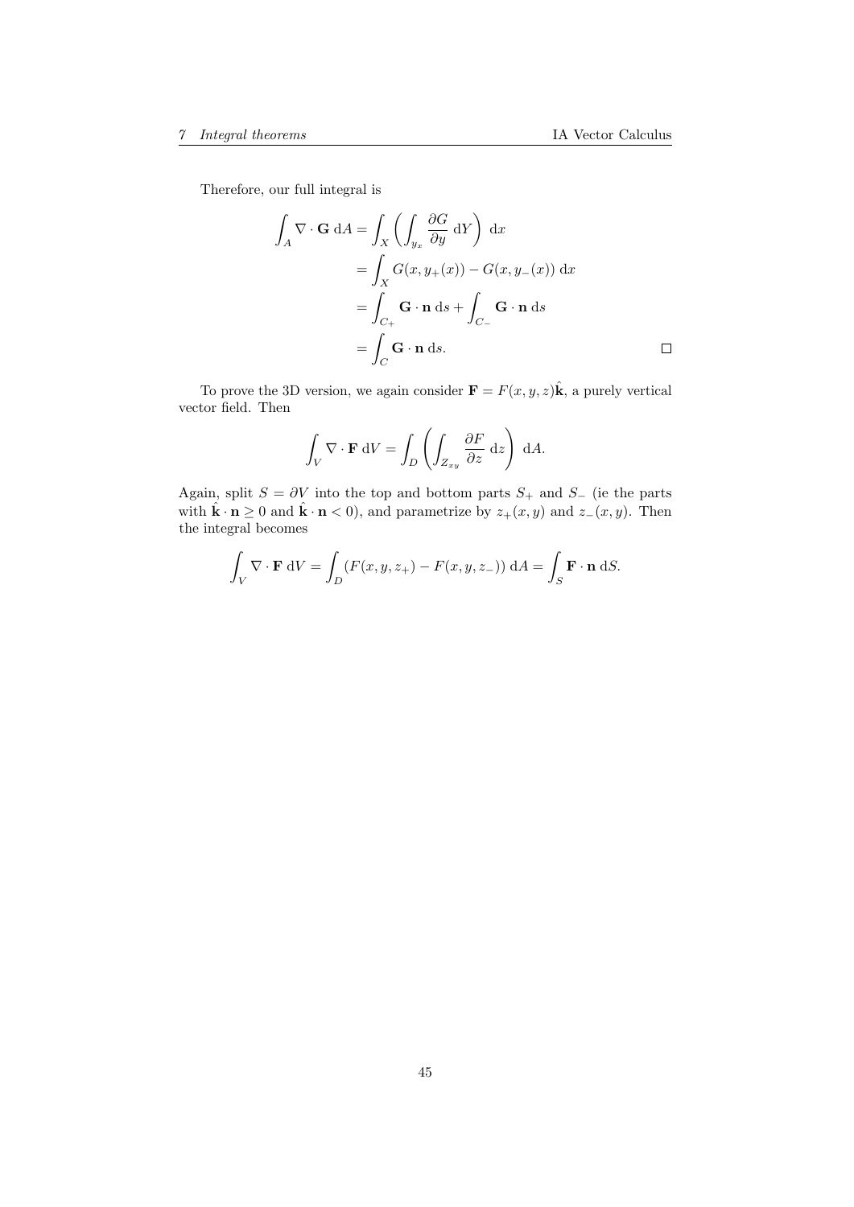Therefore, our full integral is

$$
\begin{aligned}
\int_A \nabla \cdot \mathbf{G} \, \mathrm{d}A &= \int_X \left( \int_{y_x} \frac{\partial G}{\partial y} \, \mathrm{d}Y \right) \, \mathrm{d}x \\
&= \int_X G(x, y_+(x)) - G(x, y_-(x)) \, \mathrm{d}x \\
&= \int_{C_+} \mathbf{G} \cdot \mathbf{n} \, \mathrm{d}s + \int_{C_-} \mathbf{G} \cdot \mathbf{n} \, \mathrm{d}s \\
&= \int_C \mathbf{G} \cdot \mathbf{n} \, \mathrm{d}s.
\end{aligned}
$$

□

To prove the 3D version, we again consider $\mathbf{F} = F(x, y, z)\hat{\mathbf{k}}$, a purely vertical vector field. Then

$$
\int_V \nabla \cdot \mathbf{F} \, \mathrm{d}V = \int_D \left( \int_{Z_{xy}} \frac{\partial F}{\partial z} \, \mathrm{d}z \right) \, \mathrm{d}A.
$$

Again, split $S = \partial V$ into the top and bottom parts $S_+$ and $S_-$ (ie the parts with $\hat{\mathbf{k}} \cdot \mathbf{n} \geq 0$ and $\hat{\mathbf{k}} \cdot \mathbf{n} < 0$), and parametrize by $z_+(x, y)$ and $z_-(x, y)$. Then the integral becomes

$$
\int_V \nabla \cdot \mathbf{F} \, \mathrm{d}V = \int_D (F(x, y, z_+) - F(x, y, z_-)) \, \mathrm{d}A = \int_S \mathbf{F} \cdot \mathbf{n} \, \mathrm{d}S.
$$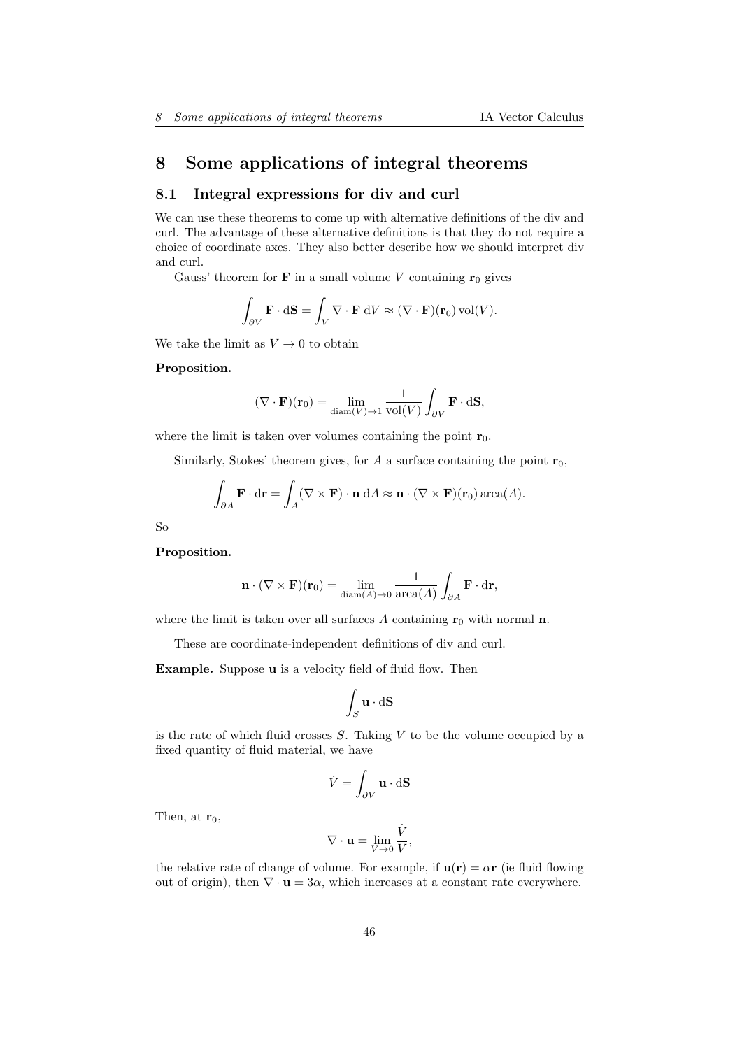# 8 Some applications of integral theorems

## 8.1 Integral expressions for div and curl

We can use these theorems to come up with alternative definitions of the div and curl. The advantage of these alternative definitions is that they do not require a choice of coordinate axes. They also better describe how we should interpret div and curl.

Gauss' theorem for $\mathbf{F}$ in a small volume $V$ containing $\mathbf{r}_0$ gives

$$\int_{\partial V} \mathbf{F} \cdot \mathrm{d}\mathbf{S} = \int_V \nabla \cdot \mathbf{F} \; \mathrm{d}V \approx (\nabla \cdot \mathbf{F})(\mathbf{r}_0) \operatorname{vol}(V).$$

We take the limit as $V \to 0$ to obtain

**Proposition.**

$$(\nabla \cdot \mathbf{F})(\mathbf{r}_0) = \lim_{\operatorname{diam}(V) \to 1} \frac{1}{\operatorname{vol}(V)} \int_{\partial V} \mathbf{F} \cdot \mathrm{d}\mathbf{S},$$

where the limit is taken over volumes containing the point $\mathbf{r}_0$.

Similarly, Stokes' theorem gives, for $A$ a surface containing the point $\mathbf{r}_0$,

$$\int_{\partial A} \mathbf{F} \cdot \mathrm{d}\mathbf{r} = \int_A (\nabla \times \mathbf{F}) \cdot \mathbf{n} \; \mathrm{d}A \approx \mathbf{n} \cdot (\nabla \times \mathbf{F})(\mathbf{r}_0) \operatorname{area}(A).$$

So

**Proposition.**

$$\mathbf{n} \cdot (\nabla \times \mathbf{F})(\mathbf{r}_0) = \lim_{\operatorname{diam}(A) \to 0} \frac{1}{\operatorname{area}(A)} \int_{\partial A} \mathbf{F} \cdot \mathrm{d}\mathbf{r},$$

where the limit is taken over all surfaces $A$ containing $\mathbf{r}_0$ with normal $\mathbf{n}$.

These are coordinate-independent definitions of div and curl.

**Example.** Suppose $\mathbf{u}$ is a velocity field of fluid flow. Then

$$\int_S \mathbf{u} \cdot \mathrm{d}\mathbf{S}$$

is the rate of which fluid crosses $S$. Taking $V$ to be the volume occupied by a fixed quantity of fluid material, we have

$$\dot{V} = \int_{\partial V} \mathbf{u} \cdot \mathrm{d}\mathbf{S}$$

Then, at $\mathbf{r}_0$,

$$\nabla \cdot \mathbf{u} = \lim_{V \to 0} \frac{\dot{V}}{V},$$

the relative rate of change of volume. For example, if $\mathbf{u}(\mathbf{r}) = \alpha \mathbf{r}$ (ie fluid flowing out of origin), then $\nabla \cdot \mathbf{u} = 3\alpha$, which increases at a constant rate everywhere.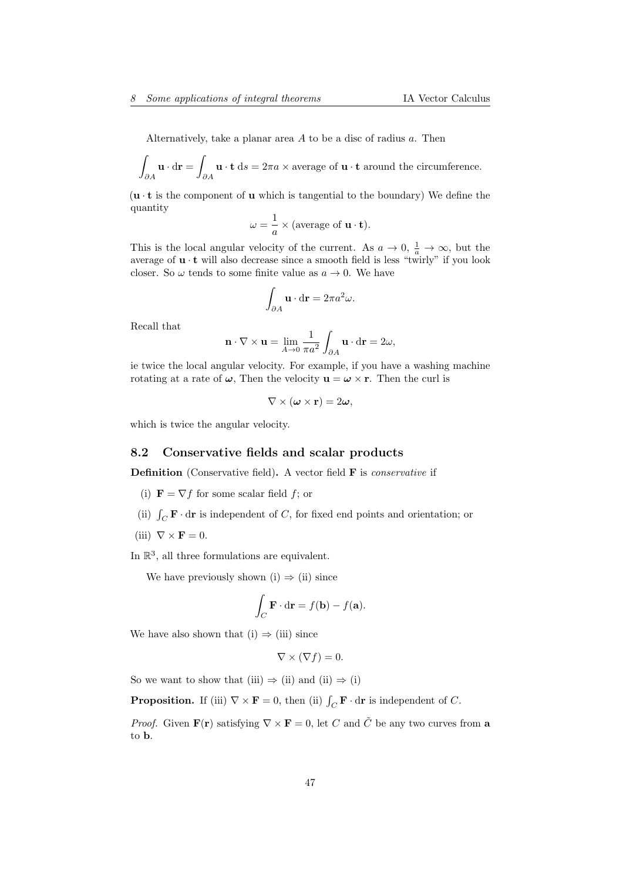Alternatively, take a planar area $A$ to be a disc of radius $a$. Then

$$\int_{\partial A} \mathbf{u}\cdot \mathrm{d}\mathbf{r} = \int_{\partial A} \mathbf{u}\cdot\mathbf{t}\,\mathrm{d}s = 2\pi a \times \text{average of } \mathbf{u}\cdot\mathbf{t} \text{ around the circumference.}$$

($\mathbf{u}\cdot\mathbf{t}$ is the component of $\mathbf{u}$ which is tangential to the boundary) We define the quantity

$$\omega = \frac{1}{a}\times(\text{average of } \mathbf{u}\cdot\mathbf{t}).$$

This is the local angular velocity of the current. As $a \to 0$, $\frac{1}{a}\to\infty$, but the average of $\mathbf{u}\cdot\mathbf{t}$ will also decrease since a smooth field is less "twirly" if you look closer. So $\omega$ tends to some finite value as $a \to 0$. We have

$$\int_{\partial A} \mathbf{u}\cdot\mathrm{d}\mathbf{r} = 2\pi a^2\omega.$$

Recall that

$$\mathbf{n}\cdot\nabla\times\mathbf{u} = \lim_{A\to 0}\frac{1}{\pi a^2}\int_{\partial A}\mathbf{u}\cdot\mathrm{d}\mathbf{r} = 2\omega,$$

ie twice the local angular velocity. For example, if you have a washing machine rotating at a rate of $\boldsymbol{\omega}$, Then the velocity $\mathbf{u} = \boldsymbol{\omega}\times\mathbf{r}$. Then the curl is

$$\nabla\times(\boldsymbol{\omega}\times\mathbf{r}) = 2\boldsymbol{\omega},$$

which is twice the angular velocity.

## 8.2 Conservative fields and scalar products

**Definition** (Conservative field)**.** A vector field $\mathbf{F}$ is *conservative* if

(i) $\mathbf{F} = \nabla f$ for some scalar field $f$; or

(ii) $\int_C \mathbf{F}\cdot\mathrm{d}\mathbf{r}$ is independent of $C$, for fixed end points and orientation; or

(iii) $\nabla\times\mathbf{F} = 0$.

In $\mathbb{R}^3$, all three formulations are equivalent.

We have previously shown (i) $\Rightarrow$ (ii) since

$$\int_C \mathbf{F}\cdot\mathrm{d}\mathbf{r} = f(\mathbf{b}) - f(\mathbf{a}).$$

We have also shown that (i) $\Rightarrow$ (iii) since

$$\nabla\times(\nabla f) = 0.$$

So we want to show that (iii) $\Rightarrow$ (ii) and (ii) $\Rightarrow$ (i)

**Proposition.** If (iii) $\nabla\times\mathbf{F} = 0$, then (ii) $\int_C \mathbf{F}\cdot\mathrm{d}\mathbf{r}$ is independent of $C$.

*Proof.* Given $\mathbf{F}(\mathbf{r})$ satisfying $\nabla\times\mathbf{F} = 0$, let $C$ and $\tilde{C}$ be any two curves from $\mathbf{a}$ to $\mathbf{b}$.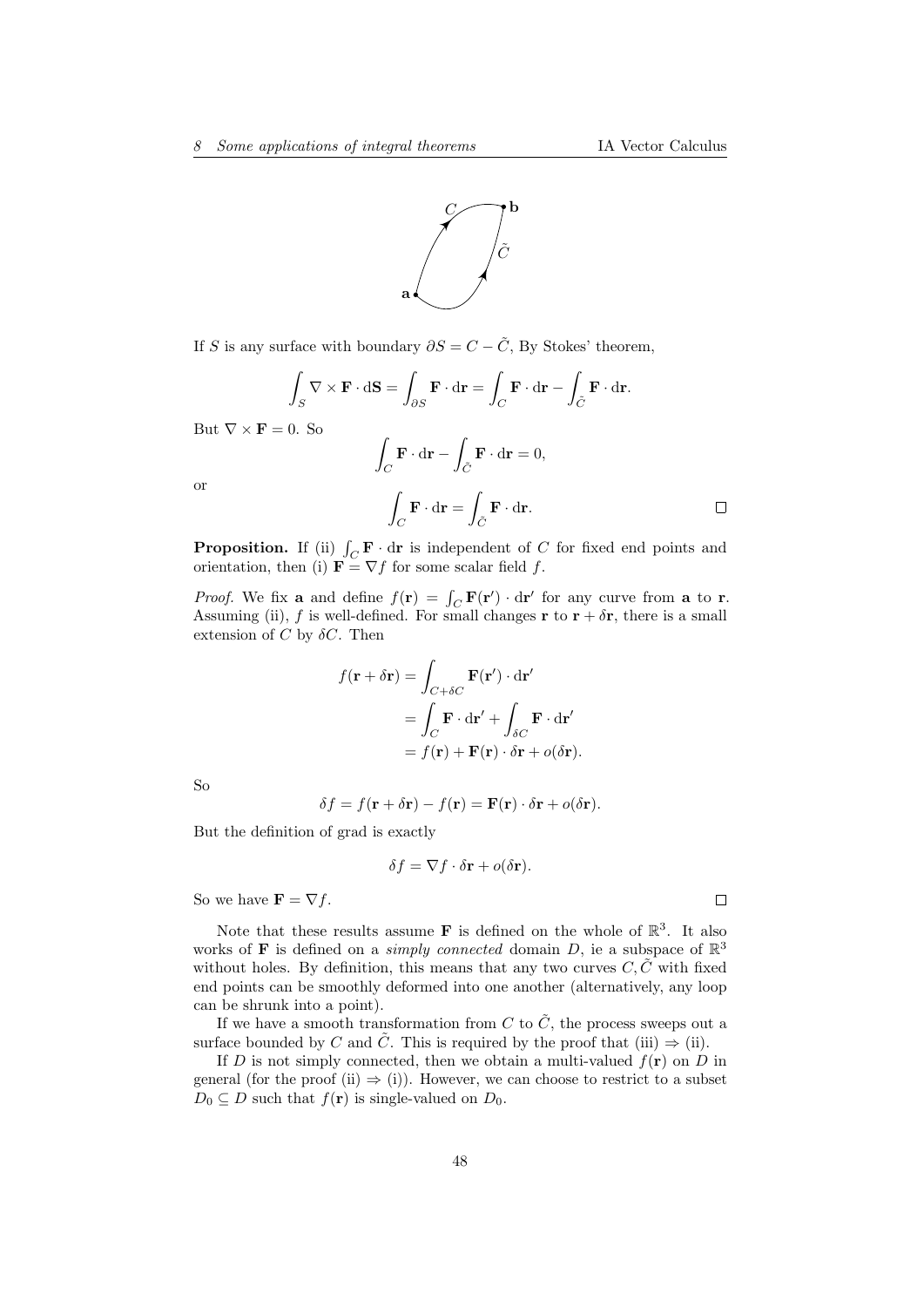If $S$ is any surface with boundary $\partial S = C - \tilde{C}$, By Stokes' theorem,

$$\int_S \nabla \times \mathbf{F} \cdot \mathrm{d}\mathbf{S} = \int_{\partial S} \mathbf{F} \cdot \mathrm{d}\mathbf{r} = \int_C \mathbf{F} \cdot \mathrm{d}\mathbf{r} - \int_{\tilde{C}} \mathbf{F} \cdot \mathrm{d}\mathbf{r}.$$

But $\nabla \times \mathbf{F} = 0$. So

$$\int_C \mathbf{F} \cdot \mathrm{d}\mathbf{r} - \int_{\tilde{C}} \mathbf{F} \cdot \mathrm{d}\mathbf{r} = 0,$$

or

$$\int_C \mathbf{F} \cdot \mathrm{d}\mathbf{r} = \int_{\tilde{C}} \mathbf{F} \cdot \mathrm{d}\mathbf{r}.$$

□

**Proposition.** If (ii) $\int_C \mathbf{F} \cdot \mathrm{d}\mathbf{r}$ is independent of $C$ for fixed end points and orientation, then (i) $\mathbf{F} = \nabla f$ for some scalar field $f$.

*Proof.* We fix $\mathbf{a}$ and define $f(\mathbf{r}) = \int_C \mathbf{F}(\mathbf{r}') \cdot \mathrm{d}\mathbf{r}'$ for any curve from $\mathbf{a}$ to $\mathbf{r}$. Assuming (ii), $f$ is well-defined. For small changes $\mathbf{r}$ to $\mathbf{r} + \delta\mathbf{r}$, there is a small extension of $C$ by $\delta C$. Then

$$\begin{aligned} f(\mathbf{r} + \delta\mathbf{r}) &= \int_{C + \delta C} \mathbf{F}(\mathbf{r}') \cdot \mathrm{d}\mathbf{r}' \\ &= \int_C \mathbf{F} \cdot \mathrm{d}\mathbf{r}' + \int_{\delta C} \mathbf{F} \cdot \mathrm{d}\mathbf{r}' \\ &= f(\mathbf{r}) + \mathbf{F}(\mathbf{r}) \cdot \delta\mathbf{r} + o(\delta\mathbf{r}). \end{aligned}$$

So

$$\delta f = f(\mathbf{r} + \delta\mathbf{r}) - f(\mathbf{r}) = \mathbf{F}(\mathbf{r}) \cdot \delta\mathbf{r} + o(\delta\mathbf{r}).$$

But the definition of grad is exactly

$$\delta f = \nabla f \cdot \delta\mathbf{r} + o(\delta\mathbf{r}).$$

So we have $\mathbf{F} = \nabla f$.

□

Note that these results assume $\mathbf{F}$ is defined on the whole of $\mathbb{R}^3$. It also works of $\mathbf{F}$ is defined on a *simply connected* domain $D$, ie a subspace of $\mathbb{R}^3$ without holes. By definition, this means that any two curves $C, \tilde{C}$ with fixed end points can be smoothly deformed into one another (alternatively, any loop can be shrunk into a point).

If we have a smooth transformation from $C$ to $\tilde{C}$, the process sweeps out a surface bounded by $C$ and $\tilde{C}$. This is required by the proof that (iii) $\Rightarrow$ (ii).

If $D$ is not simply connected, then we obtain a multi-valued $f(\mathbf{r})$ on $D$ in general (for the proof (ii) $\Rightarrow$ (i)). However, we can choose to restrict to a subset $D_0 \subseteq D$ such that $f(\mathbf{r})$ is single-valued on $D_0$.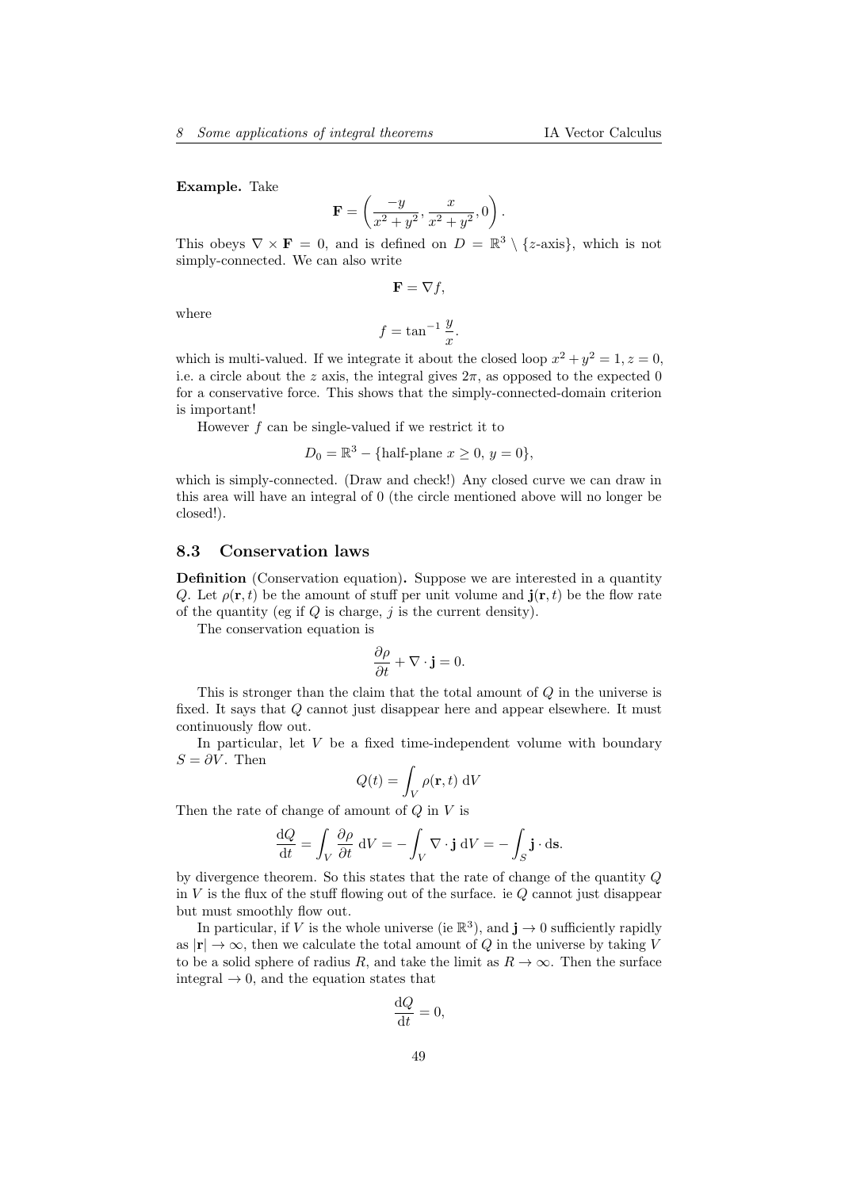**Example.** Take

$$\mathbf{F} = \left(\frac{-y}{x^2 + y^2}, \frac{x}{x^2 + y^2}, 0\right).$$

This obeys $\nabla \times \mathbf{F} = 0$, and is defined on $D = \mathbb{R}^3 \setminus \{z\text{-axis}\}$, which is not simply-connected. We can also write

$$\mathbf{F} = \nabla f,$$

where

$$f = \tan^{-1} \frac{y}{x}.$$

which is multi-valued. If we integrate it about the closed loop $x^2 + y^2 = 1, z = 0$, i.e. a circle about the $z$ axis, the integral gives $2\pi$, as opposed to the expected 0 for a conservative force. This shows that the simply-connected-domain criterion is important!

However $f$ can be single-valued if we restrict it to

$$D_0 = \mathbb{R}^3 - \{\text{half-plane } x \geq 0,\ y = 0\},$$

which is simply-connected. (Draw and check!) Any closed curve we can draw in this area will have an integral of 0 (the circle mentioned above will no longer be closed!).

### 8.3 Conservation laws

**Definition** (Conservation equation)**.** Suppose we are interested in a quantity $Q$. Let $\rho(\mathbf{r}, t)$ be the amount of stuff per unit volume and $\mathbf{j}(\mathbf{r}, t)$ be the flow rate of the quantity (eg if $Q$ is charge, $j$ is the current density).

The conservation equation is

$$\frac{\partial \rho}{\partial t} + \nabla \cdot \mathbf{j} = 0.$$

This is stronger than the claim that the total amount of $Q$ in the universe is fixed. It says that $Q$ cannot just disappear here and appear elsewhere. It must continuously flow out.

In particular, let $V$ be a fixed time-independent volume with boundary $S = \partial V$. Then

$$Q(t) = \int_V \rho(\mathbf{r}, t)\ \mathrm{d}V$$

Then the rate of change of amount of $Q$ in $V$ is

$$\frac{\mathrm{d}Q}{\mathrm{d}t} = \int_V \frac{\partial \rho}{\partial t}\ \mathrm{d}V = -\int_V \nabla \cdot \mathbf{j}\ \mathrm{d}V = -\int_S \mathbf{j} \cdot \mathrm{d}\mathbf{s}.$$

by divergence theorem. So this states that the rate of change of the quantity $Q$ in $V$ is the flux of the stuff flowing out of the surface. ie $Q$ cannot just disappear but must smoothly flow out.

In particular, if $V$ is the whole universe (ie $\mathbb{R}^3$), and $\mathbf{j} \to 0$ sufficiently rapidly as $|\mathbf{r}| \to \infty$, then we calculate the total amount of $Q$ in the universe by taking $V$ to be a solid sphere of radius $R$, and take the limit as $R \to \infty$. Then the surface integral $\to 0$, and the equation states that

$$\frac{\mathrm{d}Q}{\mathrm{d}t} = 0,$$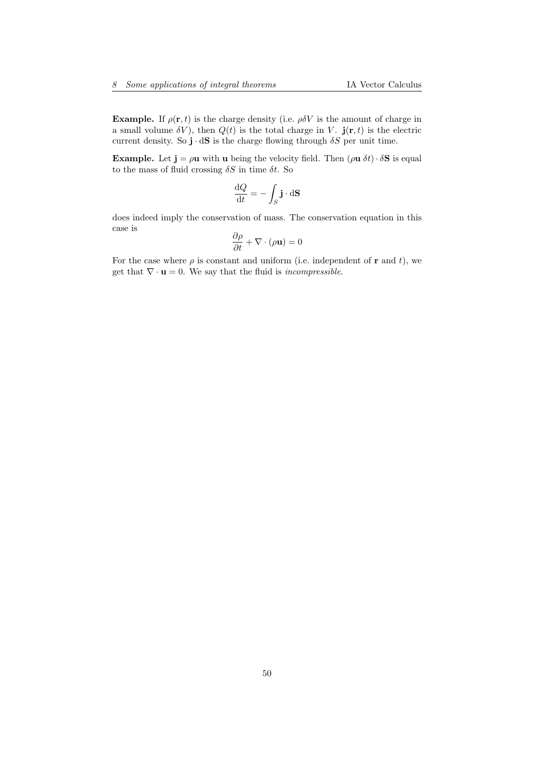**Example.** If $\rho(\mathbf{r}, t)$ is the charge density (i.e. $\rho\delta V$ is the amount of charge in a small volume $\delta V$), then $Q(t)$ is the total charge in $V$. $\mathbf{j}(\mathbf{r}, t)$ is the electric current density. So $\mathbf{j} \cdot \mathrm{d}\mathbf{S}$ is the charge flowing through $\delta S$ per unit time.

**Example.** Let $\mathbf{j} = \rho\mathbf{u}$ with $\mathbf{u}$ being the velocity field. Then $(\rho\mathbf{u}\ \delta t) \cdot \delta\mathbf{S}$ is equal to the mass of fluid crossing $\delta S$ in time $\delta t$. So

$$\frac{\mathrm{d}Q}{\mathrm{d}t} = -\int_S \mathbf{j} \cdot \mathrm{d}\mathbf{S}$$

does indeed imply the conservation of mass. The conservation equation in this case is

$$\frac{\partial \rho}{\partial t} + \nabla \cdot (\rho\mathbf{u}) = 0$$

For the case where $\rho$ is constant and uniform (i.e. independent of $\mathbf{r}$ and $t$), we get that $\nabla \cdot \mathbf{u} = 0$. We say that the fluid is *incompressible*.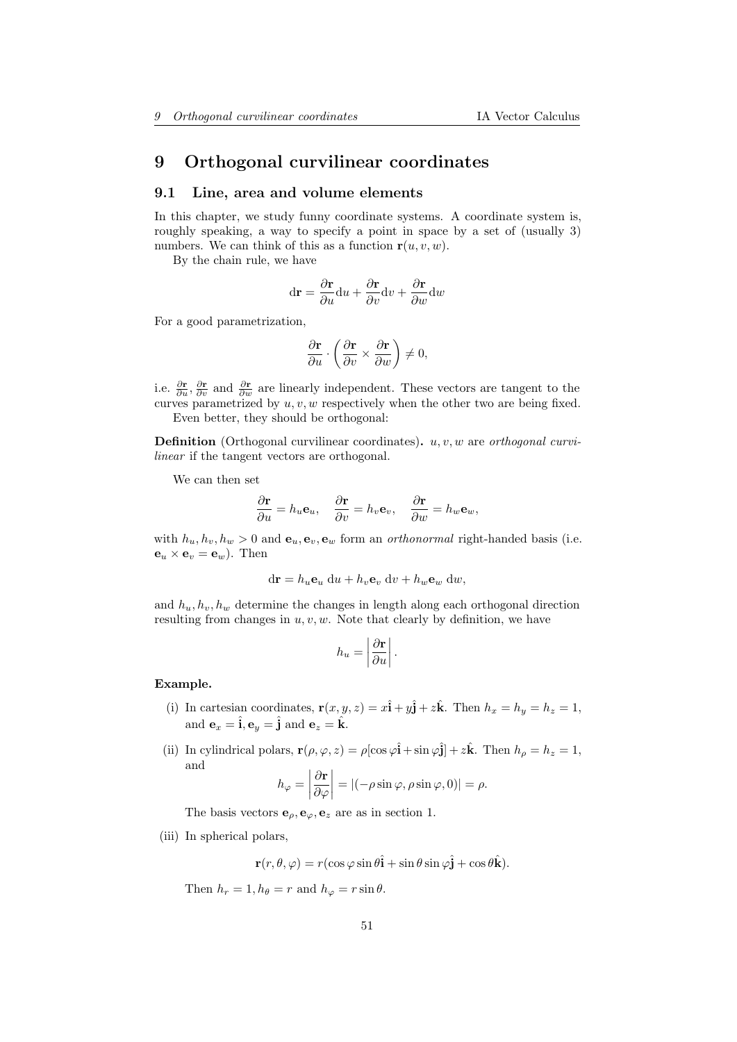# 9 Orthogonal curvilinear coordinates

## 9.1 Line, area and volume elements

In this chapter, we study funny coordinate systems. A coordinate system is, roughly speaking, a way to specify a point in space by a set of (usually 3) numbers. We can think of this as a function $\mathbf{r}(u, v, w)$.

By the chain rule, we have

$$\mathrm{d}\mathbf{r} = \frac{\partial \mathbf{r}}{\partial u}\mathrm{d}u + \frac{\partial \mathbf{r}}{\partial v}\mathrm{d}v + \frac{\partial \mathbf{r}}{\partial w}\mathrm{d}w$$

For a good parametrization,

$$\frac{\partial \mathbf{r}}{\partial u} \cdot \left(\frac{\partial \mathbf{r}}{\partial v} \times \frac{\partial \mathbf{r}}{\partial w}\right) \neq 0,$$

i.e. $\frac{\partial \mathbf{r}}{\partial u}$, $\frac{\partial \mathbf{r}}{\partial v}$ and $\frac{\partial \mathbf{r}}{\partial w}$ are linearly independent. These vectors are tangent to the curves parametrized by $u, v, w$ respectively when the other two are being fixed.

Even better, they should be orthogonal:

**Definition** (Orthogonal curvilinear coordinates)**.** $u, v, w$ are *orthogonal curvilinear* if the tangent vectors are orthogonal.

We can then set

$$\frac{\partial \mathbf{r}}{\partial u} = h_u \mathbf{e}_u, \quad \frac{\partial \mathbf{r}}{\partial v} = h_v \mathbf{e}_v, \quad \frac{\partial \mathbf{r}}{\partial w} = h_w \mathbf{e}_w,$$

with $h_u, h_v, h_w > 0$ and $\mathbf{e}_u, \mathbf{e}_v, \mathbf{e}_w$ form an *orthonormal* right-handed basis (i.e. $\mathbf{e}_u \times \mathbf{e}_v = \mathbf{e}_w$). Then

$$\mathrm{d}\mathbf{r} = h_u \mathbf{e}_u \ \mathrm{d}u + h_v \mathbf{e}_v \ \mathrm{d}v + h_w \mathbf{e}_w \ \mathrm{d}w,$$

and $h_u, h_v, h_w$ determine the changes in length along each orthogonal direction resulting from changes in $u, v, w$. Note that clearly by definition, we have

$$h_u = \left|\frac{\partial \mathbf{r}}{\partial u}\right|.$$

**Example.**

(i) In cartesian coordinates, $\mathbf{r}(x, y, z) = x\hat{\mathbf{i}} + y\hat{\mathbf{j}} + z\hat{\mathbf{k}}$. Then $h_x = h_y = h_z = 1$, and $\mathbf{e}_x = \hat{\mathbf{i}}, \mathbf{e}_y = \hat{\mathbf{j}}$ and $\mathbf{e}_z = \hat{\mathbf{k}}$.

(ii) In cylindrical polars, $\mathbf{r}(\rho, \varphi, z) = \rho[\cos\varphi\hat{\mathbf{i}} + \sin\varphi\hat{\mathbf{j}}] + z\hat{\mathbf{k}}$. Then $h_\rho = h_z = 1$, and

$$h_\varphi = \left|\frac{\partial \mathbf{r}}{\partial \varphi}\right| = |(-\rho\sin\varphi, \rho\sin\varphi, 0)| = \rho.$$

The basis vectors $\mathbf{e}_\rho, \mathbf{e}_\varphi, \mathbf{e}_z$ are as in section 1.

(iii) In spherical polars,

$$\mathbf{r}(r, \theta, \varphi) = r(\cos\varphi\sin\theta\hat{\mathbf{i}} + \sin\theta\sin\varphi\hat{\mathbf{j}} + \cos\theta\hat{\mathbf{k}}).$$

Then $h_r = 1, h_\theta = r$ and $h_\varphi = r\sin\theta$.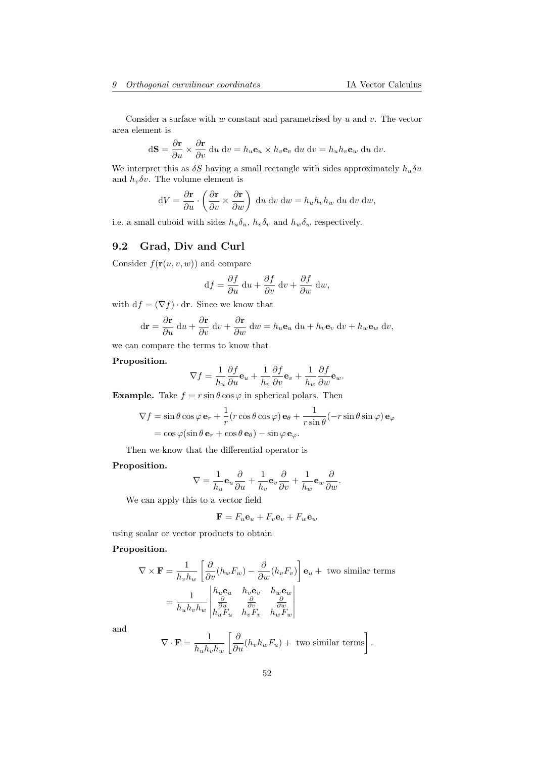Consider a surface with $w$ constant and parametrised by $u$ and $v$. The vector area element is

$$\mathrm{d}\mathbf{S} = \frac{\partial \mathbf{r}}{\partial u} \times \frac{\partial \mathbf{r}}{\partial v}\ \mathrm{d}u\ \mathrm{d}v = h_u \mathbf{e}_u \times h_v \mathbf{e}_v\ \mathrm{d}u\ \mathrm{d}v = h_u h_v \mathbf{e}_w\ \mathrm{d}u\ \mathrm{d}v.$$

We interpret this as $\delta S$ having a small rectangle with sides approximately $h_u \delta u$ and $h_v \delta v$. The volume element is

$$\mathrm{d}V = \frac{\partial \mathbf{r}}{\partial u} \cdot \left(\frac{\partial \mathbf{r}}{\partial v} \times \frac{\partial \mathbf{r}}{\partial w}\right)\ \mathrm{d}u\ \mathrm{d}v\ \mathrm{d}w = h_u h_v h_w\ \mathrm{d}u\ \mathrm{d}v\ \mathrm{d}w,$$

i.e. a small cuboid with sides $h_u \delta_u$, $h_v \delta_v$ and $h_w \delta_w$ respectively.

## 9.2 Grad, Div and Curl

Consider $f(\mathbf{r}(u, v, w))$ and compare

$$\mathrm{d}f = \frac{\partial f}{\partial u}\ \mathrm{d}u + \frac{\partial f}{\partial v}\ \mathrm{d}v + \frac{\partial f}{\partial w}\ \mathrm{d}w,$$

with $\mathrm{d}f = (\nabla f) \cdot \mathrm{d}\mathbf{r}$. Since we know that

$$\mathrm{d}\mathbf{r} = \frac{\partial \mathbf{r}}{\partial u}\ \mathrm{d}u + \frac{\partial \mathbf{r}}{\partial v}\ \mathrm{d}v + \frac{\partial \mathbf{r}}{\partial w}\ \mathrm{d}w = h_u \mathbf{e}_u\ \mathrm{d}u + h_v \mathbf{e}_v\ \mathrm{d}v + h_w \mathbf{e}_w\ \mathrm{d}v,$$

we can compare the terms to know that

**Proposition.**

$$\nabla f = \frac{1}{h_u}\frac{\partial f}{\partial u}\mathbf{e}_u + \frac{1}{h_v}\frac{\partial f}{\partial v}\mathbf{e}_v + \frac{1}{h_w}\frac{\partial f}{\partial w}\mathbf{e}_w.$$

**Example.** Take $f = r \sin\theta \cos\varphi$ in spherical polars. Then

$$\begin{aligned}
\nabla f &= \sin\theta\cos\varphi\,\mathbf{e}_r + \frac{1}{r}(r\cos\theta\cos\varphi)\,\mathbf{e}_\theta + \frac{1}{r\sin\theta}(-r\sin\theta\sin\varphi)\,\mathbf{e}_\varphi \\
&= \cos\varphi(\sin\theta\,\mathbf{e}_r + \cos\theta\,\mathbf{e}_\theta) - \sin\varphi\,\mathbf{e}_\varphi.
\end{aligned}$$

Then we know that the differential operator is

**Proposition.**

$$\nabla = \frac{1}{h_u}\mathbf{e}_u\frac{\partial}{\partial u} + \frac{1}{h_v}\mathbf{e}_v\frac{\partial}{\partial v} + \frac{1}{h_w}\mathbf{e}_w\frac{\partial}{\partial w}.$$

We can apply this to a vector field

$$\mathbf{F} = F_u\mathbf{e}_u + F_v\mathbf{e}_v + F_w\mathbf{e}_w$$

using scalar or vector products to obtain

**Proposition.**

$$\begin{aligned}
\nabla \times \mathbf{F} &= \frac{1}{h_v h_w}\left[\frac{\partial}{\partial v}(h_w F_w) - \frac{\partial}{\partial w}(h_v F_v)\right]\mathbf{e}_u + \text{ two similar terms} \\
&= \frac{1}{h_u h_v h_w}\begin{vmatrix} h_u\mathbf{e}_u & h_v\mathbf{e}_v & h_w\mathbf{e}_w \\ \frac{\partial}{\partial u} & \frac{\partial}{\partial v} & \frac{\partial}{\partial w} \\ h_u F_u & h_v F_v & h_w F_w \end{vmatrix}
\end{aligned}$$

and

$$\nabla \cdot \mathbf{F} = \frac{1}{h_u h_v h_w}\left[\frac{\partial}{\partial u}(h_v h_w F_u) + \text{ two similar terms}\right].$$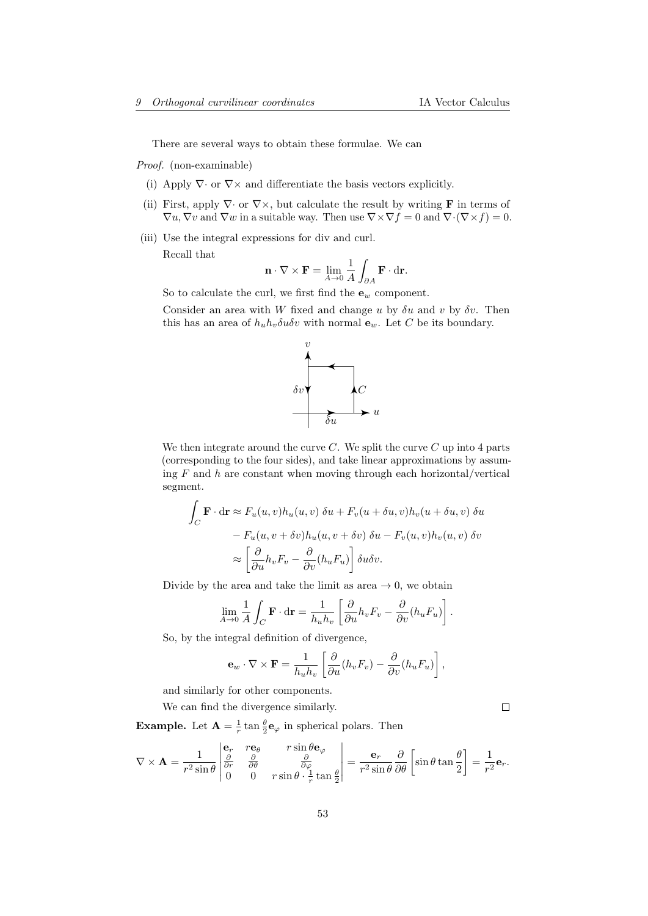There are several ways to obtain these formulae. We can

*Proof.* (non-examinable)

(i) Apply $\nabla\cdot$ or $\nabla\times$ and differentiate the basis vectors explicitly.

(ii) First, apply $\nabla\cdot$ or $\nabla\times$, but calculate the result by writing $\mathbf{F}$ in terms of $\nabla u, \nabla v$ and $\nabla w$ in a suitable way. Then use $\nabla\times\nabla f = 0$ and $\nabla\cdot(\nabla\times f) = 0$.

(iii) Use the integral expressions for div and curl.

Recall that

$$\mathbf{n}\cdot\nabla\times\mathbf{F} = \lim_{A\to 0}\frac{1}{A}\int_{\partial A}\mathbf{F}\cdot \mathrm{d}\mathbf{r}.$$

So to calculate the curl, we first find the $\mathbf{e}_w$ component.

Consider an area with $W$ fixed and change $u$ by $\delta u$ and $v$ by $\delta v$. Then this has an area of $h_u h_v \delta u \delta v$ with normal $\mathbf{e}_w$. Let $C$ be its boundary.

We then integrate around the curve $C$. We split the curve $C$ up into 4 parts (corresponding to the four sides), and take linear approximations by assuming $F$ and $h$ are constant when moving through each horizontal/vertical segment.

$$\begin{aligned}\int_C \mathbf{F}\cdot\mathrm{d}\mathbf{r} &\approx F_u(u,v)h_u(u,v)\ \delta u + F_v(u+\delta u, v)h_v(u+\delta u, v)\ \delta u \\ &\quad - F_u(u, v+\delta v)h_u(u, v+\delta v)\ \delta u - F_v(u,v)h_v(u,v)\ \delta v \\ &\approx \left[\frac{\partial}{\partial u}h_v F_v - \frac{\partial}{\partial v}(h_u F_u)\right]\delta u\delta v.\end{aligned}$$

Divide by the area and take the limit as area $\to 0$, we obtain

$$\lim_{A\to 0}\frac{1}{A}\int_C \mathbf{F}\cdot\mathrm{d}\mathbf{r} = \frac{1}{h_u h_v}\left[\frac{\partial}{\partial u}h_v F_v - \frac{\partial}{\partial v}(h_u F_u)\right].$$

So, by the integral definition of divergence,

$$\mathbf{e}_w\cdot\nabla\times\mathbf{F} = \frac{1}{h_u h_v}\left[\frac{\partial}{\partial u}(h_v F_v) - \frac{\partial}{\partial v}(h_u F_u)\right],$$

and similarly for other components.

We can find the divergence similarly. $\square$

**Example.** Let $\mathbf{A} = \frac{1}{r}\tan\frac{\theta}{2}\mathbf{e}_\varphi$ in spherical polars. Then

$$\nabla\times\mathbf{A} = \frac{1}{r^2\sin\theta}\begin{vmatrix}\mathbf{e}_r & r\mathbf{e}_\theta & r\sin\theta\mathbf{e}_\varphi \\ \frac{\partial}{\partial r} & \frac{\partial}{\partial\theta} & \frac{\partial}{\partial\varphi} \\ 0 & 0 & r\sin\theta\cdot\frac{1}{r}\tan\frac{\theta}{2}\end{vmatrix} = \frac{\mathbf{e}_r}{r^2\sin\theta}\frac{\partial}{\partial\theta}\left[\sin\theta\tan\frac{\theta}{2}\right] = \frac{1}{r^2}\mathbf{e}_r.$$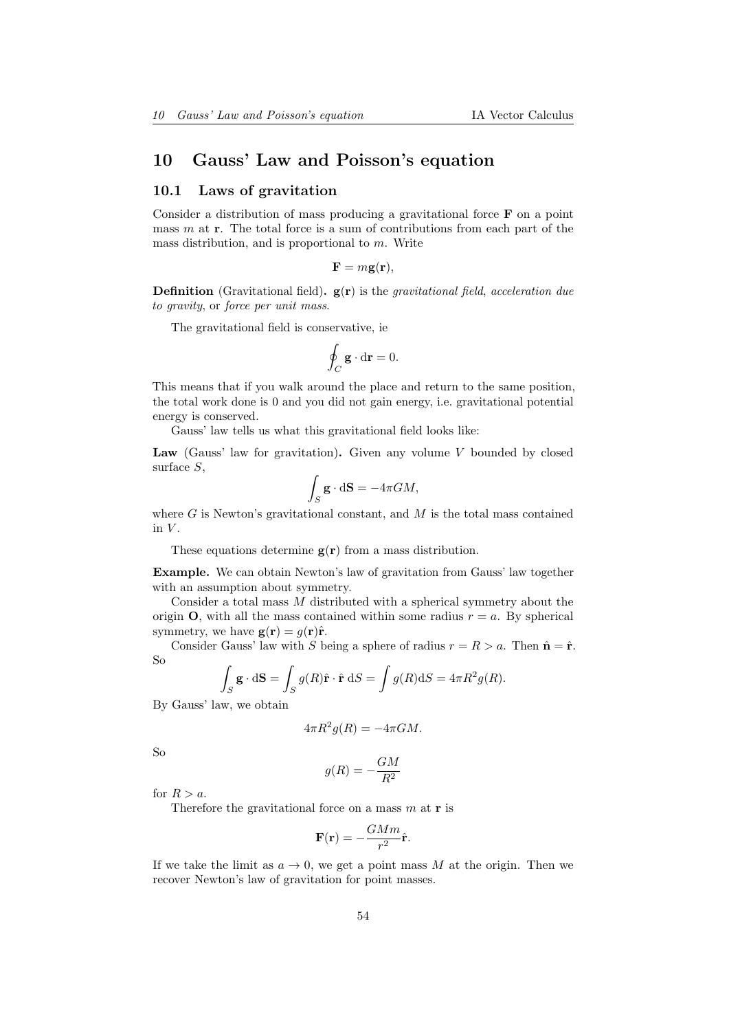# 10 Gauss' Law and Poisson's equation

## 10.1 Laws of gravitation

Consider a distribution of mass producing a gravitational force $\mathbf{F}$ on a point mass $m$ at $\mathbf{r}$. The total force is a sum of contributions from each part of the mass distribution, and is proportional to $m$. Write

$$\mathbf{F} = m\mathbf{g}(\mathbf{r}),$$

**Definition** (Gravitational field). $\mathbf{g}(\mathbf{r})$ is the *gravitational field*, *acceleration due to gravity*, or *force per unit mass*.

The gravitational field is conservative, ie

$$\oint_C \mathbf{g} \cdot \mathrm{d}\mathbf{r} = 0.$$

This means that if you walk around the place and return to the same position, the total work done is 0 and you did not gain energy, i.e. gravitational potential energy is conserved.

Gauss' law tells us what this gravitational field looks like:

**Law** (Gauss' law for gravitation). Given any volume $V$ bounded by closed surface $S$,

$$\int_S \mathbf{g} \cdot \mathrm{d}\mathbf{S} = -4\pi GM,$$

where $G$ is Newton's gravitational constant, and $M$ is the total mass contained in $V$.

These equations determine $\mathbf{g}(\mathbf{r})$ from a mass distribution.

**Example.** We can obtain Newton's law of gravitation from Gauss' law together with an assumption about symmetry.

Consider a total mass $M$ distributed with a spherical symmetry about the origin $\mathbf{O}$, with all the mass contained within some radius $r = a$. By spherical symmetry, we have $\mathbf{g}(\mathbf{r}) = g(\mathbf{r})\hat{\mathbf{r}}$.

Consider Gauss' law with $S$ being a sphere of radius $r = R > a$. Then $\hat{\mathbf{n}} = \hat{\mathbf{r}}$. So

$$\int_S \mathbf{g} \cdot \mathrm{d}\mathbf{S} = \int_S g(R)\hat{\mathbf{r}} \cdot \hat{\mathbf{r}}\ \mathrm{d}S = \int g(R)\mathrm{d}S = 4\pi R^2 g(R).$$

By Gauss' law, we obtain

$$4\pi R^2 g(R) = -4\pi GM.$$

So

$$g(R) = -\frac{GM}{R^2}$$

for $R > a$.

Therefore the gravitational force on a mass $m$ at $\mathbf{r}$ is

$$\mathbf{F}(\mathbf{r}) = -\frac{GMm}{r^2}\hat{\mathbf{r}}.$$

If we take the limit as $a \to 0$, we get a point mass $M$ at the origin. Then we recover Newton's law of gravitation for point masses.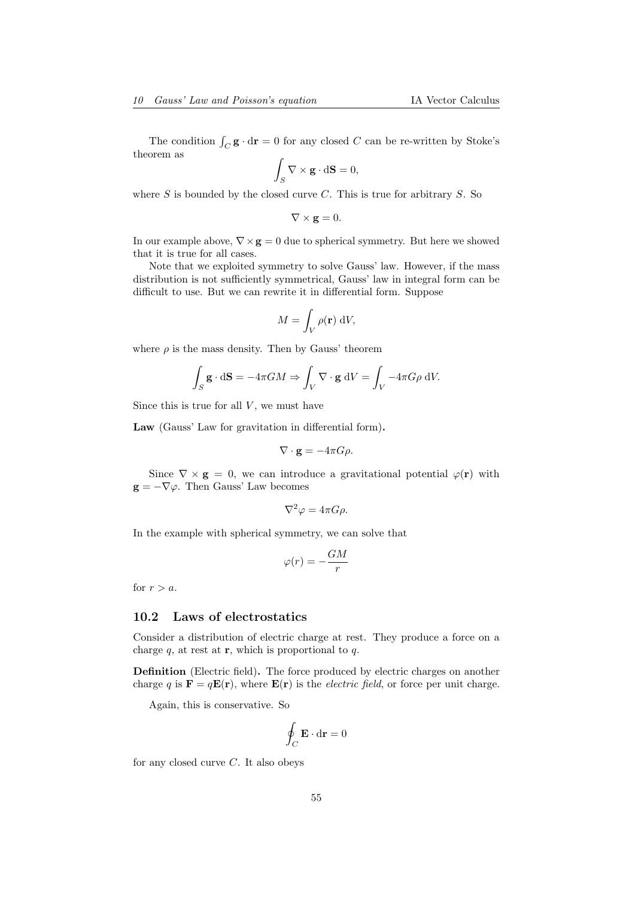The condition $\int_C \mathbf{g} \cdot \mathrm{d}\mathbf{r} = 0$ for any closed $C$ can be re-written by Stoke's theorem as

$$\int_S \nabla \times \mathbf{g} \cdot \mathrm{d}\mathbf{S} = 0,$$

where $S$ is bounded by the closed curve $C$. This is true for arbitrary $S$. So

$$\nabla \times \mathbf{g} = 0.$$

In our example above, $\nabla \times \mathbf{g} = 0$ due to spherical symmetry. But here we showed that it is true for all cases.

Note that we exploited symmetry to solve Gauss' law. However, if the mass distribution is not sufficiently symmetrical, Gauss' law in integral form can be difficult to use. But we can rewrite it in differential form. Suppose

$$M = \int_V \rho(\mathbf{r}) \, \mathrm{d}V,$$

where $\rho$ is the mass density. Then by Gauss' theorem

$$\int_S \mathbf{g} \cdot \mathrm{d}\mathbf{S} = -4\pi GM \Rightarrow \int_V \nabla \cdot \mathbf{g} \, \mathrm{d}V = \int_V -4\pi G\rho \, \mathrm{d}V.$$

Since this is true for all $V$, we must have

**Law** (Gauss' Law for gravitation in differential form)**.**

$$\nabla \cdot \mathbf{g} = -4\pi G\rho.$$

Since $\nabla \times \mathbf{g} = 0$, we can introduce a gravitational potential $\varphi(\mathbf{r})$ with $\mathbf{g} = -\nabla\varphi$. Then Gauss' Law becomes

$$\nabla^2 \varphi = 4\pi G\rho.$$

In the example with spherical symmetry, we can solve that

$$\varphi(r) = -\frac{GM}{r}$$

for $r > a$.

## 10.2 Laws of electrostatics

Consider a distribution of electric charge at rest. They produce a force on a charge $q$, at rest at $\mathbf{r}$, which is proportional to $q$.

**Definition** (Electric field)**.** The force produced by electric charges on another charge $q$ is $\mathbf{F} = q\mathbf{E}(\mathbf{r})$, where $\mathbf{E}(\mathbf{r})$ is the *electric field*, or force per unit charge.

Again, this is conservative. So

$$\oint_C \mathbf{E} \cdot \mathrm{d}\mathbf{r} = 0$$

for any closed curve $C$. It also obeys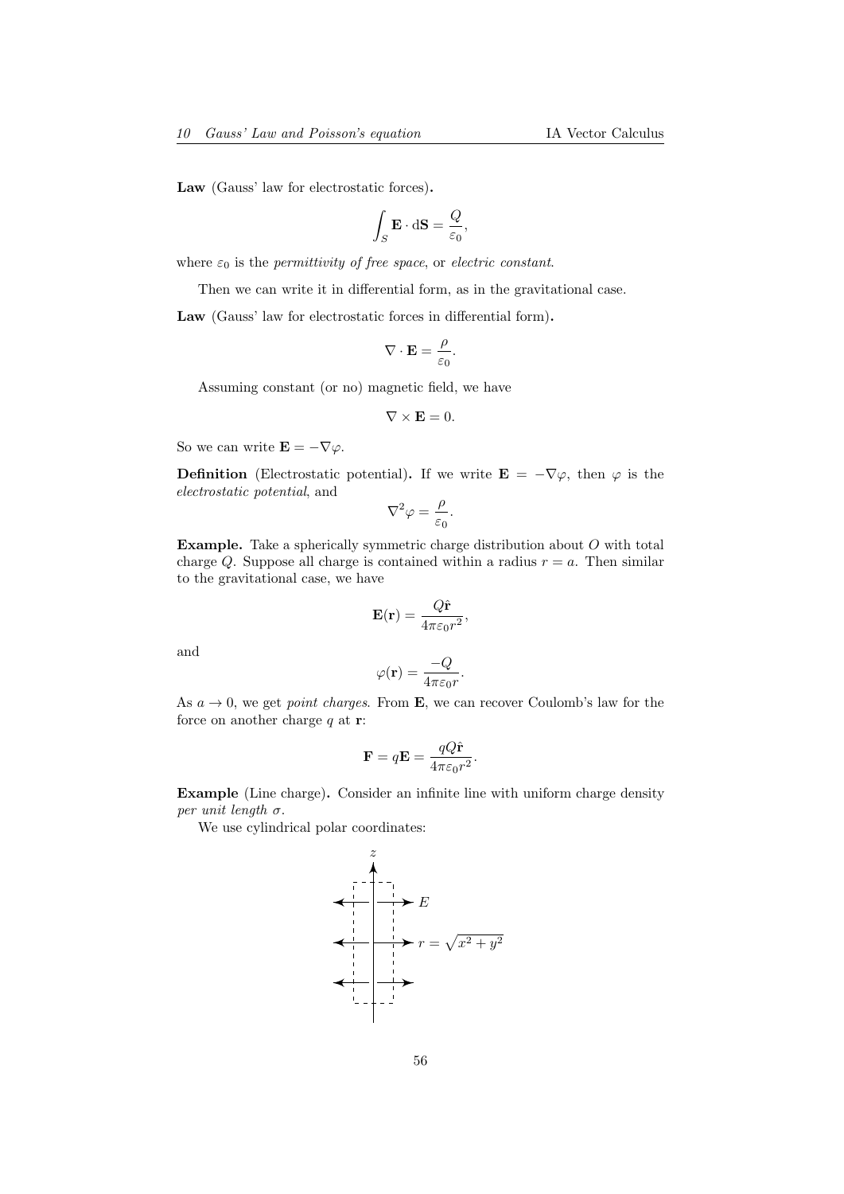**Law** (Gauss' law for electrostatic forces)**.**

$$\int_S \mathbf{E} \cdot \mathrm{d}\mathbf{S} = \frac{Q}{\varepsilon_0},$$

where $\varepsilon_0$ is the *permittivity of free space*, or *electric constant*.

Then we can write it in differential form, as in the gravitational case.

**Law** (Gauss' law for electrostatic forces in differential form)**.**

$$\nabla \cdot \mathbf{E} = \frac{\rho}{\varepsilon_0}.$$

Assuming constant (or no) magnetic field, we have

$$\nabla \times \mathbf{E} = 0.$$

So we can write $\mathbf{E} = -\nabla\varphi$.

**Definition** (Electrostatic potential)**.** If we write $\mathbf{E} = -\nabla\varphi$, then $\varphi$ is the *electrostatic potential*, and

$$\nabla^2\varphi = \frac{\rho}{\varepsilon_0}.$$

**Example.** Take a spherically symmetric charge distribution about $O$ with total charge $Q$. Suppose all charge is contained within a radius $r = a$. Then similar to the gravitational case, we have

$$\mathbf{E}(\mathbf{r}) = \frac{Q\hat{\mathbf{r}}}{4\pi\varepsilon_0 r^2},$$

and

$$\varphi(\mathbf{r}) = \frac{-Q}{4\pi\varepsilon_0 r}.$$

As $a \to 0$, we get *point charges*. From $\mathbf{E}$, we can recover Coulomb's law for the force on another charge $q$ at $\mathbf{r}$:

$$\mathbf{F} = q\mathbf{E} = \frac{qQ\hat{\mathbf{r}}}{4\pi\varepsilon_0 r^2}.$$

**Example** (Line charge)**.** Consider an infinite line with uniform charge density *per unit length* $\sigma$.

We use cylindrical polar coordinates:

$z$

$E$

$r = \sqrt{x^2 + y^2}$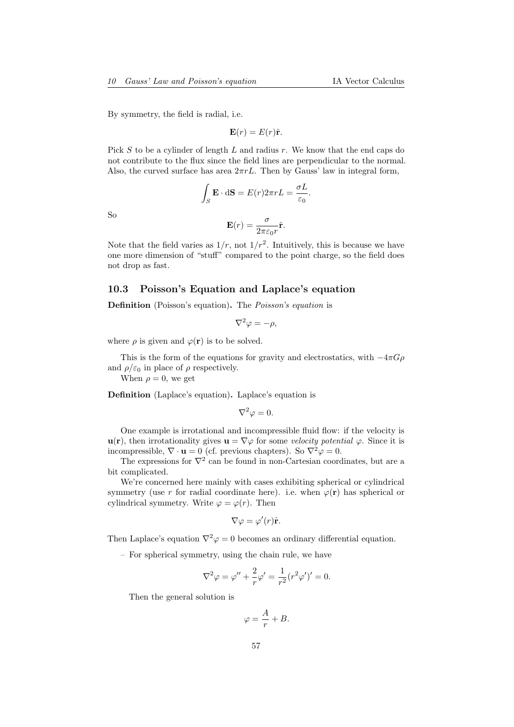By symmetry, the field is radial, i.e.

$$\mathbf{E}(r) = E(r)\hat{\mathbf{r}}.$$

Pick $S$ to be a cylinder of length $L$ and radius $r$. We know that the end caps do not contribute to the flux since the field lines are perpendicular to the normal. Also, the curved surface has area $2\pi rL$. Then by Gauss' law in integral form,

$$\int_S \mathbf{E}\cdot \mathrm{d}\mathbf{S} = E(r)2\pi rL = \frac{\sigma L}{\varepsilon_0}.$$

So

$$\mathbf{E}(r) = \frac{\sigma}{2\pi\varepsilon_0 r}\hat{\mathbf{r}}.$$

Note that the field varies as $1/r$, not $1/r^2$. Intuitively, this is because we have one more dimension of "stuff" compared to the point charge, so the field does not drop as fast.

### 10.3 Poisson's Equation and Laplace's equation

**Definition** (Poisson's equation)**.** The *Poisson's equation* is

$$\nabla^2\varphi = -\rho,$$

where $\rho$ is given and $\varphi(\mathbf{r})$ is to be solved.

This is the form of the equations for gravity and electrostatics, with $-4\pi G\rho$ and $\rho/\varepsilon_0$ in place of $\rho$ respectively.

When $\rho = 0$, we get

**Definition** (Laplace's equation)**.** Laplace's equation is

$$\nabla^2\varphi = 0.$$

One example is irrotational and incompressible fluid flow: if the velocity is $\mathbf{u}(\mathbf{r})$, then irrotationality gives $\mathbf{u} = \nabla\varphi$ for some *velocity potential* $\varphi$. Since it is incompressible, $\nabla\cdot\mathbf{u} = 0$ (cf. previous chapters). So $\nabla^2\varphi = 0$.

The expressions for $\nabla^2$ can be found in non-Cartesian coordinates, but are a bit complicated.

We're concerned here mainly with cases exhibiting spherical or cylindrical symmetry (use $r$ for radial coordinate here). i.e. when $\varphi(\mathbf{r})$ has spherical or cylindrical symmetry. Write $\varphi = \varphi(r)$. Then

$$\nabla\varphi = \varphi'(r)\hat{\mathbf{r}}.$$

Then Laplace's equation $\nabla^2\varphi = 0$ becomes an ordinary differential equation.

– For spherical symmetry, using the chain rule, we have

$$\nabla^2\varphi = \varphi'' + \frac{2}{r}\varphi' = \frac{1}{r^2}(r^2\varphi')' = 0.$$

Then the general solution is

$$\varphi = \frac{A}{r} + B.$$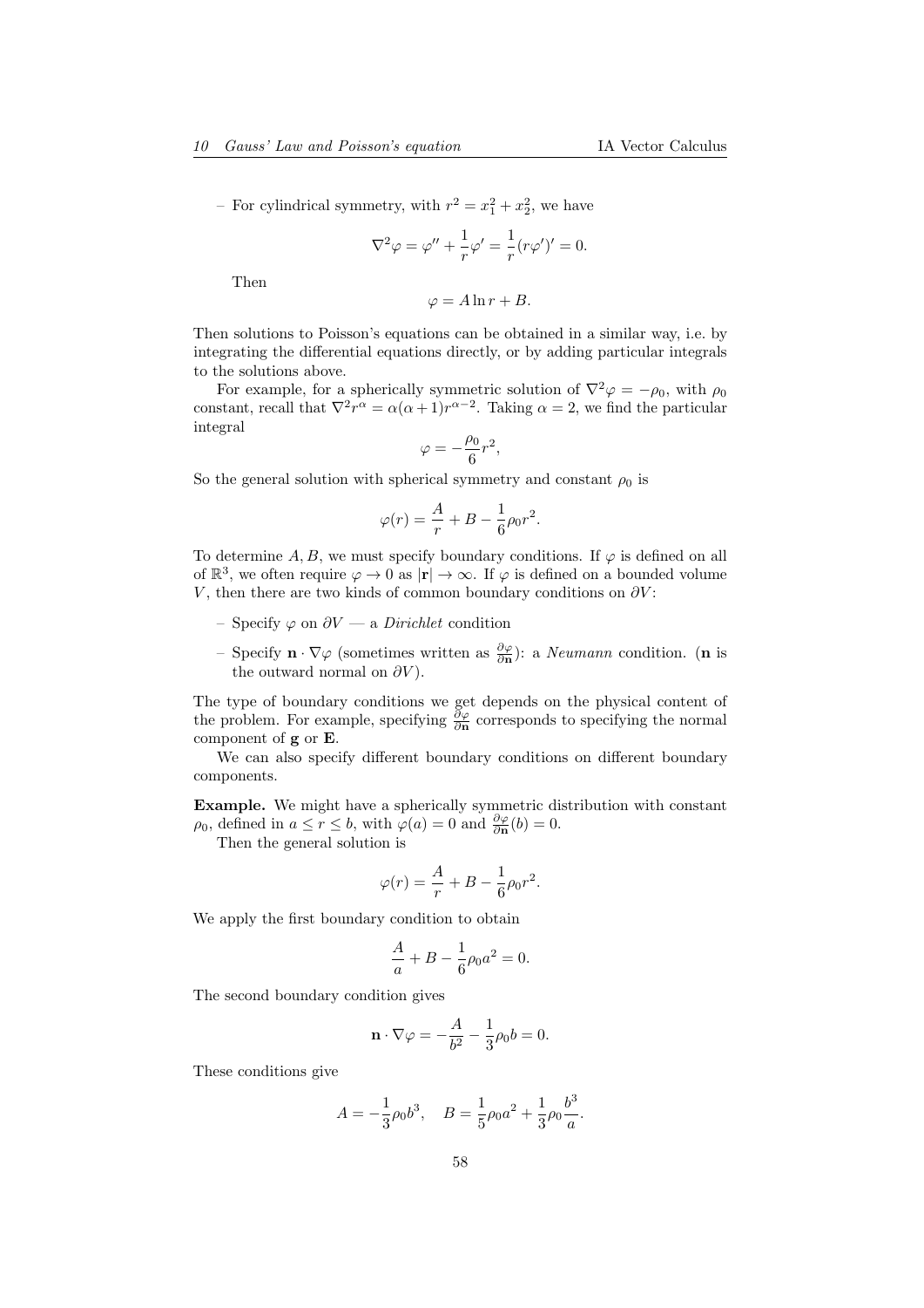– For cylindrical symmetry, with $r^2 = x_1^2 + x_2^2$, we have

$$\nabla^2 \varphi = \varphi'' + \frac{1}{r}\varphi' = \frac{1}{r}(r\varphi')' = 0.$$

Then

$$\varphi = A \ln r + B.$$

Then solutions to Poisson's equations can be obtained in a similar way, i.e. by integrating the differential equations directly, or by adding particular integrals to the solutions above.

For example, for a spherically symmetric solution of $\nabla^2 \varphi = -\rho_0$, with $\rho_0$ constant, recall that $\nabla^2 r^\alpha = \alpha(\alpha+1)r^{\alpha-2}$. Taking $\alpha = 2$, we find the particular integral

$$\varphi = -\frac{\rho_0}{6} r^2,$$

So the general solution with spherical symmetry and constant $\rho_0$ is

$$\varphi(r) = \frac{A}{r} + B - \frac{1}{6}\rho_0 r^2.$$

To determine $A, B$, we must specify boundary conditions. If $\varphi$ is defined on all of $\mathbb{R}^3$, we often require $\varphi \to 0$ as $|\mathbf{r}| \to \infty$. If $\varphi$ is defined on a bounded volume $V$, then there are two kinds of common boundary conditions on $\partial V$:

– Specify $\varphi$ on $\partial V$ — a *Dirichlet* condition

– Specify $\mathbf{n} \cdot \nabla \varphi$ (sometimes written as $\frac{\partial \varphi}{\partial \mathbf{n}}$): a *Neumann* condition. ($\mathbf{n}$ is the outward normal on $\partial V$).

The type of boundary conditions we get depends on the physical content of the problem. For example, specifying $\frac{\partial \varphi}{\partial \mathbf{n}}$ corresponds to specifying the normal component of $\mathbf{g}$ or $\mathbf{E}$.

We can also specify different boundary conditions on different boundary components.

**Example.** We might have a spherically symmetric distribution with constant $\rho_0$, defined in $a \leq r \leq b$, with $\varphi(a) = 0$ and $\frac{\partial \varphi}{\partial \mathbf{n}}(b) = 0$.

Then the general solution is

$$\varphi(r) = \frac{A}{r} + B - \frac{1}{6}\rho_0 r^2.$$

We apply the first boundary condition to obtain

$$\frac{A}{a} + B - \frac{1}{6}\rho_0 a^2 = 0.$$

The second boundary condition gives

$$\mathbf{n} \cdot \nabla \varphi = -\frac{A}{b^2} - \frac{1}{3}\rho_0 b = 0.$$

These conditions give

$$A = -\frac{1}{3}\rho_0 b^3, \quad B = \frac{1}{5}\rho_0 a^2 + \frac{1}{3}\rho_0 \frac{b^3}{a}.$$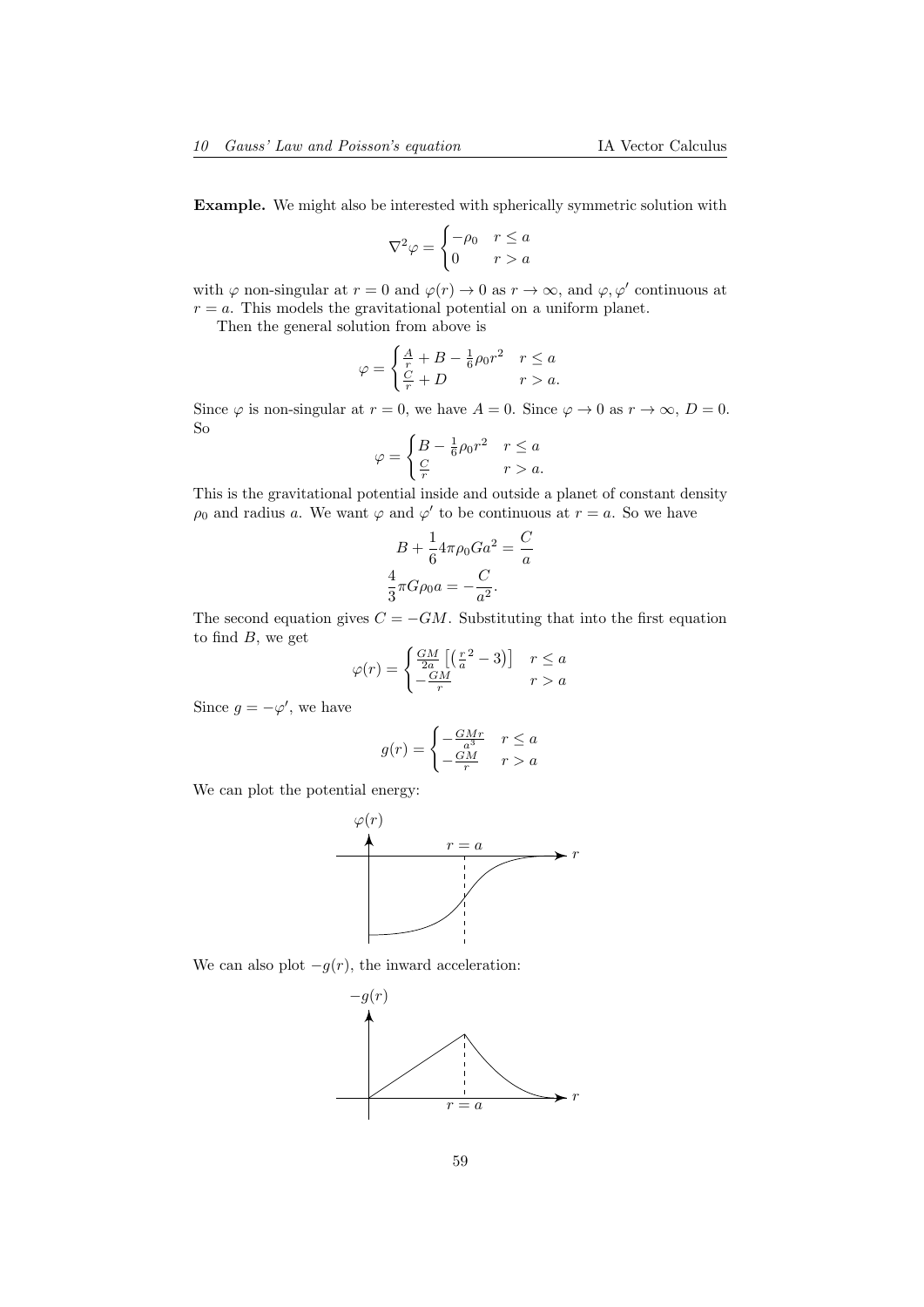**Example.** We might also be interested with spherically symmetric solution with

$$\nabla^2 \varphi = \begin{cases} -\rho_0 & r \leq a \\ 0 & r > a \end{cases}$$

with $\varphi$ non-singular at $r = 0$ and $\varphi(r) \to 0$ as $r \to \infty$, and $\varphi, \varphi'$ continuous at $r = a$. This models the gravitational potential on a uniform planet.

Then the general solution from above is

$$\varphi = \begin{cases} \frac{A}{r} + B - \frac{1}{6}\rho_0 r^2 & r \leq a \\ \frac{C}{r} + D & r > a. \end{cases}$$

Since $\varphi$ is non-singular at $r = 0$, we have $A = 0$. Since $\varphi \to 0$ as $r \to \infty$, $D = 0$. So

$$\varphi = \begin{cases} B - \frac{1}{6}\rho_0 r^2 & r \leq a \\ \frac{C}{r} & r > a. \end{cases}$$

This is the gravitational potential inside and outside a planet of constant density $\rho_0$ and radius $a$. We want $\varphi$ and $\varphi'$ to be continuous at $r = a$. So we have

$$\begin{aligned} B + \frac{1}{6} 4\pi\rho_0 G a^2 &= \frac{C}{a} \\ \frac{4}{3}\pi G \rho_0 a &= -\frac{C}{a^2}. \end{aligned}$$

The second equation gives $C = -GM$. Substituting that into the first equation to find $B$, we get

$$\varphi(r) = \begin{cases} \frac{GM}{2a}\left[\left(\frac{r}{a}^2 - 3\right)\right] & r \leq a \\ -\frac{GM}{r} & r > a \end{cases}$$

Since $g = -\varphi'$, we have

$$g(r) = \begin{cases} -\frac{GMr}{a^3} & r \leq a \\ -\frac{GM}{r} & r > a \end{cases}$$

We can plot the potential energy:

We can also plot $-g(r)$, the inward acceleration: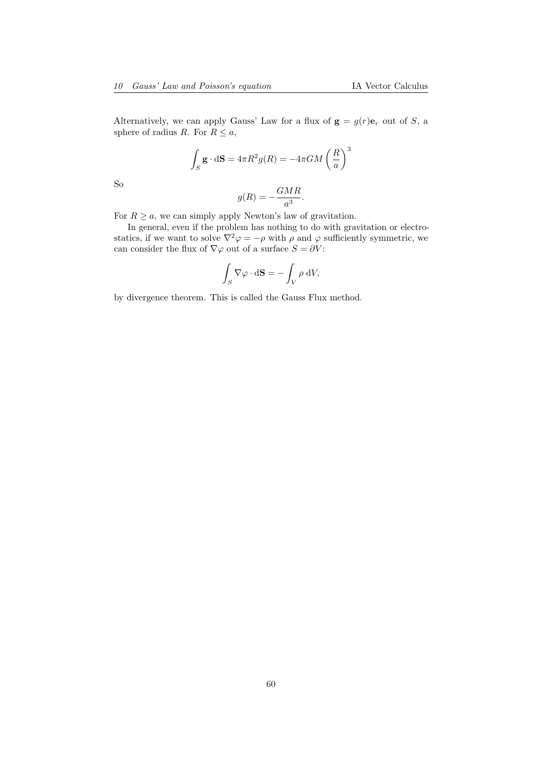Alternatively, we can apply Gauss' Law for a flux of $\mathbf{g} = g(r)\mathbf{e}_r$ out of $S$, a sphere of radius $R$. For $R \leq a$,

$$\int_S \mathbf{g} \cdot \mathrm{d}\mathbf{S} = 4\pi R^2 g(R) = -4\pi GM \left(\frac{R}{a}\right)^3$$

So

$$g(R) = -\frac{GMR}{a^3}.$$

For $R \geq a$, we can simply apply Newton's law of gravitation.

In general, even if the problem has nothing to do with gravitation or electrostatics, if we want to solve $\nabla^2 \varphi = -\rho$ with $\rho$ and $\varphi$ sufficiently symmetric, we can consider the flux of $\nabla\varphi$ out of a surface $S = \partial V$:

$$\int_S \nabla\varphi \cdot \mathrm{d}\mathbf{S} = -\int_V \rho \; \mathrm{d}V,$$

by divergence theorem. This is called the Gauss Flux method.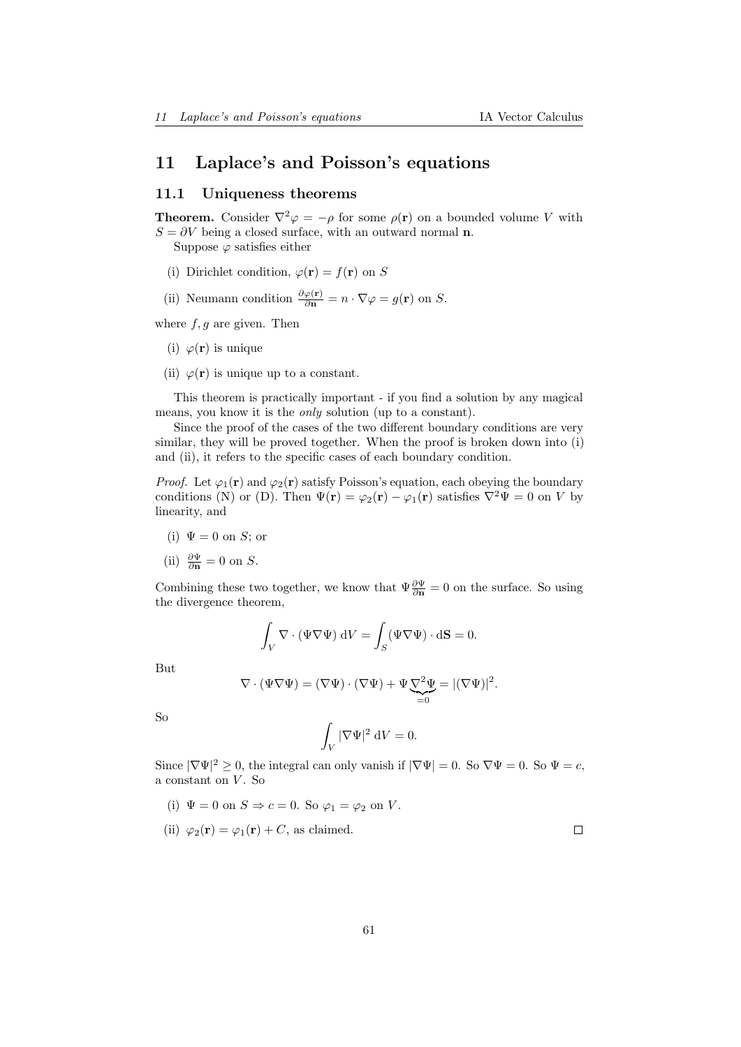# 11 Laplace's and Poisson's equations

## 11.1 Uniqueness theorems

**Theorem.** Consider $\nabla^2\varphi = -\rho$ for some $\rho(\mathbf{r})$ on a bounded volume $V$ with $S = \partial V$ being a closed surface, with an outward normal $\mathbf{n}$.

Suppose $\varphi$ satisfies either

(i) Dirichlet condition, $\varphi(\mathbf{r}) = f(\mathbf{r})$ on $S$

(ii) Neumann condition $\frac{\partial \varphi(\mathbf{r})}{\partial \mathbf{n}} = n \cdot \nabla\varphi = g(\mathbf{r})$ on $S$.

where $f, g$ are given. Then

(i) $\varphi(\mathbf{r})$ is unique

(ii) $\varphi(\mathbf{r})$ is unique up to a constant.

This theorem is practically important - if you find a solution by any magical means, you know it is the *only* solution (up to a constant).

Since the proof of the cases of the two different boundary conditions are very similar, they will be proved together. When the proof is broken down into (i) and (ii), it refers to the specific cases of each boundary condition.

*Proof.* Let $\varphi_1(\mathbf{r})$ and $\varphi_2(\mathbf{r})$ satisfy Poisson's equation, each obeying the boundary conditions (N) or (D). Then $\Psi(\mathbf{r}) = \varphi_2(\mathbf{r}) - \varphi_1(\mathbf{r})$ satisfies $\nabla^2\Psi = 0$ on $V$ by linearity, and

(i) $\Psi = 0$ on $S$; or

(ii) $\frac{\partial \Psi}{\partial \mathbf{n}} = 0$ on $S$.

Combining these two together, we know that $\Psi\frac{\partial \Psi}{\partial \mathbf{n}} = 0$ on the surface. So using the divergence theorem,

$$\int_V \nabla\cdot(\Psi\nabla\Psi)\;\mathrm{d}V = \int_S (\Psi\nabla\Psi)\cdot \mathrm{d}\mathbf{S} = 0.$$

But

$$\nabla\cdot(\Psi\nabla\Psi) = (\nabla\Psi)\cdot(\nabla\Psi) + \Psi\underbrace{\nabla^2\Psi}_{=0} = |(\nabla\Psi)|^2.$$

So

$$\int_V |\nabla\Psi|^2\;\mathrm{d}V = 0.$$

Since $|\nabla\Psi|^2 \geq 0$, the integral can only vanish if $|\nabla\Psi| = 0$. So $\nabla\Psi = 0$. So $\Psi = c$, a constant on $V$. So

(i) $\Psi = 0$ on $S \Rightarrow c = 0$. So $\varphi_1 = \varphi_2$ on $V$.

(ii) $\varphi_2(\mathbf{r}) = \varphi_1(\mathbf{r}) + C$, as claimed. □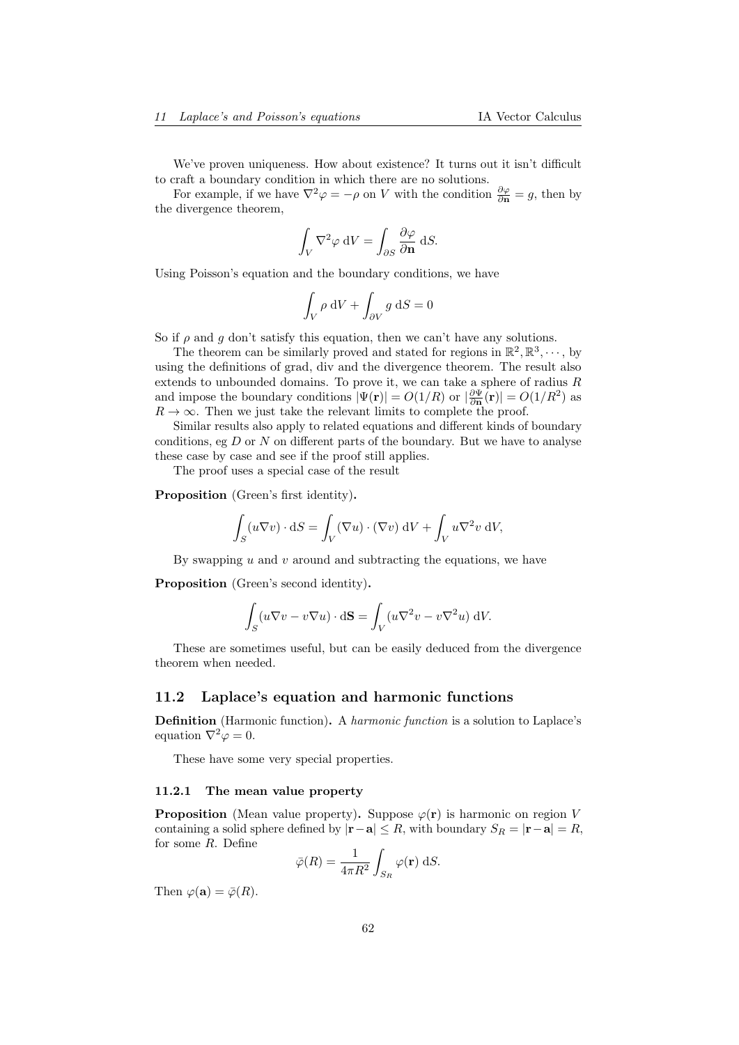We've proven uniqueness. How about existence? It turns out it isn't difficult to craft a boundary condition in which there are no solutions.

For example, if we have $\nabla^2\varphi = -\rho$ on $V$ with the condition $\frac{\partial \varphi}{\partial \mathbf{n}} = g$, then by the divergence theorem,

$$\int_V \nabla^2 \varphi \,\mathrm{d}V = \int_{\partial S} \frac{\partial \varphi}{\partial \mathbf{n}}\,\mathrm{d}S.$$

Using Poisson's equation and the boundary conditions, we have

$$\int_V \rho \,\mathrm{d}V + \int_{\partial V} g \,\mathrm{d}S = 0$$

So if $\rho$ and $g$ don't satisfy this equation, then we can't have any solutions.

The theorem can be similarly proved and stated for regions in $\mathbb{R}^2, \mathbb{R}^3, \cdots$, by using the definitions of grad, div and the divergence theorem. The result also extends to unbounded domains. To prove it, we can take a sphere of radius $R$ and impose the boundary conditions $|\Psi(\mathbf{r})| = O(1/R)$ or $|\frac{\partial \Psi}{\partial \mathbf{n}}(\mathbf{r})| = O(1/R^2)$ as $R \to \infty$. Then we just take the relevant limits to complete the proof.

Similar results also apply to related equations and different kinds of boundary conditions, eg $D$ or $N$ on different parts of the boundary. But we have to analyse these case by case and see if the proof still applies.

The proof uses a special case of the result

**Proposition** (Green's first identity)**.**

$$\int_S (u\nabla v)\cdot \mathrm{d}S = \int_V (\nabla u)\cdot(\nabla v)\,\mathrm{d}V + \int_V u\nabla^2 v\,\mathrm{d}V,$$

By swapping $u$ and $v$ around and subtracting the equations, we have

**Proposition** (Green's second identity)**.**

$$\int_S (u\nabla v - v\nabla u)\cdot \mathrm{d}\mathbf{S} = \int_V (u\nabla^2 v - v\nabla^2 u)\,\mathrm{d}V.$$

These are sometimes useful, but can be easily deduced from the divergence theorem when needed.

## 11.2 Laplace's equation and harmonic functions

**Definition** (Harmonic function)**.** A *harmonic function* is a solution to Laplace's equation $\nabla^2\varphi = 0$.

These have some very special properties.

### 11.2.1 The mean value property

**Proposition** (Mean value property)**.** Suppose $\varphi(\mathbf{r})$ is harmonic on region $V$ containing a solid sphere defined by $|\mathbf{r}-\mathbf{a}| \le R$, with boundary $S_R = |\mathbf{r}-\mathbf{a}| = R$, for some $R$. Define

$$\bar{\varphi}(R) = \frac{1}{4\pi R^2}\int_{S_R} \varphi(\mathbf{r})\,\mathrm{d}S.$$

Then $\varphi(\mathbf{a}) = \bar{\varphi}(R)$.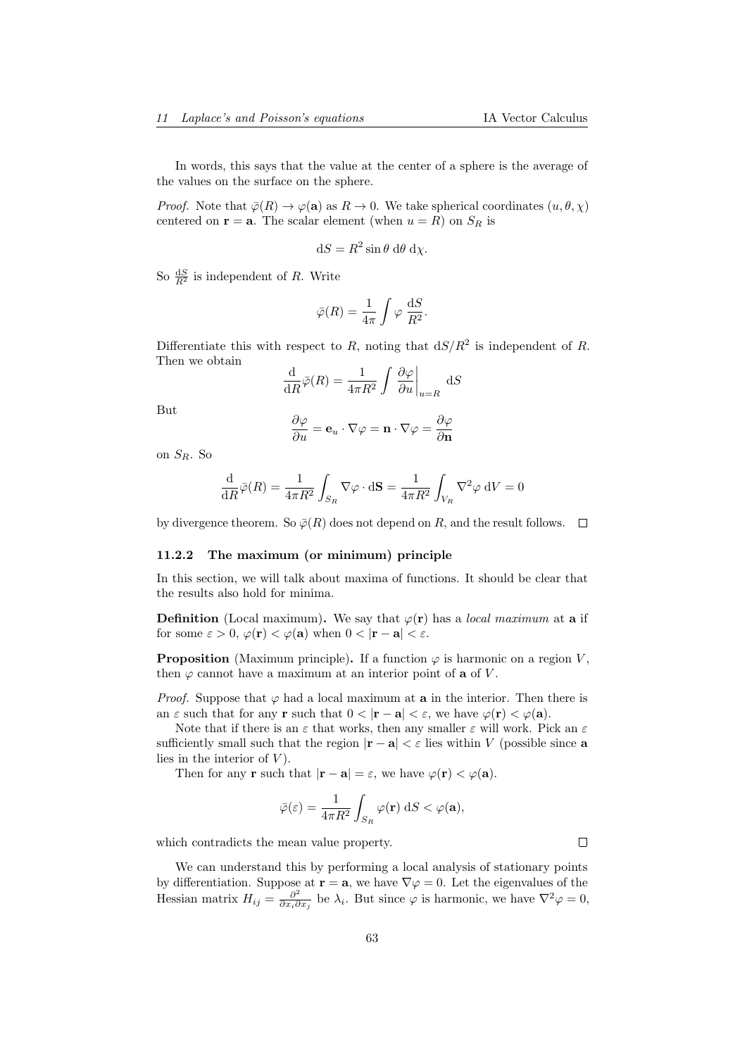In words, this says that the value at the center of a sphere is the average of the values on the surface on the sphere.

*Proof.* Note that $\bar{\varphi}(R) \to \varphi(\mathbf{a})$ as $R \to 0$. We take spherical coordinates $(u, \theta, \chi)$ centered on $\mathbf{r} = \mathbf{a}$. The scalar element (when $u = R$) on $S_R$ is

$$\mathrm{d}S = R^2 \sin\theta \;\mathrm{d}\theta\;\mathrm{d}\chi.$$

So $\frac{\mathrm{d}S}{R^2}$ is independent of $R$. Write

$$\bar{\varphi}(R) = \frac{1}{4\pi}\int \varphi\;\frac{\mathrm{d}S}{R^2}.$$

Differentiate this with respect to $R$, noting that $\mathrm{d}S/R^2$ is independent of $R$. Then we obtain

$$\frac{\mathrm{d}}{\mathrm{d}R}\bar{\varphi}(R) = \frac{1}{4\pi R^2}\int \left.\frac{\partial \varphi}{\partial u}\right|_{u=R}\mathrm{d}S$$

But

$$\frac{\partial \varphi}{\partial u} = \mathbf{e}_u \cdot \nabla\varphi = \mathbf{n}\cdot\nabla\varphi = \frac{\partial \varphi}{\partial \mathbf{n}}$$

on $S_R$. So

$$\frac{\mathrm{d}}{\mathrm{d}R}\bar{\varphi}(R) = \frac{1}{4\pi R^2}\int_{S_R}\nabla\varphi\cdot\mathrm{d}\mathbf{S} = \frac{1}{4\pi R^2}\int_{V_R}\nabla^2\varphi\;\mathrm{d}V = 0$$

by divergence theorem. So $\bar{\varphi}(R)$ does not depend on $R$, and the result follows. □

#### 11.2.2 The maximum (or minimum) principle

In this section, we will talk about maxima of functions. It should be clear that the results also hold for minima.

**Definition** (Local maximum)**.** We say that $\varphi(\mathbf{r})$ has a *local maximum* at $\mathbf{a}$ if for some $\varepsilon > 0$, $\varphi(\mathbf{r}) < \varphi(\mathbf{a})$ when $0 < |\mathbf{r} - \mathbf{a}| < \varepsilon$.

**Proposition** (Maximum principle)**.** If a function $\varphi$ is harmonic on a region $V$, then $\varphi$ cannot have a maximum at an interior point of $\mathbf{a}$ of $V$.

*Proof.* Suppose that $\varphi$ had a local maximum at $\mathbf{a}$ in the interior. Then there is an $\varepsilon$ such that for any $\mathbf{r}$ such that $0 < |\mathbf{r} - \mathbf{a}| < \varepsilon$, we have $\varphi(\mathbf{r}) < \varphi(\mathbf{a})$.

Note that if there is an $\varepsilon$ that works, then any smaller $\varepsilon$ will work. Pick an $\varepsilon$ sufficiently small such that the region $|\mathbf{r} - \mathbf{a}| < \varepsilon$ lies within $V$ (possible since $\mathbf{a}$ lies in the interior of $V$).

Then for any $\mathbf{r}$ such that $|\mathbf{r} - \mathbf{a}| = \varepsilon$, we have $\varphi(\mathbf{r}) < \varphi(\mathbf{a})$.

$$\bar{\varphi}(\varepsilon) = \frac{1}{4\pi R^2}\int_{S_R}\varphi(\mathbf{r})\;\mathrm{d}S < \varphi(\mathbf{a}),$$

which contradicts the mean value property. □

We can understand this by performing a local analysis of stationary points by differentiation. Suppose at $\mathbf{r} = \mathbf{a}$, we have $\nabla\varphi = 0$. Let the eigenvalues of the Hessian matrix $H_{ij} = \frac{\partial^2}{\partial x_i \partial x_j}$ be $\lambda_i$. But since $\varphi$ is harmonic, we have $\nabla^2\varphi = 0$,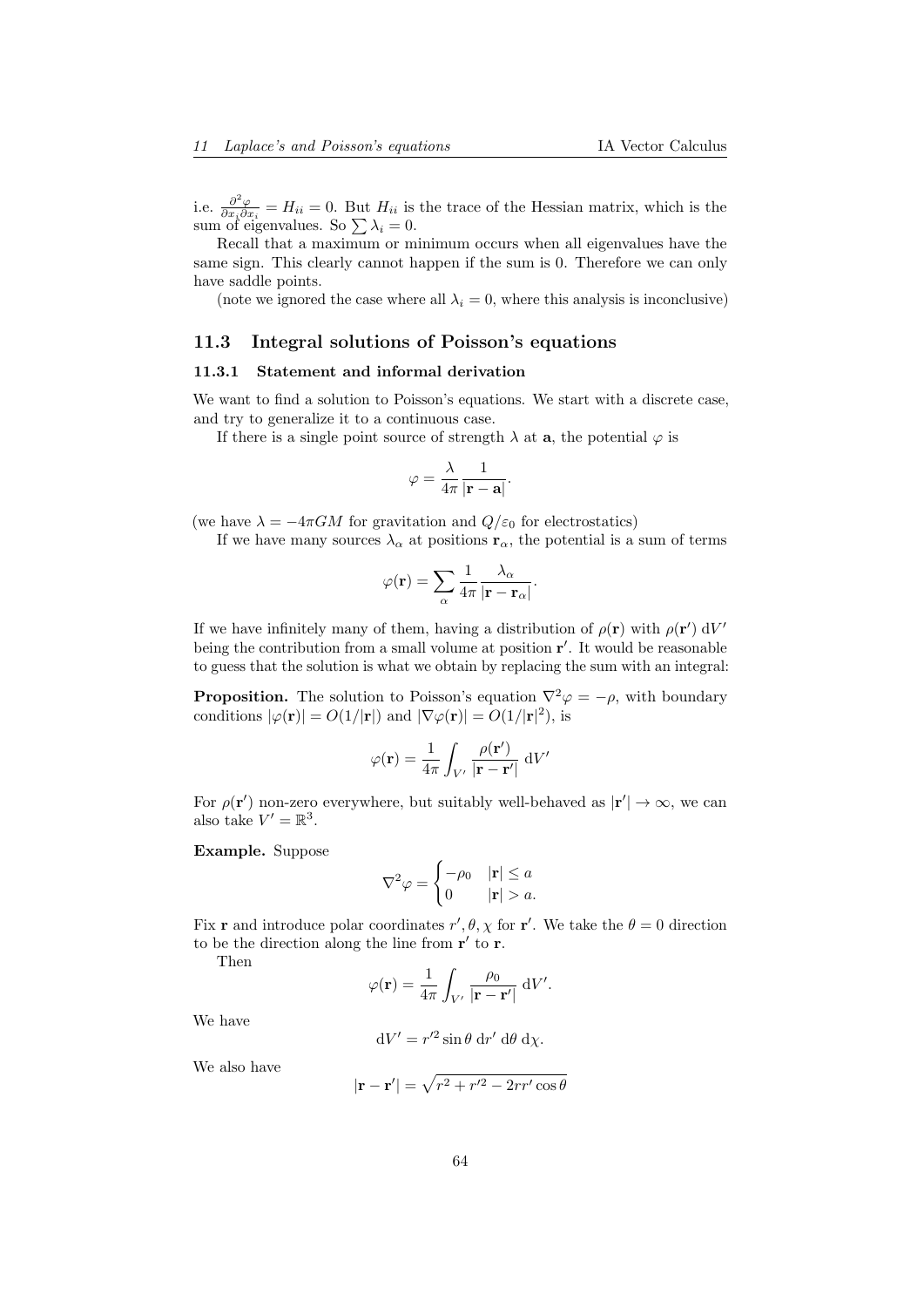i.e. $\frac{\partial^2 \varphi}{\partial x_i \partial x_i} = H_{ii} = 0$. But $H_{ii}$ is the trace of the Hessian matrix, which is the sum of eigenvalues. So $\sum \lambda_i = 0$.

Recall that a maximum or minimum occurs when all eigenvalues have the same sign. This clearly cannot happen if the sum is 0. Therefore we can only have saddle points.

(note we ignored the case where all $\lambda_i = 0$, where this analysis is inconclusive)

## 11.3 Integral solutions of Poisson's equations

### 11.3.1 Statement and informal derivation

We want to find a solution to Poisson's equations. We start with a discrete case, and try to generalize it to a continuous case.

If there is a single point source of strength $\lambda$ at $\mathbf{a}$, the potential $\varphi$ is

$$\varphi = \frac{\lambda}{4\pi} \frac{1}{|\mathbf{r} - \mathbf{a}|}.$$

(we have $\lambda = -4\pi GM$ for gravitation and $Q/\varepsilon_0$ for electrostatics)

If we have many sources $\lambda_\alpha$ at positions $\mathbf{r}_\alpha$, the potential is a sum of terms

$$\varphi(\mathbf{r}) = \sum_\alpha \frac{1}{4\pi} \frac{\lambda_\alpha}{|\mathbf{r} - \mathbf{r}_\alpha|}.$$

If we have infinitely many of them, having a distribution of $\rho(\mathbf{r})$ with $\rho(\mathbf{r}')\ \mathrm{d}V'$ being the contribution from a small volume at position $\mathbf{r}'$. It would be reasonable to guess that the solution is what we obtain by replacing the sum with an integral:

**Proposition.** The solution to Poisson's equation $\nabla^2 \varphi = -\rho$, with boundary conditions $|\varphi(\mathbf{r})| = O(1/|\mathbf{r}|)$ and $|\nabla \varphi(\mathbf{r})| = O(1/|\mathbf{r}|^2)$, is

$$\varphi(\mathbf{r}) = \frac{1}{4\pi} \int_{V'} \frac{\rho(\mathbf{r}')}{|\mathbf{r} - \mathbf{r}'|}\ \mathrm{d}V'$$

For $\rho(\mathbf{r}')$ non-zero everywhere, but suitably well-behaved as $|\mathbf{r}'| \to \infty$, we can also take $V' = \mathbb{R}^3$.

**Example.** Suppose

$$\nabla^2 \varphi = \begin{cases} -\rho_0 & |\mathbf{r}| \leq a \\ 0 & |\mathbf{r}| > a. \end{cases}$$

Fix $\mathbf{r}$ and introduce polar coordinates $r', \theta, \chi$ for $\mathbf{r}'$. We take the $\theta = 0$ direction to be the direction along the line from $\mathbf{r}'$ to $\mathbf{r}$.

Then

$$\varphi(\mathbf{r}) = \frac{1}{4\pi} \int_{V'} \frac{\rho_0}{|\mathbf{r} - \mathbf{r}'|}\ \mathrm{d}V'.$$

We have

$$\mathrm{d}V' = r'^2 \sin\theta\ \mathrm{d}r'\ \mathrm{d}\theta\ \mathrm{d}\chi.$$

We also have

$$|\mathbf{r} - \mathbf{r}'| = \sqrt{r^2 + r'^2 - 2rr'\cos\theta}$$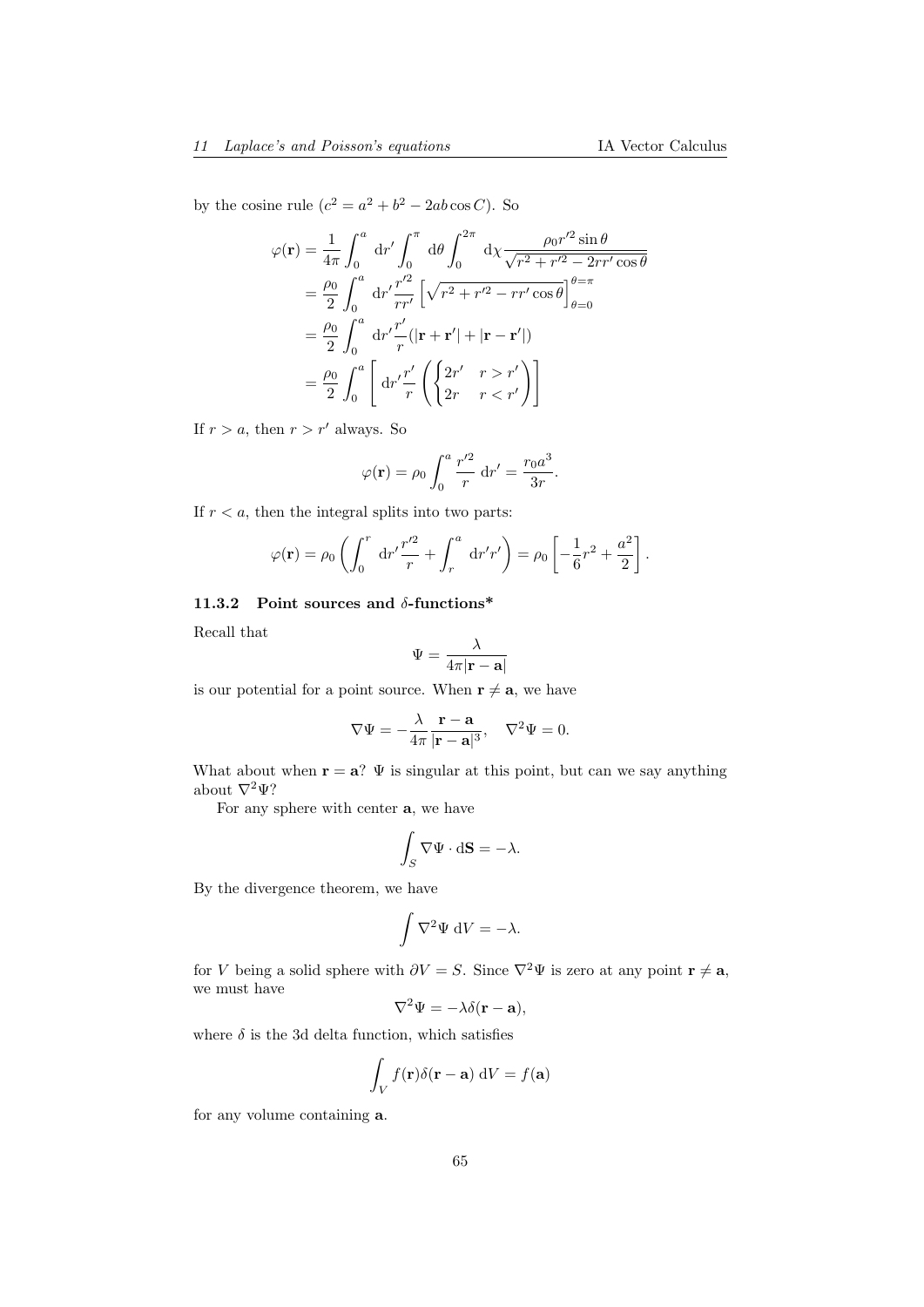by the cosine rule ($c^2 = a^2 + b^2 - 2ab\cos C$). So

$$
\begin{aligned}
\varphi(\mathbf{r}) &= \frac{1}{4\pi}\int_0^a \mathrm{d}r' \int_0^\pi \mathrm{d}\theta \int_0^{2\pi} \mathrm{d}\chi \frac{\rho_0 r'^2 \sin\theta}{\sqrt{r^2 + r'^2 - 2rr'\cos\theta}} \\
&= \frac{\rho_0}{2}\int_0^a \mathrm{d}r' \frac{r'^2}{rr'}\left[\sqrt{r^2 + r'^2 - rr'\cos\theta}\right]_{\theta=0}^{\theta=\pi} \\
&= \frac{\rho_0}{2}\int_0^a \mathrm{d}r' \frac{r'}{r}(|\mathbf{r} + \mathbf{r}'| + |\mathbf{r} - \mathbf{r}'|) \\
&= \frac{\rho_0}{2}\int_0^a \left[\mathrm{d}r' \frac{r'}{r}\left(\begin{cases} 2r' & r > r' \\ 2r & r < r' \end{cases}\right)\right]
\end{aligned}
$$

If $r > a$, then $r > r'$ always. So

$$
\varphi(\mathbf{r}) = \rho_0 \int_0^a \frac{r'^2}{r}\,\mathrm{d}r' = \frac{r_0 a^3}{3r}.
$$

If $r < a$, then the integral splits into two parts:

$$
\varphi(\mathbf{r}) = \rho_0\left(\int_0^r \mathrm{d}r' \frac{r'^2}{r} + \int_r^a \mathrm{d}r' r'\right) = \rho_0\left[-\frac{1}{6}r^2 + \frac{a^2}{2}\right].
$$

### 11.3.2 Point sources and $\delta$-functions*

Recall that

$$
\Psi = \frac{\lambda}{4\pi|\mathbf{r} - \mathbf{a}|}
$$

is our potential for a point source. When $\mathbf{r} \neq \mathbf{a}$, we have

$$
\nabla\Psi = -\frac{\lambda}{4\pi}\frac{\mathbf{r} - \mathbf{a}}{|\mathbf{r} - \mathbf{a}|^3}, \quad \nabla^2\Psi = 0.
$$

What about when $\mathbf{r} = \mathbf{a}$? $\Psi$ is singular at this point, but can we say anything about $\nabla^2\Psi$?

For any sphere with center $\mathbf{a}$, we have

$$
\int_S \nabla\Psi \cdot \mathrm{d}\mathbf{S} = -\lambda.
$$

By the divergence theorem, we have

$$
\int \nabla^2\Psi\,\mathrm{d}V = -\lambda.
$$

for $V$ being a solid sphere with $\partial V = S$. Since $\nabla^2\Psi$ is zero at any point $\mathbf{r} \neq \mathbf{a}$, we must have

$$
\nabla^2\Psi = -\lambda\delta(\mathbf{r} - \mathbf{a}),
$$

where $\delta$ is the 3d delta function, which satisfies

$$
\int_V f(\mathbf{r})\delta(\mathbf{r} - \mathbf{a})\,\mathrm{d}V = f(\mathbf{a})
$$

for any volume containing $\mathbf{a}$.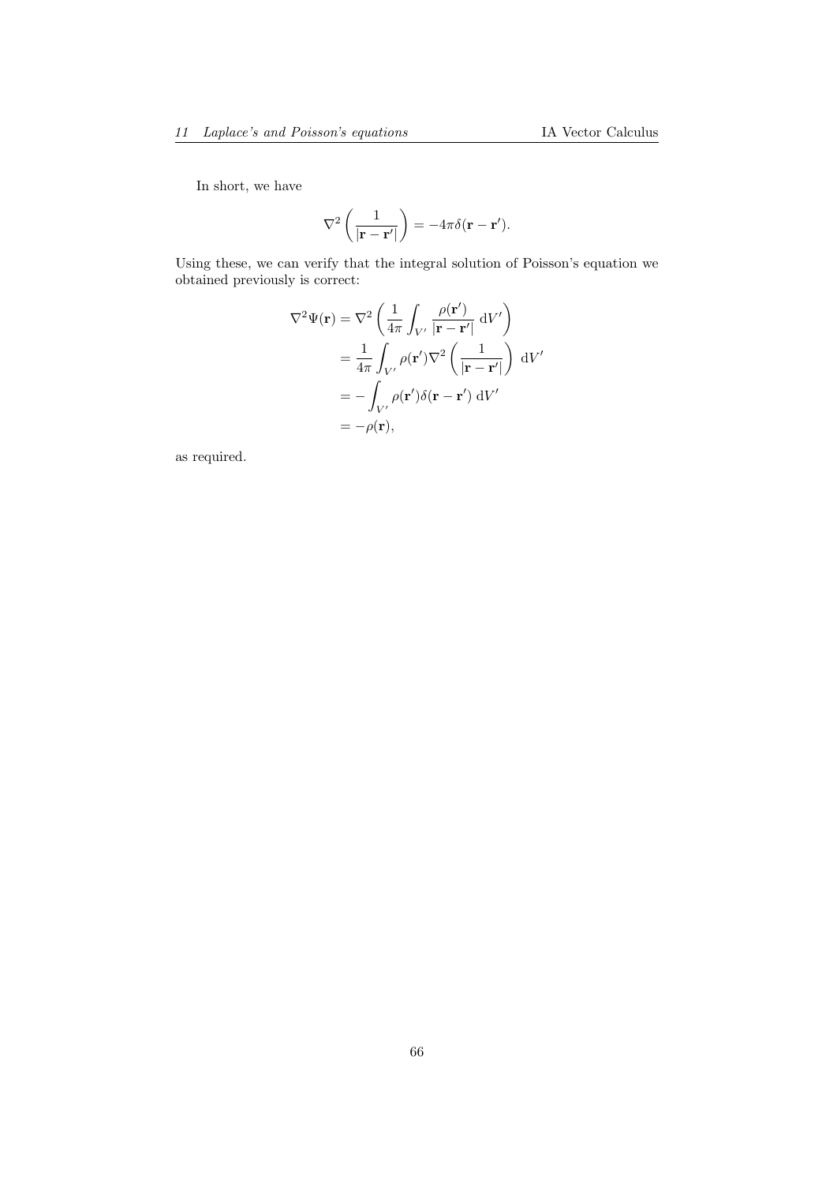In short, we have

$$\nabla^2\left(\frac{1}{|\mathbf{r}-\mathbf{r}'|}\right) = -4\pi\delta(\mathbf{r}-\mathbf{r}').$$

Using these, we can verify that the integral solution of Poisson's equation we obtained previously is correct:

$$\begin{aligned}
\nabla^2\Psi(\mathbf{r}) &= \nabla^2\left(\frac{1}{4\pi}\int_{V'}\frac{\rho(\mathbf{r}')}{|\mathbf{r}-\mathbf{r}'|}\;\mathrm{d}V'\right)\\
&= \frac{1}{4\pi}\int_{V'}\rho(\mathbf{r}')\nabla^2\left(\frac{1}{|\mathbf{r}-\mathbf{r}'|}\right)\;\mathrm{d}V'\\
&= -\int_{V'}\rho(\mathbf{r}')\delta(\mathbf{r}-\mathbf{r}')\;\mathrm{d}V'\\
&= -\rho(\mathbf{r}),
\end{aligned}$$

as required.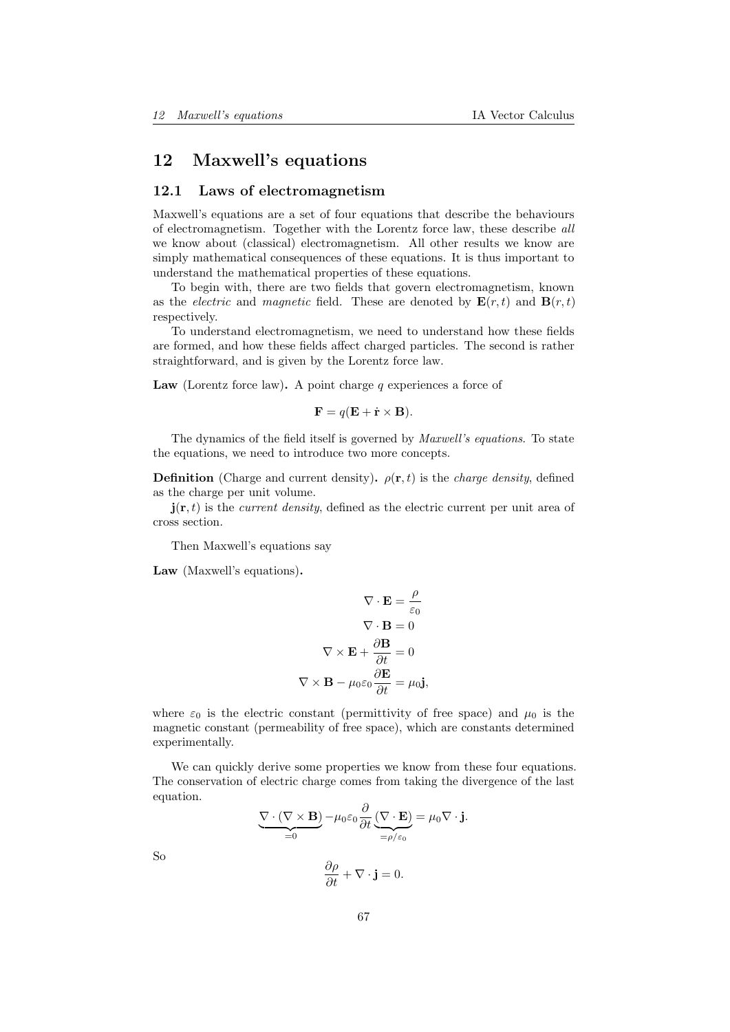# 12 Maxwell's equations

## 12.1 Laws of electromagnetism

Maxwell's equations are a set of four equations that describe the behaviours of electromagnetism. Together with the Lorentz force law, these describe *all* we know about (classical) electromagnetism. All other results we know are simply mathematical consequences of these equations. It is thus important to understand the mathematical properties of these equations.

To begin with, there are two fields that govern electromagnetism, known as the *electric* and *magnetic* field. These are denoted by $\mathbf{E}(r, t)$ and $\mathbf{B}(r, t)$ respectively.

To understand electromagnetism, we need to understand how these fields are formed, and how these fields affect charged particles. The second is rather straightforward, and is given by the Lorentz force law.

**Law** (Lorentz force law)**.** A point charge $q$ experiences a force of

$$\mathbf{F} = q(\mathbf{E} + \dot{\mathbf{r}} \times \mathbf{B}).$$

The dynamics of the field itself is governed by *Maxwell's equations*. To state the equations, we need to introduce two more concepts.

**Definition** (Charge and current density)**.** $\rho(\mathbf{r}, t)$ is the *charge density*, defined as the charge per unit volume.

$\mathbf{j}(\mathbf{r}, t)$ is the *current density*, defined as the electric current per unit area of cross section.

Then Maxwell's equations say

**Law** (Maxwell's equations)**.**

$$\begin{aligned}
\nabla \cdot \mathbf{E} &= \frac{\rho}{\varepsilon_0} \\
\nabla \cdot \mathbf{B} &= 0 \\
\nabla \times \mathbf{E} + \frac{\partial \mathbf{B}}{\partial t} &= 0 \\
\nabla \times \mathbf{B} - \mu_0 \varepsilon_0 \frac{\partial \mathbf{E}}{\partial t} &= \mu_0 \mathbf{j},
\end{aligned}$$

where $\varepsilon_0$ is the electric constant (permittivity of free space) and $\mu_0$ is the magnetic constant (permeability of free space), which are constants determined experimentally.

We can quickly derive some properties we know from these four equations. The conservation of electric charge comes from taking the divergence of the last equation.

$$\underbrace{\nabla \cdot (\nabla \times \mathbf{B})}_{=0} - \mu_0 \varepsilon_0 \frac{\partial}{\partial t} \underbrace{(\nabla \cdot \mathbf{E})}_{=\rho/\varepsilon_0} = \mu_0 \nabla \cdot \mathbf{j}.$$

So

$$\frac{\partial \rho}{\partial t} + \nabla \cdot \mathbf{j} = 0.$$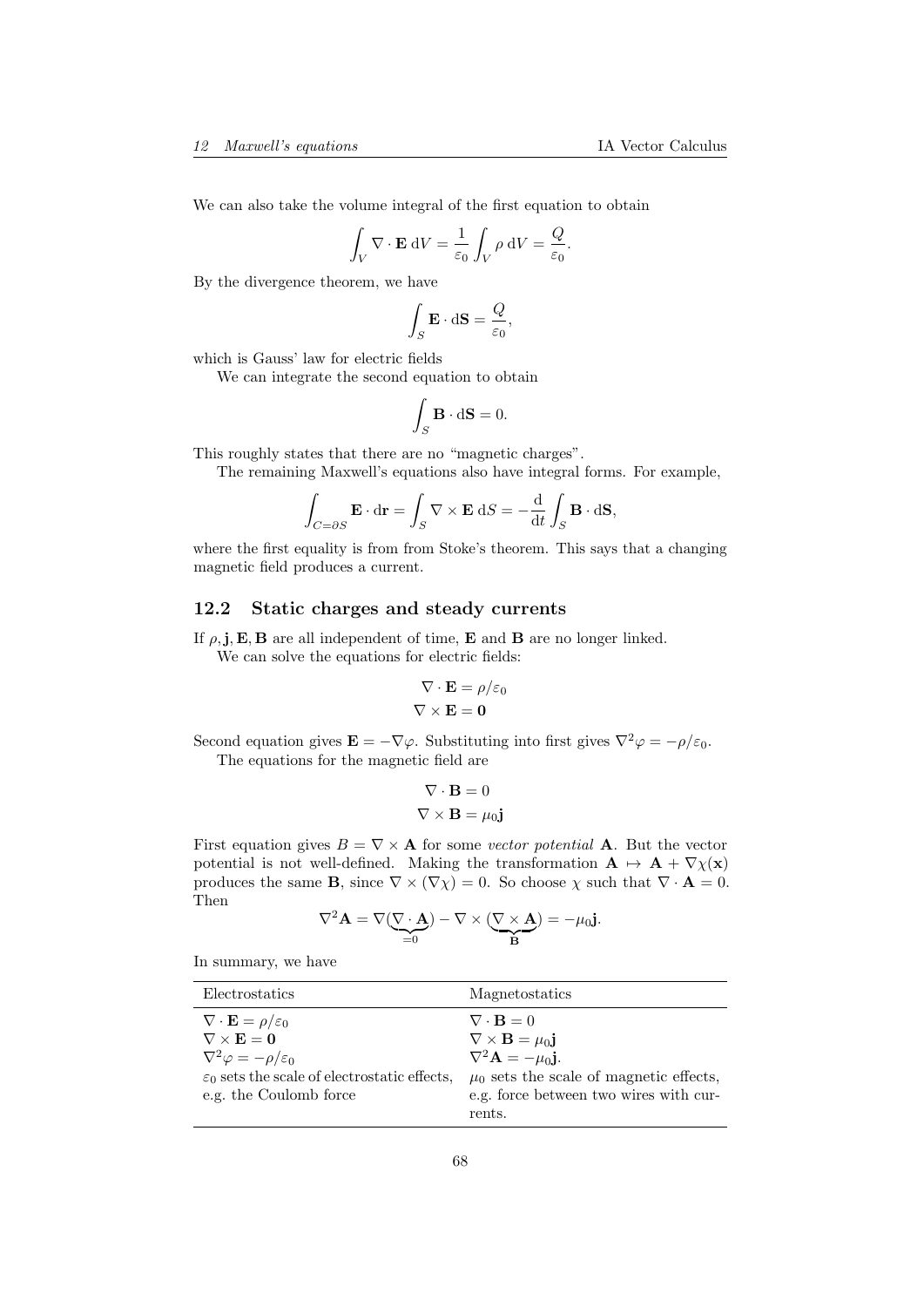We can also take the volume integral of the first equation to obtain

$$\int_V \nabla \cdot \mathbf{E}\, \mathrm{d}V = \frac{1}{\varepsilon_0} \int_V \rho\, \mathrm{d}V = \frac{Q}{\varepsilon_0}.$$

By the divergence theorem, we have

$$\int_S \mathbf{E} \cdot \mathrm{d}\mathbf{S} = \frac{Q}{\varepsilon_0},$$

which is Gauss' law for electric fields

We can integrate the second equation to obtain

$$\int_S \mathbf{B} \cdot \mathrm{d}\mathbf{S} = 0.$$

This roughly states that there are no "magnetic charges".

The remaining Maxwell's equations also have integral forms. For example,

$$\int_{C=\partial S} \mathbf{E} \cdot \mathrm{d}\mathbf{r} = \int_S \nabla \times \mathbf{E}\, \mathrm{d}S = -\frac{\mathrm{d}}{\mathrm{d}t} \int_S \mathbf{B} \cdot \mathrm{d}\mathbf{S},$$

where the first equality is from from Stoke's theorem. This says that a changing magnetic field produces a current.

## 12.2 Static charges and steady currents

If $\rho, \mathbf{j}, \mathbf{E}, \mathbf{B}$ are all independent of time, $\mathbf{E}$ and $\mathbf{B}$ are no longer linked.

We can solve the equations for electric fields:

$$\begin{aligned} \nabla \cdot \mathbf{E} &= \rho/\varepsilon_0 \\ \nabla \times \mathbf{E} &= \mathbf{0} \end{aligned}$$

Second equation gives $\mathbf{E} = -\nabla\varphi$. Substituting into first gives $\nabla^2\varphi = -\rho/\varepsilon_0$.

The equations for the magnetic field are

$$\begin{aligned} \nabla \cdot \mathbf{B} &= 0 \\ \nabla \times \mathbf{B} &= \mu_0 \mathbf{j} \end{aligned}$$

First equation gives $B = \nabla \times \mathbf{A}$ for some *vector potential* $\mathbf{A}$. But the vector potential is not well-defined. Making the transformation $\mathbf{A} \mapsto \mathbf{A} + \nabla\chi(\mathbf{x})$ produces the same $\mathbf{B}$, since $\nabla \times (\nabla\chi) = 0$. So choose $\chi$ such that $\nabla \cdot \mathbf{A} = 0$. Then

$$\nabla^2 \mathbf{A} = \nabla(\underbrace{\nabla \cdot \mathbf{A}}_{=0}) - \nabla \times (\underbrace{\nabla \times \mathbf{A}}_{\mathbf{B}}) = -\mu_0 \mathbf{j}.$$

In summary, we have

| Electrostatics | Magnetostatics |
|---|---|
| $\nabla \cdot \mathbf{E} = \rho/\varepsilon_0$ | $\nabla \cdot \mathbf{B} = 0$ |
| $\nabla \times \mathbf{E} = \mathbf{0}$ | $\nabla \times \mathbf{B} = \mu_0 \mathbf{j}$ |
| $\nabla^2\varphi = -\rho/\varepsilon_0$ | $\nabla^2 \mathbf{A} = -\mu_0 \mathbf{j}$. |
| $\varepsilon_0$ sets the scale of electrostatic effects, e.g. the Coulomb force | $\mu_0$ sets the scale of magnetic effects, e.g. force between two wires with currents. |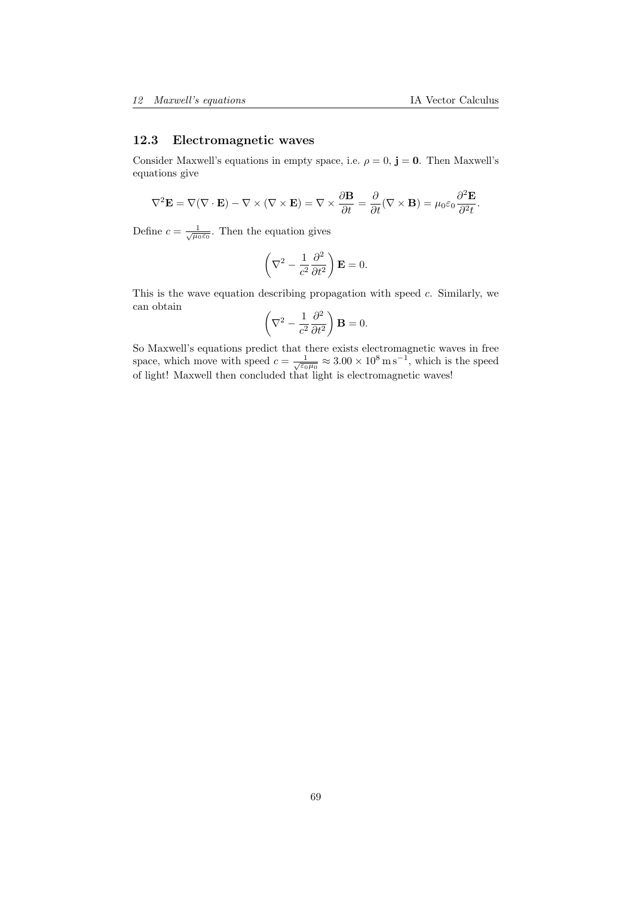### 12.3 Electromagnetic waves

Consider Maxwell's equations in empty space, i.e. $\rho = 0$, $\mathbf{j} = \mathbf{0}$. Then Maxwell's equations give

$$\nabla^2 \mathbf{E} = \nabla(\nabla \cdot \mathbf{E}) - \nabla \times (\nabla \times \mathbf{E}) = \nabla \times \frac{\partial \mathbf{B}}{\partial t} = \frac{\partial}{\partial t}(\nabla \times \mathbf{B}) = \mu_0 \varepsilon_0 \frac{\partial^2 \mathbf{E}}{\partial^2 t}.$$

Define $c = \frac{1}{\sqrt{\mu_0 \varepsilon_0}}$. Then the equation gives

$$\left(\nabla^2 - \frac{1}{c^2}\frac{\partial^2}{\partial t^2}\right)\mathbf{E} = 0.$$

This is the wave equation describing propagation with speed $c$. Similarly, we can obtain

$$\left(\nabla^2 - \frac{1}{c^2}\frac{\partial^2}{\partial t^2}\right)\mathbf{B} = 0.$$

So Maxwell's equations predict that there exists electromagnetic waves in free space, which move with speed $c = \frac{1}{\sqrt{\varepsilon_0 \mu_0}} \approx 3.00 \times 10^8\,\mathrm{m\,s^{-1}}$, which is the speed of light! Maxwell then concluded that light is electromagnetic waves!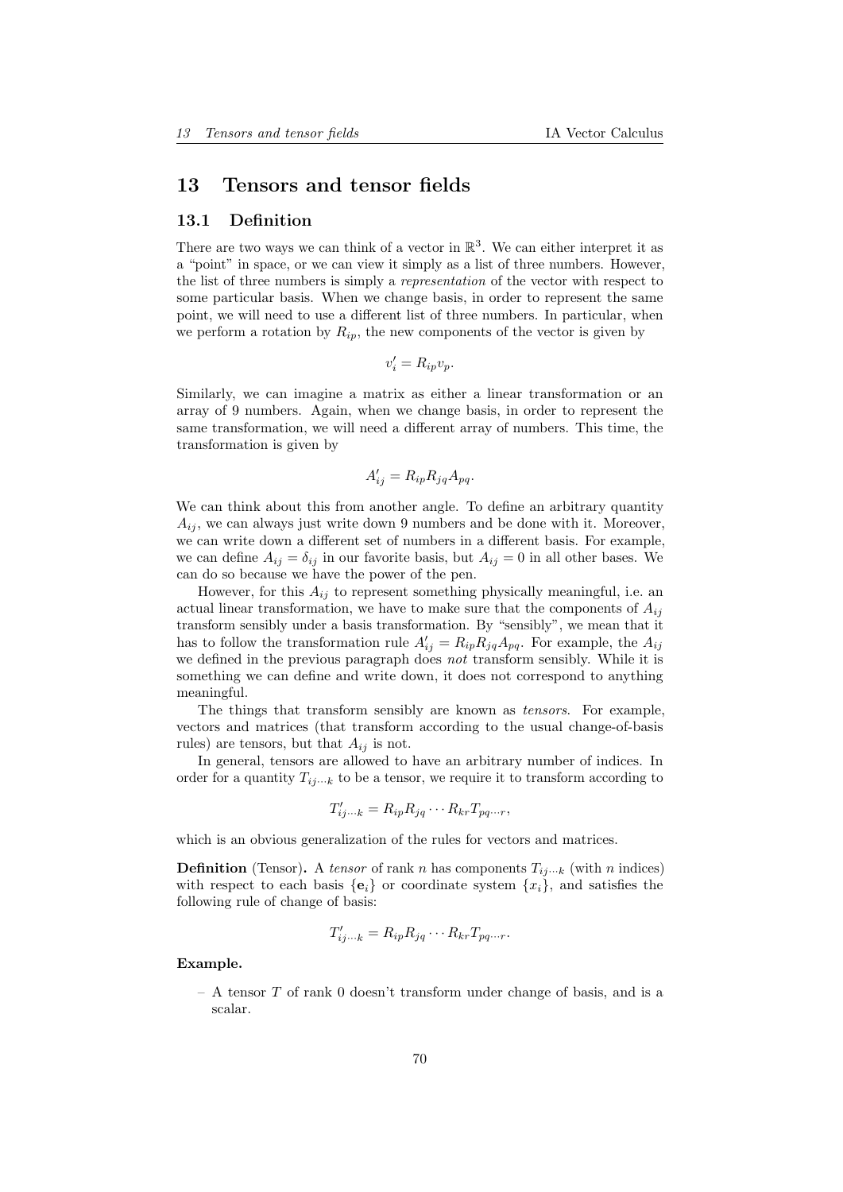# 13 Tensors and tensor fields

## 13.1 Definition

There are two ways we can think of a vector in $\mathbb{R}^3$. We can either interpret it as a "point" in space, or we can view it simply as a list of three numbers. However, the list of three numbers is simply a *representation* of the vector with respect to some particular basis. When we change basis, in order to represent the same point, we will need to use a different list of three numbers. In particular, when we perform a rotation by $R_{ip}$, the new components of the vector is given by

$$v'_i = R_{ip}v_p.$$

Similarly, we can imagine a matrix as either a linear transformation or an array of 9 numbers. Again, when we change basis, in order to represent the same transformation, we will need a different array of numbers. This time, the transformation is given by

$$A'_{ij} = R_{ip}R_{jq}A_{pq}.$$

We can think about this from another angle. To define an arbitrary quantity $A_{ij}$, we can always just write down 9 numbers and be done with it. Moreover, we can write down a different set of numbers in a different basis. For example, we can define $A_{ij} = \delta_{ij}$ in our favorite basis, but $A_{ij} = 0$ in all other bases. We can do so because we have the power of the pen.

However, for this $A_{ij}$ to represent something physically meaningful, i.e. an actual linear transformation, we have to make sure that the components of $A_{ij}$ transform sensibly under a basis transformation. By "sensibly", we mean that it has to follow the transformation rule $A'_{ij} = R_{ip}R_{jq}A_{pq}$. For example, the $A_{ij}$ we defined in the previous paragraph does *not* transform sensibly. While it is something we can define and write down, it does not correspond to anything meaningful.

The things that transform sensibly are known as *tensors*. For example, vectors and matrices (that transform according to the usual change-of-basis rules) are tensors, but that $A_{ij}$ is not.

In general, tensors are allowed to have an arbitrary number of indices. In order for a quantity $T_{ij\cdots k}$ to be a tensor, we require it to transform according to

$$T'_{ij\cdots k} = R_{ip}R_{jq}\cdots R_{kr}T_{pq\cdots r},$$

which is an obvious generalization of the rules for vectors and matrices.

**Definition** (Tensor)**.** A *tensor* of rank $n$ has components $T_{ij\cdots k}$ (with $n$ indices) with respect to each basis $\{\mathbf{e}_i\}$ or coordinate system $\{x_i\}$, and satisfies the following rule of change of basis:

$$T'_{ij\cdots k} = R_{ip}R_{jq}\cdots R_{kr}T_{pq\cdots r}.$$

**Example.**

- A tensor $T$ of rank 0 doesn't transform under change of basis, and is a scalar.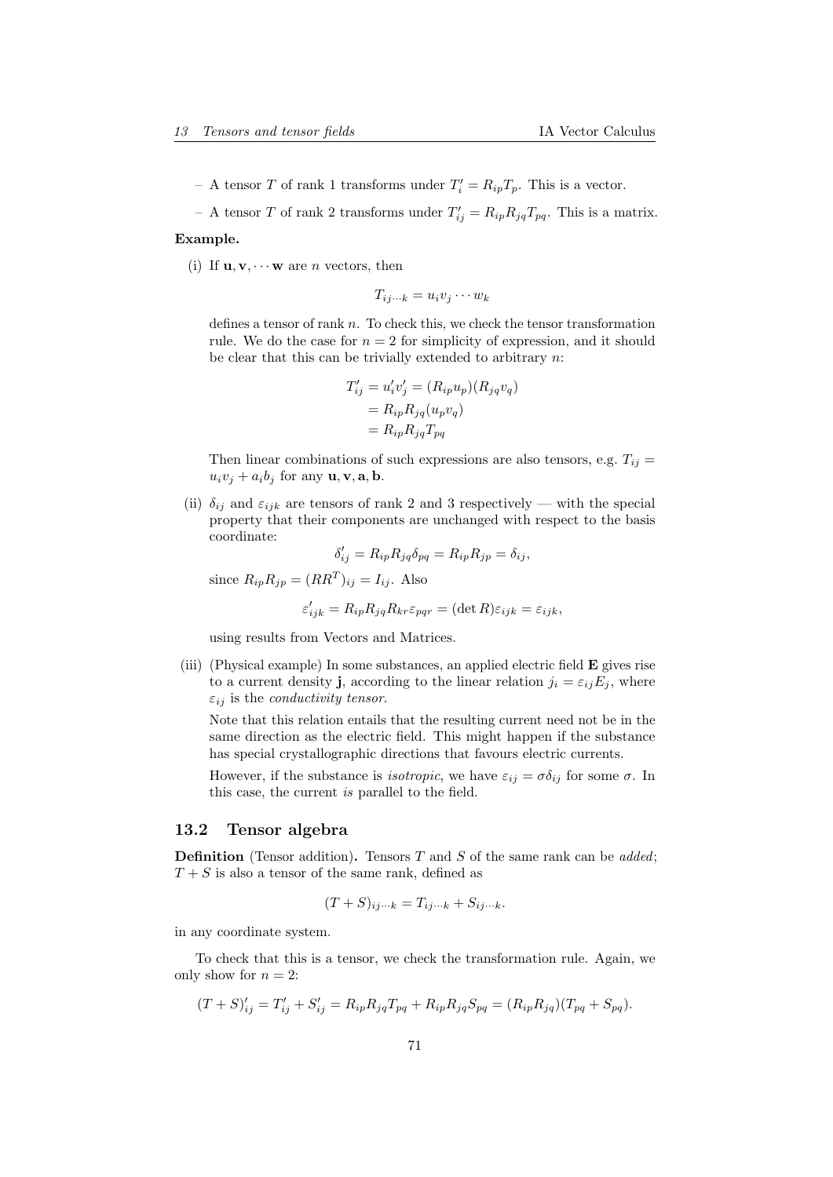– A tensor $T$ of rank 1 transforms under $T'_i = R_{ip}T_p$. This is a vector.

– A tensor $T$ of rank 2 transforms under $T'_{ij} = R_{ip}R_{jq}T_{pq}$. This is a matrix.

**Example.**

(i) If $\mathbf{u}, \mathbf{v}, \cdots \mathbf{w}$ are $n$ vectors, then

$$T_{ij\cdots k} = u_i v_j \cdots w_k$$

defines a tensor of rank $n$. To check this, we check the tensor transformation rule. We do the case for $n = 2$ for simplicity of expression, and it should be clear that this can be trivially extended to arbitrary $n$:

$$\begin{aligned} T'_{ij} = u'_i v'_j &= (R_{ip}u_p)(R_{jq}v_q) \\ &= R_{ip}R_{jq}(u_p v_q) \\ &= R_{ip}R_{jq}T_{pq} \end{aligned}$$

Then linear combinations of such expressions are also tensors, e.g. $T_{ij} = u_i v_j + a_i b_j$ for any $\mathbf{u}, \mathbf{v}, \mathbf{a}, \mathbf{b}$.

(ii) $\delta_{ij}$ and $\varepsilon_{ijk}$ are tensors of rank 2 and 3 respectively — with the special property that their components are unchanged with respect to the basis coordinate:

$$\delta'_{ij} = R_{ip}R_{jq}\delta_{pq} = R_{ip}R_{jp} = \delta_{ij},$$

since $R_{ip}R_{jp} = (RR^T)_{ij} = I_{ij}$. Also

$$\varepsilon'_{ijk} = R_{ip}R_{jq}R_{kr}\varepsilon_{pqr} = (\det R)\varepsilon_{ijk} = \varepsilon_{ijk},$$

using results from Vectors and Matrices.

(iii) (Physical example) In some substances, an applied electric field $\mathbf{E}$ gives rise to a current density $\mathbf{j}$, according to the linear relation $j_i = \varepsilon_{ij}E_j$, where $\varepsilon_{ij}$ is the *conductivity tensor*.

Note that this relation entails that the resulting current need not be in the same direction as the electric field. This might happen if the substance has special crystallographic directions that favours electric currents.

However, if the substance is *isotropic*, we have $\varepsilon_{ij} = \sigma\delta_{ij}$ for some $\sigma$. In this case, the current *is* parallel to the field.

## 13.2 Tensor algebra

**Definition** (Tensor addition)**.** Tensors $T$ and $S$ of the same rank can be *added*; $T + S$ is also a tensor of the same rank, defined as

$$(T + S)_{ij\cdots k} = T_{ij\cdots k} + S_{ij\cdots k}.$$

in any coordinate system.

To check that this is a tensor, we check the transformation rule. Again, we only show for $n = 2$:

$$(T + S)'_{ij} = T'_{ij} + S'_{ij} = R_{ip}R_{jq}T_{pq} + R_{ip}R_{jq}S_{pq} = (R_{ip}R_{jq})(T_{pq} + S_{pq}).$$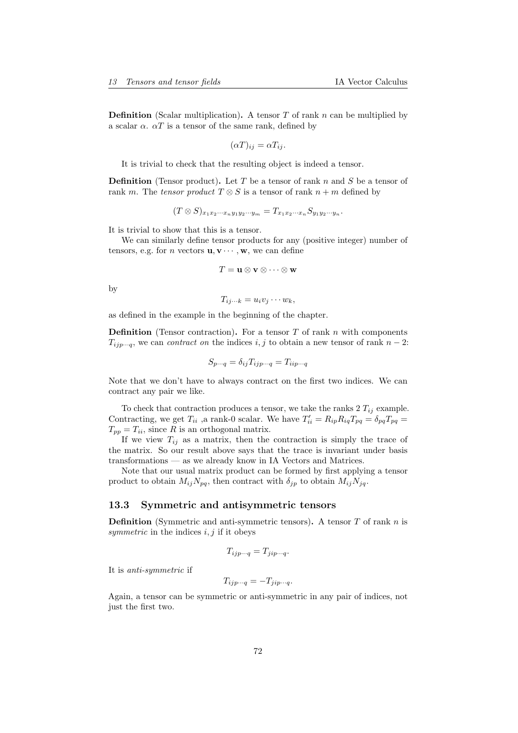**Definition** (Scalar multiplication)**.** A tensor $T$ of rank $n$ can be multiplied by a scalar $\alpha$. $\alpha T$ is a tensor of the same rank, defined by

$$(\alpha T)_{ij} = \alpha T_{ij}.$$

It is trivial to check that the resulting object is indeed a tensor.

**Definition** (Tensor product)**.** Let $T$ be a tensor of rank $n$ and $S$ be a tensor of rank $m$. The *tensor product* $T \otimes S$ is a tensor of rank $n + m$ defined by

$$(T \otimes S)_{x_1 x_2 \cdots x_n y_1 y_2 \cdots y_m} = T_{x_1 x_2 \cdots x_n} S_{y_1 y_2 \cdots y_n}.$$

It is trivial to show that this is a tensor.

We can similarly define tensor products for any (positive integer) number of tensors, e.g. for $n$ vectors $\mathbf{u}, \mathbf{v} \cdots, \mathbf{w}$, we can define

$$T = \mathbf{u} \otimes \mathbf{v} \otimes \cdots \otimes \mathbf{w}$$

by

$$T_{ij \cdots k} = u_i v_j \cdots w_k,$$

as defined in the example in the beginning of the chapter.

**Definition** (Tensor contraction)**.** For a tensor $T$ of rank $n$ with components $T_{ijp\cdots q}$, we can *contract on* the indices $i, j$ to obtain a new tensor of rank $n - 2$:

$$S_{p \cdots q} = \delta_{ij} T_{ijp \cdots q} = T_{iip \cdots q}$$

Note that we don't have to always contract on the first two indices. We can contract any pair we like.

To check that contraction produces a tensor, we take the ranks 2 $T_{ij}$ example. Contracting, we get $T_{ii}$ ,a rank-0 scalar. We have $T'_{ii} = R_{ip} R_{iq} T_{pq} = \delta_{pq} T_{pq} = T_{pp} = T_{ii}$, since $R$ is an orthogonal matrix.

If we view $T_{ij}$ as a matrix, then the contraction is simply the trace of the matrix. So our result above says that the trace is invariant under basis transformations — as we already know in IA Vectors and Matrices.

Note that our usual matrix product can be formed by first applying a tensor product to obtain $M_{ij} N_{pq}$, then contract with $\delta_{jp}$ to obtain $M_{ij} N_{jq}$.

## 13.3 Symmetric and antisymmetric tensors

**Definition** (Symmetric and anti-symmetric tensors)**.** A tensor $T$ of rank $n$ is *symmetric* in the indices $i, j$ if it obeys

$$T_{ijp \cdots q} = T_{jip \cdots q}.$$

It is *anti-symmetric* if

$$T_{ijp \cdots q} = -T_{jip \cdots q}.$$

Again, a tensor can be symmetric or anti-symmetric in any pair of indices, not just the first two.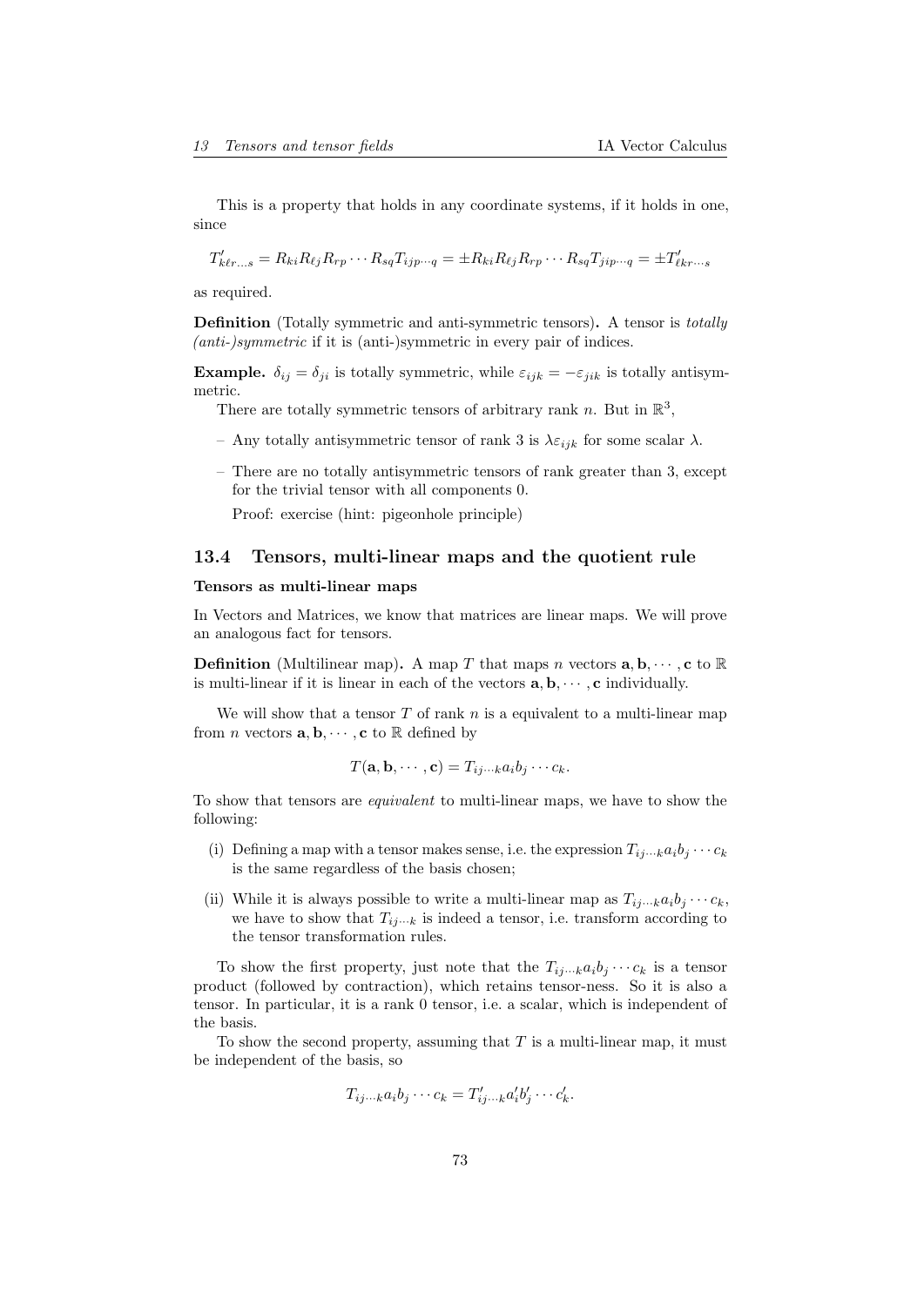This is a property that holds in any coordinate systems, if it holds in one, since

$$T'_{k\ell r \cdots s} = R_{ki}R_{\ell j}R_{rp}\cdots R_{sq}T_{ijp\cdots q} = \pm R_{ki}R_{\ell j}R_{rp}\cdots R_{sq}T_{jip\cdots q} = \pm T'_{\ell kr\cdots s}$$

as required.

**Definition** (Totally symmetric and anti-symmetric tensors)**.** A tensor is *totally (anti-)symmetric* if it is (anti-)symmetric in every pair of indices.

**Example.** $\delta_{ij} = \delta_{ji}$ is totally symmetric, while $\varepsilon_{ijk} = -\varepsilon_{jik}$ is totally antisymmetric.

There are totally symmetric tensors of arbitrary rank $n$. But in $\mathbb{R}^3$,

- Any totally antisymmetric tensor of rank 3 is $\lambda\varepsilon_{ijk}$ for some scalar $\lambda$.
- There are no totally antisymmetric tensors of rank greater than 3, except for the trivial tensor with all components 0.

  Proof: exercise (hint: pigeonhole principle)

## 13.4 Tensors, multi-linear maps and the quotient rule

#### Tensors as multi-linear maps

In Vectors and Matrices, we know that matrices are linear maps. We will prove an analogous fact for tensors.

**Definition** (Multilinear map)**.** A map $T$ that maps $n$ vectors $\mathbf{a}, \mathbf{b}, \cdots, \mathbf{c}$ to $\mathbb{R}$ is multi-linear if it is linear in each of the vectors $\mathbf{a}, \mathbf{b}, \cdots, \mathbf{c}$ individually.

We will show that a tensor $T$ of rank $n$ is a equivalent to a multi-linear map from $n$ vectors $\mathbf{a}, \mathbf{b}, \cdots, \mathbf{c}$ to $\mathbb{R}$ defined by

$$T(\mathbf{a}, \mathbf{b}, \cdots, \mathbf{c}) = T_{ij\cdots k}a_ib_j\cdots c_k.$$

To show that tensors are *equivalent* to multi-linear maps, we have to show the following:

(i) Defining a map with a tensor makes sense, i.e. the expression $T_{ij\cdots k}a_ib_j\cdots c_k$ is the same regardless of the basis chosen;

(ii) While it is always possible to write a multi-linear map as $T_{ij\cdots k}a_ib_j\cdots c_k$, we have to show that $T_{ij\cdots k}$ is indeed a tensor, i.e. transform according to the tensor transformation rules.

To show the first property, just note that the $T_{ij\cdots k}a_ib_j\cdots c_k$ is a tensor product (followed by contraction), which retains tensor-ness. So it is also a tensor. In particular, it is a rank 0 tensor, i.e. a scalar, which is independent of the basis.

To show the second property, assuming that $T$ is a multi-linear map, it must be independent of the basis, so

$$T_{ij\cdots k}a_ib_j\cdots c_k = T'_{ij\cdots k}a'_ib'_j\cdots c'_k.$$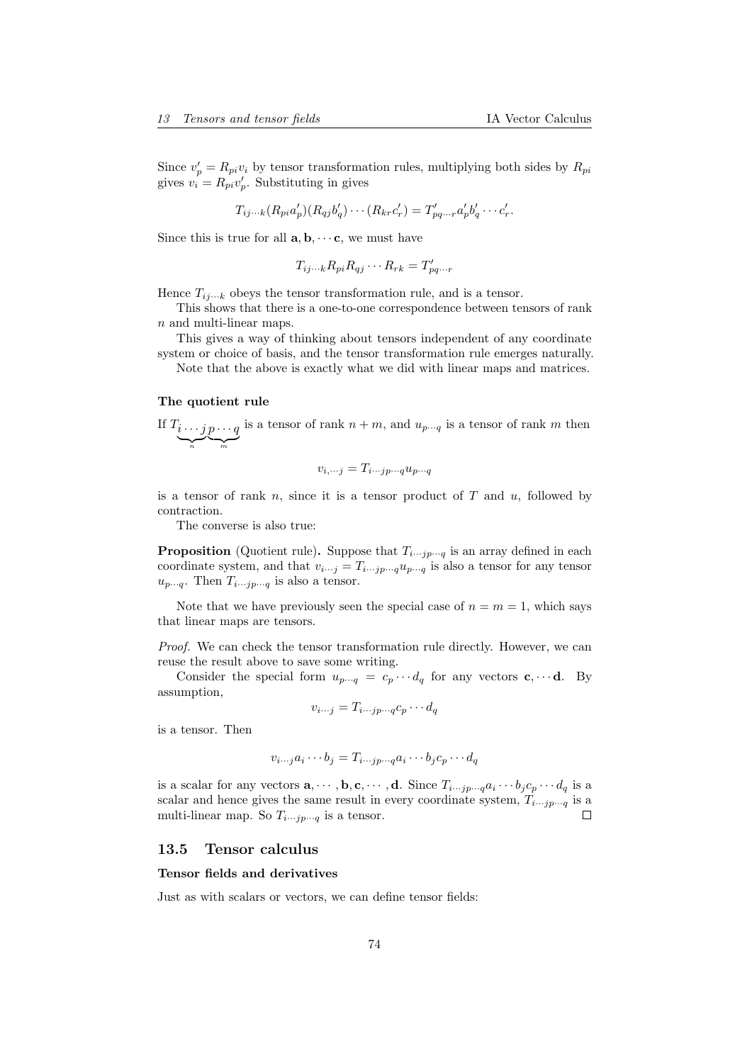Since $v'_p = R_{pi} v_i$ by tensor transformation rules, multiplying both sides by $R_{pi}$ gives $v_i = R_{pi} v'_p$. Substituting in gives

$$T_{ij\cdots k}(R_{pi}a'_p)(R_{qj}b'_q)\cdots(R_{kr}c'_r) = T'_{pq\cdots r}a'_p b'_q \cdots c'_r.$$

Since this is true for all $\mathbf{a}, \mathbf{b}, \cdots \mathbf{c}$, we must have

$$T_{ij\cdots k}R_{pi}R_{qj}\cdots R_{rk} = T'_{pq\cdots r}$$

Hence $T_{ij\cdots k}$ obeys the tensor transformation rule, and is a tensor.

This shows that there is a one-to-one correspondence between tensors of rank $n$ and multi-linear maps.

This gives a way of thinking about tensors independent of any coordinate system or choice of basis, and the tensor transformation rule emerges naturally.

Note that the above is exactly what we did with linear maps and matrices.

#### The quotient rule

If $T_{\underbrace{i\cdots j}_{n}\underbrace{p\cdots q}_{m}}$ is a tensor of rank $n+m$, and $u_{p\cdots q}$ is a tensor of rank $m$ then

$$v_{i,\cdots j} = T_{i\cdots jp\cdots q}u_{p\cdots q}$$

is a tensor of rank $n$, since it is a tensor product of $T$ and $u$, followed by contraction.

The converse is also true:

**Proposition** (Quotient rule)**.** Suppose that $T_{i\cdots jp\cdots q}$ is an array defined in each coordinate system, and that $v_{i\cdots j} = T_{i\cdots jp\cdots q}u_{p\cdots q}$ is also a tensor for any tensor $u_{p\cdots q}$. Then $T_{i\cdots jp\cdots q}$ is also a tensor.

Note that we have previously seen the special case of $n = m = 1$, which says that linear maps are tensors.

*Proof.* We can check the tensor transformation rule directly. However, we can reuse the result above to save some writing.

Consider the special form $u_{p\cdots q} = c_p \cdots d_q$ for any vectors $\mathbf{c}, \cdots \mathbf{d}$. By assumption,

$$v_{i\cdots j} = T_{i\cdots jp\cdots q}c_p \cdots d_q$$

is a tensor. Then

$$v_{i\cdots j}a_i \cdots b_j = T_{i\cdots jp\cdots q}a_i \cdots b_j c_p \cdots d_q$$

is a scalar for any vectors $\mathbf{a}, \cdots, \mathbf{b}, \mathbf{c}, \cdots, \mathbf{d}$. Since $T_{i\cdots jp\cdots q}a_i \cdots b_j c_p \cdots d_q$ is a scalar and hence gives the same result in every coordinate system, $T_{i\cdots jp\cdots q}$ is a multi-linear map. So $T_{i\cdots jp\cdots q}$ is a tensor. $\square$

### 13.5 Tensor calculus

#### Tensor fields and derivatives

Just as with scalars or vectors, we can define tensor fields: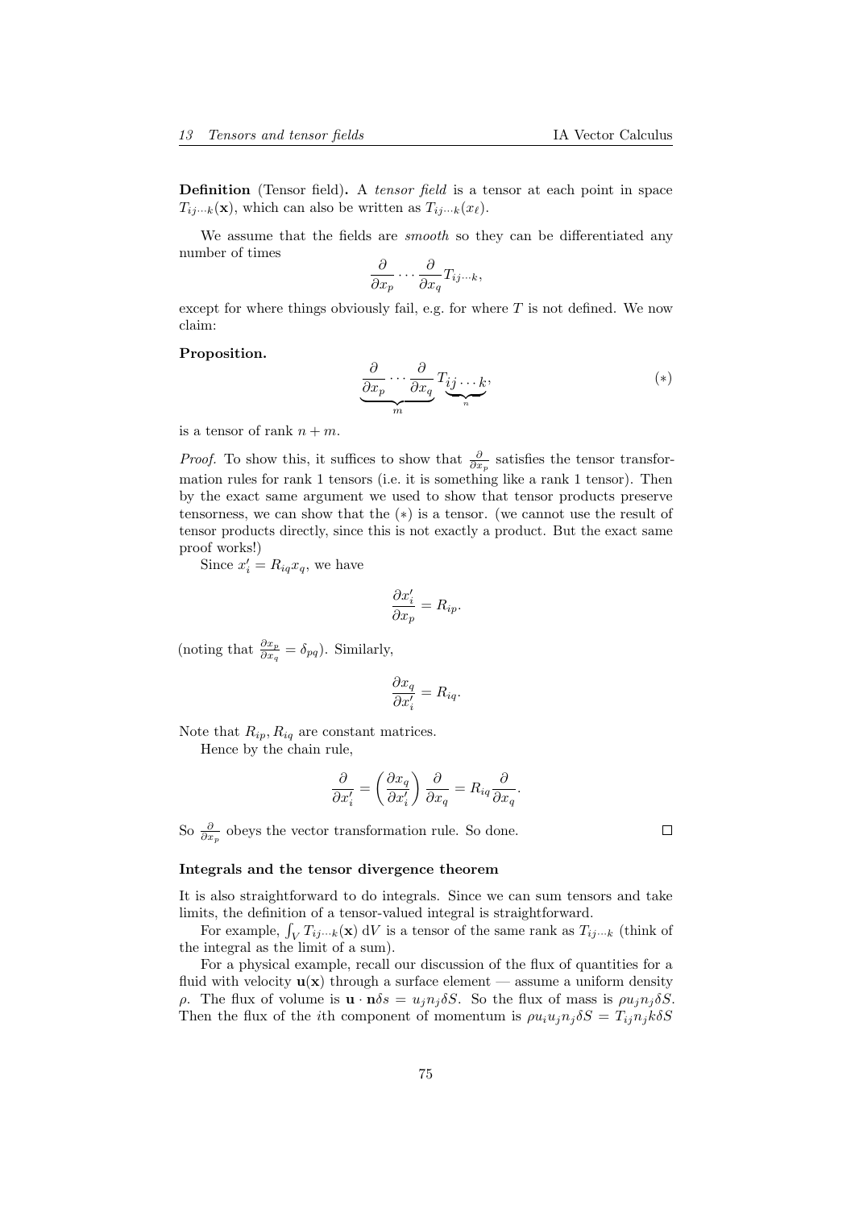**Definition** (Tensor field)**.** A *tensor field* is a tensor at each point in space $T_{ij\cdots k}(\mathbf{x})$, which can also be written as $T_{ij\cdots k}(x_\ell)$.

We assume that the fields are *smooth* so they can be differentiated any number of times

$$\frac{\partial}{\partial x_p}\cdots\frac{\partial}{\partial x_q}T_{ij\cdots k},$$

except for where things obviously fail, e.g. for where $T$ is not defined. We now claim:

**Proposition.**

$$\underbrace{\frac{\partial}{\partial x_p}\cdots\frac{\partial}{\partial x_q}}_{m}T_{\underbrace{ij\cdots k}_{n}}, \tag{$*$}$$

is a tensor of rank $n+m$.

*Proof.* To show this, it suffices to show that $\frac{\partial}{\partial x_p}$ satisfies the tensor transformation rules for rank 1 tensors (i.e. it is something like a rank 1 tensor). Then by the exact same argument we used to show that tensor products preserve tensorness, we can show that the $(*)$ is a tensor. (we cannot use the result of tensor products directly, since this is not exactly a product. But the exact same proof works!)

Since $x'_i = R_{iq}x_q$, we have

$$\frac{\partial x'_i}{\partial x_p} = R_{ip}.$$

(noting that $\frac{\partial x_p}{\partial x_q} = \delta_{pq}$). Similarly,

$$\frac{\partial x_q}{\partial x'_i} = R_{iq}.$$

Note that $R_{ip}, R_{iq}$ are constant matrices.

Hence by the chain rule,

$$\frac{\partial}{\partial x'_i} = \left(\frac{\partial x_q}{\partial x'_i}\right)\frac{\partial}{\partial x_q} = R_{iq}\frac{\partial}{\partial x_q}.$$

So $\frac{\partial}{\partial x_p}$ obeys the vector transformation rule. So done. $\square$

#### Integrals and the tensor divergence theorem

It is also straightforward to do integrals. Since we can sum tensors and take limits, the definition of a tensor-valued integral is straightforward.

For example, $\int_V T_{ij\cdots k}(\mathbf{x})\;\mathrm{d}V$ is a tensor of the same rank as $T_{ij\cdots k}$ (think of the integral as the limit of a sum).

For a physical example, recall our discussion of the flux of quantities for a fluid with velocity $\mathbf{u}(\mathbf{x})$ through a surface element — assume a uniform density $\rho$. The flux of volume is $\mathbf{u}\cdot\mathbf{n}\delta s = u_j n_j \delta S$. So the flux of mass is $\rho u_j n_j \delta S$. Then the flux of the $i$th component of momentum is $\rho u_i u_j n_j \delta S = T_{ij} n_j k \delta S$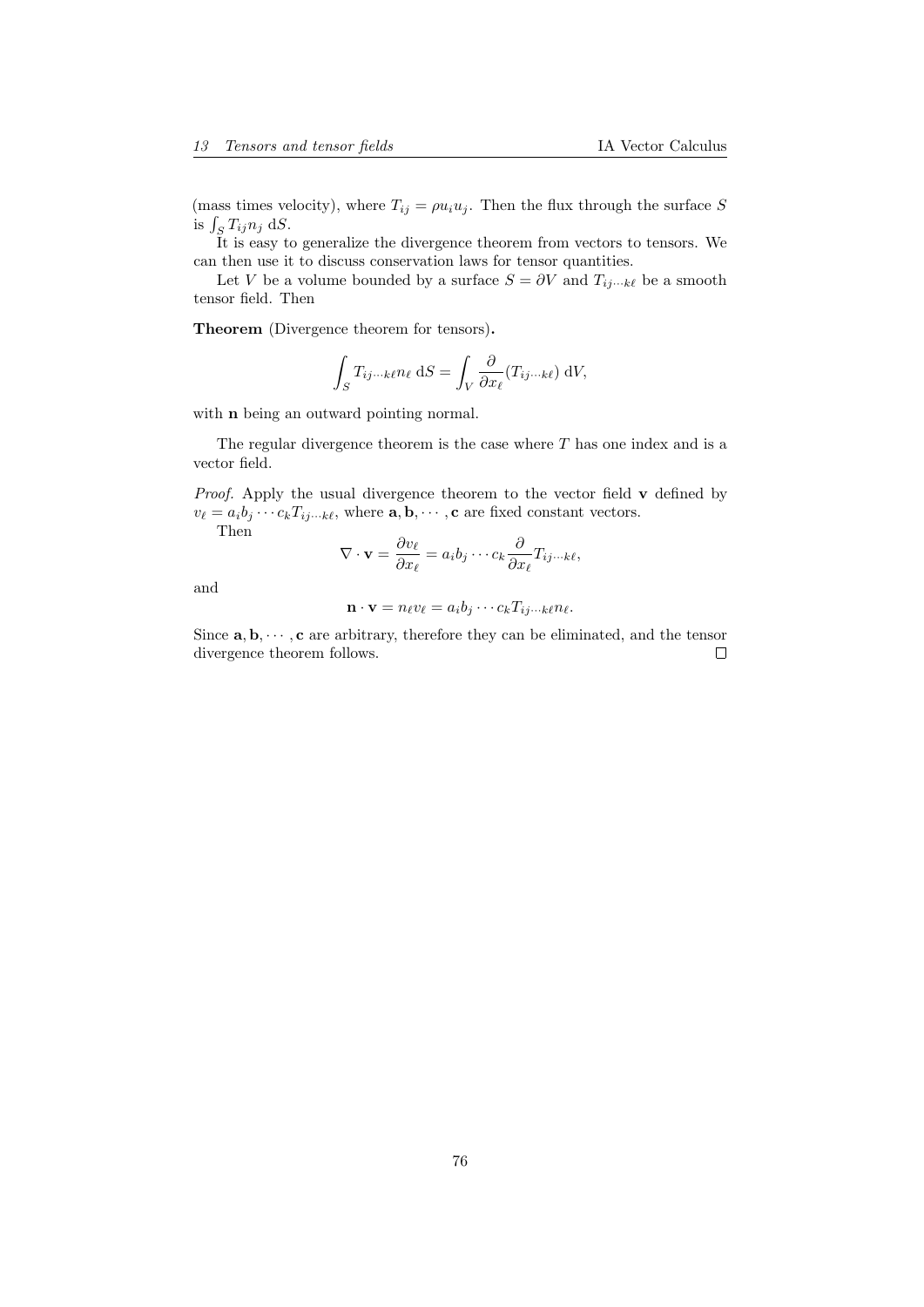(mass times velocity), where $T_{ij} = \rho u_i u_j$. Then the flux through the surface $S$ is $\int_S T_{ij} n_j \, \mathrm{d}S$.

It is easy to generalize the divergence theorem from vectors to tensors. We can then use it to discuss conservation laws for tensor quantities.

Let $V$ be a volume bounded by a surface $S = \partial V$ and $T_{ij\cdots k\ell}$ be a smooth tensor field. Then

**Theorem** (Divergence theorem for tensors)**.**

$$\int_S T_{ij\cdots k\ell} n_\ell \, \mathrm{d}S = \int_V \frac{\partial}{\partial x_\ell}(T_{ij\cdots k\ell}) \, \mathrm{d}V,$$

with $\mathbf{n}$ being an outward pointing normal.

The regular divergence theorem is the case where $T$ has one index and is a vector field.

*Proof.* Apply the usual divergence theorem to the vector field $\mathbf{v}$ defined by $v_\ell = a_i b_j \cdots c_k T_{ij\cdots k\ell}$, where $\mathbf{a}, \mathbf{b}, \cdots, \mathbf{c}$ are fixed constant vectors.

Then

$$\nabla \cdot \mathbf{v} = \frac{\partial v_\ell}{\partial x_\ell} = a_i b_j \cdots c_k \frac{\partial}{\partial x_\ell} T_{ij\cdots k\ell},$$

and

$$\mathbf{n} \cdot \mathbf{v} = n_\ell v_\ell = a_i b_j \cdots c_k T_{ij\cdots k\ell} n_\ell.$$

Since $\mathbf{a}, \mathbf{b}, \cdots, \mathbf{c}$ are arbitrary, therefore they can be eliminated, and the tensor divergence theorem follows. □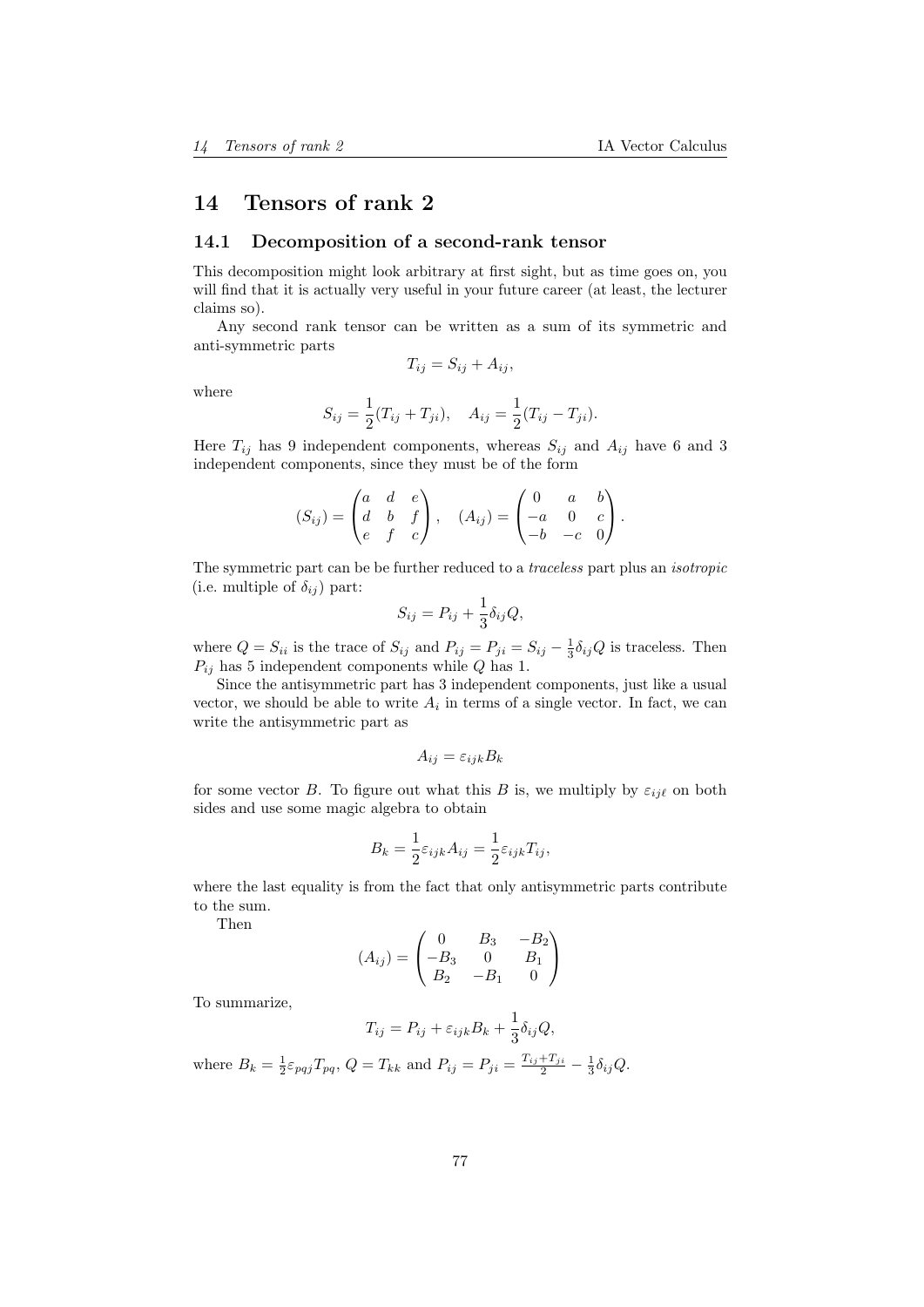# 14 Tensors of rank 2

## 14.1 Decomposition of a second-rank tensor

This decomposition might look arbitrary at first sight, but as time goes on, you will find that it is actually very useful in your future career (at least, the lecturer claims so).

Any second rank tensor can be written as a sum of its symmetric and anti-symmetric parts

$$T_{ij} = S_{ij} + A_{ij},$$

where

$$S_{ij} = \frac{1}{2}(T_{ij} + T_{ji}), \quad A_{ij} = \frac{1}{2}(T_{ij} - T_{ji}).$$

Here $T_{ij}$ has 9 independent components, whereas $S_{ij}$ and $A_{ij}$ have 6 and 3 independent components, since they must be of the form

$$(S_{ij}) = \begin{pmatrix} a & d & e \\ d & b & f \\ e & f & c \end{pmatrix}, \quad (A_{ij}) = \begin{pmatrix} 0 & a & b \\ -a & 0 & c \\ -b & -c & 0 \end{pmatrix}.$$

The symmetric part can be be further reduced to a *traceless* part plus an *isotropic* (i.e. multiple of $\delta_{ij}$) part:

$$S_{ij} = P_{ij} + \frac{1}{3}\delta_{ij}Q,$$

where $Q = S_{ii}$ is the trace of $S_{ij}$ and $P_{ij} = P_{ji} = S_{ij} - \frac{1}{3}\delta_{ij}Q$ is traceless. Then $P_{ij}$ has 5 independent components while $Q$ has 1.

Since the antisymmetric part has 3 independent components, just like a usual vector, we should be able to write $A_i$ in terms of a single vector. In fact, we can write the antisymmetric part as

$$A_{ij} = \varepsilon_{ijk}B_k$$

for some vector $B$. To figure out what this $B$ is, we multiply by $\varepsilon_{ij\ell}$ on both sides and use some magic algebra to obtain

$$B_k = \frac{1}{2}\varepsilon_{ijk}A_{ij} = \frac{1}{2}\varepsilon_{ijk}T_{ij},$$

where the last equality is from the fact that only antisymmetric parts contribute to the sum.

Then

$$(A_{ij}) = \begin{pmatrix} 0 & B_3 & -B_2 \\ -B_3 & 0 & B_1 \\ B_2 & -B_1 & 0 \end{pmatrix}$$

To summarize,

$$T_{ij} = P_{ij} + \varepsilon_{ijk}B_k + \frac{1}{3}\delta_{ij}Q,$$

where $B_k = \frac{1}{2}\varepsilon_{pqj}T_{pq}$, $Q = T_{kk}$ and $P_{ij} = P_{ji} = \frac{T_{ij}+T_{ji}}{2} - \frac{1}{3}\delta_{ij}Q$.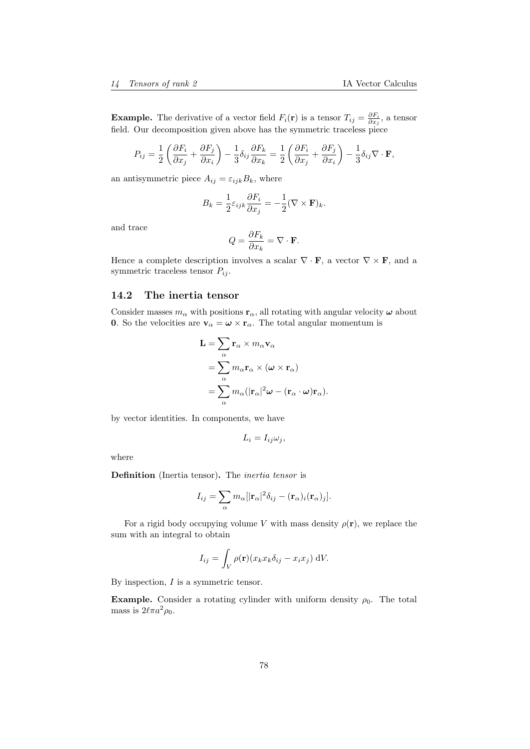**Example.** The derivative of a vector field $F_i(\mathbf{r})$ is a tensor $T_{ij} = \frac{\partial F_i}{\partial x_j}$, a tensor field. Our decomposition given above has the symmetric traceless piece

$$P_{ij} = \frac{1}{2}\left(\frac{\partial F_i}{\partial x_j} + \frac{\partial F_j}{\partial x_i}\right) - \frac{1}{3}\delta_{ij}\frac{\partial F_k}{\partial x_k} = \frac{1}{2}\left(\frac{\partial F_i}{\partial x_j} + \frac{\partial F_j}{\partial x_i}\right) - \frac{1}{3}\delta_{ij}\nabla\cdot\mathbf{F},$$

an antisymmetric piece $A_{ij} = \varepsilon_{ijk}B_k$, where

$$B_k = \frac{1}{2}\varepsilon_{ijk}\frac{\partial F_i}{\partial x_j} = -\frac{1}{2}(\nabla\times\mathbf{F})_k.$$

and trace

$$Q = \frac{\partial F_k}{\partial x_k} = \nabla\cdot\mathbf{F}.$$

Hence a complete description involves a scalar $\nabla\cdot\mathbf{F}$, a vector $\nabla\times\mathbf{F}$, and a symmetric traceless tensor $P_{ij}$.

## 14.2 The inertia tensor

Consider masses $m_\alpha$ with positions $\mathbf{r}_\alpha$, all rotating with angular velocity $\boldsymbol{\omega}$ about $\mathbf{0}$. So the velocities are $\mathbf{v}_\alpha = \boldsymbol{\omega}\times\mathbf{r}_\alpha$. The total angular momentum is

$$\begin{aligned}
\mathbf{L} &= \sum_\alpha \mathbf{r}_\alpha \times m_\alpha \mathbf{v}_\alpha \\
&= \sum_\alpha m_\alpha \mathbf{r}_\alpha \times (\boldsymbol{\omega}\times\mathbf{r}_\alpha) \\
&= \sum_\alpha m_\alpha (|\mathbf{r}_\alpha|^2\boldsymbol{\omega} - (\mathbf{r}_\alpha\cdot\boldsymbol{\omega})\mathbf{r}_\alpha).
\end{aligned}$$

by vector identities. In components, we have

$$L_i = I_{ij}\omega_j,$$

where

**Definition** (Inertia tensor)**.** The *inertia tensor* is

$$I_{ij} = \sum_\alpha m_\alpha[|\mathbf{r}_\alpha|^2\delta_{ij} - (\mathbf{r}_\alpha)_i(\mathbf{r}_\alpha)_j].$$

For a rigid body occupying volume $V$ with mass density $\rho(\mathbf{r})$, we replace the sum with an integral to obtain

$$I_{ij} = \int_V \rho(\mathbf{r})(x_k x_k \delta_{ij} - x_i x_j)\;\mathrm{d}V.$$

By inspection, $I$ is a symmetric tensor.

**Example.** Consider a rotating cylinder with uniform density $\rho_0$. The total mass is $2\ell\pi a^2\rho_0$.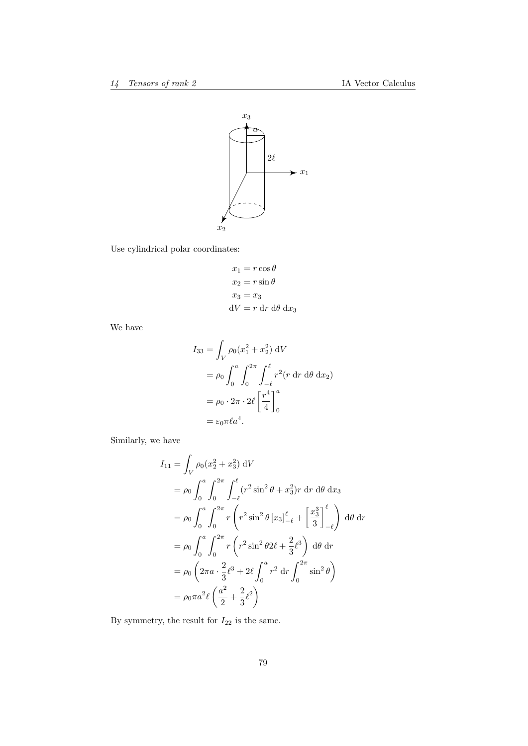Use cylindrical polar coordinates:

$$\begin{aligned}
x_1 &= r\cos\theta\\
x_2 &= r\sin\theta\\
x_3 &= x_3\\
\mathrm{d}V &= r\ \mathrm{d}r\ \mathrm{d}\theta\ \mathrm{d}x_3
\end{aligned}$$

We have

$$\begin{aligned}
I_{33} &= \int_V \rho_0(x_1^2 + x_2^2)\ \mathrm{d}V\\
&= \rho_0 \int_0^a \int_0^{2\pi}\int_{-\ell}^{\ell} r^2 (r\ \mathrm{d}r\ \mathrm{d}\theta\ \mathrm{d}x_2)\\
&= \rho_0 \cdot 2\pi \cdot 2\ell \left[\frac{r^4}{4}\right]_0^a\\
&= \varepsilon_0 \pi \ell a^4.
\end{aligned}$$

Similarly, we have

$$\begin{aligned}
I_{11} &= \int_V \rho_0(x_2^2 + x_3^2)\ \mathrm{d}V\\
&= \rho_0 \int_0^a \int_0^{2\pi}\int_{-\ell}^{\ell} (r^2\sin^2\theta + x_3^2) r\ \mathrm{d}r\ \mathrm{d}\theta\ \mathrm{d}x_3\\
&= \rho_0 \int_0^a \int_0^{2\pi} r\left(r^2\sin^2\theta\,[x_3]_{-\ell}^{\ell} + \left[\frac{x_3^3}{3}\right]_{-\ell}^{\ell}\right)\ \mathrm{d}\theta\ \mathrm{d}r\\
&= \rho_0 \int_0^a \int_0^{2\pi} r\left(r^2 \sin^2\theta 2\ell + \frac{2}{3}\ell^3\right)\ \mathrm{d}\theta\ \mathrm{d}r\\
&= \rho_0\left(2\pi a \cdot \frac{2}{3}\ell^3 + 2\ell\int_0^a r^2\ \mathrm{d}r \int_0^{2\pi}\sin^2\theta\right)\\
&= \rho_0 \pi a^2 \ell\left(\frac{a^2}{2} + \frac{2}{3}\ell^2\right)
\end{aligned}$$

By symmetry, the result for $I_{22}$ is the same.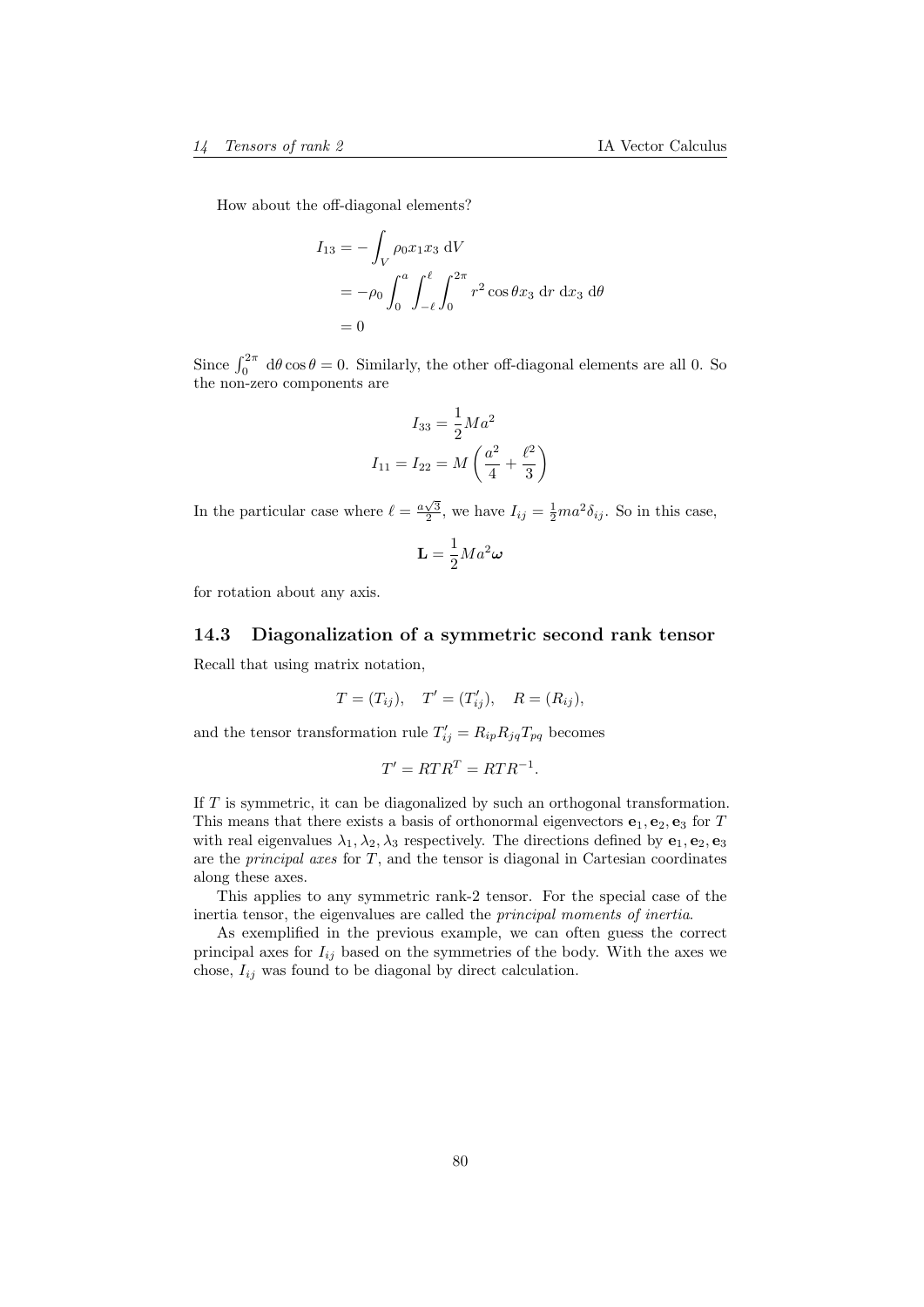How about the off-diagonal elements?

$$
\begin{aligned}
I_{13} &= -\int_V \rho_0 x_1 x_3 \; \mathrm{d}V \\
&= -\rho_0 \int_0^a \int_{-\ell}^{\ell} \int_0^{2\pi} r^2 \cos\theta x_3 \; \mathrm{d}r \; \mathrm{d}x_3 \; \mathrm{d}\theta \\
&= 0
\end{aligned}
$$

Since $\int_0^{2\pi} \; \mathrm{d}\theta \cos\theta = 0$. Similarly, the other off-diagonal elements are all 0. So the non-zero components are

$$
\begin{aligned}
I_{33} &= \frac{1}{2}Ma^2 \\
I_{11} = I_{22} &= M\left(\frac{a^2}{4} + \frac{\ell^2}{3}\right)
\end{aligned}
$$

In the particular case where $\ell = \frac{a\sqrt{3}}{2}$, we have $I_{ij} = \frac{1}{2}ma^2\delta_{ij}$. So in this case,

$$
\mathbf{L} = \frac{1}{2}Ma^2\boldsymbol{\omega}
$$

for rotation about any axis.

### 14.3 Diagonalization of a symmetric second rank tensor

Recall that using matrix notation,

$$
T = (T_{ij}), \quad T' = (T'_{ij}), \quad R = (R_{ij}),
$$

and the tensor transformation rule $T'_{ij} = R_{ip}R_{jq}T_{pq}$ becomes

$$
T' = RTR^T = RTR^{-1}.
$$

If $T$ is symmetric, it can be diagonalized by such an orthogonal transformation. This means that there exists a basis of orthonormal eigenvectors $\mathbf{e}_1, \mathbf{e}_2, \mathbf{e}_3$ for $T$ with real eigenvalues $\lambda_1, \lambda_2, \lambda_3$ respectively. The directions defined by $\mathbf{e}_1, \mathbf{e}_2, \mathbf{e}_3$ are the *principal axes* for $T$, and the tensor is diagonal in Cartesian coordinates along these axes.

This applies to any symmetric rank-2 tensor. For the special case of the inertia tensor, the eigenvalues are called the *principal moments of inertia*.

As exemplified in the previous example, we can often guess the correct principal axes for $I_{ij}$ based on the symmetries of the body. With the axes we chose, $I_{ij}$ was found to be diagonal by direct calculation.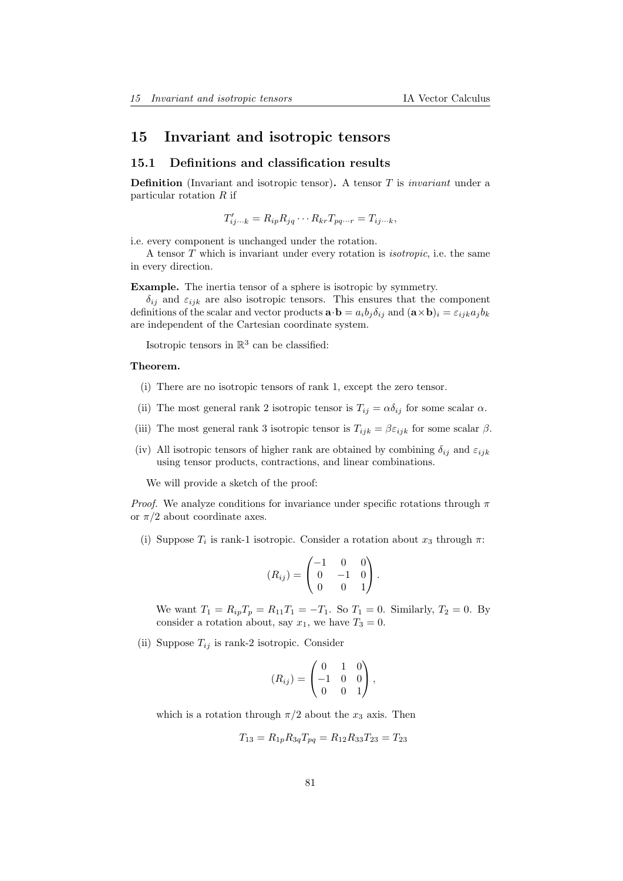# 15 Invariant and isotropic tensors

## 15.1 Definitions and classification results

**Definition** (Invariant and isotropic tensor)**.** A tensor $T$ is *invariant* under a particular rotation $R$ if

$$T'_{ij\cdots k} = R_{ip}R_{jq}\cdots R_{kr}T_{pq\cdots r} = T_{ij\cdots k},$$

i.e. every component is unchanged under the rotation.

A tensor $T$ which is invariant under every rotation is *isotropic*, i.e. the same in every direction.

**Example.** The inertia tensor of a sphere is isotropic by symmetry.

$\delta_{ij}$ and $\varepsilon_{ijk}$ are also isotropic tensors. This ensures that the component definitions of the scalar and vector products $\mathbf{a}\cdot\mathbf{b} = a_i b_j \delta_{ij}$ and $(\mathbf{a}\times\mathbf{b})_i = \varepsilon_{ijk}a_j b_k$ are independent of the Cartesian coordinate system.

Isotropic tensors in $\mathbb{R}^3$ can be classified:

**Theorem.**

(i) There are no isotropic tensors of rank 1, except the zero tensor.

(ii) The most general rank 2 isotropic tensor is $T_{ij} = \alpha\delta_{ij}$ for some scalar $\alpha$.

(iii) The most general rank 3 isotropic tensor is $T_{ijk} = \beta\varepsilon_{ijk}$ for some scalar $\beta$.

(iv) All isotropic tensors of higher rank are obtained by combining $\delta_{ij}$ and $\varepsilon_{ijk}$ using tensor products, contractions, and linear combinations.

We will provide a sketch of the proof:

*Proof.* We analyze conditions for invariance under specific rotations through $\pi$ or $\pi/2$ about coordinate axes.

(i) Suppose $T_i$ is rank-1 isotropic. Consider a rotation about $x_3$ through $\pi$:

$$(R_{ij}) = \begin{pmatrix} -1 & 0 & 0 \\ 0 & -1 & 0 \\ 0 & 0 & 1 \end{pmatrix}.$$

We want $T_1 = R_{ip}T_p = R_{11}T_1 = -T_1$. So $T_1 = 0$. Similarly, $T_2 = 0$. By consider a rotation about, say $x_1$, we have $T_3 = 0$.

(ii) Suppose $T_{ij}$ is rank-2 isotropic. Consider

$$(R_{ij}) = \begin{pmatrix} 0 & 1 & 0 \\ -1 & 0 & 0 \\ 0 & 0 & 1 \end{pmatrix},$$

which is a rotation through $\pi/2$ about the $x_3$ axis. Then

$$T_{13} = R_{1p}R_{3q}T_{pq} = R_{12}R_{33}T_{23} = T_{23}$$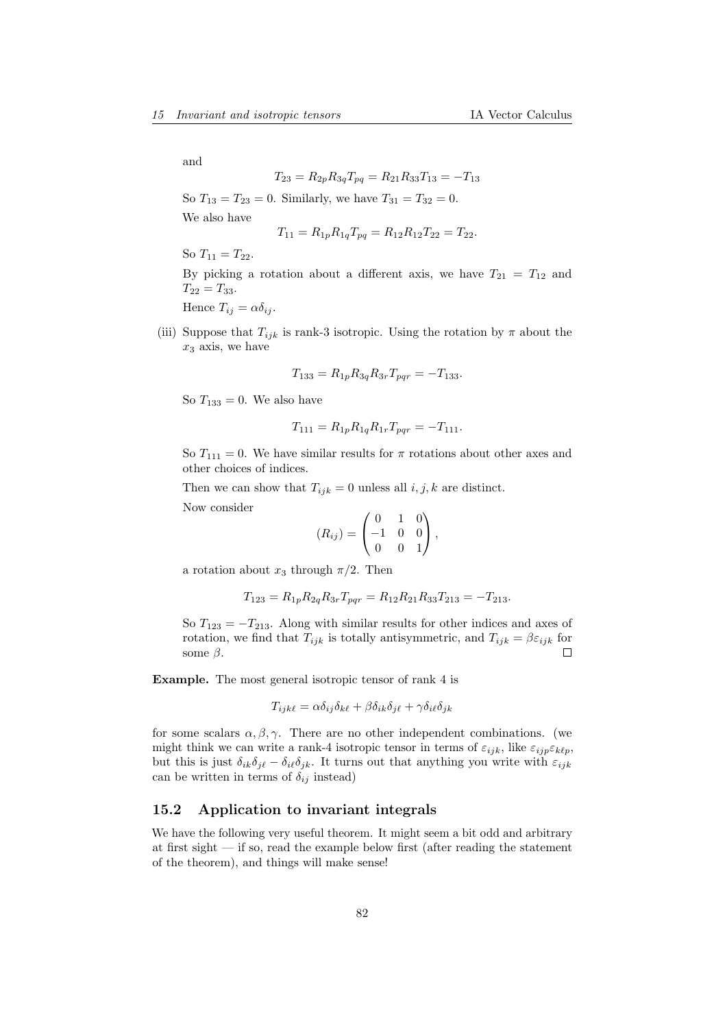and

$$T_{23} = R_{2p}R_{3q}T_{pq} = R_{21}R_{33}T_{13} = -T_{13}$$

So $T_{13} = T_{23} = 0$. Similarly, we have $T_{31} = T_{32} = 0$.

We also have

$$T_{11} = R_{1p}R_{1q}T_{pq} = R_{12}R_{12}T_{22} = T_{22}.$$

So $T_{11} = T_{22}$.

By picking a rotation about a different axis, we have $T_{21} = T_{12}$ and $T_{22} = T_{33}$.

Hence $T_{ij} = \alpha\delta_{ij}$.

(iii) Suppose that $T_{ijk}$ is rank-3 isotropic. Using the rotation by $\pi$ about the $x_3$ axis, we have

$$T_{133} = R_{1p}R_{3q}R_{3r}T_{pqr} = -T_{133}.$$

So $T_{133} = 0$. We also have

$$T_{111} = R_{1p}R_{1q}R_{1r}T_{pqr} = -T_{111}.$$

So $T_{111} = 0$. We have similar results for $\pi$ rotations about other axes and other choices of indices.

Then we can show that $T_{ijk} = 0$ unless all $i, j, k$ are distinct.

Now consider

$$(R_{ij}) = \begin{pmatrix} 0 & 1 & 0 \\ -1 & 0 & 0 \\ 0 & 0 & 1 \end{pmatrix},$$

a rotation about $x_3$ through $\pi/2$. Then

$$T_{123} = R_{1p}R_{2q}R_{3r}T_{pqr} = R_{12}R_{21}R_{33}T_{213} = -T_{213}.$$

So $T_{123} = -T_{213}$. Along with similar results for other indices and axes of rotation, we find that $T_{ijk}$ is totally antisymmetric, and $T_{ijk} = \beta\varepsilon_{ijk}$ for some $\beta$. □

**Example.** The most general isotropic tensor of rank 4 is

$$T_{ijk\ell} = \alpha\delta_{ij}\delta_{k\ell} + \beta\delta_{ik}\delta_{j\ell} + \gamma\delta_{i\ell}\delta_{jk}$$

for some scalars $\alpha, \beta, \gamma$. There are no other independent combinations. (we might think we can write a rank-4 isotropic tensor in terms of $\varepsilon_{ijk}$, like $\varepsilon_{ijp}\varepsilon_{k\ell p}$, but this is just $\delta_{ik}\delta_{j\ell} - \delta_{i\ell}\delta_{jk}$. It turns out that anything you write with $\varepsilon_{ijk}$ can be written in terms of $\delta_{ij}$ instead)

## 15.2 Application to invariant integrals

We have the following very useful theorem. It might seem a bit odd and arbitrary at first sight — if so, read the example below first (after reading the statement of the theorem), and things will make sense!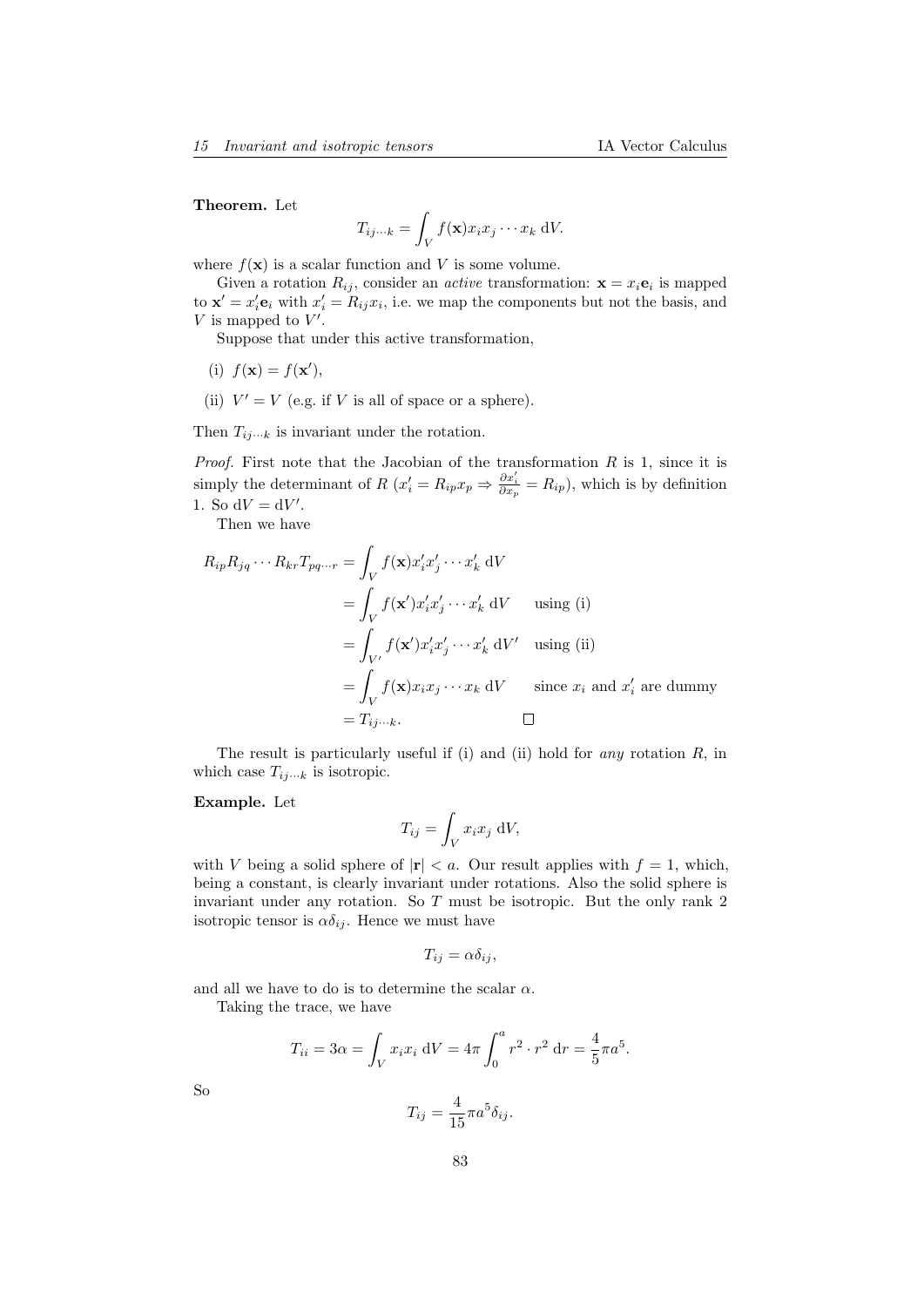**Theorem.** Let

$$T_{ij\cdots k} = \int_V f(\mathbf{x}) x_i x_j \cdots x_k \, \mathrm{d}V.$$

where $f(\mathbf{x})$ is a scalar function and $V$ is some volume.

Given a rotation $R_{ij}$, consider an *active* transformation: $\mathbf{x} = x_i \mathbf{e}_i$ is mapped to $\mathbf{x}' = x'_i \mathbf{e}_i$ with $x'_i = R_{ij} x_i$, i.e. we map the components but not the basis, and $V$ is mapped to $V'$.

Suppose that under this active transformation,

(i) $f(\mathbf{x}) = f(\mathbf{x}')$,

(ii) $V' = V$ (e.g. if $V$ is all of space or a sphere).

Then $T_{ij\cdots k}$ is invariant under the rotation.

*Proof.* First note that the Jacobian of the transformation $R$ is 1, since it is simply the determinant of $R$ ($x'_i = R_{ip} x_p \Rightarrow \frac{\partial x'_i}{\partial x_p} = R_{ip}$), which is by definition 1. So $\mathrm{d}V = \mathrm{d}V'$.

Then we have

$$\begin{aligned}
R_{ip} R_{jq} \cdots R_{kr} T_{pq\cdots r} &= \int_V f(\mathbf{x}) x'_i x'_j \cdots x'_k \, \mathrm{d}V \\
&= \int_V f(\mathbf{x}') x'_i x'_j \cdots x'_k \, \mathrm{d}V \quad \text{using (i)} \\
&= \int_{V'} f(\mathbf{x}') x'_i x'_j \cdots x'_k \, \mathrm{d}V' \quad \text{using (ii)} \\
&= \int_V f(\mathbf{x}) x_i x_j \cdots x_k \, \mathrm{d}V \quad \text{since } x_i \text{ and } x'_i \text{ are dummy} \\
&= T_{ij\cdots k}. \qquad \square
\end{aligned}$$

The result is particularly useful if (i) and (ii) hold for *any* rotation $R$, in which case $T_{ij\cdots k}$ is isotropic.

**Example.** Let

$$T_{ij} = \int_V x_i x_j \, \mathrm{d}V,$$

with $V$ being a solid sphere of $|\mathbf{r}| < a$. Our result applies with $f = 1$, which, being a constant, is clearly invariant under rotations. Also the solid sphere is invariant under any rotation. So $T$ must be isotropic. But the only rank 2 isotropic tensor is $\alpha \delta_{ij}$. Hence we must have

$$T_{ij} = \alpha \delta_{ij},$$

and all we have to do is to determine the scalar $\alpha$.

Taking the trace, we have

$$T_{ii} = 3\alpha = \int_V x_i x_i \, \mathrm{d}V = 4\pi \int_0^a r^2 \cdot r^2 \, \mathrm{d}r = \frac{4}{5}\pi a^5.$$

So

$$T_{ij} = \frac{4}{15}\pi a^5 \delta_{ij}.$$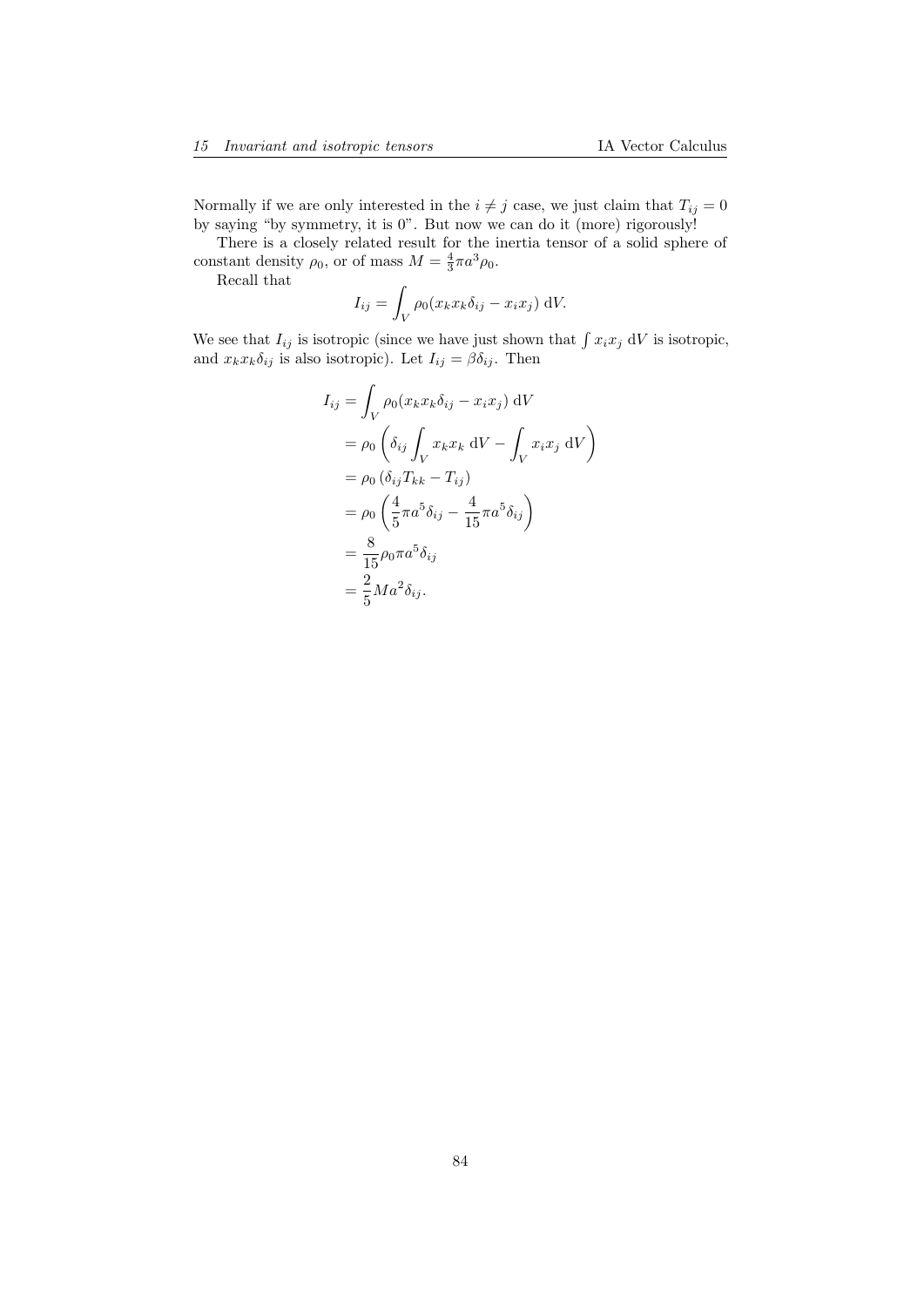Normally if we are only interested in the $i \neq j$ case, we just claim that $T_{ij} = 0$ by saying "by symmetry, it is 0". But now we can do it (more) rigorously!

There is a closely related result for the inertia tensor of a solid sphere of constant density $\rho_0$, or of mass $M = \frac{4}{3}\pi a^3 \rho_0$.

Recall that

$$I_{ij} = \int_V \rho_0 (x_k x_k \delta_{ij} - x_i x_j)\ \mathrm{d}V.$$

We see that $I_{ij}$ is isotropic (since we have just shown that $\int x_i x_j\ \mathrm{d}V$ is isotropic, and $x_k x_k \delta_{ij}$ is also isotropic). Let $I_{ij} = \beta \delta_{ij}$. Then

$$\begin{aligned}
I_{ij} &= \int_V \rho_0 (x_k x_k \delta_{ij} - x_i x_j)\ \mathrm{d}V \\
&= \rho_0 \left( \delta_{ij} \int_V x_k x_k\ \mathrm{d}V - \int_V x_i x_j\ \mathrm{d}V \right) \\
&= \rho_0 \left( \delta_{ij} T_{kk} - T_{ij} \right) \\
&= \rho_0 \left( \frac{4}{5}\pi a^5 \delta_{ij} - \frac{4}{15}\pi a^5 \delta_{ij} \right) \\
&= \frac{8}{15} \rho_0 \pi a^5 \delta_{ij} \\
&= \frac{2}{5} M a^2 \delta_{ij}.
\end{aligned}$$